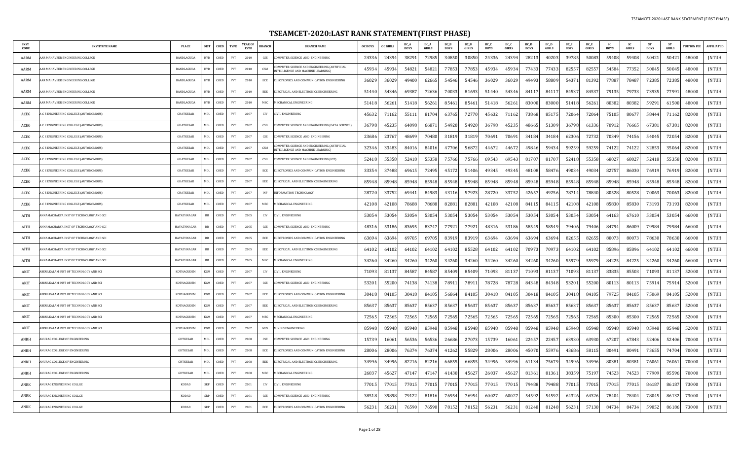# TSEAMCET-2020:LAST RANK STATEMENT(FIRST PHASE)

| INST CODE | INSTITUTE NAME | PLACE | DIST | COED | TYPE | YEAR OF ESTB | BRANCH | BRANCH NAME | OC BOYS | OC GIRLS | BC_A BOYS | BC_A GIRLS | BC_B BOYS | BC_B GIRLS | BC_C BOYS | BC_C GIRLS | BC_D BOYS | BC_D GIRLS | BC_E BOYS | BC_E GIRLS | SC BOYS | SC GIRLS | ST BOYS | ST GIRLS | TUITION FEE | AFFILIATED |
|---|---|---|---|---|---|---|---|---|---|---|---|---|---|---|---|---|---|---|---|---|---|---|---|---|---|---|
| AARM | AAR MAHAVEER ENGINEERING COLLEGE | BANDLAGUDA | HYD | COED | PVT | 2010 | CSE | COMPUTER SCIENCE AND ENGINEERING | 24336 | 24394 | 38291 | 72985 | 30850 | 30850 | 24336 | 24394 | 28213 | 40203 | 39785 | 50083 | 59408 | 59408 | 50421 | 50421 | 48000 | JNTUH |
| AARM | AAR MAHAVEER ENGINEERING COLLEGE | BANDLAGUDA | HYD | COED | PVT | 2010 | CSM | COMPUTER SCIENCE AND ENGINEERING (ARTIFICIAL INTELLIGENCE AND MACHINE LEARNING) | 45934 | 45934 | 54821 | 54821 | 77853 | 77853 | 45934 | 45934 | 77433 | 77433 | 82557 | 82557 | 54584 | 77352 | 50045 | 50045 | 48000 | JNTUH |
| AARM | AAR MAHAVEER ENGINEERING COLLEGE | BANDLAGUDA | HYD | COED | PVT | 2010 | ECE | ELECTRONICS AND COMMUNICATION ENGINEERING | 36029 | 36029 | 49400 | 62665 | 54546 | 54546 | 36029 | 36029 | 49493 | 58809 | 54371 | 81392 | 77887 | 78487 | 72385 | 72385 | 48000 | JNTUH |
| AARM | AAR MAHAVEER ENGINEERING COLLEGE | BANDLAGUDA | HYD | COED | PVT | 2010 | EEE | ELECTRICAL AND ELECTRONICS ENGINEERING | 51440 | 54346 | 69387 | 72636 | 70033 | 81693 | 51440 | 54346 | 84117 | 84117 | 84537 | 84537 | 79135 | 79733 | 73935 | 77991 | 48000 | JNTUH |
| AARM | AAR MAHAVEER ENGINEERING COLLEGE | BANDLAGUDA | HYD | COED | PVT | 2010 | MEC | MECHANICAL ENGINEERING | 51418 | 56261 | 51418 | 56261 | 85461 | 85461 | 51418 | 56261 | 83000 | 83000 | 51418 | 56261 | 80382 | 80382 | 59291 | 61500 | 48000 | JNTUH |
| ACEG | A C E ENGINEERING COLLEGE (AUTONOMOUS) | GHATKESAR | MDL | COED | PVT | 2007 | CIV | CIVIL ENGINEERING | 45632 | 71162 | 55111 | 81704 | 63765 | 72770 | 45632 | 71162 | 73868 | 85175 | 72064 | 72064 | 75105 | 80677 | 58444 | 71162 | 82000 | JNTUH |
| ACEG | A C E ENGINEERING COLLEGE (AUTONOMOUS) | GHATKESAR | MDL | COED | PVT | 2007 | CSD | COMPUTER SCIENCE AND ENGINEERING (DATA SCIENCE) | 36798 | 45235 | 64098 | 66871 | 54920 | 54920 | 36798 | 45235 | 48665 | 51309 | 36798 | 61336 | 70912 | 76665 | 67381 | 67381 | 82000 | JNTUH |
| ACEG | A C E ENGINEERING COLLEGE (AUTONOMOUS) | GHATKESAR | MDL | COED | PVT | 2007 | CSE | COMPUTER SCIENCE AND ENGINEERING | 23686 | 23767 | 48699 | 70480 | 31819 | 31819 | 70691 | 70691 | 34184 | 34184 | 62306 | 72732 | 70349 | 74156 | 54045 | 72054 | 82000 | JNTUH |
| ACEG | A C E ENGINEERING COLLEGE (AUTONOMOUS) | GHATKESAR | MDL | COED | PVT | 2007 | CSM | COMPUTER SCIENCE AND ENGINEERING (ARTIFICIAL INTELLIGENCE AND MACHINE LEARNING) | 32346 | 33483 | 84016 | 84016 | 47706 | 56872 | 44672 | 44672 | 49846 | 59434 | 59259 | 59259 | 74122 | 74122 | 32853 | 35064 | 82000 | JNTUH |
| ACEG | A C E ENGINEERING COLLEGE (AUTONOMOUS) | GHATKESAR | MDL | COED | PVT | 2007 | CSO | COMPUTER SCIENCE AND ENGINEERING (IOT) | 52418 | 55358 | 52418 | 55358 | 75766 | 75766 | 69543 | 69543 | 81707 | 81707 | 52418 | 55358 | 68027 | 68027 | 52418 | 55358 | 82000 | JNTUH |
| ACEG | A C E ENGINEERING COLLEGE (AUTONOMOUS) | GHATKESAR | MDL | COED | PVT | 2007 | ECE | ELECTRONICS AND COMMUNICATION ENGINEERING | 33354 | 37488 | 69615 | 72495 | 45172 | 51406 | 49345 | 49345 | 48108 | 58476 | 49034 | 49034 | 82757 | 86030 | 76919 | 76919 | 82000 | JNTUH |
| ACEG | A C E ENGINEERING COLLEGE (AUTONOMOUS) | GHATKESAR | MDL | COED | PVT | 2007 | EEE | ELECTRICAL AND ELECTRONICS ENGINEERING | 85948 | 85948 | 85948 | 85948 | 85948 | 85948 | 85948 | 85948 | 85948 | 85948 | 85948 | 85948 | 85948 | 85948 | 85948 | 85948 | 82000 | JNTUH |
| ACEG | A C E ENGINEERING COLLEGE (AUTONOMOUS) | GHATKESAR | MDL | COED | PVT | 2007 | INF | INFORMATION TECHNOLOGY | 28720 | 33752 | 69441 | 84983 | 43116 | 57923 | 28720 | 33752 | 42657 | 49256 | 78714 | 78840 | 80528 | 80528 | 70063 | 70063 | 82000 | JNTUH |
| ACEG | A C E ENGINEERING COLLEGE (AUTONOMOUS) | GHATKESAR | MDL | COED | PVT | 2007 | MEC | MECHANICAL ENGINEERING | 42108 | 42108 | 78688 | 78688 | 82881 | 82881 | 42108 | 42108 | 84115 | 84115 | 42108 | 42108 | 85830 | 85830 | 73193 | 73193 | 82000 | JNTUH |
| AITH | ANNAMACHARYA INST OF TECHNOLOGY AND SCI | HAYATHNAGAR | RR | COED | PVT | 2005 | CIV | CIVIL ENGINEERING | 53054 | 53054 | 53054 | 53054 | 53054 | 53054 | 53054 | 53054 | 53054 | 53054 | 53054 | 53054 | 64163 | 67610 | 53054 | 53054 | 66000 | JNTUH |
| AITH | ANNAMACHARYA INST OF TECHNOLOGY AND SCI | HAYATHNAGAR | RR | COED | PVT | 2005 | CSE | COMPUTER SCIENCE AND ENGINEERING | 48316 | 53186 | 83695 | 83747 | 77921 | 77921 | 48316 | 53186 | 58549 | 58549 | 79406 | 79406 | 84794 | 86009 | 79984 | 79984 | 66000 | JNTUH |
| AITH | ANNAMACHARYA INST OF TECHNOLOGY AND SCI | HAYATHNAGAR | RR | COED | PVT | 2005 | ECE | ELECTRONICS AND COMMUNICATION ENGINEERING | 63694 | 63694 | 69705 | 69705 | 83919 | 83919 | 63694 | 63694 | 63694 | 63694 | 82655 | 82655 | 80073 | 80073 | 78630 | 78630 | 66000 | JNTUH |
| AITH | ANNAMACHARYA INST OF TECHNOLOGY AND SCI | HAYATHNAGAR | RR | COED | PVT | 2005 | EEE | ELECTRICAL AND ELECTRONICS ENGINEERING | 64102 | 64102 | 64102 | 64102 | 85528 | 85528 | 64102 | 64102 | 70973 | 70973 | 64102 | 64102 | 85896 | 85896 | 64102 | 64102 | 66000 | JNTUH |
| AITH | ANNAMACHARYA INST OF TECHNOLOGY AND SCI | HAYATHNAGAR | RR | COED | PVT | 2005 | MEC | MECHANICAL ENGINEERING | 34260 | 34260 | 34260 | 34260 | 34260 | 34260 | 34260 | 34260 | 34260 | 34260 | 55979 | 55979 | 84225 | 84225 | 34260 | 34260 | 66000 | JNTUH |
| AKIT | ABDULKALAM INST OF TECHNOLOGY AND SCI | KOTHAGUDEM | KGM | COED | PVT | 2007 | CIV | CIVIL ENGINEERING | 71093 | 81137 | 84587 | 84587 | 85409 | 85409 | 71093 | 81137 | 71093 | 81137 | 71093 | 81137 | 83835 | 85503 | 71093 | 81137 | 52000 | JNTUH |
| AKIT | ABDULKALAM INST OF TECHNOLOGY AND SCI | KOTHAGUDEM | KGM | COED | PVT | 2007 | CSE | COMPUTER SCIENCE AND ENGINEERING | 53201 | 55200 | 74138 | 74138 | 78911 | 78911 | 78728 | 78728 | 84348 | 84348 | 53201 | 55200 | 80113 | 80113 | 75914 | 75914 | 52000 | JNTUH |
| AKIT | ABDULKALAM INST OF TECHNOLOGY AND SCI | KOTHAGUDEM | KGM | COED | PVT | 2007 | ECE | ELECTRONICS AND COMMUNICATION ENGINEERING | 30418 | 84105 | 30418 | 84105 | 56864 | 84105 | 30418 | 84105 | 30418 | 84105 | 30418 | 84105 | 79725 | 84105 | 75069 | 84105 | 52000 | JNTUH |
| AKIT | ABDULKALAM INST OF TECHNOLOGY AND SCI | KOTHAGUDEM | KGM | COED | PVT | 2007 | EEE | ELECTRICAL AND ELECTRONICS ENGINEERING | 85637 | 85637 | 85637 | 85637 | 85637 | 85637 | 85637 | 85637 | 85637 | 85637 | 85637 | 85637 | 85637 | 85637 | 85637 | 85637 | 52000 | JNTUH |
| AKIT | ABDULKALAM INST OF TECHNOLOGY AND SCI | KOTHAGUDEM | KGM | COED | PVT | 2007 | MEC | MECHANICAL ENGINEERING | 72565 | 72565 | 72565 | 72565 | 72565 | 72565 | 72565 | 72565 | 72565 | 72565 | 72565 | 72565 | 85300 | 85300 | 72565 | 72565 | 52000 | JNTUH |
| AKIT | ABDULKALAM INST OF TECHNOLOGY AND SCI | KOTHAGUDEM | KGM | COED | PVT | 2007 | MIN | MINING ENGINEERING | 85948 | 85948 | 85948 | 85948 | 85948 | 85948 | 85948 | 85948 | 85948 | 85948 | 85948 | 85948 | 85948 | 85948 | 85948 | 85948 | 52000 | JNTUH |
| ANRH | ANURAG COLLEGE OF ENGINEERING | GHTKESAR | MDL | COED | PVT | 2008 | CSE | COMPUTER SCIENCE AND ENGINEERING | 15739 | 16061 | 56536 | 56536 | 26686 | 27073 | 15739 | 16061 | 22457 | 22457 | 63930 | 63930 | 67207 | 67843 | 52406 | 52406 | 70000 | JNTUH |
| ANRH | ANURAG COLLEGE OF ENGINEERING | GHTKESAR | MDL | COED | PVT | 2008 | ECE | ELECTRONICS AND COMMUNICATION ENGINEERING | 28006 | 28006 | 76374 | 76374 | 41262 | 55829 | 28006 | 28006 | 45070 | 55976 | 43686 | 58115 | 80491 | 80491 | 73655 | 74704 | 70000 | JNTUH |
| ANRH | ANURAG COLLEGE OF ENGINEERING | GHTKESAR | MDL | COED | PVT | 2008 | EEE | ELECTRICAL AND ELECTRONICS ENGINEERING | 34996 | 34996 | 82216 | 82216 | 66855 | 66855 | 34996 | 34996 | 61134 | 75679 | 34996 | 34996 | 80381 | 80381 | 76061 | 76061 | 70000 | JNTUH |
| ANRH | ANURAG COLLEGE OF ENGINEERING | GHTKESAR | MDL | COED | PVT | 2008 | MEC | MECHANICAL ENGINEERING | 26037 | 45627 | 47147 | 47147 | 41430 | 45627 | 26037 | 45627 | 81361 | 81361 | 38359 | 75197 | 74523 | 74523 | 77909 | 85596 | 70000 | JNTUH |
| ANRK | ANURAG ENGINEERING COLLGE | KODAD | SRP | COED | PVT | 2001 | CIV | CIVIL ENGINEERING | 77015 | 77015 | 77015 | 77015 | 77015 | 77015 | 77015 | 77015 | 79488 | 79488 | 77015 | 77015 | 77015 | 77015 | 86187 | 86187 | 73000 | JNTUH |
| ANRK | ANURAG ENGINEERING COLLGE | KODAD | SRP | COED | PVT | 2001 | CSE | COMPUTER SCIENCE AND ENGINEERING | 38518 | 39898 | 79122 | 81816 | 76954 | 76954 | 60027 | 60027 | 54592 | 54592 | 64326 | 64326 | 78404 | 78404 | 78045 | 86132 | 73000 | JNTUH |
| ANRK | ANURAG ENGINEERING COLLGE | KODAD | SRP | COED | PVT | 2001 | ECE | ELECTRONICS AND COMMUNICATION ENGINEERING | 56231 | 56231 | 76590 | 76590 | 78152 | 78152 | 56231 | 56231 | 81248 | 81248 | 56231 | 57130 | 84734 | 84734 | 59852 | 86186 | 73000 | JNTUH |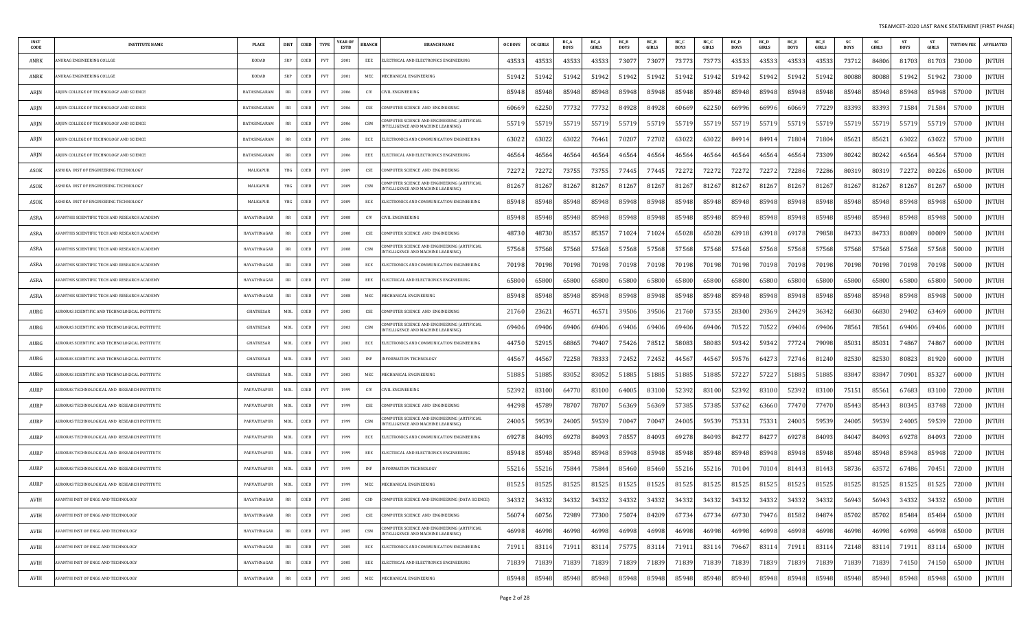| INST CODE | INSTITUTE NAME | PLACE | DIST | COED | TYPE | YEAR OF ESTB | BRANCH | BRANCH NAME | OC BOYS | OC GIRLS | BC_A BOYS | BC_A GIRLS | BC_B BOYS | BC_B GIRLS | BC_C BOYS | BC_C GIRLS | BC_D BOYS | BC_D GIRLS | BC_E BOYS | BC_E GIRLS | SC BOYS | SC GIRLS | ST BOYS | ST GIRLS | TUITION FEE | AFFILIATED |
|---|---|---|---|---|---|---|---|---|---|---|---|---|---|---|---|---|---|---|---|---|---|---|---|---|---|---|
| ANRK | ANURAG ENGINEERING COLLGE | KODAD | SRP | COED | PVT | 2001 | EEE | ELECTRICAL AND ELECTRONICS ENGINEERING | 43533 | 43533 | 43533 | 43533 | 73077 | 73077 | 73773 | 73773 | 43533 | 43533 | 43533 | 43533 | 73712 | 84806 | 81703 | 81703 | 73000 | JNTUH |
| ANRK | ANURAG ENGINEERING COLLGE | KODAD | SRP | COED | PVT | 2001 | MEC | MECHANICAL ENGINEERING | 51942 | 51942 | 51942 | 51942 | 51942 | 51942 | 51942 | 51942 | 51942 | 51942 | 51942 | 51942 | 80088 | 80088 | 51942 | 51942 | 73000 | JNTUH |
| ARJN | ARJUN COLLEGE OF TECHNOLOGY AND SCIENCE | BATASINGARAM | RR | COED | PVT | 2006 | CIV | CIVIL ENGINEERING | 85948 | 85948 | 85948 | 85948 | 85948 | 85948 | 85948 | 85948 | 85948 | 85948 | 85948 | 85948 | 85948 | 85948 | 85948 | 85948 | 57000 | JNTUH |
| ARJN | ARJUN COLLEGE OF TECHNOLOGY AND SCIENCE | BATASINGARAM | RR | COED | PVT | 2006 | CSE | COMPUTER SCIENCE AND ENGINEERING | 60669 | 62250 | 77732 | 77732 | 84928 | 84928 | 60669 | 62250 | 66996 | 66996 | 60669 | 77229 | 83393 | 83393 | 71584 | 71584 | 57000 | JNTUH |
| ARJN | ARJUN COLLEGE OF TECHNOLOGY AND SCIENCE | BATASINGARAM | RR | COED | PVT | 2006 | CSM | COMPUTER SCIENCE AND ENGINEERING (ARTIFICIAL INTELLIGENCE AND MACHINE LEARNING) | 55719 | 55719 | 55719 | 55719 | 55719 | 55719 | 55719 | 55719 | 55719 | 55719 | 55719 | 55719 | 55719 | 55719 | 55719 | 55719 | 57000 | JNTUH |
| ARJN | ARJUN COLLEGE OF TECHNOLOGY AND SCIENCE | BATASINGARAM | RR | COED | PVT | 2006 | ECE | ELECTRONICS AND COMMUNICATION ENGINEERING | 63022 | 63022 | 63022 | 76461 | 70207 | 72702 | 63022 | 63022 | 84914 | 84914 | 71804 | 71804 | 85621 | 85621 | 63022 | 63022 | 57000 | JNTUH |
| ARJN | ARJUN COLLEGE OF TECHNOLOGY AND SCIENCE | BATASINGARAM | RR | COED | PVT | 2006 | EEE | ELECTRICAL AND ELECTRONICS ENGINEERING | 46564 | 46564 | 46564 | 46564 | 46564 | 46564 | 46564 | 46564 | 46564 | 46564 | 46564 | 73309 | 80242 | 80242 | 46564 | 46564 | 57000 | JNTUH |
| ASOK | ASHOKA INST OF ENGINEERING TECHNOLOGY | MALKAPUR | YBG | COED | PVT | 2009 | CSE | COMPUTER SCIENCE AND ENGINEERING | 72272 | 72272 | 73755 | 73755 | 77445 | 77445 | 72272 | 72272 | 72272 | 72272 | 72286 | 72286 | 80319 | 80319 | 72272 | 80226 | 65000 | JNTUH |
| ASOK | ASHOKA INST OF ENGINEERING TECHNOLOGY | MALKAPUR | YBG | COED | PVT | 2009 | CSM | COMPUTER SCIENCE AND ENGINEERING (ARTIFICIAL INTELLIGENCE AND MACHINE LEARNING) | 81267 | 81267 | 81267 | 81267 | 81267 | 81267 | 81267 | 81267 | 81267 | 81267 | 81267 | 81267 | 81267 | 81267 | 81267 | 81267 | 65000 | JNTUH |
| ASOK | ASHOKA INST OF ENGINEERING TECHNOLOGY | MALKAPUR | YBG | COED | PVT | 2009 | ECE | ELECTRONICS AND COMMUNICATION ENGINEERING | 85948 | 85948 | 85948 | 85948 | 85948 | 85948 | 85948 | 85948 | 85948 | 85948 | 85948 | 85948 | 85948 | 85948 | 85948 | 85948 | 65000 | JNTUH |
| ASRA | AVANTHIS SCIENTIFIC TECH AND RESEARCH ACADEMY | HAYATHNAGAR | RR | COED | PVT | 2008 | CIV | CIVIL ENGINEERING | 85948 | 85948 | 85948 | 85948 | 85948 | 85948 | 85948 | 85948 | 85948 | 85948 | 85948 | 85948 | 85948 | 85948 | 85948 | 85948 | 50000 | JNTUH |
| ASRA | AVANTHIS SCIENTIFIC TECH AND RESEARCH ACADEMY | HAYATHNAGAR | RR | COED | PVT | 2008 | CSE | COMPUTER SCIENCE AND ENGINEERING | 48730 | 48730 | 85357 | 85357 | 71024 | 71024 | 65028 | 65028 | 63918 | 63918 | 69178 | 79858 | 84733 | 84733 | 80089 | 80089 | 50000 | JNTUH |
| ASRA | AVANTHIS SCIENTIFIC TECH AND RESEARCH ACADEMY | HAYATHNAGAR | RR | COED | PVT | 2008 | CSM | COMPUTER SCIENCE AND ENGINEERING (ARTIFICIAL INTELLIGENCE AND MACHINE LEARNING) | 57568 | 57568 | 57568 | 57568 | 57568 | 57568 | 57568 | 57568 | 57568 | 57568 | 57568 | 57568 | 57568 | 57568 | 57568 | 57568 | 50000 | JNTUH |
| ASRA | AVANTHIS SCIENTIFIC TECH AND RESEARCH ACADEMY | HAYATHNAGAR | RR | COED | PVT | 2008 | ECE | ELECTRONICS AND COMMUNICATION ENGINEERING | 70198 | 70198 | 70198 | 70198 | 70198 | 70198 | 70198 | 70198 | 70198 | 70198 | 70198 | 70198 | 70198 | 70198 | 70198 | 70198 | 50000 | JNTUH |
| ASRA | AVANTHIS SCIENTIFIC TECH AND RESEARCH ACADEMY | HAYATHNAGAR | RR | COED | PVT | 2008 | EEE | ELECTRICAL AND ELECTRONICS ENGINEERING | 65800 | 65800 | 65800 | 65800 | 65800 | 65800 | 65800 | 65800 | 65800 | 65800 | 65800 | 65800 | 65800 | 65800 | 65800 | 65800 | 50000 | JNTUH |
| ASRA | AVANTHIS SCIENTIFIC TECH AND RESEARCH ACADEMY | HAYATHNAGAR | RR | COED | PVT | 2008 | MEC | MECHANICAL ENGINEERING | 85948 | 85948 | 85948 | 85948 | 85948 | 85948 | 85948 | 85948 | 85948 | 85948 | 85948 | 85948 | 85948 | 85948 | 85948 | 85948 | 50000 | JNTUH |
| AURG | AURORAS SCIENTIFIC AND TECHNOLOGICAL INSTITUTE | GHATKESAR | MDL | COED | PVT | 2003 | CSE | COMPUTER SCIENCE AND ENGINEERING | 21760 | 23621 | 46571 | 46571 | 39506 | 39506 | 21760 | 57355 | 28300 | 29369 | 24429 | 36342 | 66830 | 66830 | 29402 | 63469 | 60000 | JNTUH |
| AURG | AURORAS SCIENTIFIC AND TECHNOLOGICAL INSTITUTE | GHATKESAR | MDL | COED | PVT | 2003 | CSM | COMPUTER SCIENCE AND ENGINEERING (ARTIFICIAL INTELLIGENCE AND MACHINE LEARNING) | 69406 | 69406 | 69406 | 69406 | 69406 | 69406 | 69406 | 69406 | 70522 | 70522 | 69406 | 69406 | 78561 | 78561 | 69406 | 69406 | 60000 | JNTUH |
| AURG | AURORAS SCIENTIFIC AND TECHNOLOGICAL INSTITUTE | GHATKESAR | MDL | COED | PVT | 2003 | ECE | ELECTRONICS AND COMMUNICATION ENGINEERING | 44750 | 52915 | 68865 | 79407 | 75426 | 78512 | 58083 | 58083 | 59342 | 59342 | 77724 | 79098 | 85031 | 85031 | 74867 | 74867 | 60000 | JNTUH |
| AURG | AURORAS SCIENTIFIC AND TECHNOLOGICAL INSTITUTE | GHATKESAR | MDL | COED | PVT | 2003 | INF | INFORMATION TECHNOLOGY | 44567 | 44567 | 72258 | 78333 | 72452 | 72452 | 44567 | 44567 | 59576 | 64273 | 72746 | 81240 | 82530 | 82530 | 80823 | 81920 | 60000 | JNTUH |
| AURG | AURORAS SCIENTIFIC AND TECHNOLOGICAL INSTITUTE | GHATKESAR | MDL | COED | PVT | 2003 | MEC | MECHANICAL ENGINEERING | 51885 | 51885 | 83052 | 83052 | 51885 | 51885 | 51885 | 51885 | 57227 | 57227 | 51885 | 51885 | 83847 | 83847 | 70901 | 85327 | 60000 | JNTUH |
| AURP | AURORAS TECHNOLOGICAL AND RESEARCH INSTITUTE | PARVATHAPUR | MDL | COED | PVT | 1999 | CIV | CIVIL ENGINEERING | 52392 | 83100 | 64770 | 83100 | 64005 | 83100 | 52392 | 83100 | 52392 | 83100 | 52392 | 83100 | 75151 | 85561 | 67683 | 83100 | 72000 | JNTUH |
| AURP | AURORAS TECHNOLOGICAL AND RESEARCH INSTITUTE | PARVATHAPUR | MDL | COED | PVT | 1999 | CSE | COMPUTER SCIENCE AND ENGINEERING | 44298 | 45789 | 78707 | 78707 | 56369 | 56369 | 57385 | 57385 | 53762 | 63660 | 77470 | 77470 | 85443 | 85443 | 80345 | 83748 | 72000 | JNTUH |
| AURP | AURORAS TECHNOLOGICAL AND RESEARCH INSTITUTE | PARVATHAPUR | MDL | COED | PVT | 1999 | CSM | COMPUTER SCIENCE AND ENGINEERING (ARTIFICIAL INTELLIGENCE AND MACHINE LEARNING) | 24005 | 59539 | 24005 | 59539 | 70047 | 70047 | 24005 | 59539 | 75331 | 75331 | 24005 | 59539 | 24005 | 59539 | 24005 | 59539 | 72000 | JNTUH |
| AURP | AURORAS TECHNOLOGICAL AND RESEARCH INSTITUTE | PARVATHAPUR | MDL | COED | PVT | 1999 | ECE | ELECTRONICS AND COMMUNICATION ENGINEERING | 69278 | 84093 | 69278 | 84093 | 78557 | 84093 | 69278 | 84093 | 84277 | 84277 | 69278 | 84093 | 84047 | 84093 | 69278 | 84093 | 72000 | JNTUH |
| AURP | AURORAS TECHNOLOGICAL AND RESEARCH INSTITUTE | PARVATHAPUR | MDL | COED | PVT | 1999 | EEE | ELECTRICAL AND ELECTRONICS ENGINEERING | 85948 | 85948 | 85948 | 85948 | 85948 | 85948 | 85948 | 85948 | 85948 | 85948 | 85948 | 85948 | 85948 | 85948 | 85948 | 85948 | 72000 | JNTUH |
| AURP | AURORAS TECHNOLOGICAL AND RESEARCH INSTITUTE | PARVATHAPUR | MDL | COED | PVT | 1999 | INF | INFORMATION TECHNOLOGY | 55216 | 55216 | 75844 | 75844 | 85460 | 85460 | 55216 | 55216 | 70104 | 70104 | 81443 | 81443 | 58736 | 63572 | 67486 | 70451 | 72000 | JNTUH |
| AURP | AURORAS TECHNOLOGICAL AND RESEARCH INSTITUTE | PARVATHAPUR | MDL | COED | PVT | 1999 | MEC | MECHANICAL ENGINEERING | 81525 | 81525 | 81525 | 81525 | 81525 | 81525 | 81525 | 81525 | 81525 | 81525 | 81525 | 81525 | 81525 | 81525 | 81525 | 81525 | 72000 | JNTUH |
| AVIH | AVANTHI INST OF ENGG AND TECHNOLOGY | HAYATHNAGAR | RR | COED | PVT | 2005 | CSD | COMPUTER SCIENCE AND ENGINEERING (DATA SCIENCE) | 34332 | 34332 | 34332 | 34332 | 34332 | 34332 | 34332 | 34332 | 34332 | 34332 | 34332 | 34332 | 56943 | 56943 | 34332 | 34332 | 65000 | JNTUH |
| AVIH | AVANTHI INST OF ENGG AND TECHNOLOGY | HAYATHNAGAR | RR | COED | PVT | 2005 | CSE | COMPUTER SCIENCE AND ENGINEERING | 56074 | 60756 | 72989 | 77300 | 75074 | 84209 | 67734 | 67734 | 69730 | 79476 | 81582 | 84874 | 85702 | 85702 | 85484 | 85484 | 65000 | JNTUH |
| AVIH | AVANTHI INST OF ENGG AND TECHNOLOGY | HAYATHNAGAR | RR | COED | PVT | 2005 | CSM | COMPUTER SCIENCE AND ENGINEERING (ARTIFICIAL INTELLIGENCE AND MACHINE LEARNING) | 46998 | 46998 | 46998 | 46998 | 46998 | 46998 | 46998 | 46998 | 46998 | 46998 | 46998 | 46998 | 46998 | 46998 | 46998 | 46998 | 65000 | JNTUH |
| AVIH | AVANTHI INST OF ENGG AND TECHNOLOGY | HAYATHNAGAR | RR | COED | PVT | 2005 | ECE | ELECTRONICS AND COMMUNICATION ENGINEERING | 71911 | 83114 | 71911 | 83114 | 75775 | 83114 | 71911 | 83114 | 79667 | 83114 | 71911 | 83114 | 72148 | 83114 | 71911 | 83114 | 65000 | JNTUH |
| AVIH | AVANTHI INST OF ENGG AND TECHNOLOGY | HAYATHNAGAR | RR | COED | PVT | 2005 | EEE | ELECTRICAL AND ELECTRONICS ENGINEERING | 71839 | 71839 | 71839 | 71839 | 71839 | 71839 | 71839 | 71839 | 71839 | 71839 | 71839 | 71839 | 71839 | 71839 | 74150 | 74150 | 65000 | JNTUH |
| AVIH | AVANTHI INST OF ENGG AND TECHNOLOGY | HAYATHNAGAR | RR | COED | PVT | 2005 | MEC | MECHANICAL ENGINEERING | 85948 | 85948 | 85948 | 85948 | 85948 | 85948 | 85948 | 85948 | 85948 | 85948 | 85948 | 85948 | 85948 | 85948 | 85948 | 85948 | 65000 | JNTUH |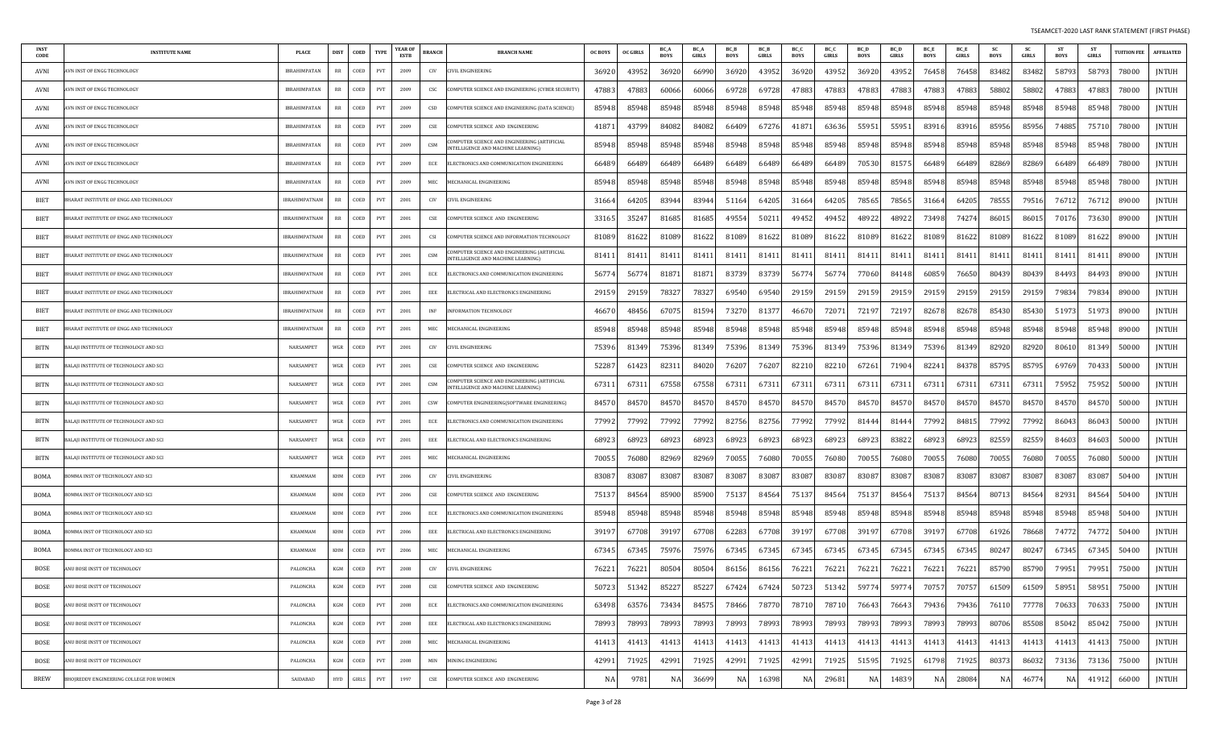| INST CODE | INSTITUTE NAME | PLACE | DIST | COED | TYPE | YEAR OF ESTB | BRANCH | BRANCH NAME | OC BOYS | OC GIRLS | BC_A BOYS | BC_A GIRLS | BC_B BOYS | BC_B GIRLS | BC_C BOYS | BC_C GIRLS | BC_D BOYS | BC_D GIRLS | BC_E BOYS | BC_E GIRLS | SC BOYS | SC GIRLS | ST BOYS | ST GIRLS | TUITION FEE | AFFILIATED |
|---|---|---|---|---|---|---|---|---|---|---|---|---|---|---|---|---|---|---|---|---|---|---|---|---|---|---|
| AVNI | AVN INST OF ENGG TECHNOLOGY | IBRAHIMPATAN | RR | COED | PVT | 2009 | CIV | CIVIL ENGINEERING | 36920 | 43952 | 36920 | 66990 | 36920 | 43952 | 36920 | 43952 | 36920 | 43952 | 76458 | 76458 | 83482 | 83482 | 58793 | 58793 | 78000 | JNTUH |
| AVNI | AVN INST OF ENGG TECHNOLOGY | IBRAHIMPATAN | RR | COED | PVT | 2009 | CSC | COMPUTER SCIENCE AND ENGINEERING (CYBER SECURITY) | 47883 | 47883 | 60066 | 60066 | 69728 | 69728 | 47883 | 47883 | 47883 | 47883 | 47883 | 47883 | 58802 | 58802 | 47883 | 47883 | 78000 | JNTUH |
| AVNI | AVN INST OF ENGG TECHNOLOGY | IBRAHIMPATAN | RR | COED | PVT | 2009 | CSD | COMPUTER SCIENCE AND ENGINEERING (DATA SCIENCE) | 85948 | 85948 | 85948 | 85948 | 85948 | 85948 | 85948 | 85948 | 85948 | 85948 | 85948 | 85948 | 85948 | 85948 | 85948 | 85948 | 78000 | JNTUH |
| AVNI | AVN INST OF ENGG TECHNOLOGY | IBRAHIMPATAN | RR | COED | PVT | 2009 | CSE | COMPUTER SCIENCE AND ENGINEERING | 41871 | 43799 | 84082 | 84082 | 66409 | 67276 | 41871 | 63636 | 55951 | 55951 | 83916 | 83916 | 85956 | 85956 | 74885 | 75710 | 78000 | JNTUH |
| AVNI | AVN INST OF ENGG TECHNOLOGY | IBRAHIMPATAN | RR | COED | PVT | 2009 | CSM | COMPUTER SCIENCE AND ENGINEERING (ARTIFICIAL INTELLIGENCE AND MACHINE LEARNING) | 85948 | 85948 | 85948 | 85948 | 85948 | 85948 | 85948 | 85948 | 85948 | 85948 | 85948 | 85948 | 85948 | 85948 | 85948 | 85948 | 78000 | JNTUH |
| AVNI | AVN INST OF ENGG TECHNOLOGY | IBRAHIMPATAN | RR | COED | PVT | 2009 | ECE | ELECTRONICS AND COMMUNICATION ENGINEERING | 66489 | 66489 | 66489 | 66489 | 66489 | 66489 | 66489 | 66489 | 70530 | 81575 | 66489 | 66489 | 82869 | 82869 | 66489 | 66489 | 78000 | JNTUH |
| AVNI | AVN INST OF ENGG TECHNOLOGY | IBRAHIMPATAN | RR | COED | PVT | 2009 | MEC | MECHANICAL ENGINEERING | 85948 | 85948 | 85948 | 85948 | 85948 | 85948 | 85948 | 85948 | 85948 | 85948 | 85948 | 85948 | 85948 | 85948 | 85948 | 85948 | 78000 | JNTUH |
| BIET | BHARAT INSTITUTE OF ENGG AND TECHNOLOGY | IBRAHIMPATNAM | RR | COED | PVT | 2001 | CIV | CIVIL ENGINEERING | 31664 | 64205 | 83944 | 83944 | 51164 | 64205 | 31664 | 64205 | 78565 | 78565 | 31664 | 64205 | 78555 | 79516 | 76712 | 76712 | 89000 | JNTUH |
| BIET | BHARAT INSTITUTE OF ENGG AND TECHNOLOGY | IBRAHIMPATNAM | RR | COED | PVT | 2001 | CSE | COMPUTER SCIENCE AND ENGINEERING | 33165 | 35247 | 81685 | 81685 | 49554 | 50211 | 49452 | 49452 | 48922 | 48922 | 73498 | 74274 | 86015 | 86015 | 70176 | 73630 | 89000 | JNTUH |
| BIET | BHARAT INSTITUTE OF ENGG AND TECHNOLOGY | IBRAHIMPATNAM | RR | COED | PVT | 2001 | CSI | COMPUTER SCIENCE AND INFORMATION TECHNOLOGY | 81089 | 81622 | 81089 | 81622 | 81089 | 81622 | 81089 | 81622 | 81089 | 81622 | 81089 | 81622 | 81089 | 81622 | 81089 | 81622 | 89000 | JNTUH |
| BIET | BHARAT INSTITUTE OF ENGG AND TECHNOLOGY | IBRAHIMPATNAM | RR | COED | PVT | 2001 | CSM | COMPUTER SCIENCE AND ENGINEERING (ARTIFICIAL INTELLIGENCE AND MACHINE LEARNING) | 81411 | 81411 | 81411 | 81411 | 81411 | 81411 | 81411 | 81411 | 81411 | 81411 | 81411 | 81411 | 81411 | 81411 | 81411 | 81411 | 89000 | JNTUH |
| BIET | BHARAT INSTITUTE OF ENGG AND TECHNOLOGY | IBRAHIMPATNAM | RR | COED | PVT | 2001 | ECE | ELECTRONICS AND COMMUNICATION ENGINEERING | 56774 | 56774 | 81871 | 81871 | 83739 | 83739 | 56774 | 56774 | 77060 | 84148 | 60859 | 76650 | 80439 | 80439 | 84493 | 84493 | 89000 | JNTUH |
| BIET | BHARAT INSTITUTE OF ENGG AND TECHNOLOGY | IBRAHIMPATNAM | RR | COED | PVT | 2001 | EEE | ELECTRICAL AND ELECTRONICS ENGINEERING | 29159 | 29159 | 78327 | 78327 | 69540 | 69540 | 29159 | 29159 | 29159 | 29159 | 29159 | 29159 | 29159 | 29159 | 79834 | 79834 | 89000 | JNTUH |
| BIET | BHARAT INSTITUTE OF ENGG AND TECHNOLOGY | IBRAHIMPATNAM | RR | COED | PVT | 2001 | INF | INFORMATION TECHNOLOGY | 46670 | 48456 | 67075 | 81594 | 73270 | 81377 | 46670 | 72071 | 72197 | 72197 | 82678 | 82678 | 85430 | 85430 | 51973 | 51973 | 89000 | JNTUH |
| BIET | BHARAT INSTITUTE OF ENGG AND TECHNOLOGY | IBRAHIMPATNAM | RR | COED | PVT | 2001 | MEC | MECHANICAL ENGINEERING | 85948 | 85948 | 85948 | 85948 | 85948 | 85948 | 85948 | 85948 | 85948 | 85948 | 85948 | 85948 | 85948 | 85948 | 85948 | 85948 | 89000 | JNTUH |
| BITN | BALAJI INSTITUTE OF TECHNOLOGY AND SCI | NARSAMPET | WGR | COED | PVT | 2001 | CIV | CIVIL ENGINEERING | 75396 | 81349 | 75396 | 81349 | 75396 | 81349 | 75396 | 81349 | 75396 | 81349 | 75396 | 81349 | 82920 | 82920 | 80610 | 81349 | 50000 | JNTUH |
| BITN | BALAJI INSTITUTE OF TECHNOLOGY AND SCI | NARSAMPET | WGR | COED | PVT | 2001 | CSE | COMPUTER SCIENCE AND ENGINEERING | 52287 | 61423 | 82311 | 84020 | 76207 | 76207 | 82210 | 82210 | 67261 | 71904 | 82241 | 84378 | 85795 | 85795 | 69769 | 70433 | 50000 | JNTUH |
| BITN | BALAJI INSTITUTE OF TECHNOLOGY AND SCI | NARSAMPET | WGR | COED | PVT | 2001 | CSM | COMPUTER SCIENCE AND ENGINEERING (ARTIFICIAL INTELLIGENCE AND MACHINE LEARNING) | 67311 | 67311 | 67558 | 67558 | 67311 | 67311 | 67311 | 67311 | 67311 | 67311 | 67311 | 67311 | 67311 | 67311 | 75952 | 75952 | 50000 | JNTUH |
| BITN | BALAJI INSTITUTE OF TECHNOLOGY AND SCI | NARSAMPET | WGR | COED | PVT | 2001 | CSW | COMPUTER ENGINEERING(SOFTWARE ENGINEERING) | 84570 | 84570 | 84570 | 84570 | 84570 | 84570 | 84570 | 84570 | 84570 | 84570 | 84570 | 84570 | 84570 | 84570 | 84570 | 84570 | 50000 | JNTUH |
| BITN | BALAJI INSTITUTE OF TECHNOLOGY AND SCI | NARSAMPET | WGR | COED | PVT | 2001 | ECE | ELECTRONICS AND COMMUNICATION ENGINEERING | 77992 | 77992 | 77992 | 77992 | 82756 | 82756 | 77992 | 77992 | 81444 | 81444 | 77992 | 84815 | 77992 | 77992 | 86043 | 86043 | 50000 | JNTUH |
| BITN | BALAJI INSTITUTE OF TECHNOLOGY AND SCI | NARSAMPET | WGR | COED | PVT | 2001 | EEE | ELECTRICAL AND ELECTRONICS ENGINEERING | 68923 | 68923 | 68923 | 68923 | 68923 | 68923 | 68923 | 68923 | 68923 | 83822 | 68923 | 68923 | 82559 | 82559 | 84603 | 84603 | 50000 | JNTUH |
| BITN | BALAJI INSTITUTE OF TECHNOLOGY AND SCI | NARSAMPET | WGR | COED | PVT | 2001 | MEC | MECHANICAL ENGINEERING | 70055 | 76080 | 82969 | 82969 | 70055 | 76080 | 70055 | 76080 | 70055 | 76080 | 70055 | 76080 | 70055 | 76080 | 70055 | 76080 | 50000 | JNTUH |
| BOMA | BOMMA INST OF TECHNOLOGY AND SCI | KHAMMAM | KHM | COED | PVT | 2006 | CIV | CIVIL ENGINEERING | 83087 | 83087 | 83087 | 83087 | 83087 | 83087 | 83087 | 83087 | 83087 | 83087 | 83087 | 83087 | 83087 | 83087 | 83087 | 83087 | 50400 | JNTUH |
| BOMA | BOMMA INST OF TECHNOLOGY AND SCI | KHAMMAM | KHM | COED | PVT | 2006 | CSE | COMPUTER SCIENCE AND ENGINEERING | 75137 | 84564 | 85900 | 85900 | 75137 | 84564 | 75137 | 84564 | 75137 | 84564 | 75137 | 84564 | 80713 | 84564 | 82931 | 84564 | 50400 | JNTUH |
| BOMA | BOMMA INST OF TECHNOLOGY AND SCI | KHAMMAM | KHM | COED | PVT | 2006 | ECE | ELECTRONICS AND COMMUNICATION ENGINEERING | 85948 | 85948 | 85948 | 85948 | 85948 | 85948 | 85948 | 85948 | 85948 | 85948 | 85948 | 85948 | 85948 | 85948 | 85948 | 85948 | 50400 | JNTUH |
| BOMA | BOMMA INST OF TECHNOLOGY AND SCI | KHAMMAM | KHM | COED | PVT | 2006 | EEE | ELECTRICAL AND ELECTRONICS ENGINEERING | 39197 | 67708 | 39197 | 67708 | 62283 | 67708 | 39197 | 67708 | 39197 | 67708 | 39197 | 67708 | 61926 | 78668 | 74772 | 74772 | 50400 | JNTUH |
| BOMA | BOMMA INST OF TECHNOLOGY AND SCI | KHAMMAM | KHM | COED | PVT | 2006 | MEC | MECHANICAL ENGINEERING | 67345 | 67345 | 75976 | 75976 | 67345 | 67345 | 67345 | 67345 | 67345 | 67345 | 67345 | 67345 | 80247 | 80247 | 67345 | 67345 | 50400 | JNTUH |
| BOSE | ANU BOSE INSTT OF TECHNOLOGY | PALONCHA | KGM | COED | PVT | 2008 | CIV | CIVIL ENGINEERING | 76221 | 76221 | 80504 | 80504 | 86156 | 86156 | 76221 | 76221 | 76221 | 76221 | 76221 | 76221 | 85790 | 85790 | 79951 | 79951 | 75000 | JNTUH |
| BOSE | ANU BOSE INSTT OF TECHNOLOGY | PALONCHA | KGM | COED | PVT | 2008 | CSE | COMPUTER SCIENCE AND ENGINEERING | 50723 | 51342 | 85227 | 85227 | 67424 | 67424 | 50723 | 51342 | 59774 | 59774 | 70757 | 70757 | 61509 | 61509 | 58951 | 58951 | 75000 | JNTUH |
| BOSE | ANU BOSE INSTT OF TECHNOLOGY | PALONCHA | KGM | COED | PVT | 2008 | ECE | ELECTRONICS AND COMMUNICATION ENGINEERING | 63498 | 63576 | 73434 | 84575 | 78466 | 78770 | 78710 | 78710 | 76643 | 76643 | 79436 | 79436 | 76110 | 77778 | 70633 | 70633 | 75000 | JNTUH |
| BOSE | ANU BOSE INSTT OF TECHNOLOGY | PALONCHA | KGM | COED | PVT | 2008 | EEE | ELECTRICAL AND ELECTRONICS ENGINEERING | 78993 | 78993 | 78993 | 78993 | 78993 | 78993 | 78993 | 78993 | 78993 | 78993 | 78993 | 78993 | 80706 | 85508 | 85042 | 85042 | 75000 | JNTUH |
| BOSE | ANU BOSE INSTT OF TECHNOLOGY | PALONCHA | KGM | COED | PVT | 2008 | MEC | MECHANICAL ENGINEERING | 41413 | 41413 | 41413 | 41413 | 41413 | 41413 | 41413 | 41413 | 41413 | 41413 | 41413 | 41413 | 41413 | 41413 | 41413 | 41413 | 75000 | JNTUH |
| BOSE | ANU BOSE INSTT OF TECHNOLOGY | PALONCHA | KGM | COED | PVT | 2008 | MIN | MINING ENGINEERING | 42991 | 71925 | 42991 | 71925 | 42991 | 71925 | 42991 | 71925 | 51595 | 71925 | 61798 | 71925 | 80373 | 86032 | 73136 | 73136 | 75000 | JNTUH |
| BREW | BHOJREDDY ENGINEERING COLLEGE FOR WOMEN | SAIDABAD | HYD | GIRLS | PVT | 1997 | CSE | COMPUTER SCIENCE AND ENGINEERING | NA | 9781 | NA | 36699 | NA | 16398 | NA | 29681 | NA | 14839 | NA | 28084 | NA | 46774 | NA | 41912 | 66000 | JNTUH |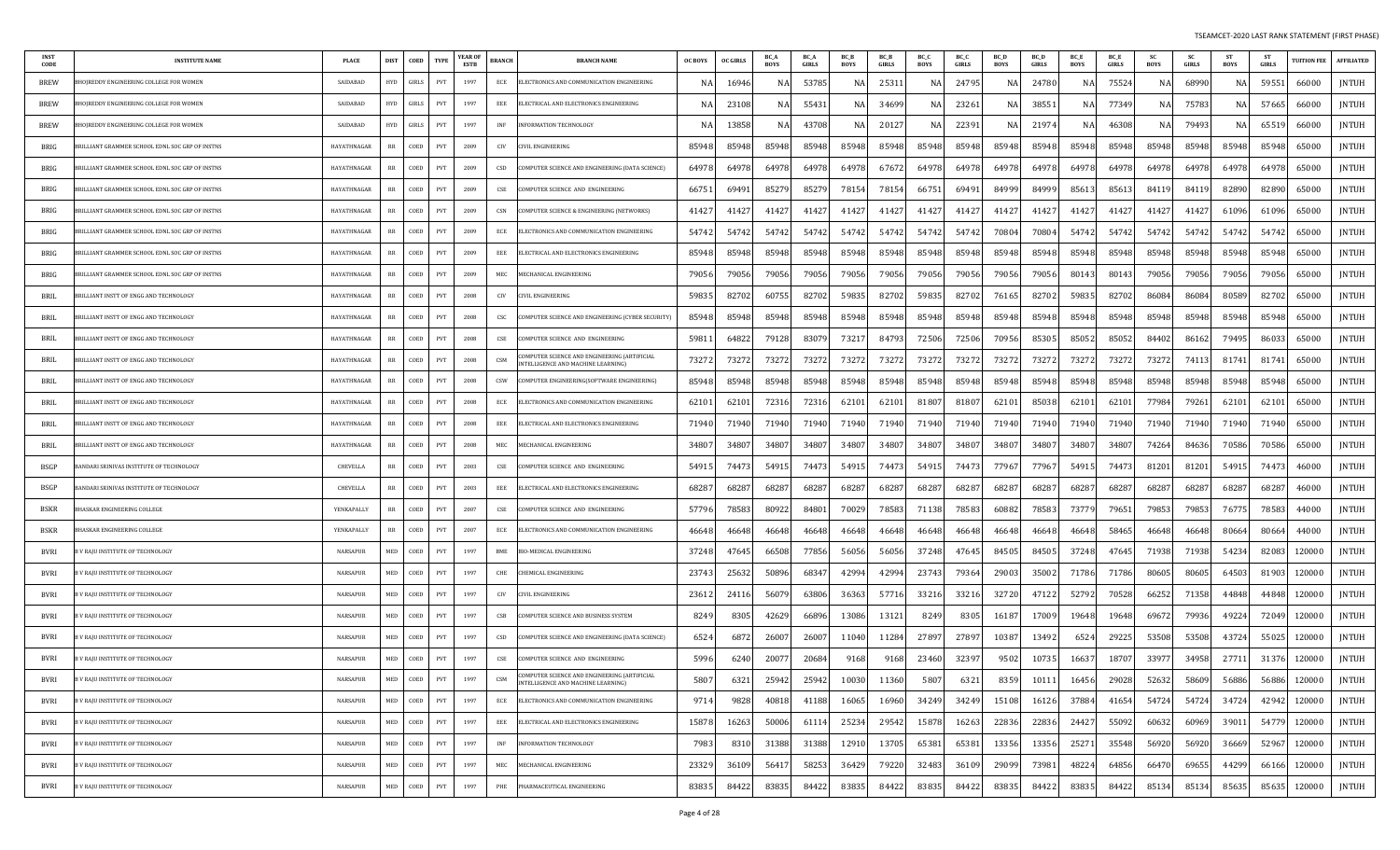| INST CODE | INSTITUTE NAME | PLACE | DIST | COED | TYPE | YEAR OF ESTB | BRANCH | BRANCH NAME | OC BOYS | OC GIRLS | BC_A BOYS | BC_A GIRLS | BC_B BOYS | BC_B GIRLS | BC_C BOYS | BC_C GIRLS | BC_D BOYS | BC_D GIRLS | BC_E BOYS | BC_E GIRLS | SC BOYS | SC GIRLS | ST BOYS | ST GIRLS | TUITION FEE | AFFILIATED |
|---|---|---|---|---|---|---|---|---|---|---|---|---|---|---|---|---|---|---|---|---|---|---|---|---|---|---|
| BREW | BHOJREDDY ENGINEERING COLLEGE FOR WOMEN | SAIDABAD | HYD | GIRLS | PVT | 1997 | ECE | ELECTRONICS AND COMMUNICATION ENGINEERING | NA | 16946 | NA | 53785 | NA | 25311 | NA | 24795 | NA | 24780 | NA | 75524 | NA | 68990 | NA | 59551 | 66000 | JNTUH |
| BREW | BHOJREDDY ENGINEERING COLLEGE FOR WOMEN | SAIDABAD | HYD | GIRLS | PVT | 1997 | EEE | ELECTRICAL AND ELECTRONICS ENGINEERING | NA | 23108 | NA | 55431 | NA | 34699 | NA | 23261 | NA | 38551 | NA | 77349 | NA | 75783 | NA | 57665 | 66000 | JNTUH |
| BREW | BHOJREDDY ENGINEERING COLLEGE FOR WOMEN | SAIDABAD | HYD | GIRLS | PVT | 1997 | INF | INFORMATION TECHNOLOGY | NA | 13858 | NA | 43708 | NA | 20127 | NA | 22391 | NA | 21974 | NA | 46308 | NA | 79493 | NA | 65519 | 66000 | JNTUH |
| BRIG | BRILLIANT GRAMMER SCHOOL EDNL SOC GRP OF INSTNS | HAYATHNAGAR | RR | COED | PVT | 2009 | CIV | CIVIL ENGINEERING | 85948 | 85948 | 85948 | 85948 | 85948 | 85948 | 85948 | 85948 | 85948 | 85948 | 85948 | 85948 | 85948 | 85948 | 85948 | 85948 | 65000 | JNTUH |
| BRIG | BRILLIANT GRAMMER SCHOOL EDNL SOC GRP OF INSTNS | HAYATHNAGAR | RR | COED | PVT | 2009 | CSD | COMPUTER SCIENCE AND ENGINEERING (DATA SCIENCE) | 64978 | 64978 | 64978 | 64978 | 64978 | 67672 | 64978 | 64978 | 64978 | 64978 | 64978 | 64978 | 64978 | 64978 | 64978 | 64978 | 65000 | JNTUH |
| BRIG | BRILLIANT GRAMMER SCHOOL EDNL SOC GRP OF INSTNS | HAYATHNAGAR | RR | COED | PVT | 2009 | CSE | COMPUTER SCIENCE AND ENGINEERING | 66751 | 69491 | 85279 | 85279 | 78154 | 78154 | 66751 | 69491 | 84999 | 84999 | 85613 | 85613 | 84119 | 82890 | 82890 | 82890 | 65000 | JNTUH |
| BRIG | BRILLIANT GRAMMER SCHOOL EDNL SOC GRP OF INSTNS | HAYATHNAGAR | RR | COED | PVT | 2009 | CSN | COMPUTER SCIENCE & ENGINEERING (NETWORKS) | 41427 | 41427 | 41427 | 41427 | 41427 | 41427 | 41427 | 41427 | 41427 | 41427 | 41427 | 41427 | 41427 | 41427 | 61096 | 61096 | 65000 | JNTUH |
| BRIG | BRILLIANT GRAMMER SCHOOL EDNL SOC GRP OF INSTNS | HAYATHNAGAR | RR | COED | PVT | 2009 | ECE | ELECTRONICS AND COMMUNICATION ENGINEERING | 54742 | 54742 | 54742 | 54742 | 54742 | 54742 | 54742 | 54742 | 70804 | 70804 | 54742 | 54742 | 54742 | 54742 | 54742 | 54742 | 65000 | JNTUH |
| BRIG | BRILLIANT GRAMMER SCHOOL EDNL SOC GRP OF INSTNS | HAYATHNAGAR | RR | COED | PVT | 2009 | EEE | ELECTRICAL AND ELECTRONICS ENGINEERING | 85948 | 85948 | 85948 | 85948 | 85948 | 85948 | 85948 | 85948 | 85948 | 85948 | 85948 | 85948 | 85948 | 85948 | 85948 | 85948 | 65000 | JNTUH |
| BRIG | BRILLIANT GRAMMER SCHOOL EDNL SOC GRP OF INSTNS | HAYATHNAGAR | RR | COED | PVT | 2009 | MEC | MECHANICAL ENGINEERING | 79056 | 79056 | 79056 | 79056 | 79056 | 79056 | 79056 | 79056 | 79056 | 79056 | 80143 | 80143 | 79056 | 79056 | 79056 | 79056 | 65000 | JNTUH |
| BRIL | BRILLIANT INSTT OF ENGG AND TECHNOLOGY | HAYATHNAGAR | RR | COED | PVT | 2008 | CIV | CIVIL ENGINEERING | 59835 | 82702 | 60755 | 82702 | 59835 | 82702 | 59835 | 82702 | 76165 | 82702 | 59835 | 82702 | 86084 | 86084 | 80589 | 82702 | 65000 | JNTUH |
| BRIL | BRILLIANT INSTT OF ENGG AND TECHNOLOGY | HAYATHNAGAR | RR | COED | PVT | 2008 | CSC | COMPUTER SCIENCE AND ENGINEERING (CYBER SECURITY) | 85948 | 85948 | 85948 | 85948 | 85948 | 85948 | 85948 | 85948 | 85948 | 85948 | 85948 | 85948 | 85948 | 85948 | 85948 | 85948 | 65000 | JNTUH |
| BRIL | BRILLIANT INSTT OF ENGG AND TECHNOLOGY | HAYATHNAGAR | RR | COED | PVT | 2008 | CSE | COMPUTER SCIENCE AND ENGINEERING | 59811 | 64822 | 79128 | 83079 | 73217 | 84793 | 72506 | 72506 | 70956 | 85305 | 85052 | 85052 | 84402 | 86162 | 79495 | 86033 | 65000 | JNTUH |
| BRIL | BRILLIANT INSTT OF ENGG AND TECHNOLOGY | HAYATHNAGAR | RR | COED | PVT | 2008 | CSM | COMPUTER SCIENCE AND ENGINEERING (ARTIFICIAL INTELLIGENCE AND MACHINE LEARNING) | 73272 | 73272 | 73272 | 73272 | 73272 | 73272 | 73272 | 73272 | 73272 | 73272 | 73272 | 73272 | 73272 | 74113 | 81741 | 81741 | 65000 | JNTUH |
| BRIL | BRILLIANT INSTT OF ENGG AND TECHNOLOGY | HAYATHNAGAR | RR | COED | PVT | 2008 | CSW | COMPUTER ENGINEERING(SOFTWARE ENGINEERING) | 85948 | 85948 | 85948 | 85948 | 85948 | 85948 | 85948 | 85948 | 85948 | 85948 | 85948 | 85948 | 85948 | 85948 | 85948 | 85948 | 65000 | JNTUH |
| BRIL | BRILLIANT INSTT OF ENGG AND TECHNOLOGY | HAYATHNAGAR | RR | COED | PVT | 2008 | ECE | ELECTRONICS AND COMMUNICATION ENGINEERING | 62101 | 62101 | 72316 | 72316 | 62101 | 62101 | 81807 | 81807 | 62101 | 85038 | 62101 | 62101 | 77984 | 79261 | 62101 | 62101 | 65000 | JNTUH |
| BRIL | BRILLIANT INSTT OF ENGG AND TECHNOLOGY | HAYATHNAGAR | RR | COED | PVT | 2008 | EEE | ELECTRICAL AND ELECTRONICS ENGINEERING | 71940 | 71940 | 71940 | 71940 | 71940 | 71940 | 71940 | 71940 | 71940 | 71940 | 71940 | 71940 | 71940 | 71940 | 71940 | 71940 | 65000 | JNTUH |
| BRIL | BRILLIANT INSTT OF ENGG AND TECHNOLOGY | HAYATHNAGAR | RR | COED | PVT | 2008 | MEC | MECHANICAL ENGINEERING | 34807 | 34807 | 34807 | 34807 | 34807 | 34807 | 34807 | 34807 | 34807 | 34807 | 34807 | 34807 | 74264 | 84636 | 70586 | 70586 | 65000 | JNTUH |
| BSGP | BANDARI SRINIVAS INSTITUTE OF TECHNOLOGY | CHEVELLA | RR | COED | PVT | 2003 | CSE | COMPUTER SCIENCE AND ENGINEERING | 54915 | 74473 | 54915 | 74473 | 54915 | 74473 | 54915 | 74473 | 77967 | 77967 | 54915 | 74473 | 81201 | 81201 | 54915 | 74473 | 46000 | JNTUH |
| BSGP | BANDARI SRINIVAS INSTITUTE OF TECHNOLOGY | CHEVELLA | RR | COED | PVT | 2003 | EEE | ELECTRICAL AND ELECTRONICS ENGINEERING | 68287 | 68287 | 68287 | 68287 | 68287 | 68287 | 68287 | 68287 | 68287 | 68287 | 68287 | 68287 | 68287 | 68287 | 68287 | 68287 | 46000 | JNTUH |
| BSKR | BHASKAR ENGINEERING COLLEGE | YENKAPALLY | RR | COED | PVT | 2007 | CSE | COMPUTER SCIENCE AND ENGINEERING | 57796 | 78583 | 80922 | 84801 | 70029 | 78583 | 71138 | 78583 | 60882 | 78583 | 73779 | 79651 | 79853 | 79853 | 76775 | 78583 | 44000 | JNTUH |
| BSKR | BHASKAR ENGINEERING COLLEGE | YENKAPALLY | RR | COED | PVT | 2007 | ECE | ELECTRONICS AND COMMUNICATION ENGINEERING | 46648 | 46648 | 46648 | 46648 | 46648 | 46648 | 46648 | 46648 | 46648 | 46648 | 46648 | 58465 | 46648 | 46648 | 80664 | 80664 | 44000 | JNTUH |
| BVRI | B V RAJU INSTITUTE OF TECHNOLOGY | NARSAPUR | MED | COED | PVT | 1997 | BME | BIO-MEDICAL ENGINEERING | 37248 | 47645 | 66508 | 77856 | 56056 | 56056 | 37248 | 47645 | 84505 | 84505 | 37248 | 47645 | 71938 | 71938 | 54234 | 82083 | 120000 | JNTUH |
| BVRI | B V RAJU INSTITUTE OF TECHNOLOGY | NARSAPUR | MED | COED | PVT | 1997 | CHE | CHEMICAL ENGINEERING | 23743 | 25632 | 50896 | 68347 | 42994 | 42994 | 23743 | 79364 | 29003 | 35002 | 71786 | 71786 | 80605 | 80605 | 64503 | 81903 | 120000 | JNTUH |
| BVRI | B V RAJU INSTITUTE OF TECHNOLOGY | NARSAPUR | MED | COED | PVT | 1997 | CIV | CIVIL ENGINEERING | 23612 | 24116 | 56079 | 63806 | 36363 | 57716 | 33216 | 33216 | 32720 | 47122 | 52792 | 70528 | 66252 | 71358 | 44848 | 44848 | 120000 | JNTUH |
| BVRI | B V RAJU INSTITUTE OF TECHNOLOGY | NARSAPUR | MED | COED | PVT | 1997 | CSB | COMPUTER SCIENCE AND BUSINESS SYSTEM | 8249 | 8305 | 42629 | 66896 | 13086 | 13121 | 8249 | 8305 | 16187 | 17009 | 19648 | 19648 | 69672 | 79936 | 49224 | 72049 | 120000 | JNTUH |
| BVRI | B V RAJU INSTITUTE OF TECHNOLOGY | NARSAPUR | MED | COED | PVT | 1997 | CSD | COMPUTER SCIENCE AND ENGINEERING (DATA SCIENCE) | 6524 | 6872 | 26007 | 26007 | 11040 | 11284 | 27897 | 27897 | 10387 | 13492 | 6524 | 29225 | 53508 | 53508 | 43724 | 55025 | 120000 | JNTUH |
| BVRI | B V RAJU INSTITUTE OF TECHNOLOGY | NARSAPUR | MED | COED | PVT | 1997 | CSE | COMPUTER SCIENCE AND ENGINEERING | 5996 | 6240 | 20077 | 20684 | 9168 | 9168 | 23460 | 32397 | 9502 | 10735 | 16637 | 18707 | 33977 | 34958 | 27711 | 31376 | 120000 | JNTUH |
| BVRI | B V RAJU INSTITUTE OF TECHNOLOGY | NARSAPUR | MED | COED | PVT | 1997 | CSM | COMPUTER SCIENCE AND ENGINEERING (ARTIFICIAL INTELLIGENCE AND MACHINE LEARNING) | 5807 | 6321 | 25942 | 25942 | 10030 | 11360 | 5807 | 6321 | 8359 | 10111 | 16456 | 29028 | 52632 | 58609 | 56886 | 56886 | 120000 | JNTUH |
| BVRI | B V RAJU INSTITUTE OF TECHNOLOGY | NARSAPUR | MED | COED | PVT | 1997 | ECE | ELECTRONICS AND COMMUNICATION ENGINEERING | 9714 | 9828 | 40818 | 41188 | 16065 | 16960 | 34249 | 34249 | 15108 | 16126 | 37884 | 41654 | 54724 | 54724 | 34724 | 42942 | 120000 | JNTUH |
| BVRI | B V RAJU INSTITUTE OF TECHNOLOGY | NARSAPUR | MED | COED | PVT | 1997 | EEE | ELECTRICAL AND ELECTRONICS ENGINEERING | 15878 | 16263 | 50006 | 61114 | 25234 | 29542 | 15878 | 16263 | 22836 | 22836 | 24427 | 55092 | 60632 | 60969 | 39011 | 54779 | 120000 | JNTUH |
| BVRI | B V RAJU INSTITUTE OF TECHNOLOGY | NARSAPUR | MED | COED | PVT | 1997 | INF | INFORMATION TECHNOLOGY | 7983 | 8310 | 31388 | 31388 | 12910 | 13705 | 65381 | 65381 | 13356 | 13356 | 25271 | 35548 | 56920 | 56920 | 36669 | 52967 | 120000 | JNTUH |
| BVRI | B V RAJU INSTITUTE OF TECHNOLOGY | NARSAPUR | MED | COED | PVT | 1997 | MEC | MECHANICAL ENGINEERING | 23329 | 36109 | 56417 | 58253 | 36429 | 79220 | 32483 | 36109 | 29099 | 73981 | 48224 | 64856 | 66470 | 69655 | 44299 | 66166 | 120000 | JNTUH |
| BVRI | B V RAJU INSTITUTE OF TECHNOLOGY | NARSAPUR | MED | COED | PVT | 1997 | PHE | PHARMACEUTICAL ENGINEERING | 83835 | 84422 | 83835 | 84422 | 83835 | 84422 | 83835 | 84422 | 83835 | 84422 | 83835 | 84422 | 85134 | 85134 | 85635 | 85635 | 120000 | JNTUH |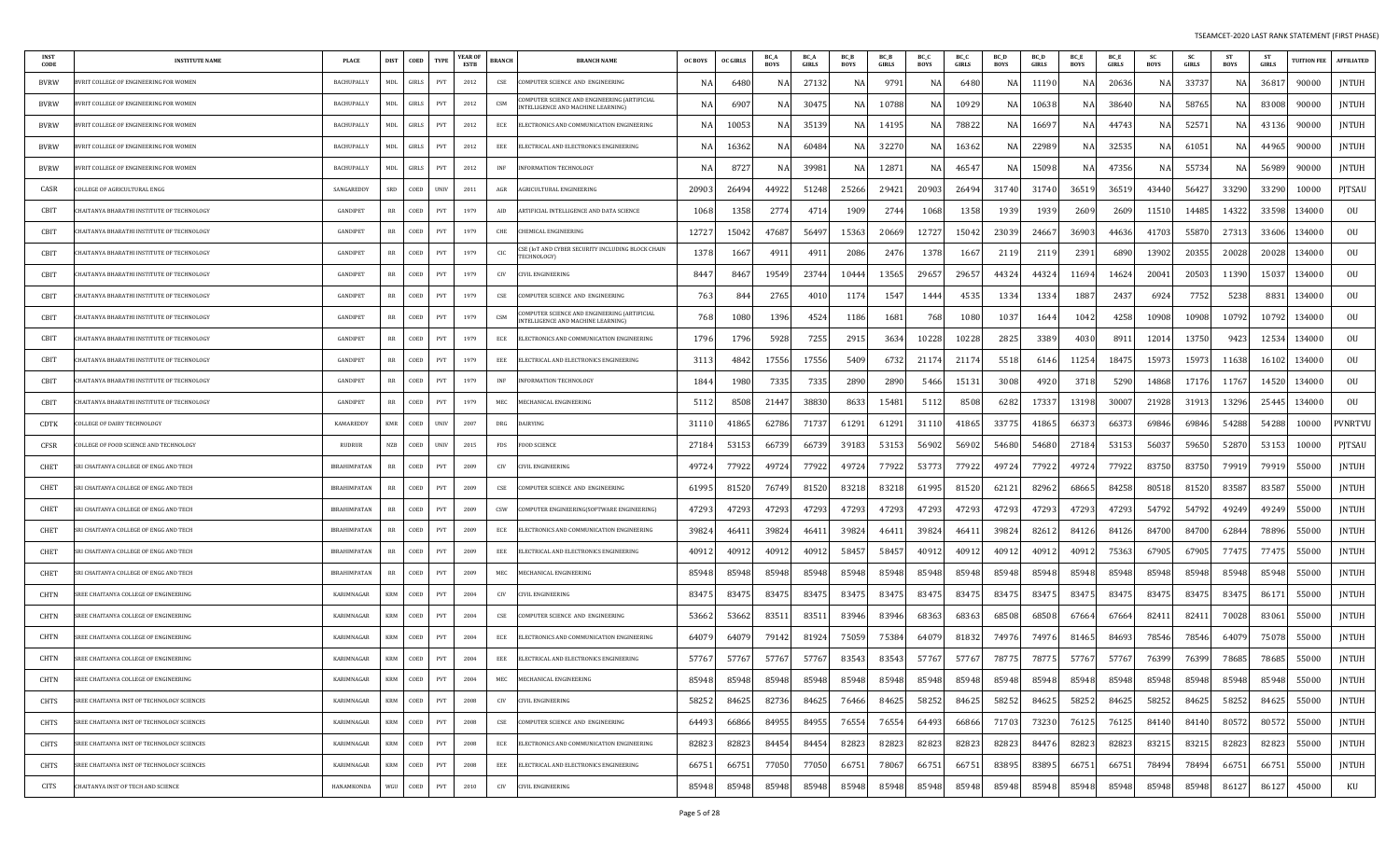TSEAMCET-2020 LAST RANK STATEMENT (FIRST PHASE)

| INST CODE | INSTITUTE NAME | PLACE | DIST | COED | TYPE | YEAR OF ESTB | BRANCH | BRANCH NAME | OC BOYS | OC GIRLS | BC_A BOYS | BC_A GIRLS | BC_B BOYS | BC_B GIRLS | BC_C BOYS | BC_C GIRLS | BC_D BOYS | BC_D GIRLS | BC_E BOYS | BC_E GIRLS | SC BOYS | SC GIRLS | ST BOYS | ST GIRLS | TUITION FEE | AFFILIATED |
|---|---|---|---|---|---|---|---|---|---|---|---|---|---|---|---|---|---|---|---|---|---|---|---|---|---|---|
| BVRW | BVRIT COLLEGE OF ENGINEERING FOR WOMEN | BACHUPALLY | MDL | GIRLS | PVT | 2012 | CSE | COMPUTER SCIENCE AND ENGINEERING | NA | 6480 | NA | 27132 | NA | 9791 | NA | 6480 | NA | 11190 | NA | 20636 | NA | 33737 | NA | 36817 | 90000 | JNTUH |
| BVRW | BVRIT COLLEGE OF ENGINEERING FOR WOMEN | BACHUPALLY | MDL | GIRLS | PVT | 2012 | CSM | COMPUTER SCIENCE AND ENGINEERING (ARTIFICIAL INTELLIGENCE AND MACHINE LEARNING) | NA | 6907 | NA | 30475 | NA | 10788 | NA | 10929 | NA | 10638 | NA | 38640 | NA | 58765 | NA | 83008 | 90000 | JNTUH |
| BVRW | BVRIT COLLEGE OF ENGINEERING FOR WOMEN | BACHUPALLY | MDL | GIRLS | PVT | 2012 | ECE | ELECTRONICS AND COMMUNICATION ENGINEERING | NA | 10053 | NA | 35139 | NA | 14195 | NA | 78822 | NA | 16697 | NA | 44743 | NA | 52571 | NA | 43136 | 90000 | JNTUH |
| BVRW | BVRIT COLLEGE OF ENGINEERING FOR WOMEN | BACHUPALLY | MDL | GIRLS | PVT | 2012 | EEE | ELECTRICAL AND ELECTRONICS ENGINEERING | NA | 16362 | NA | 60484 | NA | 32270 | NA | 16362 | NA | 22989 | NA | 32535 | NA | 61051 | NA | 44965 | 90000 | JNTUH |
| BVRW | BVRIT COLLEGE OF ENGINEERING FOR WOMEN | BACHUPALLY | MDL | GIRLS | PVT | 2012 | INF | INFORMATION TECHNOLOGY | NA | 8727 | NA | 39981 | NA | 12871 | NA | 46547 | NA | 15098 | NA | 47356 | NA | 55734 | NA | 56989 | 90000 | JNTUH |
| CASR | COLLEGE OF AGRICULTURAL ENGG | SANGAREDDY | SRD | COED | UNIV | 2011 | AGR | AGRICULTURAL ENGINEERING | 20903 | 26494 | 44922 | 51248 | 25266 | 29421 | 20903 | 26494 | 31740 | 31740 | 36519 | 36519 | 43440 | 56427 | 33290 | 33290 | 10000 | PJTSAU |
| CBIT | CHAITANYA BHARATHI INSTITUTE OF TECHNOLOGY | GANDIPET | RR | COED | PVT | 1979 | AID | ARTIFICIAL INTELLIGENCE AND DATA SCIENCE | 1068 | 1358 | 2774 | 4714 | 1909 | 2744 | 1068 | 1358 | 1939 | 1939 | 2609 | 2609 | 11510 | 14485 | 14322 | 33598 | 134000 | OU |
| CBIT | CHAITANYA BHARATHI INSTITUTE OF TECHNOLOGY | GANDIPET | RR | COED | PVT | 1979 | CHE | CHEMICAL ENGINEERING | 12727 | 15042 | 47687 | 56497 | 15363 | 20669 | 12727 | 15042 | 23039 | 24667 | 36903 | 44636 | 41703 | 55870 | 27313 | 33606 | 134000 | OU |
| CBIT | CHAITANYA BHARATHI INSTITUTE OF TECHNOLOGY | GANDIPET | RR | COED | PVT | 1979 | CIC | CSE (IoT AND CYBER SECURITY INCLUDING BLOCK CHAIN TECHNOLOGY) | 1378 | 1667 | 4911 | 4911 | 2086 | 2476 | 1378 | 1667 | 2119 | 2119 | 2391 | 6890 | 13902 | 20355 | 20028 | 20028 | 134000 | OU |
| CBIT | CHAITANYA BHARATHI INSTITUTE OF TECHNOLOGY | GANDIPET | RR | COED | PVT | 1979 | CIV | CIVIL ENGINEERING | 8447 | 8467 | 19549 | 23744 | 10444 | 13565 | 29657 | 29657 | 44324 | 44324 | 11694 | 14624 | 20041 | 20503 | 11390 | 15037 | 134000 | OU |
| CBIT | CHAITANYA BHARATHI INSTITUTE OF TECHNOLOGY | GANDIPET | RR | COED | PVT | 1979 | CSE | COMPUTER SCIENCE AND ENGINEERING | 763 | 844 | 2765 | 4010 | 1174 | 1547 | 1444 | 4535 | 1334 | 1334 | 1887 | 2437 | 6924 | 7752 | 5238 | 8831 | 134000 | OU |
| CBIT | CHAITANYA BHARATHI INSTITUTE OF TECHNOLOGY | GANDIPET | RR | COED | PVT | 1979 | CSM | COMPUTER SCIENCE AND ENGINEERING (ARTIFICIAL INTELLIGENCE AND MACHINE LEARNING) | 768 | 1080 | 1396 | 4524 | 1186 | 1681 | 768 | 1080 | 1037 | 1644 | 1042 | 4258 | 10908 | 10908 | 10792 | 10792 | 134000 | OU |
| CBIT | CHAITANYA BHARATHI INSTITUTE OF TECHNOLOGY | GANDIPET | RR | COED | PVT | 1979 | ECE | ELECTRONICS AND COMMUNICATION ENGINEERING | 1796 | 1796 | 5928 | 7255 | 2915 | 3634 | 10228 | 10228 | 2825 | 3389 | 4030 | 8911 | 12014 | 13750 | 9423 | 12534 | 134000 | OU |
| CBIT | CHAITANYA BHARATHI INSTITUTE OF TECHNOLOGY | GANDIPET | RR | COED | PVT | 1979 | EEE | ELECTRICAL AND ELECTRONICS ENGINEERING | 3113 | 4842 | 17556 | 17556 | 5409 | 6732 | 21174 | 21174 | 5518 | 6146 | 11254 | 18475 | 15973 | 15973 | 11638 | 16102 | 134000 | OU |
| CBIT | CHAITANYA BHARATHI INSTITUTE OF TECHNOLOGY | GANDIPET | RR | COED | PVT | 1979 | INF | INFORMATION TECHNOLOGY | 1844 | 1980 | 7335 | 7335 | 2890 | 2890 | 5466 | 15131 | 3008 | 4920 | 3718 | 5290 | 14868 | 17176 | 11767 | 14520 | 134000 | OU |
| CBIT | CHAITANYA BHARATHI INSTITUTE OF TECHNOLOGY | GANDIPET | RR | COED | PVT | 1979 | MEC | MECHANICAL ENGINEERING | 5112 | 8508 | 21447 | 38830 | 8633 | 15481 | 5112 | 8508 | 6282 | 17337 | 13198 | 30007 | 21928 | 31913 | 13296 | 25445 | 134000 | OU |
| CDTK | COLLEGE OF DAIRY TECHNOLOGY | KAMAREDDY | KMR | COED | UNIV | 2007 | DRG | DAIRYING | 31110 | 41865 | 62786 | 71737 | 61291 | 61291 | 31110 | 41865 | 33775 | 41865 | 66373 | 66373 | 69846 | 69846 | 54288 | 54288 | 10000 | PVNRTVU |
| CFSR | COLLEGE OF FOOD SCIENCE AND TECHNOLOGY | RUDRUR | NZB | COED | UNIV | 2015 | FDS | FOOD SCIENCE | 27184 | 53153 | 66739 | 66739 | 39183 | 53153 | 56902 | 56902 | 54680 | 54680 | 27184 | 53153 | 56037 | 59650 | 52870 | 53153 | 10000 | PJTSAU |
| CHET | SRI CHAITANYA COLLEGE OF ENGG AND TECH | IBRAHIMPATAN | RR | COED | PVT | 2009 | CIV | CIVIL ENGINEERING | 49724 | 77922 | 49724 | 77922 | 49724 | 77922 | 53773 | 77922 | 49724 | 77922 | 49724 | 77922 | 83750 | 83750 | 79919 | 79919 | 55000 | JNTUH |
| CHET | SRI CHAITANYA COLLEGE OF ENGG AND TECH | IBRAHIMPATAN | RR | COED | PVT | 2009 | CSE | COMPUTER SCIENCE AND ENGINEERING | 61995 | 81520 | 76749 | 81520 | 83218 | 83218 | 61995 | 81520 | 62121 | 82962 | 68665 | 84258 | 80518 | 81520 | 83587 | 83587 | 55000 | JNTUH |
| CHET | SRI CHAITANYA COLLEGE OF ENGG AND TECH | IBRAHIMPATAN | RR | COED | PVT | 2009 | CSW | COMPUTER ENGINEERING(SOFTWARE ENGINEERING) | 47293 | 47293 | 47293 | 47293 | 47293 | 47293 | 47293 | 47293 | 47293 | 47293 | 47293 | 47293 | 54792 | 54792 | 49249 | 49249 | 55000 | JNTUH |
| CHET | SRI CHAITANYA COLLEGE OF ENGG AND TECH | IBRAHIMPATAN | RR | COED | PVT | 2009 | ECE | ELECTRONICS AND COMMUNICATION ENGINEERING | 39824 | 46411 | 39824 | 46411 | 39824 | 46411 | 39824 | 46411 | 39824 | 82612 | 84126 | 84126 | 84700 | 84700 | 62844 | 78896 | 55000 | JNTUH |
| CHET | SRI CHAITANYA COLLEGE OF ENGG AND TECH | IBRAHIMPATAN | RR | COED | PVT | 2009 | EEE | ELECTRICAL AND ELECTRONICS ENGINEERING | 40912 | 40912 | 40912 | 40912 | 58457 | 58457 | 40912 | 40912 | 40912 | 40912 | 40912 | 75363 | 67905 | 67905 | 77475 | 77475 | 55000 | JNTUH |
| CHET | SRI CHAITANYA COLLEGE OF ENGG AND TECH | IBRAHIMPATAN | RR | COED | PVT | 2009 | MEC | MECHANICAL ENGINEERING | 85948 | 85948 | 85948 | 85948 | 85948 | 85948 | 85948 | 85948 | 85948 | 85948 | 85948 | 85948 | 85948 | 85948 | 85948 | 85948 | 55000 | JNTUH |
| CHTN | SREE CHAITANYA COLLEGE OF ENGINEERING | KARIMNAGAR | KRM | COED | PVT | 2004 | CIV | CIVIL ENGINEERING | 83475 | 83475 | 83475 | 83475 | 83475 | 83475 | 83475 | 83475 | 83475 | 83475 | 83475 | 83475 | 83475 | 83475 | 83475 | 86171 | 55000 | JNTUH |
| CHTN | SREE CHAITANYA COLLEGE OF ENGINEERING | KARIMNAGAR | KRM | COED | PVT | 2004 | CSE | COMPUTER SCIENCE AND ENGINEERING | 53662 | 53662 | 83511 | 83511 | 83946 | 83946 | 68363 | 68363 | 68508 | 68508 | 67664 | 67664 | 82411 | 82411 | 70028 | 83061 | 55000 | JNTUH |
| CHTN | SREE CHAITANYA COLLEGE OF ENGINEERING | KARIMNAGAR | KRM | COED | PVT | 2004 | ECE | ELECTRONICS AND COMMUNICATION ENGINEERING | 64079 | 64079 | 79142 | 81924 | 75059 | 75384 | 64079 | 81832 | 74976 | 74976 | 81465 | 84693 | 78546 | 78546 | 64079 | 75078 | 55000 | JNTUH |
| CHTN | SREE CHAITANYA COLLEGE OF ENGINEERING | KARIMNAGAR | KRM | COED | PVT | 2004 | EEE | ELECTRICAL AND ELECTRONICS ENGINEERING | 57767 | 57767 | 57767 | 57767 | 83543 | 83543 | 57767 | 57767 | 78775 | 78775 | 57767 | 57767 | 76399 | 76399 | 78685 | 78685 | 55000 | JNTUH |
| CHTN | SREE CHAITANYA COLLEGE OF ENGINEERING | KARIMNAGAR | KRM | COED | PVT | 2004 | MEC | MECHANICAL ENGINEERING | 85948 | 85948 | 85948 | 85948 | 85948 | 85948 | 85948 | 85948 | 85948 | 85948 | 85948 | 85948 | 85948 | 85948 | 85948 | 85948 | 55000 | JNTUH |
| CHTS | SREE CHAITANYA INST OF TECHNOLOGY SCIENCES | KARIMNAGAR | KRM | COED | PVT | 2008 | CIV | CIVIL ENGINEERING | 58252 | 84625 | 82736 | 84625 | 76466 | 84625 | 58252 | 84625 | 58252 | 84625 | 58252 | 84625 | 58252 | 84625 | 58252 | 84625 | 55000 | JNTUH |
| CHTS | SREE CHAITANYA INST OF TECHNOLOGY SCIENCES | KARIMNAGAR | KRM | COED | PVT | 2008 | CSE | COMPUTER SCIENCE AND ENGINEERING | 64493 | 66866 | 84955 | 84955 | 76554 | 76554 | 64493 | 66866 | 71703 | 73230 | 76125 | 76125 | 84140 | 84140 | 80572 | 80572 | 55000 | JNTUH |
| CHTS | SREE CHAITANYA INST OF TECHNOLOGY SCIENCES | KARIMNAGAR | KRM | COED | PVT | 2008 | ECE | ELECTRONICS AND COMMUNICATION ENGINEERING | 82823 | 82823 | 84454 | 84454 | 82823 | 82823 | 82823 | 82823 | 82823 | 84476 | 82823 | 82823 | 83215 | 83215 | 82823 | 82823 | 55000 | JNTUH |
| CHTS | SREE CHAITANYA INST OF TECHNOLOGY SCIENCES | KARIMNAGAR | KRM | COED | PVT | 2008 | EEE | ELECTRICAL AND ELECTRONICS ENGINEERING | 66751 | 66751 | 77050 | 77050 | 66751 | 78067 | 66751 | 66751 | 83895 | 83895 | 66751 | 66751 | 78494 | 78494 | 66751 | 66751 | 55000 | JNTUH |
| CITS | CHAITANYA INST OF TECH AND SCIENCE | HANAMKONDA | WGU | COED | PVT | 2010 | CIV | CIVIL ENGINEERING | 85948 | 85948 | 85948 | 85948 | 85948 | 85948 | 85948 | 85948 | 85948 | 85948 | 85948 | 85948 | 85948 | 85948 | 86127 | 86127 | 45000 | KU |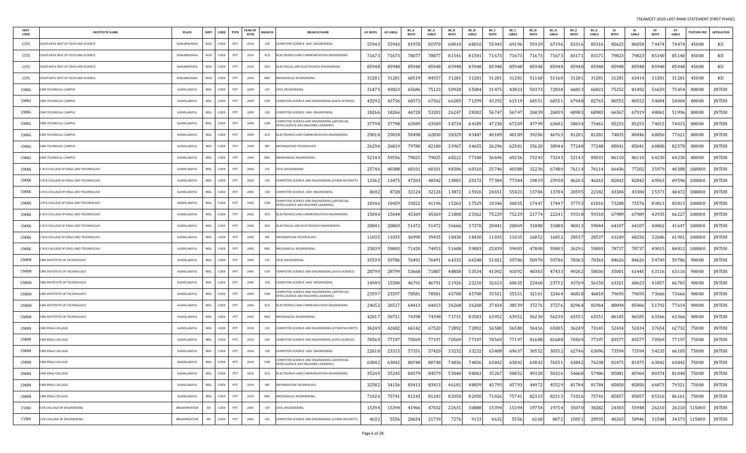| INST CODE | INSTITUTE NAME | PLACE | DIST | COED | TYPE | YEAR OF ESTB | BRANCH | BRANCH NAME | OC BOYS | OC GIRLS | BC_A BOYS | BC_A GIRLS | BC_B BOYS | BC_B GIRLS | BC_C BOYS | BC_C GIRLS | BC_D BOYS | BC_D GIRLS | BC_E BOYS | BC_E GIRLS | SC BOYS | SC GIRLS | ST BOYS | ST GIRLS | TUITION FEE | AFFILIATED |
|---|---|---|---|---|---|---|---|---|---|---|---|---|---|---|---|---|---|---|---|---|---|---|---|---|---|---|
| CITS | CHAITANYA INST OF TECH AND SCIENCE | HANAMKONDA | WGU | COED | PVT | 2010 | CSE | COMPUTER SCIENCE AND ENGINEERING | 55943 | 55943 | 81970 | 81970 | 68010 | 68010 | 55943 | 69196 | 59329 | 67196 | 83316 | 83316 | 85625 | 86058 | 74474 | 74474 | 45000 | KU |
| CITS | CHAITANYA INST OF TECH AND SCIENCE | HANAMKONDA | WGU | COED | PVT | 2010 | ECE | ELECTRONICS AND COMMUNICATION ENGINEERING | 71673 | 71673 | 78077 | 78077 | 81541 | 81541 | 71673 | 71673 | 71673 | 71673 | 83171 | 83171 | 79823 | 79823 | 85140 | 85140 | 45000 | KU |
| CITS | CHAITANYA INST OF TECH AND SCIENCE | HANAMKONDA | WGU | COED | PVT | 2010 | EEE | ELECTRICAL AND ELECTRONICS ENGINEERING | 85948 | 85948 | 85948 | 85948 | 85948 | 85948 | 85948 | 85948 | 85948 | 85948 | 85948 | 85948 | 85948 | 85948 | 85948 | 85948 | 45000 | KU |
| CITS | CHAITANYA INST OF TECH AND SCIENCE | HANAMKONDA | WGU | COED | PVT | 2010 | MEC | MECHANICAL ENGINEERING | 31281 | 31281 | 60519 | 84557 | 31281 | 31281 | 31281 | 31281 | 51160 | 51160 | 31281 | 31281 | 31281 | 63414 | 31281 | 31281 | 45000 | KU |
| CMRG | CMR TECHNICAL CAMPUS | KANDLAKOYA | MDL | COED | PVT | 2009 | CIV | CIVIL ENGINEERING | 31475 | 43823 | 65686 | 75123 | 50928 | 55084 | 31475 | 43823 | 50373 | 72838 | 66823 | 66823 | 75252 | 81492 | 56659 | 75454 | 80000 | JNTUH |
| CMRG | CMR TECHNICAL CAMPUS | KANDLAKOYA | MDL | COED | PVT | 2009 | CSD | COMPUTER SCIENCE AND ENGINEERING (DATA SCIENCE) | 43292 | 43756 | 60573 | 67562 | 66283 | 71299 | 43292 | 61519 | 60551 | 60551 | 67948 | 82763 | 80552 | 80552 | 54004 | 54004 | 80000 | JNTUH |
| CMRG | CMR TECHNICAL CAMPUS | KANDLAKOYA | MDL | COED | PVT | 2009 | CSE | COMPUTER SCIENCE AND ENGINEERING | 18266 | 18266 | 46728 | 53203 | 26247 | 28302 | 56747 | 56747 | 26839 | 26839 | 68983 | 68983 | 66367 | 67919 | 48061 | 51996 | 80000 | JNTUH |
| CMRG | CMR TECHNICAL CAMPUS | KANDLAKOYA | MDL | COED | PVT | 2009 | CSM | COMPUTER SCIENCE AND ENGINEERING (ARTIFICIAL INTELLIGENCE AND MACHINE LEARNING) | 37798 | 37798 | 63509 | 63509 | 54734 | 64189 | 47230 | 67209 | 47799 | 63682 | 58634 | 73461 | 85253 | 85253 | 74015 | 74015 | 80000 | JNTUH |
| CMRG | CMR TECHNICAL CAMPUS | KANDLAKOYA | MDL | COED | PVT | 2009 | ECE | ELECTRONICS AND COMMUNICATION ENGINEERING | 29018 | 29018 | 50498 | 62830 | 38329 | 43447 | 40189 | 40189 | 39206 | 46763 | 81281 | 81281 | 74835 | 80446 | 60856 | 77621 | 80000 | JNTUH |
| CMRG | CMR TECHNICAL CAMPUS | KANDLAKOYA | MDL | COED | PVT | 2009 | INF | INFORMATION TECHNOLOGY | 26296 | 26819 | 79780 | 82180 | 33967 | 34655 | 26296 | 62581 | 35620 | 38944 | 77248 | 77248 | 85041 | 85041 | 60806 | 82578 | 80000 | JNTUH |
| CMRG | CMR TECHNICAL CAMPUS | KANDLAKOYA | MDL | COED | PVT | 2009 | MEC | MECHANICAL ENGINEERING | 52143 | 59556 | 79025 | 79025 | 68222 | 77348 | 56696 | 69256 | 73243 | 73243 | 52143 | 83033 | 86110 | 86110 | 64230 | 64230 | 80000 | JNTUH |
| CMRK | C M R COLLEGE OF ENGG AND TECHNOLOGY | KANDLAKOYA | MDL | COED | PVT | 2002 | CIV | CIVIL ENGINEERING | 25746 | 40388 | 60101 | 60101 | 48306 | 60310 | 25746 | 40388 | 32236 | 67480 | 76114 | 76114 | 66436 | 77202 | 35979 | 40388 | 100000 | JNTUH |
| CMRK | C M R COLLEGE OF ENGG AND TECHNOLOGY | KANDLAKOYA | MDL | COED | PVT | 2002 | CSC | COMPUTER SCIENCE AND ENGINEERING (CYBER SECURITY) | 12362 | 13475 | 47203 | 48342 | 19001 | 20172 | 77384 | 77384 | 19819 | 23938 | 46263 | 46263 | 82842 | 82842 | 69563 | 69596 | 100000 | JNTUH |
| CMRK | C M R COLLEGE OF ENGG AND TECHNOLOGY | KANDLAKOYA | MDL | COED | PVT | 2002 | CSE | COMPUTER SCIENCE AND ENGINEERING | 8692 | 8728 | 32124 | 32124 | 13872 | 15926 | 24651 | 55423 | 13784 | 13784 | 20595 | 22182 | 43384 | 43384 | 25373 | 40472 | 100000 | JNTUH |
| CMRK | C M R COLLEGE OF ENGG AND TECHNOLOGY | KANDLAKOYA | MDL | COED | PVT | 2002 | CSM | COMPUTER SCIENCE AND ENGINEERING (ARTIFICIAL INTELLIGENCE AND MACHINE LEARNING) | 10346 | 10459 | 33022 | 41196 | 15263 | 17529 | 10346 | 36835 | 17447 | 17447 | 37753 | 61016 | 73288 | 73576 | 83813 | 83813 | 100000 | JNTUH |
| CMRK | C M R COLLEGE OF ENGG AND TECHNOLOGY | KANDLAKOYA | MDL | COED | PVT | 2002 | ECE | ELECTRONICS AND COMMUNICATION ENGINEERING | 15044 | 15044 | 45369 | 45369 | 21808 | 23562 | 75229 | 75229 | 21774 | 22241 | 59318 | 59318 | 67989 | 67989 | 42935 | 66227 | 100000 | JNTUH |
| CMRK | C M R COLLEGE OF ENGG AND TECHNOLOGY | KANDLAKOYA | MDL | COED | PVT | 2002 | EEE | ELECTRICAL AND ELECTRONICS ENGINEERING | 20841 | 20869 | 51472 | 51472 | 36666 | 37270 | 20841 | 20869 | 31880 | 31880 | 48413 | 59044 | 64107 | 64107 | 40062 | 41647 | 100000 | JNTUH |
| CMRK | C M R COLLEGE OF ENGG AND TECHNOLOGY | KANDLAKOYA | MDL | COED | PVT | 2002 | INF | INFORMATION TECHNOLOGY | 11035 | 11035 | 36990 | 39435 | 18430 | 18430 | 11035 | 11035 | 16852 | 16852 | 28537 | 28537 | 63249 | 68256 | 32686 | 61901 | 100000 | JNTUH |
| CMRK | C M R COLLEGE OF ENGG AND TECHNOLOGY | KANDLAKOYA | MDL | COED | PVT | 2002 | MEC | MECHANICAL ENGINEERING | 25839 | 59003 | 71420 | 74953 | 51608 | 59003 | 25839 | 59003 | 47800 | 59003 | 26291 | 59003 | 78737 | 78737 | 49015 | 84812 | 100000 | JNTUH |
| CMRM | CMR INSTITUTE OF TECHNOLOGY | KANDLAKOYA | MDL | COED | PVT | 2005 | CIV | CIVIL ENGINEERING | 35539 | 59786 | 76491 | 76491 | 64333 | 66548 | 51021 | 59786 | 50970 | 59786 | 78363 | 78363 | 84626 | 84626 | 54749 | 59786 | 90000 | JNTUH |
| CMRM | CMR INSTITUTE OF TECHNOLOGY | KANDLAKOYA | MDL | COED | PVT | 2005 | CSD | COMPUTER SCIENCE AND ENGINEERING (DATA SCIENCE) | 28799 | 28799 | 53668 | 71807 | 48858 | 53534 | 41092 | 41092 | 40363 | 47433 | 49262 | 58036 | 55001 | 61445 | 63116 | 63116 | 90000 | JNTUH |
| CMRM | CMR INSTITUTE OF TECHNOLOGY | KANDLAKOYA | MDL | COED | PVT | 2005 | CSE | COMPUTER SCIENCE AND ENGINEERING | 14949 | 15500 | 46791 | 46791 | 21926 | 22210 | 32613 | 60635 | 22460 | 23752 | 43769 | 56150 | 63321 | 68623 | 41857 | 66783 | 90000 | JNTUH |
| CMRM | CMR INSTITUTE OF TECHNOLOGY | KANDLAKOYA | MDL | COED | PVT | 2005 | CSM | COMPUTER SCIENCE AND ENGINEERING (ARTIFICIAL INTELLIGENCE AND MACHINE LEARNING) | 23597 | 23597 | 78581 | 78581 | 45708 | 45708 | 35551 | 35551 | 32161 | 32464 | 46818 | 46818 | 79695 | 79695 | 73666 | 73666 | 90000 | JNTUH |
| CMRM | CMR INSTITUTE OF TECHNOLOGY | KANDLAKOYA | MDL | COED | PVT | 2005 | ECE | ELECTRONICS AND COMMUNICATION ENGINEERING | 24652 | 26517 | 64413 | 64413 | 36268 | 36268 | 37434 | 38539 | 37276 | 37276 | 82964 | 82964 | 80094 | 85466 | 51792 | 77614 | 90000 | JNTUH |
| CMRM | CMR INSTITUTE OF TECHNOLOGY | KANDLAKOYA | MDL | COED | PVT | 2005 | MEC | MECHANICAL ENGINEERING | 42817 | 50721 | 74398 | 74398 | 71731 | 83503 | 63952 | 63952 | 56230 | 56230 | 65551 | 65551 | 86185 | 86185 | 63366 | 63366 | 90000 | JNTUH |
| CMRN | CMR ENGG COLLEGE | KANDLAKOYA | MDL | COED | PVT | 2010 | CSC | COMPUTER SCIENCE AND ENGINEERING (CYBER SECURITY) | 36249 | 42682 | 66142 | 67520 | 72892 | 72892 | 56580 | 56580 | 56416 | 65005 | 36249 | 73145 | 52434 | 52434 | 37654 | 62732 | 75000 | JNTUH |
| CMRN | CMR ENGG COLLEGE | KANDLAKOYA | MDL | COED | PVT | 2010 | CSD | COMPUTER SCIENCE AND ENGINEERING (DATA SCIENCE) | 70569 | 77197 | 70569 | 77197 | 70569 | 77197 | 70569 | 77197 | 81688 | 81688 | 70569 | 77197 | 83577 | 83577 | 70569 | 77197 | 75000 | JNTUH |
| CMRN | CMR ENGG COLLEGE | KANDLAKOYA | MDL | COED | PVT | 2010 | CSE | COMPUTER SCIENCE AND ENGINEERING | 22618 | 23315 | 57351 | 57420 | 33232 | 33232 | 63408 | 69637 | 30552 | 30552 | 62746 | 63096 | 73594 | 73594 | 54235 | 66105 | 75000 | JNTUH |
| CMRN | CMR ENGG COLLEGE | KANDLAKOYA | MDL | COED | PVT | 2010 | CSM | COMPUTER SCIENCE AND ENGINEERING (ARTIFICIAL INTELLIGENCE AND MACHINE LEARNING) | 63842 | 63842 | 80748 | 80748 | 74836 | 74836 | 63842 | 63842 | 63842 | 76351 | 63842 | 76238 | 81475 | 81475 | 63842 | 63842 | 75000 | JNTUH |
| CMRN | CMR ENGG COLLEGE | KANDLAKOYA | MDL | COED | PVT | 2010 | ECE | ELECTRONICS AND COMMUNICATION ENGINEERING | 35245 | 35245 | 84579 | 84579 | 53040 | 58063 | 35267 | 50852 | 49328 | 50326 | 54668 | 57986 | 85081 | 85964 | 80374 | 81048 | 75000 | JNTUH |
| CMRN | CMR ENGG COLLEGE | KANDLAKOYA | MDL | COED | PVT | 2010 | INF | INFORMATION TECHNOLOGY | 32582 | 34156 | 83413 | 83413 | 46181 | 48839 | 45793 | 45793 | 44972 | 45529 | 81784 | 81784 | 85850 | 85850 | 66873 | 79521 | 75000 | JNTUH |
| CMRN | CMR ENGG COLLEGE | KANDLAKOYA | MDL | COED | PVT | 2010 | MEC | MECHANICAL ENGINEERING | 71026 | 75741 | 81243 | 81243 | 82050 | 82050 | 71026 | 75741 | 82313 | 82313 | 71026 | 75741 | 85857 | 85857 | 85316 | 86161 | 75000 | JNTUH |
| CVRH | CVR COLLEGE OF ENGINEERING | IBRAHIMPATAN | RR | COED | PVT | 2001 | CIV | CIVIL ENGINEERING | 15394 | 15394 | 41966 | 47032 | 22631 | 30888 | 15394 | 15394 | 19754 | 19754 | 35070 | 38282 | 24303 | 55948 | 26210 | 26210 | 115000 | JNTUH |
| CVRH | CVR COLLEGE OF ENGINEERING | IBRAHIMPATAN | RR | COED | PVT | 2001 | CSC | COMPUTER SCIENCE AND ENGINEERING (CYBER SECURITY) | 4632 | 5556 | 20654 | 21739 | 7276 | 9133 | 4632 | 5556 | 6160 | 8072 | 15051 | 20935 | 40265 | 50946 | 31548 | 34573 | 115000 | JNTUH |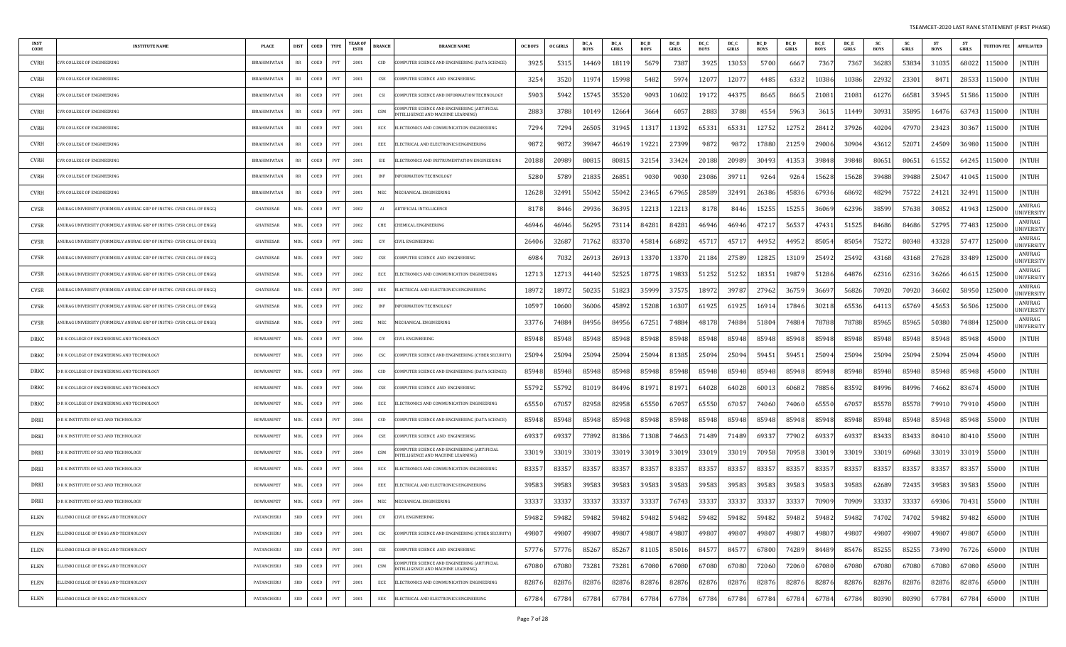| INST CODE | INSTITUTE NAME | PLACE | DIST | COED | TYPE | YEAR OF ESTB | BRANCH | BRANCH NAME | OC BOYS | OC GIRLS | BC_A BOYS | BC_A GIRLS | BC_B BOYS | BC_B GIRLS | BC_C BOYS | BC_C GIRLS | BC_D BOYS | BC_D GIRLS | BC_E BOYS | BC_E GIRLS | SC BOYS | SC GIRLS | ST BOYS | ST GIRLS | TUITION FEE | AFFILIATED |
|---|---|---|---|---|---|---|---|---|---|---|---|---|---|---|---|---|---|---|---|---|---|---|---|---|---|---|
| CVRH | CVR COLLEGE OF ENGINEERING | IBRAHIMPATAN | RR | COED | PVT | 2001 | CSD | COMPUTER SCIENCE AND ENGINEERING (DATA SCIENCE) | 3925 | 5315 | 14469 | 18119 | 5679 | 7387 | 3925 | 13053 | 5700 | 6667 | 7367 | 7367 | 36283 | 53834 | 31035 | 68022 | 115000 | JNTUH |
| CVRH | CVR COLLEGE OF ENGINEERING | IBRAHIMPATAN | RR | COED | PVT | 2001 | CSE | COMPUTER SCIENCE AND ENGINEERING | 3254 | 3520 | 11974 | 15998 | 5482 | 5974 | 12077 | 12077 | 4485 | 6332 | 10386 | 10386 | 22932 | 23301 | 8471 | 28533 | 115000 | JNTUH |
| CVRH | CVR COLLEGE OF ENGINEERING | IBRAHIMPATAN | RR | COED | PVT | 2001 | CSI | COMPUTER SCIENCE AND INFORMATION TECHNOLOGY | 5903 | 5942 | 15745 | 35520 | 9093 | 10602 | 19172 | 44375 | 8665 | 8665 | 21081 | 21081 | 61276 | 66581 | 35945 | 51586 | 115000 | JNTUH |
| CVRH | CVR COLLEGE OF ENGINEERING | IBRAHIMPATAN | RR | COED | PVT | 2001 | CSM | COMPUTER SCIENCE AND ENGINEERING (ARTIFICIAL INTELLIGENCE AND MACHINE LEARNING) | 2883 | 3788 | 10149 | 12664 | 3664 | 6057 | 2883 | 3788 | 4554 | 5963 | 3615 | 11449 | 30931 | 35895 | 16476 | 63743 | 115000 | JNTUH |
| CVRH | CVR COLLEGE OF ENGINEERING | IBRAHIMPATAN | RR | COED | PVT | 2001 | ECE | ELECTRONICS AND COMMUNICATION ENGINEERING | 7294 | 7294 | 26505 | 31945 | 11317 | 11392 | 65331 | 65331 | 12752 | 12752 | 28412 | 37926 | 40204 | 47970 | 23423 | 30367 | 115000 | JNTUH |
| CVRH | CVR COLLEGE OF ENGINEERING | IBRAHIMPATAN | RR | COED | PVT | 2001 | EEE | ELECTRICAL AND ELECTRONICS ENGINEERING | 9872 | 9872 | 39847 | 46619 | 19221 | 27399 | 9872 | 9872 | 17880 | 21259 | 29006 | 30904 | 43612 | 52071 | 24509 | 36980 | 115000 | JNTUH |
| CVRH | CVR COLLEGE OF ENGINEERING | IBRAHIMPATAN | RR | COED | PVT | 2001 | EIE | ELECTRONICS AND INSTRUMENTATION ENGINEERING | 20188 | 20989 | 80815 | 80815 | 32154 | 33424 | 20188 | 20989 | 30493 | 41353 | 39848 | 39848 | 80651 | 80651 | 61552 | 64245 | 115000 | JNTUH |
| CVRH | CVR COLLEGE OF ENGINEERING | IBRAHIMPATAN | RR | COED | PVT | 2001 | INF | INFORMATION TECHNOLOGY | 5280 | 5789 | 21835 | 26851 | 9030 | 9030 | 23086 | 39711 | 9264 | 9264 | 15628 | 15628 | 39488 | 39488 | 25047 | 41045 | 115000 | JNTUH |
| CVRH | CVR COLLEGE OF ENGINEERING | IBRAHIMPATAN | RR | COED | PVT | 2001 | MEC | MECHANICAL ENGINEERING | 12628 | 32491 | 55042 | 55042 | 23465 | 67965 | 28589 | 32491 | 26386 | 45836 | 67936 | 68692 | 48294 | 75722 | 24121 | 32491 | 115000 | JNTUH |
| CVSR | ANURAG UNIVERSITY (FORMERLY ANURAG GRP OF INSTNS- CVSR COLL OF ENGG) | GHATKESAR | MDL | COED | PVT | 2002 | AI | ARTIFICIAL INTELLIGENCE | 8178 | 8446 | 29936 | 36395 | 12213 | 12213 | 8178 | 8446 | 15255 | 15255 | 36069 | 62396 | 38599 | 57638 | 30852 | 41943 | 125000 | ANURAG UNIVERSITY |
| CVSR | ANURAG UNIVERSITY (FORMERLY ANURAG GRP OF INSTNS- CVSR COLL OF ENGG) | GHATKESAR | MDL | COED | PVT | 2002 | CHE | CHEMICAL ENGINEERING | 46946 | 46946 | 56295 | 73114 | 84281 | 84281 | 46946 | 46946 | 47217 | 56537 | 47431 | 51525 | 84686 | 84686 | 52795 | 77483 | 125000 | ANURAG UNIVERSITY |
| CVSR | ANURAG UNIVERSITY (FORMERLY ANURAG GRP OF INSTNS- CVSR COLL OF ENGG) | GHATKESAR | MDL | COED | PVT | 2002 | CIV | CIVIL ENGINEERING | 26406 | 32687 | 71762 | 83370 | 45814 | 66892 | 45717 | 45717 | 44952 | 44952 | 85054 | 85054 | 75272 | 80348 | 43328 | 57477 | 125000 | ANURAG UNIVERSITY |
| CVSR | ANURAG UNIVERSITY (FORMERLY ANURAG GRP OF INSTNS- CVSR COLL OF ENGG) | GHATKESAR | MDL | COED | PVT | 2002 | CSE | COMPUTER SCIENCE AND ENGINEERING | 6984 | 7032 | 26913 | 26913 | 13370 | 13370 | 21184 | 27589 | 12825 | 13109 | 25492 | 25492 | 43168 | 43168 | 27628 | 33489 | 125000 | ANURAG UNIVERSITY |
| CVSR | ANURAG UNIVERSITY (FORMERLY ANURAG GRP OF INSTNS- CVSR COLL OF ENGG) | GHATKESAR | MDL | COED | PVT | 2002 | ECE | ELECTRONICS AND COMMUNICATION ENGINEERING | 12713 | 12713 | 44140 | 52525 | 18775 | 19833 | 51252 | 51252 | 18351 | 19879 | 51286 | 64876 | 62316 | 62316 | 36266 | 46615 | 125000 | ANURAG UNIVERSITY |
| CVSR | ANURAG UNIVERSITY (FORMERLY ANURAG GRP OF INSTNS- CVSR COLL OF ENGG) | GHATKESAR | MDL | COED | PVT | 2002 | EEE | ELECTRICAL AND ELECTRONICS ENGINEERING | 18972 | 18972 | 50235 | 51823 | 35999 | 37575 | 18972 | 39787 | 27962 | 36759 | 36697 | 56826 | 70920 | 70920 | 36602 | 58950 | 125000 | ANURAG UNIVERSITY |
| CVSR | ANURAG UNIVERSITY (FORMERLY ANURAG GRP OF INSTNS- CVSR COLL OF ENGG) | GHATKESAR | MDL | COED | PVT | 2002 | INF | INFORMATION TECHNOLOGY | 10597 | 10600 | 36006 | 45892 | 15208 | 16307 | 61925 | 61925 | 16914 | 17846 | 30218 | 65536 | 64113 | 65769 | 45653 | 56506 | 125000 | ANURAG UNIVERSITY |
| CVSR | ANURAG UNIVERSITY (FORMERLY ANURAG GRP OF INSTNS- CVSR COLL OF ENGG) | GHATKESAR | MDL | COED | PVT | 2002 | MEC | MECHANICAL ENGINEERING | 33776 | 74884 | 84956 | 84956 | 67251 | 74884 | 48178 | 74884 | 51804 | 74884 | 78788 | 78788 | 85965 | 85965 | 50380 | 74884 | 125000 | ANURAG UNIVERSITY |
| DRKC | D R K COLLEGE OF ENGINEERING AND TECHNOLOGY | BOWRAMPET | MDL | COED | PVT | 2006 | CIV | CIVIL ENGINEERING | 85948 | 85948 | 85948 | 85948 | 85948 | 85948 | 85948 | 85948 | 85948 | 85948 | 85948 | 85948 | 85948 | 85948 | 85948 | 85948 | 45000 | JNTUH |
| DRKC | D R K COLLEGE OF ENGINEERING AND TECHNOLOGY | BOWRAMPET | MDL | COED | PVT | 2006 | CSC | COMPUTER SCIENCE AND ENGINEERING (CYBER SECURITY) | 25094 | 25094 | 25094 | 25094 | 25094 | 81385 | 25094 | 25094 | 59451 | 59451 | 25094 | 25094 | 25094 | 25094 | 25094 | 25094 | 45000 | JNTUH |
| DRKC | D R K COLLEGE OF ENGINEERING AND TECHNOLOGY | BOWRAMPET | MDL | COED | PVT | 2006 | CSD | COMPUTER SCIENCE AND ENGINEERING (DATA SCIENCE) | 85948 | 85948 | 85948 | 85948 | 85948 | 85948 | 85948 | 85948 | 85948 | 85948 | 85948 | 85948 | 85948 | 85948 | 85948 | 85948 | 45000 | JNTUH |
| DRKC | D R K COLLEGE OF ENGINEERING AND TECHNOLOGY | BOWRAMPET | MDL | COED | PVT | 2006 | CSE | COMPUTER SCIENCE AND ENGINEERING | 55792 | 55792 | 81019 | 84496 | 81971 | 81971 | 64028 | 64028 | 60013 | 60682 | 78856 | 83592 | 84996 | 84996 | 74662 | 83674 | 45000 | JNTUH |
| DRKC | D R K COLLEGE OF ENGINEERING AND TECHNOLOGY | BOWRAMPET | MDL | COED | PVT | 2006 | ECE | ELECTRONICS AND COMMUNICATION ENGINEERING | 65550 | 67057 | 82958 | 82958 | 65550 | 67057 | 65550 | 67057 | 74060 | 74060 | 65550 | 67057 | 85578 | 85578 | 79910 | 79910 | 45000 | JNTUH |
| DRKI | D R K INSTITUTE OF SCI AND TECHNOLOGY | BOWRAMPET | MDL | COED | PVT | 2004 | CSD | COMPUTER SCIENCE AND ENGINEERING (DATA SCIENCE) | 85948 | 85948 | 85948 | 85948 | 85948 | 85948 | 85948 | 85948 | 85948 | 85948 | 85948 | 85948 | 85948 | 85948 | 85948 | 85948 | 55000 | JNTUH |
| DRKI | D R K INSTITUTE OF SCI AND TECHNOLOGY | BOWRAMPET | MDL | COED | PVT | 2004 | CSE | COMPUTER SCIENCE AND ENGINEERING | 69337 | 69337 | 77892 | 81386 | 71308 | 74663 | 71489 | 71489 | 69337 | 77902 | 69337 | 69337 | 83433 | 83433 | 80410 | 80410 | 55000 | JNTUH |
| DRKI | D R K INSTITUTE OF SCI AND TECHNOLOGY | BOWRAMPET | MDL | COED | PVT | 2004 | CSM | COMPUTER SCIENCE AND ENGINEERING (ARTIFICIAL INTELLIGENCE AND MACHINE LEARNING) | 33019 | 33019 | 33019 | 33019 | 33019 | 33019 | 33019 | 33019 | 70958 | 70958 | 33019 | 33019 | 33019 | 60968 | 33019 | 33019 | 55000 | JNTUH |
| DRKI | D R K INSTITUTE OF SCI AND TECHNOLOGY | BOWRAMPET | MDL | COED | PVT | 2004 | ECE | ELECTRONICS AND COMMUNICATION ENGINEERING | 83357 | 83357 | 83357 | 83357 | 83357 | 83357 | 83357 | 83357 | 83357 | 83357 | 83357 | 83357 | 83357 | 83357 | 83357 | 83357 | 55000 | JNTUH |
| DRKI | D R K INSTITUTE OF SCI AND TECHNOLOGY | BOWRAMPET | MDL | COED | PVT | 2004 | EEE | ELECTRICAL AND ELECTRONICS ENGINEERING | 39583 | 39583 | 39583 | 39583 | 39583 | 39583 | 39583 | 39583 | 39583 | 39583 | 39583 | 39583 | 62689 | 72435 | 39583 | 39583 | 55000 | JNTUH |
| DRKI | D R K INSTITUTE OF SCI AND TECHNOLOGY | BOWRAMPET | MDL | COED | PVT | 2004 | MEC | MECHANICAL ENGINEERING | 33337 | 33337 | 33337 | 33337 | 33337 | 76743 | 33337 | 33337 | 33337 | 33337 | 70909 | 70909 | 33337 | 33337 | 69306 | 70431 | 55000 | JNTUH |
| ELEN | ELLENKI COLLGE OF ENGG AND TECHNOLOGY | PATANCHERU | SRD | COED | PVT | 2001 | CIV | CIVIL ENGINEERING | 59482 | 59482 | 59482 | 59482 | 59482 | 59482 | 59482 | 59482 | 59482 | 59482 | 59482 | 59482 | 74702 | 74702 | 59482 | 59482 | 65000 | JNTUH |
| ELEN | ELLENKI COLLGE OF ENGG AND TECHNOLOGY | PATANCHERU | SRD | COED | PVT | 2001 | CSC | COMPUTER SCIENCE AND ENGINEERING (CYBER SECURITY) | 49807 | 49807 | 49807 | 49807 | 49807 | 49807 | 49807 | 49807 | 49807 | 49807 | 49807 | 49807 | 49807 | 49807 | 49807 | 49807 | 65000 | JNTUH |
| ELEN | ELLENKI COLLGE OF ENGG AND TECHNOLOGY | PATANCHERU | SRD | COED | PVT | 2001 | CSE | COMPUTER SCIENCE AND ENGINEERING | 57776 | 57776 | 85267 | 85267 | 81105 | 85016 | 84577 | 84577 | 67800 | 74289 | 84489 | 85476 | 85255 | 85255 | 73490 | 76726 | 65000 | JNTUH |
| ELEN | ELLENKI COLLGE OF ENGG AND TECHNOLOGY | PATANCHERU | SRD | COED | PVT | 2001 | CSM | COMPUTER SCIENCE AND ENGINEERING (ARTIFICIAL INTELLIGENCE AND MACHINE LEARNING) | 67080 | 67080 | 73281 | 73281 | 67080 | 67080 | 67080 | 67080 | 72060 | 72060 | 67080 | 67080 | 67080 | 67080 | 67080 | 67080 | 65000 | JNTUH |
| ELEN | ELLENKI COLLGE OF ENGG AND TECHNOLOGY | PATANCHERU | SRD | COED | PVT | 2001 | ECE | ELECTRONICS AND COMMUNICATION ENGINEERING | 82876 | 82876 | 82876 | 82876 | 82876 | 82876 | 82876 | 82876 | 82876 | 82876 | 82876 | 82876 | 82876 | 82876 | 82876 | 82876 | 65000 | JNTUH |
| ELEN | ELLENKI COLLGE OF ENGG AND TECHNOLOGY | PATANCHERU | SRD | COED | PVT | 2001 | EEE | ELECTRICAL AND ELECTRONICS ENGINEERING | 67784 | 67784 | 67784 | 67784 | 67784 | 67784 | 67784 | 67784 | 67784 | 67784 | 67784 | 67784 | 80390 | 80390 | 67784 | 67784 | 65000 | JNTUH |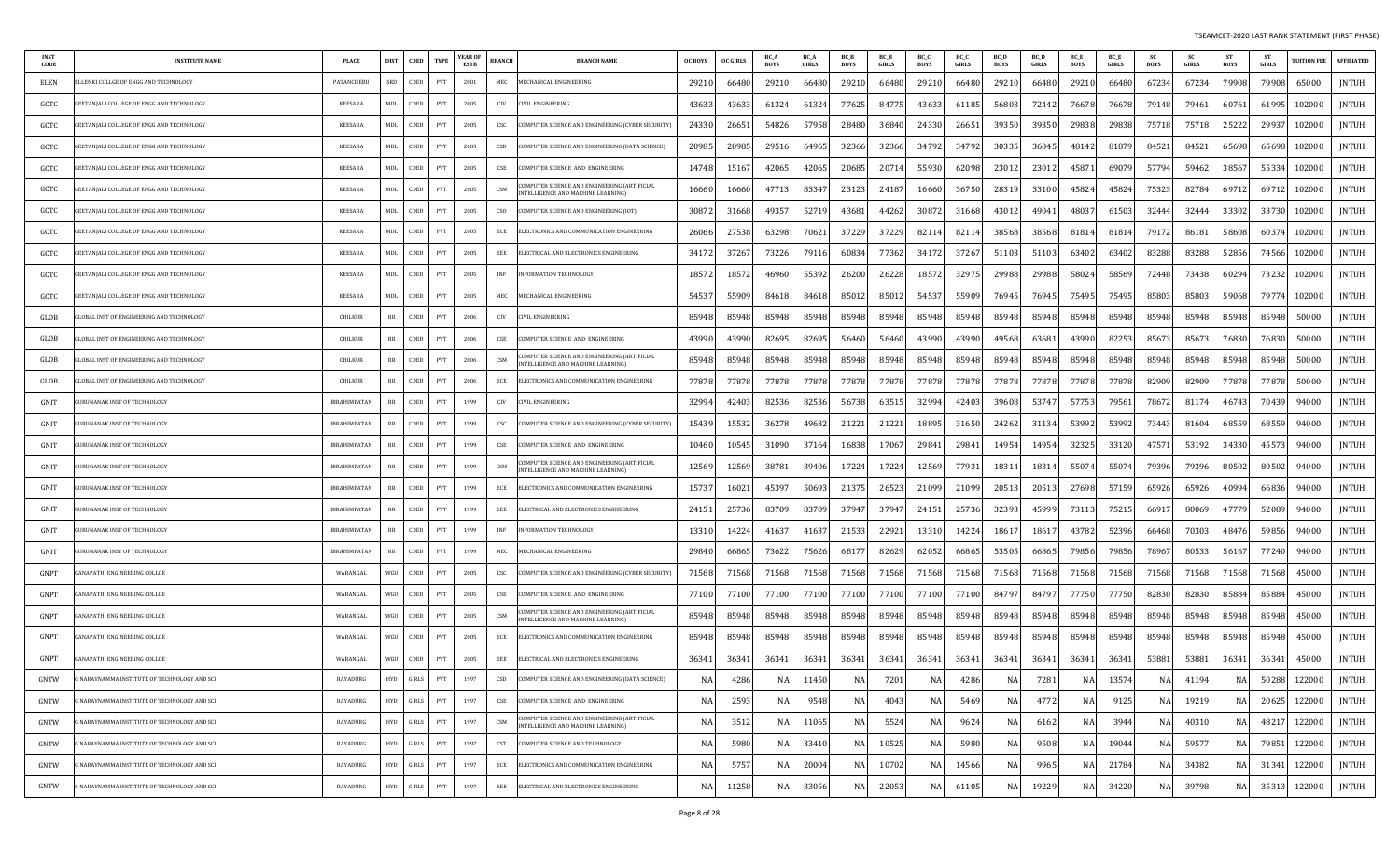| INST CODE | INSTITUTE NAME | PLACE | DIST | COED | TYPE | YEAR OF ESTB | BRANCH | BRANCH NAME | OC BOYS | OC GIRLS | BC_A BOYS | BC_A GIRLS | BC_B BOYS | BC_B GIRLS | BC_C BOYS | BC_C GIRLS | BC_D BOYS | BC_D GIRLS | BC_E BOYS | BC_E GIRLS | SC BOYS | SC GIRLS | ST BOYS | ST GIRLS | TUITION FEE | AFFILIATED |
|---|---|---|---|---|---|---|---|---|---|---|---|---|---|---|---|---|---|---|---|---|---|---|---|---|---|---|
| ELEN | ELLENKI COLLGE OF ENGG AND TECHNOLOGY | PATANCHERU | SRD | COED | PVT | 2001 | MEC | MECHANICAL ENGINEERING | 29210 | 66480 | 29210 | 66480 | 29210 | 66480 | 29210 | 66480 | 29210 | 66480 | 29210 | 66480 | 67234 | 67234 | 79908 | 79908 | 65000 | JNTUH |
| GCTC | GEETANJALI COLLEGE OF ENGG AND TECHNOLOGY | KEESARA | MDL | COED | PVT | 2005 | CIV | CIVIL ENGINEERING | 43633 | 43633 | 61324 | 61324 | 77625 | 84775 | 43633 | 61185 | 56803 | 72442 | 76678 | 76678 | 79148 | 79461 | 60761 | 61995 | 102000 | JNTUH |
| GCTC | GEETANJALI COLLEGE OF ENGG AND TECHNOLOGY | KEESARA | MDL | COED | PVT | 2005 | CSC | COMPUTER SCIENCE AND ENGINEERING (CYBER SECURITY) | 24330 | 26651 | 54826 | 57958 | 28480 | 36840 | 24330 | 26651 | 39350 | 39350 | 29838 | 29838 | 75718 | 75718 | 25222 | 29937 | 102000 | JNTUH |
| GCTC | GEETANJALI COLLEGE OF ENGG AND TECHNOLOGY | KEESARA | MDL | COED | PVT | 2005 | CSD | COMPUTER SCIENCE AND ENGINEERING (DATA SCIENCE) | 20985 | 20985 | 29516 | 64965 | 32366 | 32366 | 34792 | 34792 | 30335 | 36045 | 48142 | 81879 | 84521 | 84521 | 65698 | 65698 | 102000 | JNTUH |
| GCTC | GEETANJALI COLLEGE OF ENGG AND TECHNOLOGY | KEESARA | MDL | COED | PVT | 2005 | CSE | COMPUTER SCIENCE AND ENGINEERING | 14748 | 15167 | 42065 | 42065 | 20685 | 20714 | 55930 | 62098 | 23012 | 23012 | 45871 | 69079 | 57794 | 59462 | 38567 | 55334 | 102000 | JNTUH |
| GCTC | GEETANJALI COLLEGE OF ENGG AND TECHNOLOGY | KEESARA | MDL | COED | PVT | 2005 | CSM | COMPUTER SCIENCE AND ENGINEERING (ARTIFICIAL INTELLIGENCE AND MACHINE LEARNING) | 16660 | 16660 | 47713 | 83347 | 23123 | 24187 | 16660 | 36750 | 28319 | 33100 | 45824 | 45824 | 75323 | 82784 | 69712 | 69712 | 102000 | JNTUH |
| GCTC | GEETANJALI COLLEGE OF ENGG AND TECHNOLOGY | KEESARA | MDL | COED | PVT | 2005 | CSO | COMPUTER SCIENCE AND ENGINEERING (IOT) | 30872 | 31668 | 49357 | 52719 | 43681 | 44262 | 30872 | 31668 | 43012 | 49041 | 48037 | 61503 | 32444 | 32444 | 33302 | 33730 | 102000 | JNTUH |
| GCTC | GEETANJALI COLLEGE OF ENGG AND TECHNOLOGY | KEESARA | MDL | COED | PVT | 2005 | ECE | ELECTRONICS AND COMMUNICATION ENGINEERING | 26066 | 27538 | 63298 | 70621 | 37229 | 37229 | 82114 | 82114 | 38568 | 38568 | 81814 | 81814 | 79172 | 86181 | 58608 | 60374 | 102000 | JNTUH |
| GCTC | GEETANJALI COLLEGE OF ENGG AND TECHNOLOGY | KEESARA | MDL | COED | PVT | 2005 | EEE | ELECTRICAL AND ELECTRONICS ENGINEERING | 34172 | 37267 | 73226 | 79116 | 60834 | 77362 | 34172 | 37267 | 51103 | 51103 | 63402 | 63402 | 83288 | 83288 | 52856 | 74566 | 102000 | JNTUH |
| GCTC | GEETANJALI COLLEGE OF ENGG AND TECHNOLOGY | KEESARA | MDL | COED | PVT | 2005 | INF | INFORMATION TECHNOLOGY | 18572 | 18572 | 46960 | 55392 | 26200 | 26228 | 18572 | 32975 | 29988 | 29988 | 58024 | 58569 | 72448 | 73438 | 60294 | 73232 | 102000 | JNTUH |
| GCTC | GEETANJALI COLLEGE OF ENGG AND TECHNOLOGY | KEESARA | MDL | COED | PVT | 2005 | MEC | MECHANICAL ENGINEERING | 54537 | 55909 | 84618 | 84618 | 85012 | 85012 | 54537 | 55909 | 76945 | 76945 | 75495 | 75495 | 85803 | 85803 | 59068 | 79774 | 102000 | JNTUH |
| GLOB | GLOBAL INST OF ENGINEERING AND TECHNOLOGY | CHILKUR | RR | COED | PVT | 2006 | CIV | CIVIL ENGINEERING | 85948 | 85948 | 85948 | 85948 | 85948 | 85948 | 85948 | 85948 | 85948 | 85948 | 85948 | 85948 | 85948 | 85948 | 85948 | 85948 | 50000 | JNTUH |
| GLOB | GLOBAL INST OF ENGINEERING AND TECHNOLOGY | CHILKUR | RR | COED | PVT | 2006 | CSE | COMPUTER SCIENCE AND ENGINEERING | 43990 | 43990 | 82695 | 82695 | 56460 | 56460 | 43990 | 43990 | 49568 | 63681 | 43990 | 82253 | 85673 | 85673 | 76830 | 76830 | 50000 | JNTUH |
| GLOB | GLOBAL INST OF ENGINEERING AND TECHNOLOGY | CHILKUR | RR | COED | PVT | 2006 | CSM | COMPUTER SCIENCE AND ENGINEERING (ARTIFICIAL INTELLIGENCE AND MACHINE LEARNING) | 85948 | 85948 | 85948 | 85948 | 85948 | 85948 | 85948 | 85948 | 85948 | 85948 | 85948 | 85948 | 85948 | 85948 | 85948 | 85948 | 50000 | JNTUH |
| GLOB | GLOBAL INST OF ENGINEERING AND TECHNOLOGY | CHILKUR | RR | COED | PVT | 2006 | ECE | ELECTRONICS AND COMMUNICATION ENGINEERING | 77878 | 77878 | 77878 | 77878 | 77878 | 77878 | 77878 | 77878 | 77878 | 77878 | 77878 | 77878 | 82909 | 82909 | 77878 | 77878 | 50000 | JNTUH |
| GNIT | GURUNANAK INST OF TECHNOLOGY | IBRAHIMPATAN | RR | COED | PVT | 1999 | CIV | CIVIL ENGINEERING | 32994 | 42403 | 82536 | 82536 | 56738 | 63515 | 32994 | 42403 | 39608 | 53747 | 57753 | 79561 | 78672 | 81174 | 46743 | 70439 | 94000 | JNTUH |
| GNIT | GURUNANAK INST OF TECHNOLOGY | IBRAHIMPATAN | RR | COED | PVT | 1999 | CSC | COMPUTER SCIENCE AND ENGINEERING (CYBER SECURITY) | 15439 | 15532 | 36278 | 49632 | 21221 | 21221 | 18895 | 31650 | 24262 | 31134 | 53992 | 53992 | 73443 | 81604 | 68559 | 68559 | 94000 | JNTUH |
| GNIT | GURUNANAK INST OF TECHNOLOGY | IBRAHIMPATAN | RR | COED | PVT | 1999 | CSE | COMPUTER SCIENCE AND ENGINEERING | 10460 | 10545 | 31090 | 37164 | 16838 | 17067 | 29841 | 29841 | 14954 | 14954 | 32325 | 33120 | 47571 | 53192 | 34330 | 45573 | 94000 | JNTUH |
| GNIT | GURUNANAK INST OF TECHNOLOGY | IBRAHIMPATAN | RR | COED | PVT | 1999 | CSM | COMPUTER SCIENCE AND ENGINEERING (ARTIFICIAL INTELLIGENCE AND MACHINE LEARNING) | 12569 | 12569 | 38781 | 39406 | 17224 | 17224 | 12569 | 77931 | 18314 | 18314 | 55074 | 55074 | 79396 | 79396 | 80502 | 80502 | 94000 | JNTUH |
| GNIT | GURUNANAK INST OF TECHNOLOGY | IBRAHIMPATAN | RR | COED | PVT | 1999 | ECE | ELECTRONICS AND COMMUNICATION ENGINEERING | 15737 | 16021 | 45397 | 50693 | 21375 | 26523 | 21099 | 21099 | 20513 | 20513 | 27698 | 57159 | 65926 | 65926 | 40994 | 66836 | 94000 | JNTUH |
| GNIT | GURUNANAK INST OF TECHNOLOGY | IBRAHIMPATAN | RR | COED | PVT | 1999 | EEE | ELECTRICAL AND ELECTRONICS ENGINEERING | 24151 | 25736 | 83709 | 83709 | 37947 | 37947 | 24151 | 25736 | 32393 | 45999 | 73113 | 75215 | 66917 | 80069 | 47779 | 52089 | 94000 | JNTUH |
| GNIT | GURUNANAK INST OF TECHNOLOGY | IBRAHIMPATAN | RR | COED | PVT | 1999 | INF | INFORMATION TECHNOLOGY | 13310 | 14224 | 41637 | 41637 | 21533 | 22921 | 13310 | 14224 | 18617 | 18617 | 43782 | 52396 | 66468 | 70303 | 48476 | 59856 | 94000 | JNTUH |
| GNIT | GURUNANAK INST OF TECHNOLOGY | IBRAHIMPATAN | RR | COED | PVT | 1999 | MEC | MECHANICAL ENGINEERING | 29840 | 66865 | 73622 | 75626 | 68177 | 82629 | 62052 | 66865 | 53505 | 66865 | 79856 | 79856 | 78967 | 80533 | 56167 | 77240 | 94000 | JNTUH |
| GNPT | GANAPATHI ENGINEERING COLLGE | WARANGAL | WGU | COED | PVT | 2005 | CSC | COMPUTER SCIENCE AND ENGINEERING (CYBER SECURITY) | 71568 | 71568 | 71568 | 71568 | 71568 | 71568 | 71568 | 71568 | 71568 | 71568 | 71568 | 71568 | 71568 | 71568 | 71568 | 71568 | 45000 | JNTUH |
| GNPT | GANAPATHI ENGINEERING COLLGE | WARANGAL | WGU | COED | PVT | 2005 | CSE | COMPUTER SCIENCE AND ENGINEERING | 77100 | 77100 | 77100 | 77100 | 77100 | 77100 | 77100 | 77100 | 84797 | 84797 | 77750 | 77750 | 82830 | 82830 | 85884 | 85884 | 45000 | JNTUH |
| GNPT | GANAPATHI ENGINEERING COLLGE | WARANGAL | WGU | COED | PVT | 2005 | CSM | COMPUTER SCIENCE AND ENGINEERING (ARTIFICIAL INTELLIGENCE AND MACHINE LEARNING) | 85948 | 85948 | 85948 | 85948 | 85948 | 85948 | 85948 | 85948 | 85948 | 85948 | 85948 | 85948 | 85948 | 85948 | 85948 | 85948 | 45000 | JNTUH |
| GNPT | GANAPATHI ENGINEERING COLLGE | WARANGAL | WGU | COED | PVT | 2005 | ECE | ELECTRONICS AND COMMUNICATION ENGINEERING | 85948 | 85948 | 85948 | 85948 | 85948 | 85948 | 85948 | 85948 | 85948 | 85948 | 85948 | 85948 | 85948 | 85948 | 85948 | 85948 | 45000 | JNTUH |
| GNPT | GANAPATHI ENGINEERING COLLGE | WARANGAL | WGU | COED | PVT | 2005 | EEE | ELECTRICAL AND ELECTRONICS ENGINEERING | 36341 | 36341 | 36341 | 36341 | 36341 | 36341 | 36341 | 36341 | 36341 | 36341 | 36341 | 36341 | 53881 | 53881 | 36341 | 36341 | 45000 | JNTUH |
| GNTW | G NARAYNAMMA INSTITUTE OF TECHNOLOGY AND SCI | RAYADURG | HYD | GIRLS | PVT | 1997 | CSD | COMPUTER SCIENCE AND ENGINEERING (DATA SCIENCE) | NA | 4286 | NA | 11450 | NA | 7201 | NA | 4286 | NA | 7281 | NA | 13574 | NA | 41194 | NA | 50288 | 122000 | JNTUH |
| GNTW | G NARAYNAMMA INSTITUTE OF TECHNOLOGY AND SCI | RAYADURG | HYD | GIRLS | PVT | 1997 | CSE | COMPUTER SCIENCE AND ENGINEERING | NA | 2593 | NA | 9548 | NA | 4043 | NA | 5469 | NA | 4772 | NA | 9125 | NA | 19219 | NA | 20625 | 122000 | JNTUH |
| GNTW | G NARAYNAMMA INSTITUTE OF TECHNOLOGY AND SCI | RAYADURG | HYD | GIRLS | PVT | 1997 | CSM | COMPUTER SCIENCE AND ENGINEERING (ARTIFICIAL INTELLIGENCE AND MACHINE LEARNING) | NA | 3512 | NA | 11065 | NA | 5524 | NA | 9624 | NA | 6162 | NA | 3944 | NA | 40310 | NA | 48217 | 122000 | JNTUH |
| GNTW | G NARAYNAMMA INSTITUTE OF TECHNOLOGY AND SCI | RAYADURG | HYD | GIRLS | PVT | 1997 | CST | COMPUTER SCIENCE AND TECHNOLOGY | NA | 5980 | NA | 33410 | NA | 10525 | NA | 5980 | NA | 9508 | NA | 19044 | NA | 59577 | NA | 79851 | 122000 | JNTUH |
| GNTW | G NARAYNAMMA INSTITUTE OF TECHNOLOGY AND SCI | RAYADURG | HYD | GIRLS | PVT | 1997 | ECE | ELECTRONICS AND COMMUNICATION ENGINEERING | NA | 5757 | NA | 20004 | NA | 10702 | NA | 14566 | NA | 9965 | NA | 21784 | NA | 34382 | NA | 31341 | 122000 | JNTUH |
| GNTW | G NARAYNAMMA INSTITUTE OF TECHNOLOGY AND SCI | RAYADURG | HYD | GIRLS | PVT | 1997 | EEE | ELECTRICAL AND ELECTRONICS ENGINEERING | NA | 11258 | NA | 33056 | NA | 22053 | NA | 61105 | NA | 19229 | NA | 34220 | NA | 39798 | NA | 35313 | 122000 | JNTUH |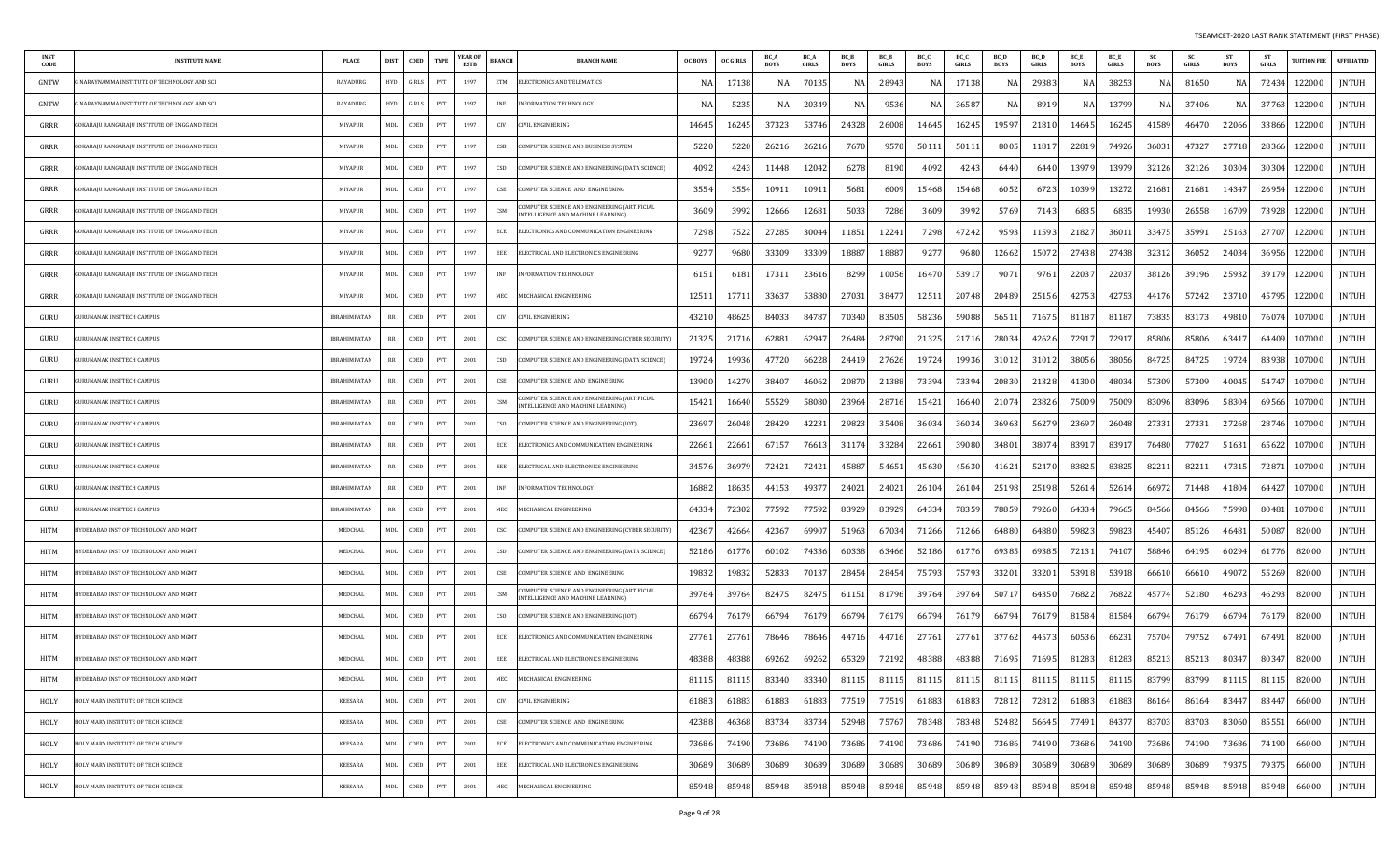| INST CODE | INSTITUTE NAME | PLACE | DIST | COED | TYPE | YEAR OF ESTB | BRANCH | BRANCH NAME | OC BOYS | OC GIRLS | BC_A BOYS | BC_A GIRLS | BC_B BOYS | BC_B GIRLS | BC_C BOYS | BC_C GIRLS | BC_D BOYS | BC_D GIRLS | BC_E BOYS | BC_E GIRLS | SC BOYS | SC GIRLS | ST BOYS | ST GIRLS | TUITION FEE | AFFILIATED |
|---|---|---|---|---|---|---|---|---|---|---|---|---|---|---|---|---|---|---|---|---|---|---|---|---|---|---|
| GNTW | G NARAYNAMMA INSTITUTE OF TECHNOLOGY AND SCI | RAYADURG | HYD | GIRLS | PVT | 1997 | ETM | ELECTRONICS AND TELEMATICS | NA | 17138 | NA | 70135 | NA | 28943 | NA | 17138 | NA | 29383 | NA | 38253 | NA | 81650 | NA | 72434 | 122000 | JNTUH |
| GNTW | G NARAYNAMMA INSTITUTE OF TECHNOLOGY AND SCI | RAYADURG | HYD | GIRLS | PVT | 1997 | INF | INFORMATION TECHNOLOGY | NA | 5235 | NA | 20349 | NA | 9536 | NA | 36587 | NA | 8919 | NA | 13799 | NA | 37406 | NA | 37763 | 122000 | JNTUH |
| GRRR | GOKARAJU RANGARAJU INSTITUTE OF ENGG AND TECH | MIYAPUR | MDL | COED | PVT | 1997 | CIV | CIVIL ENGINEERING | 14645 | 16245 | 37323 | 53746 | 24328 | 26008 | 14645 | 16245 | 19597 | 21810 | 14645 | 16245 | 41589 | 46470 | 22066 | 33866 | 122000 | JNTUH |
| GRRR | GOKARAJU RANGARAJU INSTITUTE OF ENGG AND TECH | MIYAPUR | MDL | COED | PVT | 1997 | CSB | COMPUTER SCIENCE AND BUSINESS SYSTEM | 5220 | 5220 | 26216 | 26216 | 7670 | 9570 | 50111 | 50111 | 8005 | 11817 | 22819 | 74926 | 36031 | 47327 | 27718 | 28366 | 122000 | JNTUH |
| GRRR | GOKARAJU RANGARAJU INSTITUTE OF ENGG AND TECH | MIYAPUR | MDL | COED | PVT | 1997 | CSD | COMPUTER SCIENCE AND ENGINEERING (DATA SCIENCE) | 4092 | 4243 | 11448 | 12042 | 6278 | 8190 | 4092 | 4243 | 6440 | 6440 | 13979 | 13979 | 32126 | 32126 | 30304 | 30304 | 122000 | JNTUH |
| GRRR | GOKARAJU RANGARAJU INSTITUTE OF ENGG AND TECH | MIYAPUR | MDL | COED | PVT | 1997 | CSE | COMPUTER SCIENCE AND ENGINEERING | 3554 | 3554 | 10911 | 10911 | 5681 | 6009 | 15468 | 15468 | 6052 | 6723 | 10399 | 13272 | 21681 | 21681 | 14347 | 26954 | 122000 | JNTUH |
| GRRR | GOKARAJU RANGARAJU INSTITUTE OF ENGG AND TECH | MIYAPUR | MDL | COED | PVT | 1997 | CSM | COMPUTER SCIENCE AND ENGINEERING (ARTIFICIAL INTELLIGENCE AND MACHINE LEARNING) | 3609 | 3992 | 12666 | 12681 | 5033 | 7286 | 3609 | 3992 | 5769 | 7143 | 6835 | 6835 | 19930 | 26558 | 16709 | 73928 | 122000 | JNTUH |
| GRRR | GOKARAJU RANGARAJU INSTITUTE OF ENGG AND TECH | MIYAPUR | MDL | COED | PVT | 1997 | ECE | ELECTRONICS AND COMMUNICATION ENGINEERING | 7298 | 7522 | 27285 | 30044 | 11851 | 12241 | 7298 | 47242 | 9593 | 11593 | 21827 | 36011 | 33475 | 35991 | 25163 | 27707 | 122000 | JNTUH |
| GRRR | GOKARAJU RANGARAJU INSTITUTE OF ENGG AND TECH | MIYAPUR | MDL | COED | PVT | 1997 | EEE | ELECTRICAL AND ELECTRONICS ENGINEERING | 9277 | 9680 | 33309 | 33309 | 18887 | 18887 | 9277 | 9680 | 12662 | 15072 | 27438 | 27438 | 32312 | 36052 | 24034 | 36956 | 122000 | JNTUH |
| GRRR | GOKARAJU RANGARAJU INSTITUTE OF ENGG AND TECH | MIYAPUR | MDL | COED | PVT | 1997 | INF | INFORMATION TECHNOLOGY | 6151 | 6181 | 17311 | 23616 | 8299 | 10056 | 16470 | 53917 | 9071 | 9761 | 22037 | 22037 | 38126 | 39196 | 25932 | 39179 | 122000 | JNTUH |
| GRRR | GOKARAJU RANGARAJU INSTITUTE OF ENGG AND TECH | MIYAPUR | MDL | COED | PVT | 1997 | MEC | MECHANICAL ENGINEERING | 12511 | 17711 | 33637 | 53880 | 27031 | 38477 | 12511 | 20748 | 20489 | 25156 | 42753 | 42753 | 44176 | 57242 | 23710 | 45795 | 122000 | JNTUH |
| GURU | GURUNANAK INSTTECH CAMPUS | IBRAHIMPATAN | RR | COED | PVT | 2001 | CIV | CIVIL ENGINEERING | 43210 | 48625 | 84033 | 84787 | 70340 | 83505 | 58236 | 59088 | 56511 | 71675 | 81187 | 81187 | 73835 | 83173 | 49810 | 76074 | 107000 | JNTUH |
| GURU | GURUNANAK INSTTECH CAMPUS | IBRAHIMPATAN | RR | COED | PVT | 2001 | CSC | COMPUTER SCIENCE AND ENGINEERING (CYBER SECURITY) | 21325 | 21716 | 62881 | 62947 | 26484 | 28790 | 21325 | 21716 | 28034 | 42626 | 72917 | 72917 | 85806 | 85806 | 63417 | 64409 | 107000 | JNTUH |
| GURU | GURUNANAK INSTTECH CAMPUS | IBRAHIMPATAN | RR | COED | PVT | 2001 | CSD | COMPUTER SCIENCE AND ENGINEERING (DATA SCIENCE) | 19724 | 19936 | 47720 | 66228 | 24419 | 27626 | 19724 | 19936 | 31012 | 31012 | 38056 | 38056 | 84725 | 84725 | 19724 | 83938 | 107000 | JNTUH |
| GURU | GURUNANAK INSTTECH CAMPUS | IBRAHIMPATAN | RR | COED | PVT | 2001 | CSE | COMPUTER SCIENCE AND ENGINEERING | 13900 | 14279 | 38407 | 46062 | 20870 | 21388 | 73394 | 73394 | 20830 | 21328 | 41300 | 48034 | 57309 | 57309 | 40045 | 54747 | 107000 | JNTUH |
| GURU | GURUNANAK INSTTECH CAMPUS | IBRAHIMPATAN | RR | COED | PVT | 2001 | CSM | COMPUTER SCIENCE AND ENGINEERING (ARTIFICIAL INTELLIGENCE AND MACHINE LEARNING) | 15421 | 16640 | 55529 | 58080 | 23964 | 28716 | 15421 | 16640 | 21074 | 23826 | 75009 | 75009 | 83096 | 83096 | 58304 | 69566 | 107000 | JNTUH |
| GURU | GURUNANAK INSTTECH CAMPUS | IBRAHIMPATAN | RR | COED | PVT | 2001 | CSO | COMPUTER SCIENCE AND ENGINEERING (IOT) | 23697 | 26048 | 28429 | 42231 | 29823 | 35408 | 36034 | 36034 | 36963 | 56279 | 23697 | 26048 | 27331 | 27331 | 27268 | 28746 | 107000 | JNTUH |
| GURU | GURUNANAK INSTTECH CAMPUS | IBRAHIMPATAN | RR | COED | PVT | 2001 | ECE | ELECTRONICS AND COMMUNICATION ENGINEERING | 22661 | 22661 | 67157 | 76613 | 31174 | 33284 | 22661 | 39080 | 34801 | 38074 | 83917 | 83917 | 76480 | 77027 | 51631 | 65622 | 107000 | JNTUH |
| GURU | GURUNANAK INSTTECH CAMPUS | IBRAHIMPATAN | RR | COED | PVT | 2001 | EEE | ELECTRICAL AND ELECTRONICS ENGINEERING | 34576 | 36979 | 72421 | 72421 | 45887 | 54651 | 45630 | 45630 | 41624 | 52470 | 83825 | 83825 | 82211 | 82211 | 47315 | 72871 | 107000 | JNTUH |
| GURU | GURUNANAK INSTTECH CAMPUS | IBRAHIMPATAN | RR | COED | PVT | 2001 | INF | INFORMATION TECHNOLOGY | 16882 | 18635 | 44153 | 49377 | 24021 | 24021 | 26104 | 26104 | 25198 | 25198 | 52614 | 52614 | 66972 | 71448 | 41804 | 64427 | 107000 | JNTUH |
| GURU | GURUNANAK INSTTECH CAMPUS | IBRAHIMPATAN | RR | COED | PVT | 2001 | MEC | MECHANICAL ENGINEERING | 64334 | 72302 | 77592 | 77592 | 83929 | 83929 | 64334 | 78359 | 78859 | 79260 | 64334 | 79665 | 84566 | 84566 | 75998 | 80481 | 107000 | JNTUH |
| HITM | HYDERABAD INST OF TECHNOLOGY AND MGMT | MEDCHAL | MDL | COED | PVT | 2001 | CSC | COMPUTER SCIENCE AND ENGINEERING (CYBER SECURITY) | 42367 | 42664 | 42367 | 69907 | 51963 | 67034 | 71266 | 71266 | 64880 | 64880 | 59823 | 59823 | 45407 | 85126 | 46481 | 50087 | 82000 | JNTUH |
| HITM | HYDERABAD INST OF TECHNOLOGY AND MGMT | MEDCHAL | MDL | COED | PVT | 2001 | CSD | COMPUTER SCIENCE AND ENGINEERING (DATA SCIENCE) | 52186 | 61776 | 60102 | 74336 | 60338 | 63466 | 52186 | 61776 | 69385 | 69385 | 72131 | 74107 | 58846 | 64195 | 60294 | 61776 | 82000 | JNTUH |
| HITM | HYDERABAD INST OF TECHNOLOGY AND MGMT | MEDCHAL | MDL | COED | PVT | 2001 | CSE | COMPUTER SCIENCE AND ENGINEERING | 19832 | 19832 | 52833 | 70137 | 28454 | 28454 | 75793 | 75793 | 33201 | 33201 | 53918 | 53918 | 66610 | 66610 | 49072 | 55269 | 82000 | JNTUH |
| HITM | HYDERABAD INST OF TECHNOLOGY AND MGMT | MEDCHAL | MDL | COED | PVT | 2001 | CSM | COMPUTER SCIENCE AND ENGINEERING (ARTIFICIAL INTELLIGENCE AND MACHINE LEARNING) | 39764 | 39764 | 82475 | 82475 | 61151 | 81796 | 39764 | 39764 | 50717 | 64350 | 76822 | 76822 | 45774 | 52180 | 46293 | 46293 | 82000 | JNTUH |
| HITM | HYDERABAD INST OF TECHNOLOGY AND MGMT | MEDCHAL | MDL | COED | PVT | 2001 | CSO | COMPUTER SCIENCE AND ENGINEERING (IOT) | 66794 | 76179 | 66794 | 76179 | 66794 | 76179 | 66794 | 76179 | 66794 | 76179 | 81584 | 81584 | 66794 | 76179 | 66794 | 76179 | 82000 | JNTUH |
| HITM | HYDERABAD INST OF TECHNOLOGY AND MGMT | MEDCHAL | MDL | COED | PVT | 2001 | ECE | ELECTRONICS AND COMMUNICATION ENGINEERING | 27761 | 27761 | 78646 | 78646 | 44716 | 44716 | 27761 | 27761 | 37762 | 44573 | 60536 | 66231 | 75704 | 79752 | 67491 | 67491 | 82000 | JNTUH |
| HITM | HYDERABAD INST OF TECHNOLOGY AND MGMT | MEDCHAL | MDL | COED | PVT | 2001 | EEE | ELECTRICAL AND ELECTRONICS ENGINEERING | 48388 | 48388 | 69262 | 69262 | 65329 | 72192 | 48388 | 48388 | 71695 | 71695 | 81283 | 81283 | 85213 | 85213 | 80347 | 80347 | 82000 | JNTUH |
| HITM | HYDERABAD INST OF TECHNOLOGY AND MGMT | MEDCHAL | MDL | COED | PVT | 2001 | MEC | MECHANICAL ENGINEERING | 81115 | 81115 | 83340 | 83340 | 81115 | 81115 | 81115 | 81115 | 81115 | 81115 | 81115 | 81115 | 83799 | 83799 | 81115 | 81115 | 82000 | JNTUH |
| HOLY | HOLY MARY INSTITUTE OF TECH SCIENCE | KEESARA | MDL | COED | PVT | 2001 | CIV | CIVIL ENGINEERING | 61883 | 61883 | 61883 | 61883 | 77519 | 77519 | 61883 | 61883 | 72812 | 72812 | 61883 | 61883 | 86164 | 86164 | 83447 | 83447 | 66000 | JNTUH |
| HOLY | HOLY MARY INSTITUTE OF TECH SCIENCE | KEESARA | MDL | COED | PVT | 2001 | CSE | COMPUTER SCIENCE AND ENGINEERING | 42388 | 46368 | 83734 | 83734 | 52948 | 75767 | 78348 | 78348 | 52482 | 56645 | 77491 | 84377 | 83703 | 83703 | 83060 | 85551 | 66000 | JNTUH |
| HOLY | HOLY MARY INSTITUTE OF TECH SCIENCE | KEESARA | MDL | COED | PVT | 2001 | ECE | ELECTRONICS AND COMMUNICATION ENGINEERING | 73686 | 74190 | 73686 | 74190 | 73686 | 74190 | 73686 | 74190 | 73686 | 74190 | 73686 | 74190 | 73686 | 74190 | 73686 | 74190 | 66000 | JNTUH |
| HOLY | HOLY MARY INSTITUTE OF TECH SCIENCE | KEESARA | MDL | COED | PVT | 2001 | EEE | ELECTRICAL AND ELECTRONICS ENGINEERING | 30689 | 30689 | 30689 | 30689 | 30689 | 30689 | 30689 | 30689 | 30689 | 30689 | 30689 | 30689 | 30689 | 30689 | 79375 | 79375 | 66000 | JNTUH |
| HOLY | HOLY MARY INSTITUTE OF TECH SCIENCE | KEESARA | MDL | COED | PVT | 2001 | MEC | MECHANICAL ENGINEERING | 85948 | 85948 | 85948 | 85948 | 85948 | 85948 | 85948 | 85948 | 85948 | 85948 | 85948 | 85948 | 85948 | 85948 | 85948 | 85948 | 66000 | JNTUH |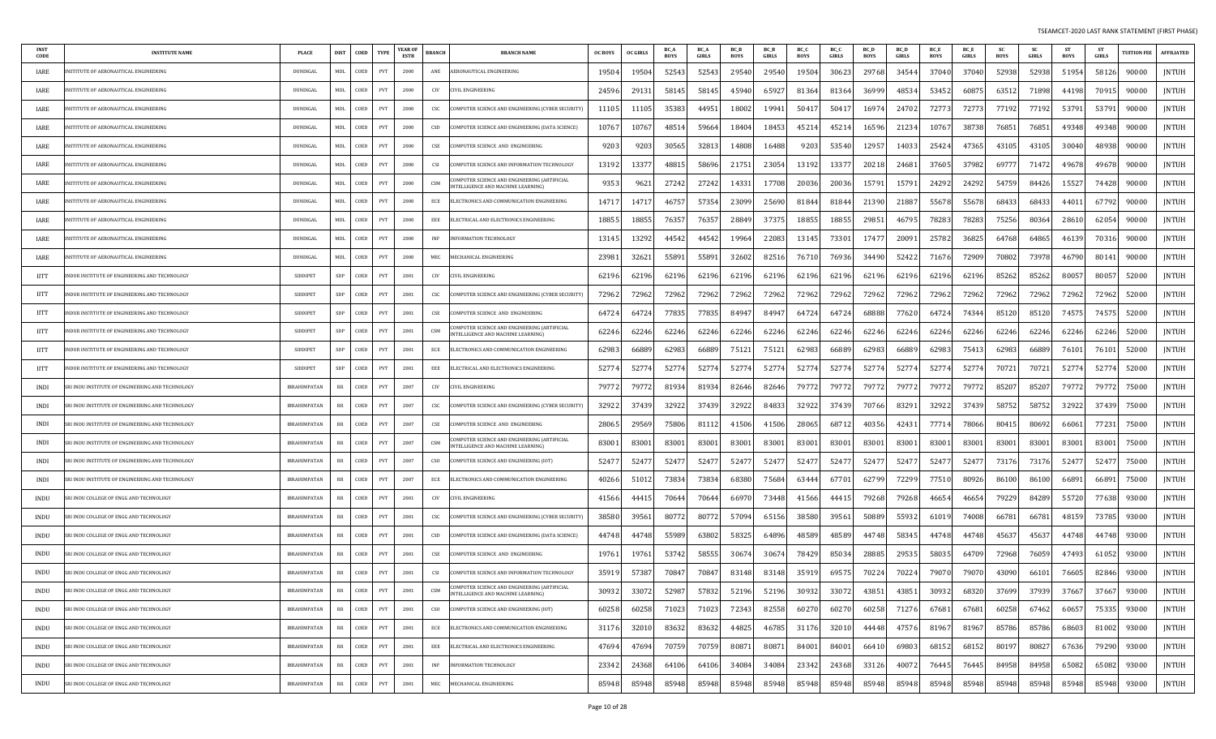| INST CODE | INSTITUTE NAME | PLACE | DIST | COED | TYPE | YEAR OF ESTB | BRANCH | BRANCH NAME | OC BOYS | OC GIRLS | BC_A BOYS | BC_A GIRLS | BC_B BOYS | BC_B GIRLS | BC_C BOYS | BC_C GIRLS | BC_D BOYS | BC_D GIRLS | BC_E BOYS | BC_E GIRLS | SC BOYS | SC GIRLS | ST BOYS | ST GIRLS | TUITION FEE | AFFILIATED |
|---|---|---|---|---|---|---|---|---|---|---|---|---|---|---|---|---|---|---|---|---|---|---|---|---|---|---|
| IARE | INSTITUTE OF AERONAUTICAL ENGINEERING | DUNDIGAL | MDL | COED | PVT | 2000 | ANE | AERONAUTICAL ENGINEERING | 19504 | 19504 | 52543 | 52543 | 29540 | 29540 | 19504 | 30623 | 29768 | 34544 | 37040 | 37040 | 52938 | 52938 | 51954 | 58126 | 90000 | JNTUH |
| IARE | INSTITUTE OF AERONAUTICAL ENGINEERING | DUNDIGAL | MDL | COED | PVT | 2000 | CIV | CIVIL ENGINEERING | 24596 | 29131 | 58145 | 58145 | 45940 | 65927 | 81364 | 81364 | 36999 | 48534 | 53452 | 60875 | 63512 | 71898 | 44198 | 70915 | 90000 | JNTUH |
| IARE | INSTITUTE OF AERONAUTICAL ENGINEERING | DUNDIGAL | MDL | COED | PVT | 2000 | CSC | COMPUTER SCIENCE AND ENGINEERING (CYBER SECURITY) | 11105 | 11105 | 35383 | 44951 | 18002 | 19941 | 50417 | 50417 | 16974 | 24702 | 72773 | 72773 | 77192 | 77192 | 53791 | 53791 | 90000 | JNTUH |
| IARE | INSTITUTE OF AERONAUTICAL ENGINEERING | DUNDIGAL | MDL | COED | PVT | 2000 | CSD | COMPUTER SCIENCE AND ENGINEERING (DATA SCIENCE) | 10767 | 10767 | 48514 | 59664 | 18404 | 18453 | 45214 | 45214 | 16596 | 21234 | 10767 | 38738 | 76851 | 76851 | 49348 | 49348 | 90000 | JNTUH |
| IARE | INSTITUTE OF AERONAUTICAL ENGINEERING | DUNDIGAL | MDL | COED | PVT | 2000 | CSE | COMPUTER SCIENCE AND ENGINEERING | 9203 | 9203 | 30565 | 32813 | 14808 | 16488 | 9203 | 53540 | 12957 | 14033 | 25424 | 47365 | 43105 | 43105 | 30040 | 48938 | 90000 | JNTUH |
| IARE | INSTITUTE OF AERONAUTICAL ENGINEERING | DUNDIGAL | MDL | COED | PVT | 2000 | CSI | COMPUTER SCIENCE AND INFORMATION TECHNOLOGY | 13192 | 13377 | 48815 | 58696 | 21751 | 23054 | 13192 | 13377 | 20218 | 24681 | 37605 | 37982 | 69777 | 71472 | 49678 | 49678 | 90000 | JNTUH |
| IARE | INSTITUTE OF AERONAUTICAL ENGINEERING | DUNDIGAL | MDL | COED | PVT | 2000 | CSM | COMPUTER SCIENCE AND ENGINEERING (ARTIFICIAL INTELLIGENCE AND MACHINE LEARNING) | 9353 | 9621 | 27242 | 27242 | 14331 | 17708 | 20036 | 20036 | 15791 | 15791 | 24292 | 24292 | 54759 | 84426 | 15527 | 74428 | 90000 | JNTUH |
| IARE | INSTITUTE OF AERONAUTICAL ENGINEERING | DUNDIGAL | MDL | COED | PVT | 2000 | ECE | ELECTRONICS AND COMMUNICATION ENGINEERING | 14717 | 14717 | 46757 | 57354 | 23099 | 25690 | 81844 | 81844 | 21390 | 21887 | 55678 | 55678 | 68433 | 68433 | 44011 | 67792 | 90000 | JNTUH |
| IARE | INSTITUTE OF AERONAUTICAL ENGINEERING | DUNDIGAL | MDL | COED | PVT | 2000 | EEE | ELECTRICAL AND ELECTRONICS ENGINEERING | 18855 | 18855 | 76357 | 76357 | 28849 | 37375 | 18855 | 18855 | 29851 | 46795 | 78283 | 78283 | 75256 | 80364 | 28610 | 62054 | 90000 | JNTUH |
| IARE | INSTITUTE OF AERONAUTICAL ENGINEERING | DUNDIGAL | MDL | COED | PVT | 2000 | INF | INFORMATION TECHNOLOGY | 13145 | 13292 | 44542 | 44542 | 19964 | 22083 | 13145 | 73301 | 17477 | 20091 | 25782 | 36825 | 64768 | 64865 | 46139 | 70316 | 90000 | JNTUH |
| IARE | INSTITUTE OF AERONAUTICAL ENGINEERING | DUNDIGAL | MDL | COED | PVT | 2000 | MEC | MECHANICAL ENGINEERING | 23981 | 32621 | 55891 | 55891 | 32602 | 82516 | 76710 | 76936 | 34490 | 52422 | 71676 | 72909 | 70802 | 73978 | 46790 | 80141 | 90000 | JNTUH |
| IITT | INDUR INSTITUTE OF ENGINEERING AND TECHNOLOGY | SIDDIPET | SDP | COED | PVT | 2001 | CIV | CIVIL ENGINEERING | 62196 | 62196 | 62196 | 62196 | 62196 | 62196 | 62196 | 62196 | 62196 | 62196 | 62196 | 62196 | 85262 | 85262 | 80057 | 80057 | 52000 | JNTUH |
| IITT | INDUR INSTITUTE OF ENGINEERING AND TECHNOLOGY | SIDDIPET | SDP | COED | PVT | 2001 | CSC | COMPUTER SCIENCE AND ENGINEERING (CYBER SECURITY) | 72962 | 72962 | 72962 | 72962 | 72962 | 72962 | 72962 | 72962 | 72962 | 72962 | 72962 | 72962 | 72962 | 72962 | 72962 | 72962 | 52000 | JNTUH |
| IITT | INDUR INSTITUTE OF ENGINEERING AND TECHNOLOGY | SIDDIPET | SDP | COED | PVT | 2001 | CSE | COMPUTER SCIENCE AND ENGINEERING | 64724 | 64724 | 77835 | 77835 | 84947 | 84947 | 64724 | 64724 | 68888 | 77620 | 64724 | 74344 | 85120 | 85120 | 74575 | 74575 | 52000 | JNTUH |
| IITT | INDUR INSTITUTE OF ENGINEERING AND TECHNOLOGY | SIDDIPET | SDP | COED | PVT | 2001 | CSM | COMPUTER SCIENCE AND ENGINEERING (ARTIFICIAL INTELLIGENCE AND MACHINE LEARNING) | 62246 | 62246 | 62246 | 62246 | 62246 | 62246 | 62246 | 62246 | 62246 | 62246 | 62246 | 62246 | 62246 | 62246 | 62246 | 62246 | 52000 | JNTUH |
| IITT | INDUR INSTITUTE OF ENGINEERING AND TECHNOLOGY | SIDDIPET | SDP | COED | PVT | 2001 | ECE | ELECTRONICS AND COMMUNICATION ENGINEERING | 62983 | 66889 | 62983 | 66889 | 75121 | 75121 | 62983 | 66889 | 62983 | 66889 | 62983 | 75413 | 62983 | 66889 | 76101 | 76101 | 52000 | JNTUH |
| IITT | INDUR INSTITUTE OF ENGINEERING AND TECHNOLOGY | SIDDIPET | SDP | COED | PVT | 2001 | EEE | ELECTRICAL AND ELECTRONICS ENGINEERING | 52774 | 52774 | 52774 | 52774 | 52774 | 52774 | 52774 | 52774 | 52774 | 52774 | 52774 | 52774 | 70721 | 70721 | 52774 | 52774 | 52000 | JNTUH |
| INDI | SRI INDU INSTITUTE OF ENGINEERING AND TECHNOLOGY | IBRAHIMPATAN | RR | COED | PVT | 2007 | CIV | CIVIL ENGINEERING | 79772 | 79772 | 81934 | 81934 | 82646 | 82646 | 79772 | 79772 | 79772 | 79772 | 79772 | 79772 | 85207 | 85207 | 79772 | 79772 | 75000 | JNTUH |
| INDI | SRI INDU INSTITUTE OF ENGINEERING AND TECHNOLOGY | IBRAHIMPATAN | RR | COED | PVT | 2007 | CSC | COMPUTER SCIENCE AND ENGINEERING (CYBER SECURITY) | 32922 | 37439 | 32922 | 37439 | 32922 | 84833 | 32922 | 37439 | 70766 | 83291 | 32922 | 37439 | 58752 | 58752 | 32922 | 37439 | 75000 | JNTUH |
| INDI | SRI INDU INSTITUTE OF ENGINEERING AND TECHNOLOGY | IBRAHIMPATAN | RR | COED | PVT | 2007 | CSE | COMPUTER SCIENCE AND ENGINEERING | 28065 | 29569 | 75806 | 81112 | 41506 | 41506 | 28065 | 68712 | 40356 | 42431 | 77714 | 78066 | 80415 | 80692 | 66061 | 77231 | 75000 | JNTUH |
| INDI | SRI INDU INSTITUTE OF ENGINEERING AND TECHNOLOGY | IBRAHIMPATAN | RR | COED | PVT | 2007 | CSM | COMPUTER SCIENCE AND ENGINEERING (ARTIFICIAL INTELLIGENCE AND MACHINE LEARNING) | 83001 | 83001 | 83001 | 83001 | 83001 | 83001 | 83001 | 83001 | 83001 | 83001 | 83001 | 83001 | 83001 | 83001 | 83001 | 83001 | 75000 | JNTUH |
| INDI | SRI INDU INSTITUTE OF ENGINEERING AND TECHNOLOGY | IBRAHIMPATAN | RR | COED | PVT | 2007 | CSO | COMPUTER SCIENCE AND ENGINEERING (IOT) | 52477 | 52477 | 52477 | 52477 | 52477 | 52477 | 52477 | 52477 | 52477 | 52477 | 52477 | 52477 | 73176 | 73176 | 52477 | 52477 | 75000 | JNTUH |
| INDI | SRI INDU INSTITUTE OF ENGINEERING AND TECHNOLOGY | IBRAHIMPATAN | RR | COED | PVT | 2007 | ECE | ELECTRONICS AND COMMUNICATION ENGINEERING | 40266 | 51012 | 73834 | 73834 | 68380 | 75684 | 63444 | 67701 | 62799 | 72299 | 77510 | 80926 | 86100 | 86100 | 66891 | 66891 | 75000 | JNTUH |
| INDU | SRI INDU COLLEGE OF ENGG AND TECHNOLOGY | IBRAHIMPATAN | RR | COED | PVT | 2001 | CIV | CIVIL ENGINEERING | 41566 | 44415 | 70644 | 70644 | 66970 | 73448 | 41566 | 44415 | 79268 | 79268 | 46654 | 46654 | 79229 | 84289 | 55720 | 77638 | 93000 | JNTUH |
| INDU | SRI INDU COLLEGE OF ENGG AND TECHNOLOGY | IBRAHIMPATAN | RR | COED | PVT | 2001 | CSC | COMPUTER SCIENCE AND ENGINEERING (CYBER SECURITY) | 38580 | 39561 | 80772 | 80772 | 57094 | 65156 | 38580 | 39561 | 50889 | 55932 | 61019 | 74008 | 66781 | 66781 | 48159 | 73785 | 93000 | JNTUH |
| INDU | SRI INDU COLLEGE OF ENGG AND TECHNOLOGY | IBRAHIMPATAN | RR | COED | PVT | 2001 | CSD | COMPUTER SCIENCE AND ENGINEERING (DATA SCIENCE) | 44748 | 44748 | 55989 | 63802 | 58325 | 64896 | 48589 | 48589 | 44748 | 58345 | 44748 | 44748 | 45637 | 45637 | 44748 | 44748 | 93000 | JNTUH |
| INDU | SRI INDU COLLEGE OF ENGG AND TECHNOLOGY | IBRAHIMPATAN | RR | COED | PVT | 2001 | CSE | COMPUTER SCIENCE AND ENGINEERING | 19761 | 19761 | 53742 | 58555 | 30674 | 30674 | 78429 | 85034 | 28885 | 29535 | 58035 | 64709 | 72968 | 76059 | 47493 | 61052 | 93000 | JNTUH |
| INDU | SRI INDU COLLEGE OF ENGG AND TECHNOLOGY | IBRAHIMPATAN | RR | COED | PVT | 2001 | CSI | COMPUTER SCIENCE AND INFORMATION TECHNOLOGY | 35919 | 57387 | 70847 | 70847 | 83148 | 83148 | 35919 | 69575 | 70224 | 70224 | 79070 | 79070 | 43090 | 66101 | 76605 | 82846 | 93000 | JNTUH |
| INDU | SRI INDU COLLEGE OF ENGG AND TECHNOLOGY | IBRAHIMPATAN | RR | COED | PVT | 2001 | CSM | COMPUTER SCIENCE AND ENGINEERING (ARTIFICIAL INTELLIGENCE AND MACHINE LEARNING) | 30932 | 33072 | 52987 | 57832 | 52196 | 52196 | 30932 | 33072 | 43851 | 43851 | 30932 | 68320 | 37699 | 37939 | 37667 | 37667 | 93000 | JNTUH |
| INDU | SRI INDU COLLEGE OF ENGG AND TECHNOLOGY | IBRAHIMPATAN | RR | COED | PVT | 2001 | CSO | COMPUTER SCIENCE AND ENGINEERING (IOT) | 60258 | 60258 | 71023 | 71023 | 72343 | 82558 | 60270 | 60270 | 60258 | 71276 | 67681 | 67681 | 60258 | 67462 | 60657 | 75335 | 93000 | JNTUH |
| INDU | SRI INDU COLLEGE OF ENGG AND TECHNOLOGY | IBRAHIMPATAN | RR | COED | PVT | 2001 | ECE | ELECTRONICS AND COMMUNICATION ENGINEERING | 31176 | 32010 | 83632 | 83632 | 44825 | 46785 | 31176 | 32010 | 44448 | 47576 | 81967 | 81967 | 85786 | 85786 | 68603 | 81002 | 93000 | JNTUH |
| INDU | SRI INDU COLLEGE OF ENGG AND TECHNOLOGY | IBRAHIMPATAN | RR | COED | PVT | 2001 | EEE | ELECTRICAL AND ELECTRONICS ENGINEERING | 47694 | 47694 | 70759 | 70759 | 80871 | 80871 | 84001 | 84001 | 66410 | 69803 | 68152 | 68152 | 80197 | 80827 | 67636 | 79290 | 93000 | JNTUH |
| INDU | SRI INDU COLLEGE OF ENGG AND TECHNOLOGY | IBRAHIMPATAN | RR | COED | PVT | 2001 | INF | INFORMATION TECHNOLOGY | 23342 | 24368 | 64106 | 64106 | 34084 | 34084 | 23342 | 24368 | 33126 | 40072 | 76445 | 76445 | 84958 | 84958 | 65082 | 65082 | 93000 | JNTUH |
| INDU | SRI INDU COLLEGE OF ENGG AND TECHNOLOGY | IBRAHIMPATAN | RR | COED | PVT | 2001 | MEC | MECHANICAL ENGINEERING | 85948 | 85948 | 85948 | 85948 | 85948 | 85948 | 85948 | 85948 | 85948 | 85948 | 85948 | 85948 | 85948 | 85948 | 85948 | 85948 | 93000 | JNTUH |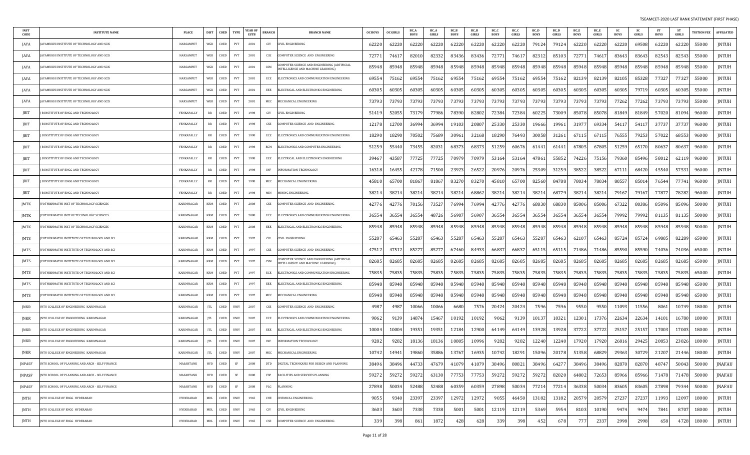| INST CODE | INSTITUTE NAME | PLACE | DIST | COED | TYPE | YEAR OF ESTB | BRANCH | BRANCH NAME | OC BOYS | OC GIRLS | BC_A BOYS | BC_A GIRLS | BC_B BOYS | BC_B GIRLS | BC_C BOYS | BC_C GIRLS | BC_D BOYS | BC_D GIRLS | BC_E BOYS | BC_E GIRLS | SC BOYS | SC GIRLS | ST BOYS | ST GIRLS | TUITION FEE | AFFILIATED |
|---|---|---|---|---|---|---|---|---|---|---|---|---|---|---|---|---|---|---|---|---|---|---|---|---|---|---|
| JAYA | JAYAMUKHI INSTITUTE OF TECHNOLOGY AND SCIS | NARSAMPET | WGR | COED | PVT | 2001 | CIV | CIVIL ENGINEERING | 62220 | 62220 | 62220 | 62220 | 62220 | 62220 | 62220 | 62220 | 79124 | 79124 | 62220 | 62220 | 62220 | 69508 | 62220 | 62220 | 55000 | JNTUH |
| JAYA | JAYAMUKHI INSTITUTE OF TECHNOLOGY AND SCIS | NARSAMPET | WGR | COED | PVT | 2001 | CSE | COMPUTER SCIENCE AND ENGINEERING | 72771 | 74617 | 82010 | 82332 | 83436 | 83436 | 72771 | 74617 | 82312 | 85103 | 72771 | 74617 | 83643 | 83643 | 82543 | 82543 | 55000 | JNTUH |
| JAYA | JAYAMUKHI INSTITUTE OF TECHNOLOGY AND SCIS | NARSAMPET | WGR | COED | PVT | 2001 | CSM | COMPUTER SCIENCE AND ENGINEERING (ARTIFICIAL INTELLIGENCE AND MACHINE LEARNING) | 85948 | 85948 | 85948 | 85948 | 85948 | 85948 | 85948 | 85948 | 85948 | 85948 | 85948 | 85948 | 85948 | 85948 | 85948 | 85948 | 55000 | JNTUH |
| JAYA | JAYAMUKHI INSTITUTE OF TECHNOLOGY AND SCIS | NARSAMPET | WGR | COED | PVT | 2001 | ECE | ELECTRONICS AND COMMUNICATION ENGINEERING | 69554 | 75162 | 69554 | 75162 | 69554 | 75162 | 69554 | 75162 | 69554 | 75162 | 82139 | 82139 | 82105 | 85328 | 77327 | 77327 | 55000 | JNTUH |
| JAYA | JAYAMUKHI INSTITUTE OF TECHNOLOGY AND SCIS | NARSAMPET | WGR | COED | PVT | 2001 | EEE | ELECTRICAL AND ELECTRONICS ENGINEERING | 60305 | 60305 | 60305 | 60305 | 60305 | 60305 | 60305 | 60305 | 60305 | 60305 | 60305 | 60305 | 60305 | 79719 | 60305 | 60305 | 55000 | JNTUH |
| JAYA | JAYAMUKHI INSTITUTE OF TECHNOLOGY AND SCIS | NARSAMPET | WGR | COED | PVT | 2001 | MEC | MECHANICAL ENGINEERING | 73793 | 73793 | 73793 | 73793 | 73793 | 73793 | 73793 | 73793 | 73793 | 73793 | 73793 | 73793 | 77262 | 77262 | 73793 | 73793 | 55000 | JNTUH |
| JBIT | J B INSTITUTE OF ENGG AND TECHNOLOGY | YENKAPALLY | RR | COED | PVT | 1998 | CIV | CIVIL ENGINEERING | 51419 | 52055 | 73179 | 77986 | 78390 | 82802 | 72384 | 72384 | 60225 | 73009 | 85078 | 85078 | 81849 | 81849 | 57020 | 81094 | 96000 | JNTUH |
| JBIT | J B INSTITUTE OF ENGG AND TECHNOLOGY | YENKAPALLY | RR | COED | PVT | 1998 | CSE | COMPUTER SCIENCE AND ENGINEERING | 12178 | 12700 | 36994 | 36994 | 19103 | 20807 | 25330 | 25330 | 19666 | 19961 | 31977 | 69334 | 54117 | 54117 | 37737 | 37737 | 96000 | JNTUH |
| JBIT | J B INSTITUTE OF ENGG AND TECHNOLOGY | YENKAPALLY | RR | COED | PVT | 1998 | ECE | ELECTRONICS AND COMMUNICATION ENGINEERING | 18290 | 18290 | 70502 | 75689 | 30961 | 32168 | 18290 | 76493 | 30058 | 31261 | 67115 | 67115 | 76555 | 79253 | 57022 | 68553 | 96000 | JNTUH |
| JBIT | J B INSTITUTE OF ENGG AND TECHNOLOGY | YENKAPALLY | RR | COED | PVT | 1998 | ECM | ELECTRONICS AND COMPUTER ENGINEERING | 51259 | 55440 | 73455 | 82031 | 68373 | 68373 | 51259 | 60676 | 61441 | 61441 | 67805 | 67805 | 51259 | 65170 | 80637 | 80637 | 96000 | JNTUH |
| JBIT | J B INSTITUTE OF ENGG AND TECHNOLOGY | YENKAPALLY | RR | COED | PVT | 1998 | EEE | ELECTRICAL AND ELECTRONICS ENGINEERING | 39467 | 43587 | 77725 | 77725 | 70979 | 70979 | 53164 | 53164 | 47861 | 55852 | 74226 | 75156 | 79360 | 85496 | 58012 | 62119 | 96000 | JNTUH |
| JBIT | J B INSTITUTE OF ENGG AND TECHNOLOGY | YENKAPALLY | RR | COED | PVT | 1998 | INF | INFORMATION TECHNOLOGY | 16318 | 16455 | 42178 | 71500 | 23923 | 26522 | 20976 | 20976 | 25309 | 31259 | 38522 | 38522 | 67111 | 68420 | 45540 | 57531 | 96000 | JNTUH |
| JBIT | J B INSTITUTE OF ENGG AND TECHNOLOGY | YENKAPALLY | RR | COED | PVT | 1998 | MEC | MECHANICAL ENGINEERING | 45810 | 65700 | 81867 | 81867 | 83270 | 83270 | 45810 | 65700 | 82560 | 84788 | 78034 | 78034 | 80557 | 85014 | 76544 | 77741 | 96000 | JNTUH |
| JBIT | J B INSTITUTE OF ENGG AND TECHNOLOGY | YENKAPALLY | RR | COED | PVT | 1998 | MIN | MINING ENGINEERING | 38214 | 38214 | 38214 | 38214 | 38214 | 68862 | 38214 | 38214 | 38214 | 68779 | 38214 | 38214 | 79167 | 79167 | 77877 | 78282 | 96000 | JNTUH |
| JMTK | JYOTHISHMATHI INST OF TECHNOLOGY SCIENCES | KARIMNAGAR | KRM | COED | PVT | 2008 | CSE | COMPUTER SCIENCE AND ENGINEERING | 42776 | 42776 | 70156 | 73527 | 76994 | 76994 | 42776 | 42776 | 68830 | 68830 | 85006 | 85006 | 67322 | 80386 | 85096 | 85096 | 50000 | JNTUH |
| JMTK | JYOTHISHMATHI INST OF TECHNOLOGY SCIENCES | KARIMNAGAR | KRM | COED | PVT | 2008 | ECE | ELECTRONICS AND COMMUNICATION ENGINEERING | 36554 | 36554 | 36554 | 48726 | 56907 | 56907 | 36554 | 36554 | 36554 | 36554 | 36554 | 36554 | 79992 | 79992 | 81135 | 81135 | 50000 | JNTUH |
| JMTK | JYOTHISHMATHI INST OF TECHNOLOGY SCIENCES | KARIMNAGAR | KRM | COED | PVT | 2008 | EEE | ELECTRICAL AND ELECTRONICS ENGINEERING | 85948 | 85948 | 85948 | 85948 | 85948 | 85948 | 85948 | 85948 | 85948 | 85948 | 85948 | 85948 | 85948 | 85948 | 85948 | 85948 | 50000 | JNTUH |
| JMTS | JYOTHISHMATHI INSTITUTE OF TECHNOLOGY AND SCI | KARIMNAGAR | KRM | COED | PVT | 1997 | CIV | CIVIL ENGINEERING | 55287 | 65463 | 55287 | 65463 | 65463 | 55287 | 55287 | 65463 | 55287 | 65463 | 62107 | 65463 | 85724 | 85724 | 69805 | 82289 | 65000 | JNTUH |
| JMTS | JYOTHISHMATHI INSTITUTE OF TECHNOLOGY AND SCI | KARIMNAGAR | KRM | COED | PVT | 1997 | CSE | COMPUTER SCIENCE AND ENGINEERING | 47512 | 47512 | 85277 | 85277 | 67460 | 84933 | 66837 | 66837 | 65115 | 65115 | 71486 | 71486 | 85590 | 85590 | 74036 | 74036 | 65000 | JNTUH |
| JMTS | JYOTHISHMATHI INSTITUTE OF TECHNOLOGY AND SCI | KARIMNAGAR | KRM | COED | PVT | 1997 | CSM | COMPUTER SCIENCE AND ENGINEERING (ARTIFICIAL INTELLIGENCE AND MACHINE LEARNING) | 82685 | 82685 | 82685 | 82685 | 82685 | 82685 | 82685 | 82685 | 82685 | 82685 | 82685 | 82685 | 82685 | 82685 | 82685 | 82685 | 65000 | JNTUH |
| JMTS | JYOTHISHMATHI INSTITUTE OF TECHNOLOGY AND SCI | KARIMNAGAR | KRM | COED | PVT | 1997 | ECE | ELECTRONICS AND COMMUNICATION ENGINEERING | 75835 | 75835 | 75835 | 75835 | 75835 | 75835 | 75835 | 75835 | 75835 | 75835 | 75835 | 75835 | 75835 | 75835 | 75835 | 75835 | 65000 | JNTUH |
| JMTS | JYOTHISHMATHI INSTITUTE OF TECHNOLOGY AND SCI | KARIMNAGAR | KRM | COED | PVT | 1997 | EEE | ELECTRICAL AND ELECTRONICS ENGINEERING | 85948 | 85948 | 85948 | 85948 | 85948 | 85948 | 85948 | 85948 | 85948 | 85948 | 85948 | 85948 | 85948 | 85948 | 85948 | 85948 | 65000 | JNTUH |
| JMTS | JYOTHISHMATHI INSTITUTE OF TECHNOLOGY AND SCI | KARIMNAGAR | KRM | COED | PVT | 1997 | MEC | MECHANICAL ENGINEERING | 85948 | 85948 | 85948 | 85948 | 85948 | 85948 | 85948 | 85948 | 85948 | 85948 | 85948 | 85948 | 85948 | 85948 | 85948 | 85948 | 65000 | JNTUH |
| JNKR | JNTU COLLEGE OF ENGINEERING KARIMNAGAR | KARIMNAGAR | JTL | COED | UNIV | 2007 | CSE | COMPUTER SCIENCE AND ENGINEERING | 4987 | 4987 | 10066 | 10066 | 6680 | 7576 | 20424 | 20424 | 7596 | 7596 | 9550 | 9550 | 11093 | 11556 | 8061 | 10749 | 18000 | JNTUH |
| JNKR | JNTU COLLEGE OF ENGINEERING KARIMNAGAR | KARIMNAGAR | JTL | COED | UNIV | 2007 | ECE | ELECTRONICS AND COMMUNICATION ENGINEERING | 9062 | 9139 | 14874 | 15467 | 10192 | 10192 | 9062 | 9139 | 10137 | 10321 | 12301 | 17376 | 22634 | 22634 | 14101 | 16780 | 18000 | JNTUH |
| JNKR | JNTU COLLEGE OF ENGINEERING KARIMNAGAR | KARIMNAGAR | JTL | COED | UNIV | 2007 | EEE | ELECTRICAL AND ELECTRONICS ENGINEERING | 10004 | 10004 | 19351 | 19351 | 12184 | 12900 | 64149 | 64149 | 13928 | 13928 | 37722 | 37722 | 25157 | 25157 | 17003 | 17003 | 18000 | JNTUH |
| JNKR | JNTU COLLEGE OF ENGINEERING KARIMNAGAR | KARIMNAGAR | JTL | COED | UNIV | 2007 | INF | INFORMATION TECHNOLOGY | 9282 | 9282 | 18136 | 18136 | 10805 | 10996 | 9282 | 9282 | 12240 | 12240 | 17920 | 17920 | 26816 | 29425 | 20853 | 23826 | 18000 | JNTUH |
| JNKR | JNTU COLLEGE OF ENGINEERING KARIMNAGAR | KARIMNAGAR | JTL | COED | UNIV | 2007 | MEC | MECHANICAL ENGINEERING | 10742 | 14941 | 19860 | 35886 | 13767 | 16935 | 10742 | 18291 | 15096 | 20178 | 51358 | 68829 | 29363 | 30729 | 21207 | 21446 | 18000 | JNTUH |
| JNPASF | JNTU SCHOOL OF PLANNING AND ARCH - SELF FINANCE | MASABTANK | HYD | COED | SF | 2008 | DTD | DIGITAL TECHNIQUES FOR DESIGN AND PLANNING | 38496 | 38496 | 44733 | 47679 | 41079 | 41079 | 38496 | 80821 | 38496 | 64277 | 38496 | 38496 | 82870 | 82870 | 48747 | 50043 | 50000 | JNAFAU |
| JNPASF | JNTU SCHOOL OF PLANNING AND ARCH - SELF FINANCE | MASABTANK | HYD | COED | SF | 2008 | FSP | FACILITIES AND SERVICES PLANNING | 59272 | 59272 | 59272 | 63130 | 77753 | 77753 | 59272 | 59272 | 59272 | 82020 | 64802 | 72653 | 85966 | 85966 | 71478 | 71478 | 50000 | JNAFAU |
| JNPASF | JNTU SCHOOL OF PLANNING AND ARCH - SELF FINANCE | MASABTANK | HYD | COED | SF | 2008 | PLG | PLANNING | 27898 | 50034 | 52488 | 52488 | 60359 | 60359 | 27898 | 50034 | 77214 | 77214 | 36338 | 50034 | 83605 | 83605 | 27898 | 79344 | 50000 | JNAFAU |
| JNTH | JNTU COLLEGE OF ENGG HYDERABAD | HYDERABAD | MDL | COED | UNIV | 1965 | CHE | CHEMICAL ENGINEERING | 9055 | 9340 | 23397 | 23397 | 12972 | 12972 | 9055 | 46450 | 13182 | 13182 | 20579 | 20579 | 27237 | 27237 | 11993 | 12097 | 18000 | JNTUH |
| JNTH | JNTU COLLEGE OF ENGG HYDERABAD | HYDERABAD | MDL | COED | UNIV | 1965 | CIV | CIVIL ENGINEERING | 3603 | 3603 | 7338 | 7338 | 5001 | 5001 | 12119 | 12119 | 5369 | 5954 | 8103 | 10190 | 9474 | 9474 | 7841 | 8707 | 18000 | JNTUH |
| JNTH | JNTU COLLEGE OF ENGG HYDERABAD | HYDERABAD | MDL | COED | UNIV | 1965 | CSE | COMPUTER SCIENCE AND ENGINEERING | 339 | 398 | 861 | 1872 | 428 | 628 | 339 | 398 | 452 | 678 | 777 | 2337 | 2998 | 2998 | 658 | 4728 | 18000 | JNTUH |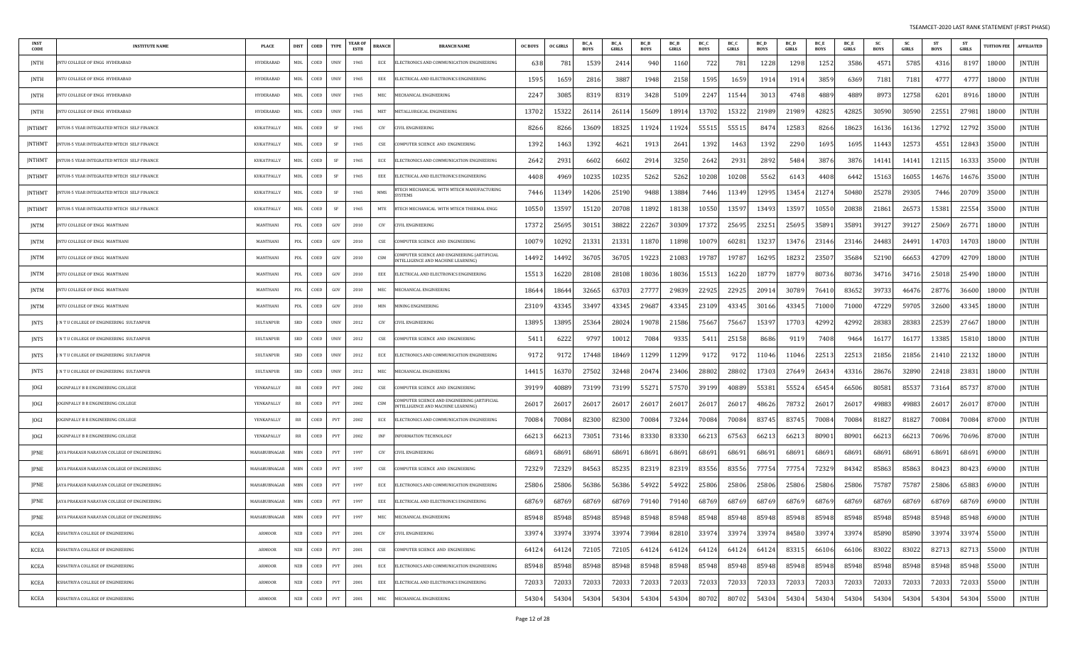TSEAMCET-2020 LAST RANK STATEMENT (FIRST PHASE)

| INST CODE | INSTITUTE NAME | PLACE | DIST | COED | TYPE | YEAR OF ESTB | BRANCH | BRANCH NAME | OC BOYS | OC GIRLS | BC_A BOYS | BC_A GIRLS | BC_B BOYS | BC_B GIRLS | BC_C BOYS | BC_C GIRLS | BC_D BOYS | BC_D GIRLS | BC_E BOYS | BC_E GIRLS | SC BOYS | SC GIRLS | ST BOYS | ST GIRLS | TUITION FEE | AFFILIATED |
|---|---|---|---|---|---|---|---|---|---|---|---|---|---|---|---|---|---|---|---|---|---|---|---|---|---|---|
| JNTH | JNTU COLLEGE OF ENGG HYDERABAD | HYDERABAD | MDL | COED | UNIV | 1965 | ECE | ELECTRONICS AND COMMUNICATION ENGINEERING | 638 | 781 | 1539 | 2414 | 940 | 1160 | 722 | 781 | 1228 | 1298 | 1252 | 3586 | 4571 | 5785 | 4316 | 8197 | 18000 | JNTUH |
| JNTH | JNTU COLLEGE OF ENGG HYDERABAD | HYDERABAD | MDL | COED | UNIV | 1965 | EEE | ELECTRICAL AND ELECTRONICS ENGINEERING | 1595 | 1659 | 2816 | 3887 | 1948 | 2158 | 1595 | 1659 | 1914 | 1914 | 3859 | 6369 | 7181 | 7181 | 4777 | 4777 | 18000 | JNTUH |
| JNTH | JNTU COLLEGE OF ENGG HYDERABAD | HYDERABAD | MDL | COED | UNIV | 1965 | MEC | MECHANICAL ENGINEERING | 2247 | 3085 | 8319 | 8319 | 3428 | 5109 | 2247 | 11544 | 3013 | 4748 | 4889 | 4889 | 8973 | 12758 | 6201 | 8916 | 18000 | JNTUH |
| JNTH | JNTU COLLEGE OF ENGG HYDERABAD | HYDERABAD | MDL | COED | UNIV | 1965 | MET | METALLURGICAL ENGINEERING | 13702 | 15322 | 26114 | 26114 | 15609 | 18914 | 13702 | 15322 | 21989 | 21989 | 42825 | 42825 | 30590 | 30590 | 22551 | 27981 | 18000 | JNTUH |
| JNTHMT | JNTUH-5 YEAR INTEGRATED MTECH SELF FINANCE | KUKATPALLY | MDL | COED | SF | 1965 | CIV | CIVIL ENGINEERING | 8266 | 8266 | 13609 | 18325 | 11924 | 11924 | 55515 | 55515 | 8474 | 12583 | 8266 | 18623 | 16136 | 16136 | 12792 | 12792 | 35000 | JNTUH |
| JNTHMT | JNTUH-5 YEAR INTEGRATED MTECH SELF FINANCE | KUKATPALLY | MDL | COED | SF | 1965 | CSE | COMPUTER SCIENCE AND ENGINEERING | 1392 | 1463 | 1392 | 4621 | 1913 | 2641 | 1392 | 1463 | 1392 | 2290 | 1695 | 1695 | 11443 | 12573 | 4551 | 12843 | 35000 | JNTUH |
| JNTHMT | JNTUH-5 YEAR INTEGRATED MTECH SELF FINANCE | KUKATPALLY | MDL | COED | SF | 1965 | ECE | ELECTRONICS AND COMMUNICATION ENGINEERING | 2642 | 2931 | 6602 | 6602 | 2914 | 3250 | 2642 | 2931 | 2892 | 5484 | 3876 | 3876 | 14141 | 14141 | 12115 | 16333 | 35000 | JNTUH |
| JNTHMT | JNTUH-5 YEAR INTEGRATED MTECH SELF FINANCE | KUKATPALLY | MDL | COED | SF | 1965 | EEE | ELECTRICAL AND ELECTRONICS ENGINEERING | 4408 | 4969 | 10235 | 10235 | 5262 | 5262 | 10208 | 10208 | 5562 | 6143 | 4408 | 6442 | 15163 | 16055 | 14676 | 14676 | 35000 | JNTUH |
| JNTHMT | JNTUH-5 YEAR INTEGRATED MTECH SELF FINANCE | KUKATPALLY | MDL | COED | SF | 1965 | MMS | BTECH MECHANICAL WITH MTECH MANUFACTURING SYSTEMS | 7446 | 11349 | 14206 | 25190 | 9488 | 13884 | 7446 | 11349 | 12995 | 13454 | 21274 | 50480 | 25278 | 29305 | 7446 | 20709 | 35000 | JNTUH |
| JNTHMT | JNTUH-5 YEAR INTEGRATED MTECH SELF FINANCE | KUKATPALLY | MDL | COED | SF | 1965 | MTE | BTECH MECHANICAL WITH MTECH THERMAL ENGG | 10550 | 13597 | 15120 | 20708 | 11892 | 18138 | 10550 | 13597 | 13493 | 13597 | 10550 | 20838 | 21861 | 26573 | 15381 | 22554 | 35000 | JNTUH |
| JNTM | JNTU COLLEGE OF ENGG MANTHANI | MANTHANI | PDL | COED | GOV | 2010 | CIV | CIVIL ENGINEERING | 17372 | 25695 | 30151 | 38822 | 22267 | 30309 | 17372 | 25695 | 23251 | 25695 | 35891 | 35891 | 39127 | 39127 | 25069 | 26771 | 18000 | JNTUH |
| JNTM | JNTU COLLEGE OF ENGG MANTHANI | MANTHANI | PDL | COED | GOV | 2010 | CSE | COMPUTER SCIENCE AND ENGINEERING | 10079 | 10292 | 21331 | 21331 | 11870 | 11898 | 10079 | 60281 | 13237 | 13476 | 23146 | 23146 | 24483 | 24491 | 14703 | 14703 | 18000 | JNTUH |
| JNTM | JNTU COLLEGE OF ENGG MANTHANI | MANTHANI | PDL | COED | GOV | 2010 | CSM | COMPUTER SCIENCE AND ENGINEERING (ARTIFICIAL INTELLIGENCE AND MACHINE LEARNING) | 14492 | 14492 | 36705 | 36705 | 19223 | 21083 | 19787 | 19787 | 16295 | 18232 | 23507 | 35684 | 52190 | 66653 | 42709 | 42709 | 18000 | JNTUH |
| JNTM | JNTU COLLEGE OF ENGG MANTHANI | MANTHANI | PDL | COED | GOV | 2010 | EEE | ELECTRICAL AND ELECTRONICS ENGINEERING | 15513 | 16220 | 28108 | 28108 | 18036 | 18036 | 15513 | 16220 | 18779 | 18779 | 80736 | 80736 | 34716 | 34716 | 25018 | 25490 | 18000 | JNTUH |
| JNTM | JNTU COLLEGE OF ENGG MANTHANI | MANTHANI | PDL | COED | GOV | 2010 | MEC | MECHANICAL ENGINEERING | 18644 | 18644 | 32665 | 63703 | 27777 | 29839 | 22925 | 22925 | 20914 | 30789 | 76410 | 83652 | 39733 | 46476 | 28776 | 36600 | 18000 | JNTUH |
| JNTM | JNTU COLLEGE OF ENGG MANTHANI | MANTHANI | PDL | COED | GOV | 2010 | MIN | MINING ENGINEERING | 23109 | 43345 | 33497 | 43345 | 29687 | 43345 | 23109 | 43345 | 30166 | 43345 | 71000 | 71000 | 47229 | 59705 | 32600 | 43345 | 18000 | JNTUH |
| JNTS | J N T U COLLEGE OF ENGINEERING SULTANPUR | SULTANPUR | SRD | COED | UNIV | 2012 | CIV | CIVIL ENGINEERING | 13895 | 13895 | 25364 | 28024 | 19078 | 21586 | 75667 | 75667 | 15397 | 17703 | 42992 | 42992 | 28383 | 28383 | 22539 | 27667 | 18000 | JNTUH |
| JNTS | J N T U COLLEGE OF ENGINEERING SULTANPUR | SULTANPUR | SRD | COED | UNIV | 2012 | CSE | COMPUTER SCIENCE AND ENGINEERING | 5411 | 6222 | 9797 | 10012 | 7084 | 9335 | 5411 | 25158 | 8686 | 9119 | 7408 | 9464 | 16177 | 16177 | 13385 | 15810 | 18000 | JNTUH |
| JNTS | J N T U COLLEGE OF ENGINEERING SULTANPUR | SULTANPUR | SRD | COED | UNIV | 2012 | ECE | ELECTRONICS AND COMMUNICATION ENGINEERING | 9172 | 9172 | 17448 | 18469 | 11299 | 11299 | 9172 | 9172 | 11046 | 11046 | 22513 | 22513 | 21856 | 21856 | 21410 | 22132 | 18000 | JNTUH |
| JNTS | J N T U COLLEGE OF ENGINEERING SULTANPUR | SULTANPUR | SRD | COED | UNIV | 2012 | MEC | MECHANICAL ENGINEERING | 14415 | 16370 | 27502 | 32448 | 20474 | 23406 | 28802 | 28802 | 17303 | 27649 | 26434 | 43316 | 28676 | 32890 | 22418 | 23831 | 18000 | JNTUH |
| JOGI | JOGINPALLY B R ENGINEERING COLLEGE | YENKAPALLY | RR | COED | PVT | 2002 | CSE | COMPUTER SCIENCE AND ENGINEERING | 39199 | 40889 | 73199 | 73199 | 55271 | 57570 | 39199 | 40889 | 55381 | 55524 | 65454 | 66506 | 80581 | 85537 | 73164 | 85737 | 87000 | JNTUH |
| JOGI | JOGINPALLY B R ENGINEERING COLLEGE | YENKAPALLY | RR | COED | PVT | 2002 | CSM | COMPUTER SCIENCE AND ENGINEERING (ARTIFICIAL INTELLIGENCE AND MACHINE LEARNING) | 26017 | 26017 | 26017 | 26017 | 26017 | 26017 | 26017 | 26017 | 48626 | 78732 | 26017 | 26017 | 49883 | 49883 | 26017 | 26017 | 87000 | JNTUH |
| JOGI | JOGINPALLY B R ENGINEERING COLLEGE | YENKAPALLY | RR | COED | PVT | 2002 | ECE | ELECTRONICS AND COMMUNICATION ENGINEERING | 70084 | 70084 | 82300 | 82300 | 70084 | 73244 | 70084 | 70084 | 83745 | 83745 | 70084 | 70084 | 81827 | 81827 | 70084 | 70084 | 87000 | JNTUH |
| JOGI | JOGINPALLY B R ENGINEERING COLLEGE | YENKAPALLY | RR | COED | PVT | 2002 | INF | INFORMATION TECHNOLOGY | 66213 | 66213 | 73051 | 73146 | 83330 | 83330 | 66213 | 67563 | 66213 | 66213 | 80901 | 80901 | 66213 | 66213 | 70696 | 70696 | 87000 | JNTUH |
| JPNE | JAYA PRAKASH NARAYAN COLLEGE OF ENGINEERING | MAHABUBNAGAR | MBN | COED | PVT | 1997 | CIV | CIVIL ENGINEERING | 68691 | 68691 | 68691 | 68691 | 68691 | 68691 | 68691 | 68691 | 68691 | 68691 | 68691 | 68691 | 68691 | 68691 | 68691 | 68691 | 69000 | JNTUH |
| JPNE | JAYA PRAKASH NARAYAN COLLEGE OF ENGINEERING | MAHABUBNAGAR | MBN | COED | PVT | 1997 | CSE | COMPUTER SCIENCE AND ENGINEERING | 72329 | 72329 | 84563 | 85235 | 82319 | 82319 | 83556 | 83556 | 77754 | 77754 | 72329 | 84342 | 85863 | 85863 | 80423 | 80423 | 69000 | JNTUH |
| JPNE | JAYA PRAKASH NARAYAN COLLEGE OF ENGINEERING | MAHABUBNAGAR | MBN | COED | PVT | 1997 | ECE | ELECTRONICS AND COMMUNICATION ENGINEERING | 25806 | 25806 | 56386 | 56386 | 54922 | 54922 | 25806 | 25806 | 25806 | 25806 | 25806 | 25806 | 75787 | 75787 | 25806 | 65883 | 69000 | JNTUH |
| JPNE | JAYA PRAKASH NARAYAN COLLEGE OF ENGINEERING | MAHABUBNAGAR | MBN | COED | PVT | 1997 | EEE | ELECTRICAL AND ELECTRONICS ENGINEERING | 68769 | 68769 | 68769 | 68769 | 79140 | 79140 | 68769 | 68769 | 68769 | 68769 | 68769 | 68769 | 68769 | 68769 | 68769 | 68769 | 69000 | JNTUH |
| JPNE | JAYA PRAKASH NARAYAN COLLEGE OF ENGINEERING | MAHABUBNAGAR | MBN | COED | PVT | 1997 | MEC | MECHANICAL ENGINEERING | 85948 | 85948 | 85948 | 85948 | 85948 | 85948 | 85948 | 85948 | 85948 | 85948 | 85948 | 85948 | 85948 | 85948 | 85948 | 85948 | 69000 | JNTUH |
| KCEA | KSHATRIYA COLLEGE OF ENGINEERING | ARMOOR | NZB | COED | PVT | 2001 | CIV | CIVIL ENGINEERING | 33974 | 33974 | 33974 | 33974 | 73984 | 82810 | 33974 | 33974 | 33974 | 84580 | 33974 | 33974 | 85890 | 85890 | 33974 | 33974 | 55000 | JNTUH |
| KCEA | KSHATRIYA COLLEGE OF ENGINEERING | ARMOOR | NZB | COED | PVT | 2001 | CSE | COMPUTER SCIENCE AND ENGINEERING | 64124 | 64124 | 72105 | 72105 | 64124 | 64124 | 64124 | 64124 | 64124 | 83315 | 66106 | 66106 | 83022 | 83022 | 82713 | 82713 | 55000 | JNTUH |
| KCEA | KSHATRIYA COLLEGE OF ENGINEERING | ARMOOR | NZB | COED | PVT | 2001 | ECE | ELECTRONICS AND COMMUNICATION ENGINEERING | 85948 | 85948 | 85948 | 85948 | 85948 | 85948 | 85948 | 85948 | 85948 | 85948 | 85948 | 85948 | 85948 | 85948 | 85948 | 85948 | 55000 | JNTUH |
| KCEA | KSHATRIYA COLLEGE OF ENGINEERING | ARMOOR | NZB | COED | PVT | 2001 | EEE | ELECTRICAL AND ELECTRONICS ENGINEERING | 72033 | 72033 | 72033 | 72033 | 72033 | 72033 | 72033 | 72033 | 72033 | 72033 | 72033 | 72033 | 72033 | 72033 | 72033 | 72033 | 55000 | JNTUH |
| KCEA | KSHATRIYA COLLEGE OF ENGINEERING | ARMOOR | NZB | COED | PVT | 2001 | MEC | MECHANICAL ENGINEERING | 54304 | 54304 | 54304 | 54304 | 54304 | 54304 | 80702 | 80702 | 54304 | 54304 | 54304 | 54304 | 54304 | 54304 | 54304 | 54304 | 55000 | JNTUH |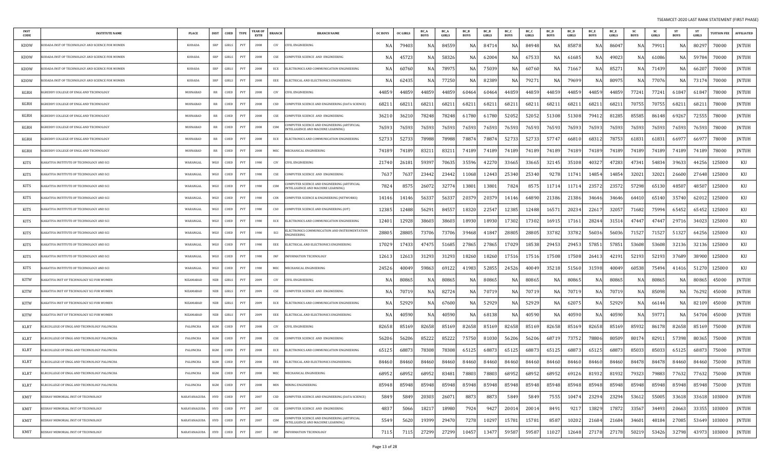TSEAMCET-2020 LAST RANK STATEMENT (FIRST PHASE)

| INST CODE | INSTITUTE NAME | PLACE | DIST | COED | TYPE | YEAR OF ESTB | BRANCH | BRANCH NAME | OC BOYS | OC GIRLS | BC_A BOYS | BC_A GIRLS | BC_B BOYS | BC_B GIRLS | BC_C BOYS | BC_C GIRLS | BC_D BOYS | BC_D GIRLS | BC_E BOYS | BC_E GIRLS | SC BOYS | SC GIRLS | ST BOYS | ST GIRLS | TUITION FEE | AFFILIATED |
|---|---|---|---|---|---|---|---|---|---|---|---|---|---|---|---|---|---|---|---|---|---|---|---|---|---|---|
| KDDW | KODADA INST OF TECHNOLOGY AND SCIENCE FOR WOMEN | KODADA | SRP | GIRLS | PVT | 2008 | CIV | CIVIL ENGINEERING | NA | 79403 | NA | 84559 | NA | 84714 | NA | 84948 | NA | 85878 | NA | 86047 | NA | 79911 | NA | 80297 | 70000 | JNTUH |
| KDDW | KODADA INST OF TECHNOLOGY AND SCIENCE FOR WOMEN | KODADA | SRP | GIRLS | PVT | 2008 | CSE | COMPUTER SCIENCE AND ENGINEERING | NA | 45723 | NA | 58326 | NA | 62004 | NA | 67533 | NA | 61685 | NA | 49023 | NA | 61086 | NA | 59784 | 70000 | JNTUH |
| KDDW | KODADA INST OF TECHNOLOGY AND SCIENCE FOR WOMEN | KODADA | SRP | GIRLS | PVT | 2008 | ECE | ELECTRONICS AND COMMUNICATION ENGINEERING | NA | 60760 | NA | 78975 | NA | 75039 | NA | 60760 | NA | 71667 | NA | 85271 | NA | 71439 | NA | 66207 | 70000 | JNTUH |
| KDDW | KODADA INST OF TECHNOLOGY AND SCIENCE FOR WOMEN | KODADA | SRP | GIRLS | PVT | 2008 | EEE | ELECTRICAL AND ELECTRONICS ENGINEERING | NA | 62435 | NA | 77250 | NA | 82389 | NA | 79271 | NA | 79699 | NA | 80975 | NA | 77076 | NA | 73174 | 70000 | JNTUH |
| KGRH | KGREDDY COLLEGE OF ENGG AND TECHNOLOGY | MOINABAD | RR | COED | PVT | 2008 | CIV | CIVIL ENGINEERING | 44859 | 44859 | 44859 | 44859 | 60464 | 60464 | 44859 | 44859 | 44859 | 44859 | 44859 | 44859 | 77241 | 77241 | 61847 | 61847 | 78000 | JNTUH |
| KGRH | KGREDDY COLLEGE OF ENGG AND TECHNOLOGY | MOINABAD | RR | COED | PVT | 2008 | CSD | COMPUTER SCIENCE AND ENGINEERING (DATA SCIENCE) | 68211 | 68211 | 68211 | 68211 | 68211 | 68211 | 68211 | 68211 | 68211 | 68211 | 68211 | 68211 | 70755 | 70755 | 68211 | 68211 | 78000 | JNTUH |
| KGRH | KGREDDY COLLEGE OF ENGG AND TECHNOLOGY | MOINABAD | RR | COED | PVT | 2008 | CSE | COMPUTER SCIENCE AND ENGINEERING | 36210 | 36210 | 78248 | 78248 | 61780 | 61780 | 52052 | 52052 | 51308 | 51308 | 79412 | 81285 | 85585 | 86148 | 69267 | 72555 | 78000 | JNTUH |
| KGRH | KGREDDY COLLEGE OF ENGG AND TECHNOLOGY | MOINABAD | RR | COED | PVT | 2008 | CSM | COMPUTER SCIENCE AND ENGINEERING (ARTIFICIAL INTELLIGENCE AND MACHINE LEARNING) | 76593 | 76593 | 76593 | 76593 | 76593 | 76593 | 76593 | 76593 | 76593 | 76593 | 76593 | 76593 | 76593 | 76593 | 76593 | 76593 | 78000 | JNTUH |
| KGRH | KGREDDY COLLEGE OF ENGG AND TECHNOLOGY | MOINABAD | RR | COED | PVT | 2008 | ECE | ELECTRONICS AND COMMUNICATION ENGINEERING | 52733 | 52733 | 78988 | 78988 | 78874 | 78874 | 52733 | 52733 | 57747 | 66810 | 68312 | 78753 | 61831 | 61831 | 66977 | 66977 | 78000 | JNTUH |
| KGRH | KGREDDY COLLEGE OF ENGG AND TECHNOLOGY | MOINABAD | RR | COED | PVT | 2008 | MEC | MECHANICAL ENGINEERING | 74189 | 74189 | 83211 | 83211 | 74189 | 74189 | 74189 | 74189 | 74189 | 74189 | 74189 | 74189 | 74189 | 74189 | 74189 | 74189 | 78000 | JNTUH |
| KITS | KAKATIYA INSTITUTE OF TECHNOLOGY AND SCI | WARANGAL | WGU | COED | PVT | 1980 | CIV | CIVIL ENGINEERING | 21740 | 26181 | 59397 | 70635 | 35596 | 42270 | 33665 | 33665 | 32145 | 35108 | 40327 | 47283 | 47341 | 54834 | 39633 | 44256 | 125000 | KU |
| KITS | KAKATIYA INSTITUTE OF TECHNOLOGY AND SCI | WARANGAL | WGU | COED | PVT | 1980 | CSE | COMPUTER SCIENCE AND ENGINEERING | 7637 | 7637 | 23442 | 23442 | 11068 | 12443 | 25340 | 25340 | 9278 | 11741 | 14854 | 14854 | 32021 | 32021 | 26600 | 27648 | 125000 | KU |
| KITS | KAKATIYA INSTITUTE OF TECHNOLOGY AND SCI | WARANGAL | WGU | COED | PVT | 1980 | CSM | COMPUTER SCIENCE AND ENGINEERING (ARTIFICIAL INTELLIGENCE AND MACHINE LEARNING) | 7824 | 8575 | 26072 | 32774 | 13801 | 13801 | 7824 | 8575 | 11714 | 11714 | 23572 | 23572 | 57298 | 65130 | 48507 | 48507 | 125000 | KU |
| KITS | KAKATIYA INSTITUTE OF TECHNOLOGY AND SCI | WARANGAL | WGU | COED | PVT | 1980 | CSN | COMPUTER SCIENCE & ENGINEERING (NETWORKS) | 14146 | 14146 | 56337 | 56337 | 20379 | 20379 | 14146 | 64890 | 21386 | 21386 | 34646 | 34646 | 64410 | 65140 | 35740 | 62012 | 125000 | KU |
| KITS | KAKATIYA INSTITUTE OF TECHNOLOGY AND SCI | WARANGAL | WGU | COED | PVT | 1980 | CSO | COMPUTER SCIENCE AND ENGINEERING (IOT) | 12385 | 12488 | 56291 | 84557 | 18320 | 22547 | 12385 | 12488 | 16571 | 20234 | 22617 | 32057 | 71682 | 75994 | 65452 | 65452 | 125000 | KU |
| KITS | KAKATIYA INSTITUTE OF TECHNOLOGY AND SCI | WARANGAL | WGU | COED | PVT | 1980 | ECE | ELECTRONICS AND COMMUNICATION ENGINEERING | 12401 | 12928 | 38603 | 38603 | 18930 | 18930 | 17302 | 17302 | 16915 | 17161 | 28244 | 31514 | 47447 | 47447 | 29716 | 34023 | 125000 | KU |
| KITS | KAKATIYA INSTITUTE OF TECHNOLOGY AND SCI | WARANGAL | WGU | COED | PVT | 1980 | ECI | ELECTRONICS COMMUNICATION AND INSTRUMENTATION ENGINEERING | 28805 | 28805 | 73706 | 73706 | 39468 | 41847 | 28805 | 28805 | 33782 | 33782 | 56036 | 56036 | 71527 | 71527 | 51327 | 64256 | 125000 | KU |
| KITS | KAKATIYA INSTITUTE OF TECHNOLOGY AND SCI | WARANGAL | WGU | COED | PVT | 1980 | EEE | ELECTRICAL AND ELECTRONICS ENGINEERING | 17029 | 17433 | 47475 | 51685 | 27865 | 27865 | 17029 | 18538 | 29453 | 29453 | 57851 | 57851 | 53608 | 53608 | 32136 | 32136 | 125000 | KU |
| KITS | KAKATIYA INSTITUTE OF TECHNOLOGY AND SCI | WARANGAL | WGU | COED | PVT | 1980 | INF | INFORMATION TECHNOLOGY | 12613 | 12613 | 31293 | 31293 | 18260 | 18260 | 17516 | 17516 | 17508 | 17508 | 26413 | 42191 | 52193 | 52193 | 37689 | 38900 | 125000 | KU |
| KITS | KAKATIYA INSTITUTE OF TECHNOLOGY AND SCI | WARANGAL | WGU | COED | PVT | 1980 | MEC | MECHANICAL ENGINEERING | 24526 | 40049 | 59863 | 69122 | 41983 | 52855 | 24526 | 40049 | 35218 | 51560 | 31598 | 40049 | 60538 | 75494 | 41416 | 51270 | 125000 | KU |
| KITW | KAKATIYA INST OF TECHNOLOGY SCI FOR WOMEN | NIZAMABAD | NZB | GIRLS | PVT | 2009 | CIV | CIVIL ENGINEERING | NA | 80865 | NA | 80865 | NA | 80865 | NA | 80865 | NA | 80865 | NA | 80865 | NA | 80865 | NA | 80865 | 45000 | JNTUH |
| KITW | KAKATIYA INST OF TECHNOLOGY SCI FOR WOMEN | NIZAMABAD | NZB | GIRLS | PVT | 2009 | CSE | COMPUTER SCIENCE AND ENGINEERING | NA | 70719 | NA | 82724 | NA | 70719 | NA | 70719 | NA | 70719 | NA | 70719 | NA | 85098 | NA | 76292 | 45000 | JNTUH |
| KITW | KAKATIYA INST OF TECHNOLOGY SCI FOR WOMEN | NIZAMABAD | NZB | GIRLS | PVT | 2009 | ECE | ELECTRONICS AND COMMUNICATION ENGINEERING | NA | 52929 | NA | 67600 | NA | 52929 | NA | 52929 | NA | 62075 | NA | 52929 | NA | 66144 | NA | 82109 | 45000 | JNTUH |
| KITW | KAKATIYA INST OF TECHNOLOGY SCI FOR WOMEN | NIZAMABAD | NZB | GIRLS | PVT | 2009 | EEE | ELECTRICAL AND ELECTRONICS ENGINEERING | NA | 40590 | NA | 40590 | NA | 68138 | NA | 40590 | NA | 40590 | NA | 40590 | NA | 59771 | NA | 54704 | 45000 | JNTUH |
| KLRT | KLRCOLLEGE OF ENGG AND TECHNOLOGY PALONCHA | PALONCHA | KGM | COED | PVT | 2008 | CIV | CIVIL ENGINEERING | 82658 | 85169 | 82658 | 85169 | 82658 | 85169 | 82658 | 85169 | 82658 | 85169 | 82658 | 85169 | 85932 | 86178 | 82658 | 85169 | 75000 | JNTUH |
| KLRT | KLRCOLLEGE OF ENGG AND TECHNOLOGY PALONCHA | PALONCHA | KGM | COED | PVT | 2008 | CSE | COMPUTER SCIENCE AND ENGINEERING | 56206 | 56206 | 85222 | 85222 | 75750 | 81030 | 56206 | 56206 | 68719 | 73752 | 78806 | 80509 | 80174 | 82911 | 57398 | 80365 | 75000 | JNTUH |
| KLRT | KLRCOLLEGE OF ENGG AND TECHNOLOGY PALONCHA | PALONCHA | KGM | COED | PVT | 2008 | ECE | ELECTRONICS AND COMMUNICATION ENGINEERING | 65125 | 68873 | 78308 | 78308 | 65125 | 68873 | 65125 | 68873 | 65125 | 68873 | 65125 | 68873 | 85033 | 85033 | 65125 | 68873 | 75000 | JNTUH |
| KLRT | KLRCOLLEGE OF ENGG AND TECHNOLOGY PALONCHA | PALONCHA | KGM | COED | PVT | 2008 | EEE | ELECTRICAL AND ELECTRONICS ENGINEERING | 84460 | 84460 | 84460 | 84460 | 84460 | 84460 | 84460 | 84460 | 84460 | 84460 | 84460 | 84460 | 84478 | 84478 | 84460 | 84460 | 75000 | JNTUH |
| KLRT | KLRCOLLEGE OF ENGG AND TECHNOLOGY PALONCHA | PALONCHA | KGM | COED | PVT | 2008 | MEC | MECHANICAL ENGINEERING | 68952 | 68952 | 68952 | 83481 | 78803 | 78803 | 68952 | 68952 | 68952 | 69126 | 81932 | 81932 | 79323 | 79883 | 77632 | 77632 | 75000 | JNTUH |
| KLRT | KLRCOLLEGE OF ENGG AND TECHNOLOGY PALONCHA | PALONCHA | KGM | COED | PVT | 2008 | MIN | MINING ENGINEERING | 85948 | 85948 | 85948 | 85948 | 85948 | 85948 | 85948 | 85948 | 85948 | 85948 | 85948 | 85948 | 85948 | 85948 | 85948 | 85948 | 75000 | JNTUH |
| KMIT | KESHAV MEMORIAL INST OF TECHNOLOGY | NARAYANAGUDA | HYD | COED | PVT | 2007 | CSD | COMPUTER SCIENCE AND ENGINEERING (DATA SCIENCE) | 5849 | 5849 | 20303 | 26071 | 8873 | 8873 | 5849 | 5849 | 7555 | 10474 | 23294 | 23294 | 53612 | 55005 | 33618 | 33618 | 103000 | JNTUH |
| KMIT | KESHAV MEMORIAL INST OF TECHNOLOGY | NARAYANAGUDA | HYD | COED | PVT | 2007 | CSE | COMPUTER SCIENCE AND ENGINEERING | 4837 | 5066 | 18217 | 18980 | 7924 | 9427 | 20014 | 20014 | 8491 | 9217 | 13829 | 17872 | 33567 | 34493 | 20663 | 33355 | 103000 | JNTUH |
| KMIT | KESHAV MEMORIAL INST OF TECHNOLOGY | NARAYANAGUDA | HYD | COED | PVT | 2007 | CSM | COMPUTER SCIENCE AND ENGINEERING (ARTIFICIAL INTELLIGENCE AND MACHINE LEARNING) | 5549 | 5620 | 19399 | 29470 | 7278 | 10297 | 15781 | 15781 | 8587 | 10202 | 21684 | 21684 | 34601 | 48184 | 27085 | 53649 | 103000 | JNTUH |
| KMIT | KESHAV MEMORIAL INST OF TECHNOLOGY | NARAYANAGUDA | HYD | COED | PVT | 2007 | INF | INFORMATION TECHNOLOGY | 7115 | 7115 | 27299 | 27299 | 10457 | 13477 | 59587 | 59587 | 11027 | 12648 | 27178 | 27178 | 50219 | 53426 | 32798 | 43973 | 103000 | JNTUH |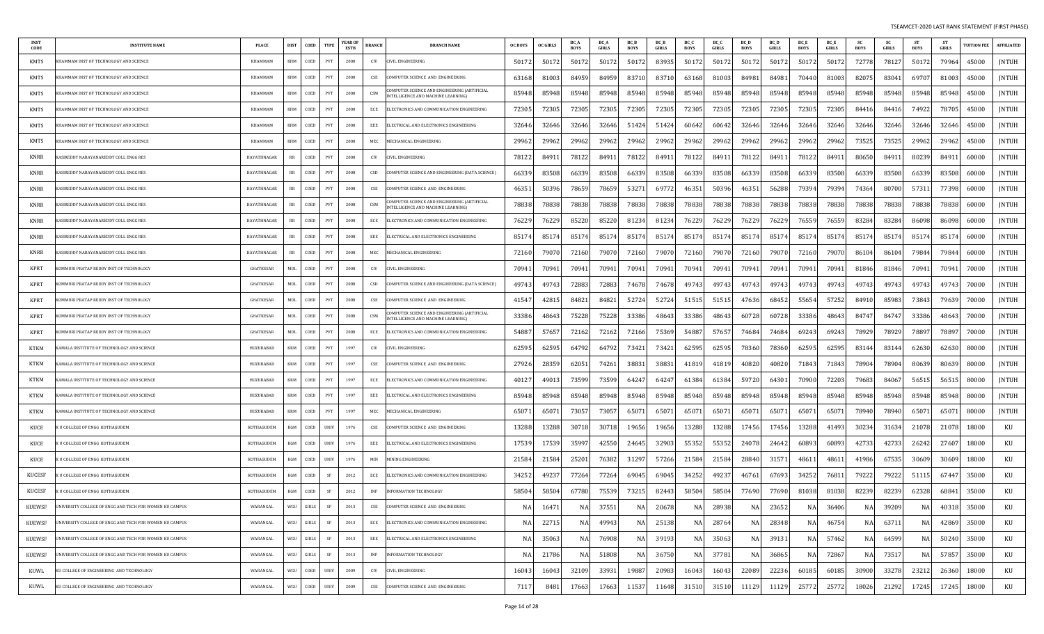TSEAMCET-2020 LAST RANK STATEMENT (FIRST PHASE)

| INST CODE | INSTITUTE NAME | PLACE | DIST | COED | TYPE | YEAR OF ESTB | BRANCH | BRANCH NAME | OC BOYS | OC GIRLS | BC_A BOYS | BC_A GIRLS | BC_B BOYS | BC_B GIRLS | BC_C BOYS | BC_C GIRLS | BC_D BOYS | BC_D GIRLS | BC_E BOYS | BC_E GIRLS | SC BOYS | SC GIRLS | ST BOYS | ST GIRLS | TUITION FEE | AFFILIATED |
|---|---|---|---|---|---|---|---|---|---|---|---|---|---|---|---|---|---|---|---|---|---|---|---|---|---|---|
| KMTS | KHAMMAM INST OF TECHNOLOGY AND SCIENCE | KHAMMAM | KHM | COED | PVT | 2008 | CIV | CIVIL ENGINEERING | 50172 | 50172 | 50172 | 50172 | 50172 | 83935 | 50172 | 50172 | 50172 | 50172 | 50172 | 50172 | 72778 | 78127 | 50172 | 79964 | 45000 | JNTUH |
| KMTS | KHAMMAM INST OF TECHNOLOGY AND SCIENCE | KHAMMAM | KHM | COED | PVT | 2008 | CSE | COMPUTER SCIENCE AND ENGINEERING | 63168 | 81003 | 84959 | 84959 | 83710 | 83710 | 63168 | 81003 | 84981 | 84981 | 70440 | 81003 | 82075 | 83041 | 69707 | 81003 | 45000 | JNTUH |
| KMTS | KHAMMAM INST OF TECHNOLOGY AND SCIENCE | KHAMMAM | KHM | COED | PVT | 2008 | CSM | COMPUTER SCIENCE AND ENGINEERING (ARTIFICIAL INTELLIGENCE AND MACHINE LEARNING) | 85948 | 85948 | 85948 | 85948 | 85948 | 85948 | 85948 | 85948 | 85948 | 85948 | 85948 | 85948 | 85948 | 85948 | 85948 | 85948 | 45000 | JNTUH |
| KMTS | KHAMMAM INST OF TECHNOLOGY AND SCIENCE | KHAMMAM | KHM | COED | PVT | 2008 | ECE | ELECTRONICS AND COMMUNICATION ENGINEERING | 72305 | 72305 | 72305 | 72305 | 72305 | 72305 | 72305 | 72305 | 72305 | 72305 | 72305 | 72305 | 84416 | 84416 | 74922 | 78705 | 45000 | JNTUH |
| KMTS | KHAMMAM INST OF TECHNOLOGY AND SCIENCE | KHAMMAM | KHM | COED | PVT | 2008 | EEE | ELECTRICAL AND ELECTRONICS ENGINEERING | 32646 | 32646 | 32646 | 32646 | 51424 | 51424 | 60642 | 60642 | 32646 | 32646 | 32646 | 32646 | 32646 | 32646 | 32646 | 32646 | 45000 | JNTUH |
| KMTS | KHAMMAM INST OF TECHNOLOGY AND SCIENCE | KHAMMAM | KHM | COED | PVT | 2008 | MEC | MECHANICAL ENGINEERING | 29962 | 29962 | 29962 | 29962 | 29962 | 29962 | 29962 | 29962 | 29962 | 29962 | 29962 | 29962 | 73525 | 73525 | 29962 | 29962 | 45000 | JNTUH |
| KNRR | KASIREDDY NARAYANAREDDY COLL ENGG RES | HAYATHNAGAR | RR | COED | PVT | 2008 | CIV | CIVIL ENGINEERING | 78122 | 84911 | 78122 | 84911 | 78122 | 84911 | 78122 | 84911 | 78122 | 84911 | 78122 | 84911 | 80650 | 84911 | 80239 | 84911 | 60000 | JNTUH |
| KNRR | KASIREDDY NARAYANAREDDY COLL ENGG RES | HAYATHNAGAR | RR | COED | PVT | 2008 | CSD | COMPUTER SCIENCE AND ENGINEERING (DATA SCIENCE) | 66339 | 83508 | 66339 | 83508 | 66339 | 83508 | 66339 | 83508 | 66339 | 83508 | 66339 | 83508 | 66339 | 83508 | 66339 | 83508 | 60000 | JNTUH |
| KNRR | KASIREDDY NARAYANAREDDY COLL ENGG RES | HAYATHNAGAR | RR | COED | PVT | 2008 | CSE | COMPUTER SCIENCE AND ENGINEERING | 46351 | 50396 | 78659 | 78659 | 53271 | 69772 | 46351 | 50396 | 46351 | 56288 | 79394 | 79394 | 74364 | 80700 | 57311 | 77398 | 60000 | JNTUH |
| KNRR | KASIREDDY NARAYANAREDDY COLL ENGG RES | HAYATHNAGAR | RR | COED | PVT | 2008 | CSM | COMPUTER SCIENCE AND ENGINEERING (ARTIFICIAL INTELLIGENCE AND MACHINE LEARNING) | 78838 | 78838 | 78838 | 78838 | 78838 | 78838 | 78838 | 78838 | 78838 | 78838 | 78838 | 78838 | 78838 | 78838 | 78838 | 78838 | 60000 | JNTUH |
| KNRR | KASIREDDY NARAYANAREDDY COLL ENGG RES | HAYATHNAGAR | RR | COED | PVT | 2008 | ECE | ELECTRONICS AND COMMUNICATION ENGINEERING | 76229 | 76229 | 85220 | 85220 | 81234 | 81234 | 76229 | 76229 | 76229 | 76229 | 76559 | 76559 | 83284 | 83284 | 86098 | 86098 | 60000 | JNTUH |
| KNRR | KASIREDDY NARAYANAREDDY COLL ENGG RES | HAYATHNAGAR | RR | COED | PVT | 2008 | EEE | ELECTRICAL AND ELECTRONICS ENGINEERING | 85174 | 85174 | 85174 | 85174 | 85174 | 85174 | 85174 | 85174 | 85174 | 85174 | 85174 | 85174 | 85174 | 85174 | 85174 | 85174 | 60000 | JNTUH |
| KNRR | KASIREDDY NARAYANAREDDY COLL ENGG RES | HAYATHNAGAR | RR | COED | PVT | 2008 | MEC | MECHANICAL ENGINEERING | 72160 | 79070 | 72160 | 79070 | 72160 | 79070 | 72160 | 79070 | 72160 | 79070 | 72160 | 79070 | 86104 | 86104 | 79844 | 79844 | 60000 | JNTUH |
| KPRT | KOMMURI PRATAP REDDY INST OF TECHNOLOGY | GHATKESAR | MDL | COED | PVT | 2008 | CIV | CIVIL ENGINEERING | 70941 | 70941 | 70941 | 70941 | 70941 | 70941 | 70941 | 70941 | 70941 | 70941 | 70941 | 70941 | 81846 | 81846 | 70941 | 70941 | 70000 | JNTUH |
| KPRT | KOMMURI PRATAP REDDY INST OF TECHNOLOGY | GHATKESAR | MDL | COED | PVT | 2008 | CSD | COMPUTER SCIENCE AND ENGINEERING (DATA SCIENCE) | 49743 | 49743 | 72883 | 72883 | 74678 | 74678 | 49743 | 49743 | 49743 | 49743 | 49743 | 49743 | 49743 | 49743 | 49743 | 49743 | 70000 | JNTUH |
| KPRT | KOMMURI PRATAP REDDY INST OF TECHNOLOGY | GHATKESAR | MDL | COED | PVT | 2008 | CSE | COMPUTER SCIENCE AND ENGINEERING | 41547 | 42815 | 84821 | 84821 | 52724 | 52724 | 51515 | 51515 | 47636 | 68452 | 55654 | 57252 | 84910 | 85983 | 73843 | 79639 | 70000 | JNTUH |
| KPRT | KOMMURI PRATAP REDDY INST OF TECHNOLOGY | GHATKESAR | MDL | COED | PVT | 2008 | CSM | COMPUTER SCIENCE AND ENGINEERING (ARTIFICIAL INTELLIGENCE AND MACHINE LEARNING) | 33386 | 48643 | 75228 | 75228 | 33386 | 48643 | 33386 | 48643 | 60728 | 60728 | 33386 | 48643 | 84747 | 84747 | 33386 | 48643 | 70000 | JNTUH |
| KPRT | KOMMURI PRATAP REDDY INST OF TECHNOLOGY | GHATKESAR | MDL | COED | PVT | 2008 | ECE | ELECTRONICS AND COMMUNICATION ENGINEERING | 54887 | 57657 | 72162 | 72162 | 72166 | 75369 | 54887 | 57657 | 74684 | 74684 | 69243 | 69243 | 78929 | 78929 | 78897 | 78897 | 70000 | JNTUH |
| KTKM | KAMALA INSTITUTE OF TECHNOLOGY AND SCIENCE | HUZURABAD | KRM | COED | PVT | 1997 | CIV | CIVIL ENGINEERING | 62595 | 62595 | 64792 | 64792 | 73421 | 73421 | 62595 | 62595 | 78360 | 78360 | 62595 | 62595 | 83144 | 83144 | 62630 | 62630 | 80000 | JNTUH |
| KTKM | KAMALA INSTITUTE OF TECHNOLOGY AND SCIENCE | HUZURABAD | KRM | COED | PVT | 1997 | CSE | COMPUTER SCIENCE AND ENGINEERING | 27926 | 28359 | 62051 | 74261 | 38831 | 38831 | 41819 | 41819 | 40820 | 40820 | 71843 | 71843 | 78904 | 78904 | 80639 | 80639 | 80000 | JNTUH |
| KTKM | KAMALA INSTITUTE OF TECHNOLOGY AND SCIENCE | HUZURABAD | KRM | COED | PVT | 1997 | ECE | ELECTRONICS AND COMMUNICATION ENGINEERING | 40127 | 49013 | 73599 | 73599 | 64247 | 64247 | 61384 | 61384 | 59720 | 64301 | 70900 | 72203 | 79683 | 84067 | 56515 | 56515 | 80000 | JNTUH |
| KTKM | KAMALA INSTITUTE OF TECHNOLOGY AND SCIENCE | HUZURABAD | KRM | COED | PVT | 1997 | EEE | ELECTRICAL AND ELECTRONICS ENGINEERING | 85948 | 85948 | 85948 | 85948 | 85948 | 85948 | 85948 | 85948 | 85948 | 85948 | 85948 | 85948 | 85948 | 85948 | 85948 | 85948 | 80000 | JNTUH |
| KTKM | KAMALA INSTITUTE OF TECHNOLOGY AND SCIENCE | HUZURABAD | KRM | COED | PVT | 1997 | MEC | MECHANICAL ENGINEERING | 65071 | 65071 | 73057 | 73057 | 65071 | 65071 | 65071 | 65071 | 65071 | 65071 | 65071 | 65071 | 78940 | 78940 | 65071 | 65071 | 80000 | JNTUH |
| KUCE | K U COLLEGE OF ENGG KOTHAGUDEM | KOTHAGUDEM | KGM | COED | UNIV | 1976 | CSE | COMPUTER SCIENCE AND ENGINEERING | 13288 | 13288 | 30718 | 30718 | 19656 | 19656 | 13288 | 13288 | 17456 | 17456 | 13288 | 41493 | 30234 | 31634 | 21078 | 21078 | 18000 | KU |
| KUCE | K U COLLEGE OF ENGG KOTHAGUDEM | KOTHAGUDEM | KGM | COED | UNIV | 1976 | EEE | ELECTRICAL AND ELECTRONICS ENGINEERING | 17539 | 17539 | 35997 | 42550 | 24645 | 32903 | 55352 | 55352 | 24078 | 24642 | 60893 | 60893 | 42733 | 42733 | 26242 | 27607 | 18000 | KU |
| KUCE | K U COLLEGE OF ENGG KOTHAGUDEM | KOTHAGUDEM | KGM | COED | UNIV | 1976 | MIN | MINING ENGINEERING | 21584 | 21584 | 25201 | 76382 | 31297 | 57266 | 21584 | 21584 | 28840 | 31571 | 48611 | 48611 | 41986 | 67535 | 30609 | 30609 | 18000 | KU |
| KUCESF | K U COLLEGE OF ENGG KOTHAGUDEM | KOTHAGUDEM | KGM | COED | SF | 2012 | ECE | ELECTRONICS AND COMMUNICATION ENGINEERING | 34252 | 49237 | 77264 | 77264 | 69045 | 69045 | 34252 | 49237 | 46761 | 67693 | 34252 | 76811 | 79222 | 79222 | 51115 | 67447 | 35000 | KU |
| KUCESF | K U COLLEGE OF ENGG KOTHAGUDEM | KOTHAGUDEM | KGM | COED | SF | 2012 | INF | INFORMATION TECHNOLOGY | 58504 | 58504 | 67780 | 75539 | 73215 | 82443 | 58504 | 58504 | 77690 | 77690 | 81038 | 81038 | 82239 | 82239 | 62328 | 68841 | 35000 | KU |
| KUEWSF | UNIVERSITY COLLEGE OF ENGG AND TECH FOR WOMEN KU CAMPUS | WARANGAL | WGU | GIRLS | SF | 2013 | CSE | COMPUTER SCIENCE AND ENGINEERING | NA | 16471 | NA | 37551 | NA | 20678 | NA | 28938 | NA | 23652 | NA | 36406 | NA | 39209 | NA | 40318 | 35000 | KU |
| KUEWSF | UNIVERSITY COLLEGE OF ENGG AND TECH FOR WOMEN KU CAMPUS | WARANGAL | WGU | GIRLS | SF | 2013 | ECE | ELECTRONICS AND COMMUNICATION ENGINEERING | NA | 22715 | NA | 49943 | NA | 25138 | NA | 28764 | NA | 28348 | NA | 46754 | NA | 63711 | NA | 42869 | 35000 | KU |
| KUEWSF | UNIVERSITY COLLEGE OF ENGG AND TECH FOR WOMEN KU CAMPUS | WARANGAL | WGU | GIRLS | SF | 2013 | EEE | ELECTRICAL AND ELECTRONICS ENGINEERING | NA | 35063 | NA | 76908 | NA | 39193 | NA | 35063 | NA | 39131 | NA | 57462 | NA | 64599 | NA | 50240 | 35000 | KU |
| KUEWSF | UNIVERSITY COLLEGE OF ENGG AND TECH FOR WOMEN KU CAMPUS | WARANGAL | WGU | GIRLS | SF | 2013 | INF | INFORMATION TECHNOLOGY | NA | 21786 | NA | 51808 | NA | 36750 | NA | 37781 | NA | 36865 | NA | 72867 | NA | 73517 | NA | 57857 | 35000 | KU |
| KUWL | KU COLLEGE OF ENGINEERING AND TECHNOLOGY | WARANGAL | WGU | COED | UNIV | 2009 | CIV | CIVIL ENGINEERING | 16043 | 16043 | 32109 | 33931 | 19887 | 20983 | 16043 | 16043 | 22089 | 22236 | 60185 | 60185 | 30900 | 33278 | 23212 | 26360 | 18000 | KU |
| KUWL | KU COLLEGE OF ENGINEERING AND TECHNOLOGY | WARANGAL | WGU | COED | UNIV | 2009 | CSE | COMPUTER SCIENCE AND ENGINEERING | 7117 | 8481 | 17663 | 17663 | 11537 | 11648 | 31510 | 31510 | 11129 | 11129 | 25772 | 25772 | 18026 | 21292 | 17245 | 17245 | 18000 | KU |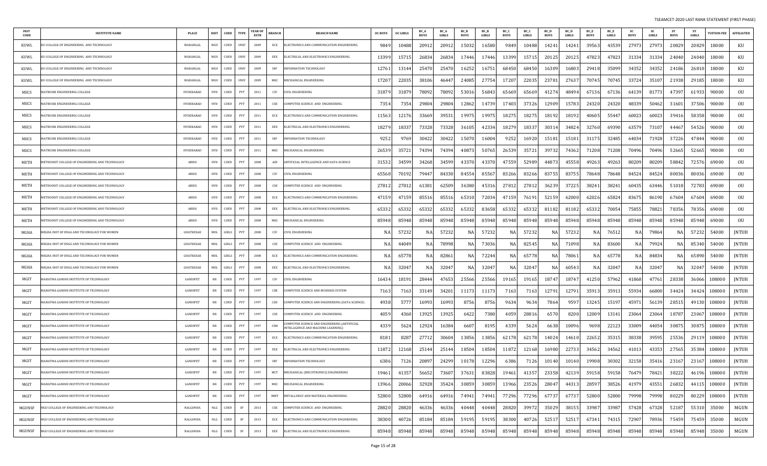TSEAMCET-2020 LAST RANK STATEMENT (FIRST PHASE)

| INST CODE | INSTITUTE NAME | PLACE | DIST | COED | TYPE | YEAR OF ESTB | BRANCH | BRANCH NAME | OC BOYS | OC GIRLS | BC_A BOYS | BC_A GIRLS | BC_B BOYS | BC_B GIRLS | BC_C BOYS | BC_C GIRLS | BC_D BOYS | BC_D GIRLS | BC_E BOYS | BC_E GIRLS | SC BOYS | SC GIRLS | ST BOYS | ST GIRLS | TUITION FEE | AFFILIATED |
|---|---|---|---|---|---|---|---|---|---|---|---|---|---|---|---|---|---|---|---|---|---|---|---|---|---|---|
| KUWL | KU COLLEGE OF ENGINEERING AND TECHNOLOGY | WARANGAL | WGU | COED | UNIV | 2009 | ECE | ELECTRONICS AND COMMUNICATION ENGINEERING | 9849 | 10488 | 20912 | 20912 | 15032 | 16580 | 9849 | 10488 | 14241 | 14241 | 39563 | 43539 | 27973 | 27973 | 20829 | 20829 | 18000 | KU |
| KUWL | KU COLLEGE OF ENGINEERING AND TECHNOLOGY | WARANGAL | WGU | COED | UNIV | 2009 | EEE | ELECTRICAL AND ELECTRONICS ENGINEERING | 13399 | 15715 | 26834 | 26834 | 17446 | 17446 | 13399 | 15715 | 20125 | 20125 | 47823 | 47823 | 31334 | 31334 | 24040 | 24040 | 18000 | KU |
| KUWL | KU COLLEGE OF ENGINEERING AND TECHNOLOGY | WARANGAL | WGU | COED | UNIV | 2009 | INF | INFORMATION TECHNOLOGY | 12761 | 13144 | 25470 | 25470 | 16252 | 16751 | 68450 | 68450 | 16309 | 16803 | 29418 | 35099 | 34352 | 34352 | 24186 | 26810 | 18000 | KU |
| KUWL | KU COLLEGE OF ENGINEERING AND TECHNOLOGY | WARANGAL | WGU | COED | UNIV | 2009 | MEC | MECHANICAL ENGINEERING | 17207 | 22035 | 38106 | 46447 | 24085 | 27754 | 17207 | 22035 | 23781 | 27637 | 70745 | 70745 | 33724 | 35107 | 21938 | 29185 | 18000 | KU |
| MECS | MATRUSRI ENGINEERING COLLEGE | HYDERABAD | HYD | COED | PVT | 2011 | CIV | CIVIL ENGINEERING | 31879 | 31879 | 78092 | 78092 | 53016 | 56843 | 65669 | 65669 | 41274 | 48494 | 67136 | 67136 | 64139 | 81773 | 47397 | 61933 | 90000 | OU |
| MECS | MATRUSRI ENGINEERING COLLEGE | HYDERABAD | HYD | COED | PVT | 2011 | CSE | COMPUTER SCIENCE AND ENGINEERING | 7354 | 7354 | 29804 | 29804 | 12862 | 14739 | 17403 | 37326 | 12909 | 15783 | 24320 | 24320 | 48339 | 50462 | 31601 | 37506 | 90000 | OU |
| MECS | MATRUSRI ENGINEERING COLLEGE | HYDERABAD | HYD | COED | PVT | 2011 | ECE | ELECTRONICS AND COMMUNICATION ENGINEERING | 11563 | 12176 | 33669 | 39531 | 19975 | 19975 | 18275 | 18275 | 18192 | 18192 | 40605 | 55447 | 60023 | 60023 | 39416 | 58358 | 90000 | OU |
| MECS | MATRUSRI ENGINEERING COLLEGE | HYDERABAD | HYD | COED | PVT | 2011 | EEE | ELECTRICAL AND ELECTRONICS ENGINEERING | 18279 | 18337 | 73328 | 73328 | 36105 | 42334 | 18279 | 18337 | 30314 | 34824 | 32760 | 69390 | 63579 | 73107 | 44467 | 54526 | 90000 | OU |
| MECS | MATRUSRI ENGINEERING COLLEGE | HYDERABAD | HYD | COED | PVT | 2011 | INF | INFORMATION TECHNOLOGY | 9252 | 9769 | 30422 | 30422 | 15070 | 16004 | 9252 | 16920 | 15181 | 15181 | 31175 | 32485 | 64034 | 71928 | 37226 | 47844 | 90000 | OU |
| MECS | MATRUSRI ENGINEERING COLLEGE | HYDERABAD | HYD | COED | PVT | 2011 | MEC | MECHANICAL ENGINEERING | 26539 | 35721 | 74394 | 74394 | 40873 | 50765 | 26539 | 35721 | 39732 | 74362 | 71208 | 71208 | 70496 | 70496 | 52665 | 52665 | 90000 | OU |
| METH | METHODIST COLLEGE OF ENGINEERING AND TECHNOLOGY | ABIDS | HYD | COED | PVT | 2008 | AID | ARTIFICIAL INTELLIGENCE AND DATA SCIENCE | 31532 | 34599 | 34268 | 34599 | 43370 | 43370 | 47559 | 52989 | 44873 | 45558 | 49263 | 49263 | 80209 | 80209 | 58842 | 72576 | 69000 | OU |
| METH | METHODIST COLLEGE OF ENGINEERING AND TECHNOLOGY | ABIDS | HYD | COED | PVT | 2008 | CIV | CIVIL ENGINEERING | 65568 | 70192 | 79447 | 84330 | 84554 | 85567 | 83266 | 83266 | 83755 | 83755 | 78648 | 78648 | 84524 | 84524 | 80036 | 80036 | 69000 | OU |
| METH | METHODIST COLLEGE OF ENGINEERING AND TECHNOLOGY | ABIDS | HYD | COED | PVT | 2008 | CSE | COMPUTER SCIENCE AND ENGINEERING | 27812 | 27812 | 61381 | 62509 | 36380 | 45316 | 27812 | 27812 | 36239 | 37225 | 38241 | 38241 | 60435 | 63446 | 51018 | 72783 | 69000 | OU |
| METH | METHODIST COLLEGE OF ENGINEERING AND TECHNOLOGY | ABIDS | HYD | COED | PVT | 2008 | ECE | ELECTRONICS AND COMMUNICATION ENGINEERING | 47159 | 47159 | 85516 | 85516 | 65310 | 72034 | 47159 | 76191 | 52159 | 62000 | 62026 | 65824 | 83675 | 86190 | 67604 | 67604 | 69000 | OU |
| METH | METHODIST COLLEGE OF ENGINEERING AND TECHNOLOGY | ABIDS | HYD | COED | PVT | 2008 | EEE | ELECTRICAL AND ELECTRONICS ENGINEERING | 65332 | 65332 | 65332 | 65332 | 65332 | 83658 | 65332 | 65332 | 81182 | 81182 | 65332 | 70054 | 75855 | 78821 | 78356 | 78356 | 69000 | OU |
| METH | METHODIST COLLEGE OF ENGINEERING AND TECHNOLOGY | ABIDS | HYD | COED | PVT | 2008 | MEC | MECHANICAL ENGINEERING | 85948 | 85948 | 85948 | 85948 | 85948 | 85948 | 85948 | 85948 | 85948 | 85948 | 85948 | 85948 | 85948 | 85948 | 85948 | 85948 | 69000 | OU |
| MGHA | MEGHA INST OF ENGG AND TECHNOLOGY FOR WOMEN | GHATKESAR | MDL | GIRLS | PVT | 2008 | CIV | CIVIL ENGINEERING | NA | 57232 | NA | 57232 | NA | 57232 | NA | 57232 | NA | 57232 | NA | 76512 | NA | 79864 | NA | 57232 | 54000 | JNTUH |
| MGHA | MEGHA INST OF ENGG AND TECHNOLOGY FOR WOMEN | GHATKESAR | MDL | GIRLS | PVT | 2008 | CSE | COMPUTER SCIENCE AND ENGINEERING | NA | 44049 | NA | 78998 | NA | 73036 | NA | 82545 | NA | 71098 | NA | 83600 | NA | 79924 | NA | 85340 | 54000 | JNTUH |
| MGHA | MEGHA INST OF ENGG AND TECHNOLOGY FOR WOMEN | GHATKESAR | MDL | GIRLS | PVT | 2008 | ECE | ELECTRONICS AND COMMUNICATION ENGINEERING | NA | 65778 | NA | 82861 | NA | 72244 | NA | 65778 | NA | 78061 | NA | 65778 | NA | 84834 | NA | 65890 | 54000 | JNTUH |
| MGHA | MEGHA INST OF ENGG AND TECHNOLOGY FOR WOMEN | GHATKESAR | MDL | GIRLS | PVT | 2008 | EEE | ELECTRICAL AND ELECTRONICS ENGINEERING | NA | 32047 | NA | 32047 | NA | 32047 | NA | 32047 | NA | 60543 | NA | 32047 | NA | 32047 | NA | 32047 | 54000 | JNTUH |
| MGIT | MAHATMA GANDHI INSTITUTE OF TECHNOLOGY | GANDIPET | RR | COED | PVT | 1997 | CIV | CIVIL ENGINEERING | 16434 | 18191 | 28444 | 47653 | 25566 | 25566 | 19165 | 19165 | 18747 | 18747 | 41250 | 57962 | 41868 | 47761 | 28338 | 36066 | 108000 | JNTUH |
| MGIT | MAHATMA GANDHI INSTITUTE OF TECHNOLOGY | GANDIPET | RR | COED | PVT | 1997 | CSB | COMPUTER SCIENCE AND BUSINESS SYSTEM | 7163 | 7163 | 33149 | 34201 | 11173 | 11173 | 7163 | 7163 | 12791 | 12791 | 35913 | 35913 | 55934 | 66800 | 34424 | 34424 | 108000 | JNTUH |
| MGIT | MAHATMA GANDHI INSTITUTE OF TECHNOLOGY | GANDIPET | RR | COED | PVT | 1997 | CSD | COMPUTER SCIENCE AND ENGINEERING (DATA SCIENCE) | 4938 | 5777 | 16993 | 16993 | 8756 | 8756 | 9634 | 9634 | 7864 | 9597 | 13245 | 15197 | 45971 | 56139 | 28515 | 49130 | 108000 | JNTUH |
| MGIT | MAHATMA GANDHI INSTITUTE OF TECHNOLOGY | GANDIPET | RR | COED | PVT | 1997 | CSE | COMPUTER SCIENCE AND ENGINEERING | 4059 | 4360 | 13925 | 13925 | 6422 | 7380 | 4059 | 28816 | 6570 | 8200 | 12009 | 13141 | 23064 | 23064 | 18787 | 23067 | 108000 | JNTUH |
| MGIT | MAHATMA GANDHI INSTITUTE OF TECHNOLOGY | GANDIPET | RR | COED | PVT | 1997 | CSM | COMPUTER SCIENCE AND ENGINEERING (ARTIFICIAL INTELLIGENCE AND MACHINE LEARNING) | 4339 | 5624 | 12924 | 16384 | 6607 | 8195 | 4339 | 5624 | 6638 | 10096 | 9698 | 22123 | 33009 | 44054 | 30875 | 30875 | 108000 | JNTUH |
| MGIT | MAHATMA GANDHI INSTITUTE OF TECHNOLOGY | GANDIPET | RR | COED | PVT | 1997 | ECE | ELECTRONICS AND COMMUNICATION ENGINEERING | 8181 | 8287 | 27712 | 30604 | 13856 | 13856 | 62178 | 62178 | 14024 | 14610 | 22652 | 35315 | 38338 | 39595 | 25536 | 29119 | 108000 | JNTUH |
| MGIT | MAHATMA GANDHI INSTITUTE OF TECHNOLOGY | GANDIPET | RR | COED | PVT | 1997 | EEE | ELECTRICAL AND ELECTRONICS ENGINEERING | 11872 | 12168 | 25144 | 25144 | 18504 | 18504 | 11872 | 12168 | 16980 | 22733 | 34562 | 34562 | 41013 | 43353 | 27565 | 35384 | 108000 | JNTUH |
| MGIT | MAHATMA GANDHI INSTITUTE OF TECHNOLOGY | GANDIPET | RR | COED | PVT | 1997 | INF | INFORMATION TECHNOLOGY | 6386 | 7126 | 20897 | 24299 | 10178 | 12296 | 6386 | 7126 | 10140 | 10140 | 19908 | 30302 | 32158 | 35416 | 23167 | 23167 | 108000 | JNTUH |
| MGIT | MAHATMA GANDHI INSTITUTE OF TECHNOLOGY | GANDIPET | RR | COED | PVT | 1997 | MCT | MECHANICAL (MECHTRONICS) ENGINEERING | 19461 | 41357 | 56652 | 73607 | 37631 | 83828 | 19461 | 41357 | 23358 | 42139 | 59158 | 59158 | 76479 | 78421 | 38222 | 46196 | 108000 | JNTUH |
| MGIT | MAHATMA GANDHI INSTITUTE OF TECHNOLOGY | GANDIPET | RR | COED | PVT | 1997 | MEC | MECHANICAL ENGINEERING | 13966 | 20066 | 32928 | 35424 | 30859 | 30859 | 13966 | 23526 | 28047 | 44313 | 28597 | 38526 | 41979 | 43551 | 26832 | 44115 | 108000 | JNTUH |
| MGIT | MAHATMA GANDHI INSTITUTE OF TECHNOLOGY | GANDIPET | RR | COED | PVT | 1997 | MMT | METALLURGY AND MATERIAL ENGINEERING | 52800 | 52800 | 64916 | 64916 | 74941 | 74941 | 77296 | 77296 | 67737 | 67737 | 52800 | 52800 | 79998 | 79998 | 80229 | 80229 | 108000 | JNTUH |
| MGUNSF | MGU COLLEGE OF ENGINEERING AND TECHNOLOGY | NALGONDA | NLG | COED | SF | 2013 | CSE | COMPUTER SCIENCE AND ENGINEERING | 28820 | 28820 | 46336 | 46336 | 40448 | 40448 | 28820 | 39972 | 35029 | 38155 | 33987 | 33987 | 57428 | 67328 | 52187 | 55310 | 35000 | MGUN |
| MGUNSF | MGU COLLEGE OF ENGINEERING AND TECHNOLOGY | NALGONDA | NLG | COED | SF | 2013 | ECE | ELECTRONICS AND COMMUNICATION ENGINEERING | 38300 | 40726 | 85184 | 85184 | 59195 | 59195 | 38300 | 40726 | 52517 | 52517 | 67341 | 74315 | 72907 | 78936 | 75459 | 75459 | 35000 | MGUN |
| MGUNSF | MGU COLLEGE OF ENGINEERING AND TECHNOLOGY | NALGONDA | NLG | COED | SF | 2013 | EEE | ELECTRICAL AND ELECTRONICS ENGINEERING | 85948 | 85948 | 85948 | 85948 | 85948 | 85948 | 85948 | 85948 | 85948 | 85948 | 85948 | 85948 | 85948 | 85948 | 85948 | 85948 | 35000 | MGUN |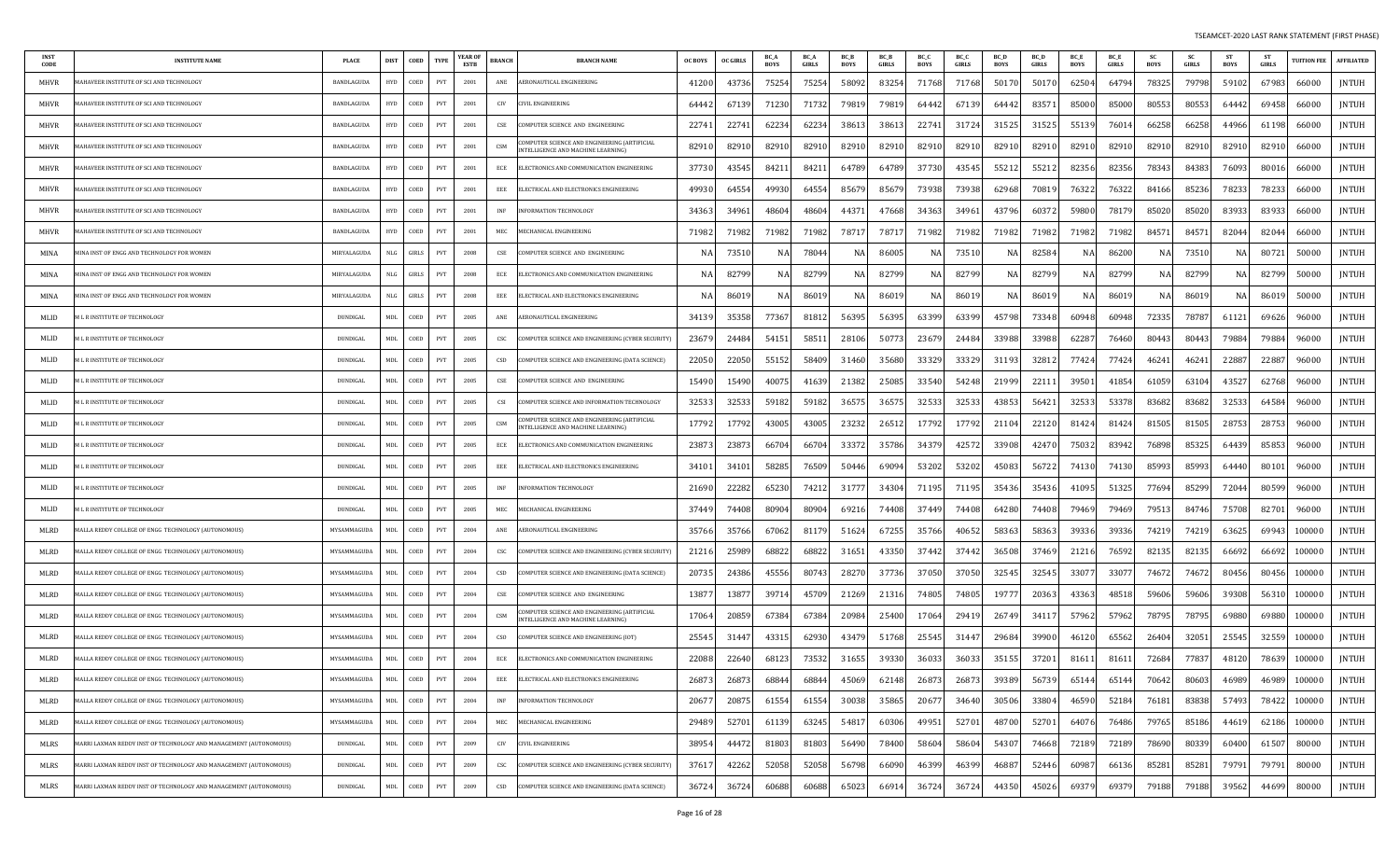| INST CODE | INSTITUTE NAME | PLACE | DIST | COED | TYPE | YEAR OF ESTB | BRANCH | BRANCH NAME | OC BOYS | OC GIRLS | BC_A BOYS | BC_A GIRLS | BC_B BOYS | BC_B GIRLS | BC_C BOYS | BC_C GIRLS | BC_D BOYS | BC_D GIRLS | BC_E BOYS | BC_E GIRLS | SC BOYS | SC GIRLS | ST BOYS | ST GIRLS | TUITION FEE | AFFILIATED |
|---|---|---|---|---|---|---|---|---|---|---|---|---|---|---|---|---|---|---|---|---|---|---|---|---|---|---|
| MHVR | MAHAVEER INSTITUTE OF SCI AND TECHNOLOGY | BANDLAGUDA | HYD | COED | PVT | 2001 | ANE | AERONAUTICAL ENGINEERING | 41200 | 43736 | 75254 | 75254 | 58092 | 83254 | 71768 | 71768 | 50170 | 50170 | 62504 | 64794 | 78325 | 79798 | 59102 | 67983 | 66000 | JNTUH |
| MHVR | MAHAVEER INSTITUTE OF SCI AND TECHNOLOGY | BANDLAGUDA | HYD | COED | PVT | 2001 | CIV | CIVIL ENGINEERING | 64442 | 67139 | 71230 | 71732 | 79819 | 79819 | 64442 | 67139 | 64442 | 83571 | 85000 | 85000 | 80553 | 80553 | 64442 | 69458 | 66000 | JNTUH |
| MHVR | MAHAVEER INSTITUTE OF SCI AND TECHNOLOGY | BANDLAGUDA | HYD | COED | PVT | 2001 | CSE | COMPUTER SCIENCE AND ENGINEERING | 22741 | 22741 | 62234 | 62234 | 38613 | 38613 | 22741 | 31724 | 31525 | 31525 | 55139 | 76014 | 66258 | 66258 | 44966 | 61198 | 66000 | JNTUH |
| MHVR | MAHAVEER INSTITUTE OF SCI AND TECHNOLOGY | BANDLAGUDA | HYD | COED | PVT | 2001 | CSM | COMPUTER SCIENCE AND ENGINEERING (ARTIFICIAL INTELLIGENCE AND MACHINE LEARNING) | 82910 | 82910 | 82910 | 82910 | 82910 | 82910 | 82910 | 82910 | 82910 | 82910 | 82910 | 82910 | 82910 | 82910 | 82910 | 82910 | 66000 | JNTUH |
| MHVR | MAHAVEER INSTITUTE OF SCI AND TECHNOLOGY | BANDLAGUDA | HYD | COED | PVT | 2001 | ECE | ELECTRONICS AND COMMUNICATION ENGINEERING | 37730 | 43545 | 84211 | 84211 | 64789 | 64789 | 37730 | 43545 | 55212 | 55212 | 82356 | 82356 | 78343 | 84383 | 76093 | 80016 | 66000 | JNTUH |
| MHVR | MAHAVEER INSTITUTE OF SCI AND TECHNOLOGY | BANDLAGUDA | HYD | COED | PVT | 2001 | EEE | ELECTRICAL AND ELECTRONICS ENGINEERING | 49930 | 64554 | 49930 | 64554 | 85679 | 85679 | 73938 | 73938 | 62968 | 70819 | 76322 | 76322 | 84166 | 85236 | 78233 | 78233 | 66000 | JNTUH |
| MHVR | MAHAVEER INSTITUTE OF SCI AND TECHNOLOGY | BANDLAGUDA | HYD | COED | PVT | 2001 | INF | INFORMATION TECHNOLOGY | 34363 | 34961 | 48604 | 48604 | 44371 | 47668 | 34363 | 34961 | 43796 | 60372 | 59800 | 78179 | 85020 | 85020 | 83933 | 83933 | 66000 | JNTUH |
| MHVR | MAHAVEER INSTITUTE OF SCI AND TECHNOLOGY | BANDLAGUDA | HYD | COED | PVT | 2001 | MEC | MECHANICAL ENGINEERING | 71982 | 71982 | 71982 | 71982 | 78717 | 78717 | 71982 | 71982 | 71982 | 71982 | 71982 | 71982 | 84571 | 84571 | 82044 | 82044 | 66000 | JNTUH |
| MINA | MINA INST OF ENGG AND TECHNOLOGY FOR WOMEN | MIRYALAGUDA | NLG | GIRLS | PVT | 2008 | CSE | COMPUTER SCIENCE AND ENGINEERING | NA | 73510 | NA | 78044 | NA | 86005 | NA | 73510 | NA | 82584 | NA | 86200 | NA | 73510 | NA | 80721 | 50000 | JNTUH |
| MINA | MINA INST OF ENGG AND TECHNOLOGY FOR WOMEN | MIRYALAGUDA | NLG | GIRLS | PVT | 2008 | ECE | ELECTRONICS AND COMMUNICATION ENGINEERING | NA | 82799 | NA | 82799 | NA | 82799 | NA | 82799 | NA | 82799 | NA | 82799 | NA | 82799 | NA | 82799 | 50000 | JNTUH |
| MINA | MINA INST OF ENGG AND TECHNOLOGY FOR WOMEN | MIRYALAGUDA | NLG | GIRLS | PVT | 2008 | EEE | ELECTRICAL AND ELECTRONICS ENGINEERING | NA | 86019 | NA | 86019 | NA | 86019 | NA | 86019 | NA | 86019 | NA | 86019 | NA | 86019 | NA | 86019 | 50000 | JNTUH |
| MLID | M L R INSTITUTE OF TECHNOLOGY | DUNDIGAL | MDL | COED | PVT | 2005 | ANE | AERONAUTICAL ENGINEERING | 34139 | 35358 | 77367 | 81812 | 56395 | 56395 | 63399 | 63399 | 45798 | 73348 | 60948 | 60948 | 72335 | 78787 | 61121 | 69626 | 96000 | JNTUH |
| MLID | M L R INSTITUTE OF TECHNOLOGY | DUNDIGAL | MDL | COED | PVT | 2005 | CSC | COMPUTER SCIENCE AND ENGINEERING (CYBER SECURITY) | 23679 | 24484 | 54151 | 58511 | 28106 | 50773 | 23679 | 24484 | 33988 | 33988 | 62287 | 76460 | 80443 | 80443 | 79884 | 79884 | 96000 | JNTUH |
| MLID | M L R INSTITUTE OF TECHNOLOGY | DUNDIGAL | MDL | COED | PVT | 2005 | CSD | COMPUTER SCIENCE AND ENGINEERING (DATA SCIENCE) | 22050 | 22050 | 55152 | 58409 | 31460 | 35680 | 33329 | 33329 | 31193 | 32812 | 77424 | 77424 | 46241 | 46241 | 22887 | 22887 | 96000 | JNTUH |
| MLID | M L R INSTITUTE OF TECHNOLOGY | DUNDIGAL | MDL | COED | PVT | 2005 | CSE | COMPUTER SCIENCE AND ENGINEERING | 15490 | 15490 | 40075 | 41639 | 21382 | 25085 | 33540 | 54248 | 21999 | 22111 | 39501 | 41854 | 61059 | 63104 | 43527 | 62768 | 96000 | JNTUH |
| MLID | M L R INSTITUTE OF TECHNOLOGY | DUNDIGAL | MDL | COED | PVT | 2005 | CSI | COMPUTER SCIENCE AND INFORMATION TECHNOLOGY | 32533 | 32533 | 59182 | 59182 | 36575 | 36575 | 32533 | 32533 | 43853 | 56421 | 32533 | 53378 | 83682 | 83682 | 32533 | 64584 | 96000 | JNTUH |
| MLID | M L R INSTITUTE OF TECHNOLOGY | DUNDIGAL | MDL | COED | PVT | 2005 | CSM | COMPUTER SCIENCE AND ENGINEERING (ARTIFICIAL INTELLIGENCE AND MACHINE LEARNING) | 17792 | 17792 | 43005 | 43005 | 23232 | 26512 | 17792 | 17792 | 21104 | 22120 | 81424 | 81424 | 81505 | 81505 | 28753 | 28753 | 96000 | JNTUH |
| MLID | M L R INSTITUTE OF TECHNOLOGY | DUNDIGAL | MDL | COED | PVT | 2005 | ECE | ELECTRONICS AND COMMUNICATION ENGINEERING | 23873 | 23873 | 66704 | 66704 | 33372 | 35786 | 34379 | 42572 | 33908 | 42470 | 75032 | 83942 | 76898 | 85325 | 64439 | 85853 | 96000 | JNTUH |
| MLID | M L R INSTITUTE OF TECHNOLOGY | DUNDIGAL | MDL | COED | PVT | 2005 | EEE | ELECTRICAL AND ELECTRONICS ENGINEERING | 34101 | 34101 | 58285 | 76509 | 50446 | 69094 | 53202 | 53202 | 45083 | 56722 | 74130 | 74130 | 85993 | 85993 | 64440 | 80101 | 96000 | JNTUH |
| MLID | M L R INSTITUTE OF TECHNOLOGY | DUNDIGAL | MDL | COED | PVT | 2005 | INF | INFORMATION TECHNOLOGY | 21690 | 22282 | 65230 | 74212 | 31777 | 34304 | 71195 | 71195 | 35436 | 35436 | 41095 | 51325 | 77694 | 85299 | 72044 | 80599 | 96000 | JNTUH |
| MLID | M L R INSTITUTE OF TECHNOLOGY | DUNDIGAL | MDL | COED | PVT | 2005 | MEC | MECHANICAL ENGINEERING | 37449 | 74408 | 80904 | 80904 | 69216 | 74408 | 37449 | 74408 | 64280 | 74408 | 79469 | 79469 | 79513 | 84746 | 75708 | 82701 | 96000 | JNTUH |
| MLRD | MALLA REDDY COLLEGE OF ENGG TECHNOLOGY (AUTONOMOUS) | MYSAMMAGUDA | MDL | COED | PVT | 2004 | ANE | AERONAUTICAL ENGINEERING | 35766 | 35766 | 67062 | 81179 | 51624 | 67255 | 35766 | 40652 | 58363 | 58363 | 39336 | 39336 | 74219 | 74219 | 63625 | 69943 | 100000 | JNTUH |
| MLRD | MALLA REDDY COLLEGE OF ENGG TECHNOLOGY (AUTONOMOUS) | MYSAMMAGUDA | MDL | COED | PVT | 2004 | CSC | COMPUTER SCIENCE AND ENGINEERING (CYBER SECURITY) | 21216 | 25989 | 68822 | 68822 | 31651 | 43350 | 37442 | 37442 | 36508 | 37469 | 21216 | 76592 | 82135 | 82135 | 66692 | 66692 | 100000 | JNTUH |
| MLRD | MALLA REDDY COLLEGE OF ENGG TECHNOLOGY (AUTONOMOUS) | MYSAMMAGUDA | MDL | COED | PVT | 2004 | CSD | COMPUTER SCIENCE AND ENGINEERING (DATA SCIENCE) | 20735 | 24386 | 45556 | 80743 | 28270 | 37736 | 37050 | 37050 | 32545 | 32545 | 33077 | 33077 | 74672 | 74672 | 80456 | 80456 | 100000 | JNTUH |
| MLRD | MALLA REDDY COLLEGE OF ENGG TECHNOLOGY (AUTONOMOUS) | MYSAMMAGUDA | MDL | COED | PVT | 2004 | CSE | COMPUTER SCIENCE AND ENGINEERING | 13877 | 13877 | 39714 | 45709 | 21269 | 21316 | 74805 | 74805 | 19777 | 20363 | 43363 | 48518 | 59606 | 59606 | 39308 | 56310 | 100000 | JNTUH |
| MLRD | MALLA REDDY COLLEGE OF ENGG TECHNOLOGY (AUTONOMOUS) | MYSAMMAGUDA | MDL | COED | PVT | 2004 | CSM | COMPUTER SCIENCE AND ENGINEERING (ARTIFICIAL INTELLIGENCE AND MACHINE LEARNING) | 17064 | 20859 | 67384 | 67384 | 20984 | 25400 | 17064 | 29419 | 26749 | 34117 | 57962 | 57962 | 78795 | 78795 | 69880 | 69880 | 100000 | JNTUH |
| MLRD | MALLA REDDY COLLEGE OF ENGG TECHNOLOGY (AUTONOMOUS) | MYSAMMAGUDA | MDL | COED | PVT | 2004 | CSO | COMPUTER SCIENCE AND ENGINEERING (IOT) | 25545 | 31447 | 43315 | 62930 | 43479 | 51768 | 25545 | 31447 | 29684 | 39900 | 46120 | 65562 | 26404 | 32051 | 25545 | 32559 | 100000 | JNTUH |
| MLRD | MALLA REDDY COLLEGE OF ENGG TECHNOLOGY (AUTONOMOUS) | MYSAMMAGUDA | MDL | COED | PVT | 2004 | ECE | ELECTRONICS AND COMMUNICATION ENGINEERING | 22088 | 22640 | 68123 | 73532 | 31655 | 39330 | 36033 | 36033 | 35155 | 37201 | 81611 | 81611 | 72684 | 77837 | 48120 | 78639 | 100000 | JNTUH |
| MLRD | MALLA REDDY COLLEGE OF ENGG TECHNOLOGY (AUTONOMOUS) | MYSAMMAGUDA | MDL | COED | PVT | 2004 | EEE | ELECTRICAL AND ELECTRONICS ENGINEERING | 26873 | 26873 | 68844 | 68844 | 45069 | 62148 | 26873 | 26873 | 39389 | 56739 | 65144 | 65144 | 70642 | 80603 | 46989 | 46989 | 100000 | JNTUH |
| MLRD | MALLA REDDY COLLEGE OF ENGG TECHNOLOGY (AUTONOMOUS) | MYSAMMAGUDA | MDL | COED | PVT | 2004 | INF | INFORMATION TECHNOLOGY | 20677 | 20875 | 61554 | 61554 | 30038 | 35865 | 20677 | 34640 | 30506 | 33804 | 46590 | 52184 | 76181 | 83838 | 57493 | 78422 | 100000 | JNTUH |
| MLRD | MALLA REDDY COLLEGE OF ENGG TECHNOLOGY (AUTONOMOUS) | MYSAMMAGUDA | MDL | COED | PVT | 2004 | MEC | MECHANICAL ENGINEERING | 29489 | 52701 | 61139 | 63245 | 54817 | 60306 | 49951 | 52701 | 48700 | 52701 | 64076 | 76486 | 79765 | 85186 | 44619 | 62186 | 100000 | JNTUH |
| MLRS | MARRI LAXMAN REDDY INST OF TECHNOLOGY AND MANAGEMENT (AUTONOMOUS) | DUNDIGAL | MDL | COED | PVT | 2009 | CIV | CIVIL ENGINEERING | 38954 | 44472 | 81803 | 81803 | 56490 | 78400 | 58604 | 58604 | 54307 | 74668 | 72189 | 72189 | 78690 | 80339 | 60400 | 61507 | 80000 | JNTUH |
| MLRS | MARRI LAXMAN REDDY INST OF TECHNOLOGY AND MANAGEMENT (AUTONOMOUS) | DUNDIGAL | MDL | COED | PVT | 2009 | CSC | COMPUTER SCIENCE AND ENGINEERING (CYBER SECURITY) | 37617 | 42262 | 52058 | 52058 | 56798 | 66090 | 46399 | 46399 | 46887 | 52446 | 60987 | 66136 | 85281 | 85281 | 79791 | 79791 | 80000 | JNTUH |
| MLRS | MARRI LAXMAN REDDY INST OF TECHNOLOGY AND MANAGEMENT (AUTONOMOUS) | DUNDIGAL | MDL | COED | PVT | 2009 | CSD | COMPUTER SCIENCE AND ENGINEERING (DATA SCIENCE) | 36724 | 36724 | 60688 | 60688 | 65023 | 66914 | 36724 | 36724 | 44350 | 45026 | 69379 | 69379 | 79188 | 79188 | 39562 | 44699 | 80000 | JNTUH |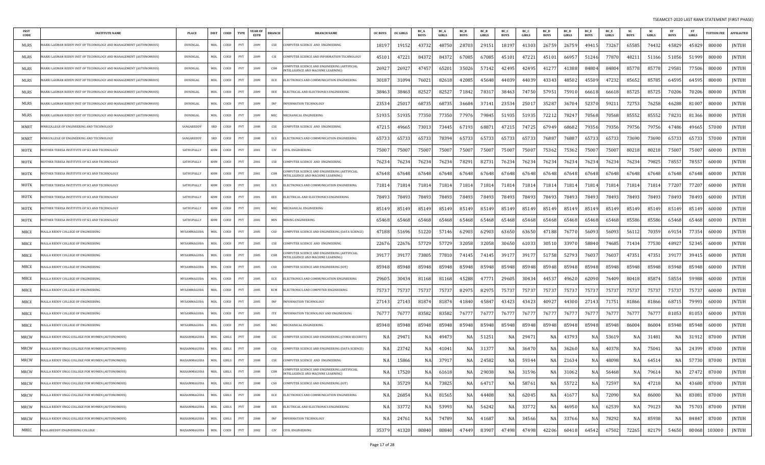TSEAMCET-2020 LAST RANK STATEMENT (FIRST PHASE)

| INST CODE | INSTITUTE NAME | PLACE | DIST | COED | TYPE | YEAR OF ESTB | BRANCH | BRANCH NAME | OC BOYS | OC GIRLS | BC_A BOYS | BC_A GIRLS | BC_B BOYS | BC_B GIRLS | BC_C BOYS | BC_C GIRLS | BC_D BOYS | BC_D GIRLS | BC_E BOYS | BC_E GIRLS | SC BOYS | SC GIRLS | ST BOYS | ST GIRLS | TUITION FEE | AFFILIATED |
|---|---|---|---|---|---|---|---|---|---|---|---|---|---|---|---|---|---|---|---|---|---|---|---|---|---|---|
| MLRS | MARRI LAXMAN REDDY INST OF TECHNOLOGY AND MANAGEMENT (AUTONOMOUS) | DUNDIGAL | MDL | COED | PVT | 2009 | CSE | COMPUTER SCIENCE AND ENGINEERING | 18197 | 19152 | 43732 | 48750 | 28703 | 29151 | 18197 | 41303 | 26759 | 26759 | 49415 | 73267 | 65585 | 74432 | 45829 | 45829 | 80000 | JNTUH |
| MLRS | MARRI LAXMAN REDDY INST OF TECHNOLOGY AND MANAGEMENT (AUTONOMOUS) | DUNDIGAL | MDL | COED | PVT | 2009 | CSI | COMPUTER SCIENCE AND INFORMATION TECHNOLOGY | 45101 | 47221 | 84372 | 84372 | 67085 | 67085 | 45101 | 47221 | 45101 | 66957 | 51246 | 77870 | 48211 | 51166 | 51056 | 51999 | 80000 | JNTUH |
| MLRS | MARRI LAXMAN REDDY INST OF TECHNOLOGY AND MANAGEMENT (AUTONOMOUS) | DUNDIGAL | MDL | COED | PVT | 2009 | CSM | COMPUTER SCIENCE AND ENGINEERING (ARTIFICIAL INTELLIGENCE AND MACHINE LEARNING) | 26927 | 26927 | 47457 | 65201 | 35026 | 57142 | 42495 | 42495 | 41277 | 41388 | 84804 | 84804 | 85778 | 85778 | 29581 | 77506 | 80000 | JNTUH |
| MLRS | MARRI LAXMAN REDDY INST OF TECHNOLOGY AND MANAGEMENT (AUTONOMOUS) | DUNDIGAL | MDL | COED | PVT | 2009 | ECE | ELECTRONICS AND COMMUNICATION ENGINEERING | 30187 | 31094 | 76021 | 82618 | 42085 | 45648 | 44039 | 44039 | 43343 | 48502 | 45509 | 47232 | 85652 | 85785 | 64595 | 64595 | 80000 | JNTUH |
| MLRS | MARRI LAXMAN REDDY INST OF TECHNOLOGY AND MANAGEMENT (AUTONOMOUS) | DUNDIGAL | MDL | COED | PVT | 2009 | EEE | ELECTRICAL AND ELECTRONICS ENGINEERING | 38463 | 38463 | 82527 | 82527 | 71842 | 78317 | 38463 | 74750 | 57951 | 75910 | 66618 | 66618 | 85725 | 85725 | 70206 | 70206 | 80000 | JNTUH |
| MLRS | MARRI LAXMAN REDDY INST OF TECHNOLOGY AND MANAGEMENT (AUTONOMOUS) | DUNDIGAL | MDL | COED | PVT | 2009 | INF | INFORMATION TECHNOLOGY | 23534 | 25017 | 68735 | 68735 | 36684 | 37141 | 23534 | 25017 | 35287 | 36704 | 52370 | 59211 | 72753 | 76258 | 46288 | 81007 | 80000 | JNTUH |
| MLRS | MARRI LAXMAN REDDY INST OF TECHNOLOGY AND MANAGEMENT (AUTONOMOUS) | DUNDIGAL | MDL | COED | PVT | 2009 | MEC | MECHANICAL ENGINEERING | 51935 | 51935 | 77350 | 77350 | 77976 | 79845 | 51935 | 51935 | 72212 | 78247 | 70568 | 70568 | 85552 | 85552 | 78231 | 81366 | 80000 | JNTUH |
| MNRT | MNRCOLLEGE OF ENGINEERING AND TECHNOLOGY | SANGAREDDY | SRD | COED | PVT | 2008 | CSE | COMPUTER SCIENCE AND ENGINEERING | 47215 | 49665 | 73013 | 73445 | 67193 | 68871 | 47215 | 74725 | 67949 | 68682 | 79356 | 79356 | 79756 | 79756 | 47486 | 49665 | 57000 | JNTUH |
| MNRT | MNRCOLLEGE OF ENGINEERING AND TECHNOLOGY | SANGAREDDY | SRD | COED | PVT | 2008 | ECE | ELECTRONICS AND COMMUNICATION ENGINEERING | 65733 | 65733 | 65733 | 78394 | 65733 | 65733 | 65733 | 65733 | 76887 | 76887 | 65733 | 65733 | 73690 | 73690 | 65733 | 65733 | 57000 | JNTUH |
| MOTK | MOTHER TERESA INSTITUTE OF SCI AND TECHNOLOGY | SATHUPALLY | KHM | COED | PVT | 2001 | CIV | CIVIL ENGINEERING | 75007 | 75007 | 75007 | 75007 | 75007 | 75007 | 75007 | 75007 | 75362 | 75362 | 75007 | 75007 | 80218 | 80218 | 75007 | 75007 | 60000 | JNTUH |
| MOTK | MOTHER TERESA INSTITUTE OF SCI AND TECHNOLOGY | SATHUPALLY | KHM | COED | PVT | 2001 | CSE | COMPUTER SCIENCE AND ENGINEERING | 76234 | 76234 | 76234 | 76234 | 78291 | 82731 | 76234 | 76234 | 76234 | 76234 | 76234 | 76234 | 76234 | 79825 | 78557 | 78557 | 60000 | JNTUH |
| MOTK | MOTHER TERESA INSTITUTE OF SCI AND TECHNOLOGY | SATHUPALLY | KHM | COED | PVT | 2001 | CSM | COMPUTER SCIENCE AND ENGINEERING (ARTIFICIAL INTELLIGENCE AND MACHINE LEARNING) | 67648 | 67648 | 67648 | 67648 | 67648 | 67648 | 67648 | 67648 | 67648 | 67648 | 67648 | 67648 | 67648 | 67648 | 67648 | 67648 | 60000 | JNTUH |
| MOTK | MOTHER TERESA INSTITUTE OF SCI AND TECHNOLOGY | SATHUPALLY | KHM | COED | PVT | 2001 | ECE | ELECTRONICS AND COMMUNICATION ENGINEERING | 71814 | 71814 | 71814 | 71814 | 71814 | 71814 | 71814 | 71814 | 71814 | 71814 | 71814 | 71814 | 71814 | 71814 | 77207 | 77207 | 60000 | JNTUH |
| MOTK | MOTHER TERESA INSTITUTE OF SCI AND TECHNOLOGY | SATHUPALLY | KHM | COED | PVT | 2001 | EEE | ELECTRICAL AND ELECTRONICS ENGINEERING | 78493 | 78493 | 78493 | 78493 | 78493 | 78493 | 78493 | 78493 | 78493 | 78493 | 78493 | 78493 | 78493 | 78493 | 78493 | 78493 | 60000 | JNTUH |
| MOTK | MOTHER TERESA INSTITUTE OF SCI AND TECHNOLOGY | SATHUPALLY | KHM | COED | PVT | 2001 | MEC | MECHANICAL ENGINEERING | 85149 | 85149 | 85149 | 85149 | 85149 | 85149 | 85149 | 85149 | 85149 | 85149 | 85149 | 85149 | 85149 | 85149 | 85149 | 85149 | 60000 | JNTUH |
| MOTK | MOTHER TERESA INSTITUTE OF SCI AND TECHNOLOGY | SATHUPALLY | KHM | COED | PVT | 2001 | MIN | MINING ENGINEERING | 65468 | 65468 | 65468 | 65468 | 65468 | 65468 | 65468 | 65468 | 65468 | 65468 | 65468 | 65468 | 85586 | 85586 | 65468 | 65468 | 60000 | JNTUH |
| MRCE | MALLA REDDY COLLEGE OF ENGINEERING | MYSAMMAGUDA | MDL | COED | PVT | 2005 | CSD | COMPUTER SCIENCE AND ENGINEERING (DATA SCIENCE) | 47188 | 51696 | 51220 | 57146 | 62903 | 62903 | 63650 | 63650 | 47188 | 76770 | 56093 | 56093 | 56112 | 70359 | 69154 | 77354 | 60000 | JNTUH |
| MRCE | MALLA REDDY COLLEGE OF ENGINEERING | MYSAMMAGUDA | MDL | COED | PVT | 2005 | CSE | COMPUTER SCIENCE AND ENGINEERING | 22676 | 22676 | 57729 | 57729 | 32058 | 32058 | 30650 | 61033 | 30510 | 33970 | 58840 | 74685 | 71434 | 77530 | 48927 | 52345 | 60000 | JNTUH |
| MRCE | MALLA REDDY COLLEGE OF ENGINEERING | MYSAMMAGUDA | MDL | COED | PVT | 2005 | CSM | COMPUTER SCIENCE AND ENGINEERING (ARTIFICIAL INTELLIGENCE AND MACHINE LEARNING) | 39177 | 39177 | 73805 | 77810 | 74145 | 74145 | 39177 | 39177 | 51758 | 52793 | 76037 | 76037 | 47351 | 47351 | 39177 | 39415 | 60000 | JNTUH |
| MRCE | MALLA REDDY COLLEGE OF ENGINEERING | MYSAMMAGUDA | MDL | COED | PVT | 2005 | CSO | COMPUTER SCIENCE AND ENGINEERING (IOT) | 85948 | 85948 | 85948 | 85948 | 85948 | 85948 | 85948 | 85948 | 85948 | 85948 | 85948 | 85948 | 85948 | 85948 | 85948 | 85948 | 60000 | JNTUH |
| MRCE | MALLA REDDY COLLEGE OF ENGINEERING | MYSAMMAGUDA | MDL | COED | PVT | 2005 | ECE | ELECTRONICS AND COMMUNICATION ENGINEERING | 29605 | 30434 | 81168 | 81168 | 45288 | 47771 | 29605 | 30434 | 44537 | 49620 | 62090 | 76409 | 80418 | 85874 | 58554 | 59988 | 60000 | JNTUH |
| MRCE | MALLA REDDY COLLEGE OF ENGINEERING | MYSAMMAGUDA | MDL | COED | PVT | 2005 | ECM | ELECTRONICS AND COMPUTER ENGINEERING | 75737 | 75737 | 75737 | 75737 | 82975 | 82975 | 75737 | 75737 | 75737 | 75737 | 75737 | 75737 | 75737 | 75737 | 75737 | 75737 | 60000 | JNTUH |
| MRCE | MALLA REDDY COLLEGE OF ENGINEERING | MYSAMMAGUDA | MDL | COED | PVT | 2005 | INF | INFORMATION TECHNOLOGY | 27143 | 27143 | 81874 | 81874 | 41840 | 45847 | 43423 | 43423 | 40927 | 44300 | 27143 | 71751 | 81866 | 81866 | 68715 | 79993 | 60000 | JNTUH |
| MRCE | MALLA REDDY COLLEGE OF ENGINEERING | MYSAMMAGUDA | MDL | COED | PVT | 2005 | ITE | INFORMATION TECHNOLOGY AND ENGINEERING | 76777 | 76777 | 83582 | 83582 | 76777 | 76777 | 76777 | 76777 | 76777 | 76777 | 76777 | 76777 | 76777 | 76777 | 81053 | 81053 | 60000 | JNTUH |
| MRCE | MALLA REDDY COLLEGE OF ENGINEERING | MYSAMMAGUDA | MDL | COED | PVT | 2005 | MEC | MECHANICAL ENGINEERING | 85948 | 85948 | 85948 | 85948 | 85948 | 85948 | 85948 | 85948 | 85948 | 85948 | 85948 | 85948 | 86004 | 86004 | 85948 | 85948 | 60000 | JNTUH |
| MRCW | MALLA REDDY ENGG COLLEGE FOR WOMEN (AUTONOMOUS) | MAISAMMAGUDA | MDL | GIRLS | PVT | 2008 | CSC | COMPUTER SCIENCE AND ENGINEERING (CYBER SECURITY) | NA | 29471 | NA | 49473 | NA | 51251 | NA | 29471 | NA | 43793 | NA | 53619 | NA | 31481 | NA | 31912 | 87000 | JNTUH |
| MRCW | MALLA REDDY ENGG COLLEGE FOR WOMEN (AUTONOMOUS) | MAISAMMAGUDA | MDL | GIRLS | PVT | 2008 | CSD | COMPUTER SCIENCE AND ENGINEERING (DATA SCIENCE) | NA | 23742 | NA | 41041 | NA | 31377 | NA | 36470 | NA | 36260 | NA | 40378 | NA | 75041 | NA | 24399 | 87000 | JNTUH |
| MRCW | MALLA REDDY ENGG COLLEGE FOR WOMEN (AUTONOMOUS) | MAISAMMAGUDA | MDL | GIRLS | PVT | 2008 | CSE | COMPUTER SCIENCE AND ENGINEERING | NA | 15866 | NA | 37917 | NA | 24582 | NA | 59344 | NA | 21634 | NA | 48098 | NA | 64514 | NA | 57730 | 87000 | JNTUH |
| MRCW | MALLA REDDY ENGG COLLEGE FOR WOMEN (AUTONOMOUS) | MAISAMMAGUDA | MDL | GIRLS | PVT | 2008 | CSM | COMPUTER SCIENCE AND ENGINEERING (ARTIFICIAL INTELLIGENCE AND MACHINE LEARNING) | NA | 17520 | NA | 61618 | NA | 29038 | NA | 31596 | NA | 31062 | NA | 56468 | NA | 79614 | NA | 27472 | 87000 | JNTUH |
| MRCW | MALLA REDDY ENGG COLLEGE FOR WOMEN (AUTONOMOUS) | MAISAMMAGUDA | MDL | GIRLS | PVT | 2008 | CSO | COMPUTER SCIENCE AND ENGINEERING (IOT) | NA | 35729 | NA | 73825 | NA | 64717 | NA | 58761 | NA | 55722 | NA | 72597 | NA | 47218 | NA | 43680 | 87000 | JNTUH |
| MRCW | MALLA REDDY ENGG COLLEGE FOR WOMEN (AUTONOMOUS) | MAISAMMAGUDA | MDL | GIRLS | PVT | 2008 | ECE | ELECTRONICS AND COMMUNICATION ENGINEERING | NA | 26854 | NA | 81565 | NA | 44408 | NA | 62045 | NA | 41677 | NA | 72090 | NA | 86000 | NA | 83081 | 87000 | JNTUH |
| MRCW | MALLA REDDY ENGG COLLEGE FOR WOMEN (AUTONOMOUS) | MAISAMMAGUDA | MDL | GIRLS | PVT | 2008 | EEE | ELECTRICAL AND ELECTRONICS ENGINEERING | NA | 33772 | NA | 53993 | NA | 56242 | NA | 33772 | NA | 46950 | NA | 62539 | NA | 79123 | NA | 75703 | 87000 | JNTUH |
| MRCW | MALLA REDDY ENGG COLLEGE FOR WOMEN (AUTONOMOUS) | MAISAMMAGUDA | MDL | GIRLS | PVT | 2008 | INF | INFORMATION TECHNOLOGY | NA | 24761 | NA | 74789 | NA | 41687 | NA | 34566 | NA | 33766 | NA | 78292 | NA | 85938 | NA | 84847 | 87000 | JNTUH |
| MREC | MALLAREDDY ENGINEERING COLLEGE | MAISAMMAGUDA | MDL | COED | PVT | 2002 | CIV | CIVIL ENGINEERING | 35379 | 41320 | 80840 | 80840 | 47449 | 83907 | 47498 | 47498 | 42206 | 60418 | 64542 | 67502 | 72265 | 82179 | 54650 | 80068 | 103000 | JNTUH |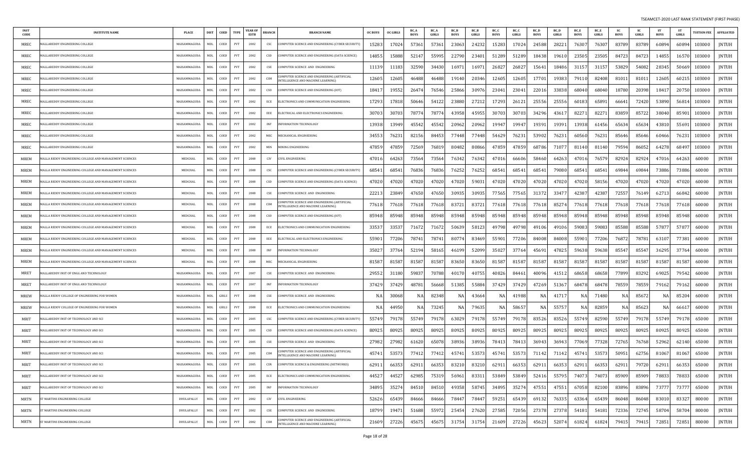| INST CODE | INSTITUTE NAME | PLACE | DIST | COED | TYPE | YEAR OF ESTB | BRANCH | BRANCH NAME | OC BOYS | OC GIRLS | BC_A BOYS | BC_A GIRLS | BC_B BOYS | BC_B GIRLS | BC_C BOYS | BC_C GIRLS | BC_D BOYS | BC_D GIRLS | BC_E BOYS | BC_E GIRLS | SC BOYS | SC GIRLS | ST BOYS | ST GIRLS | TUITION FEE | AFFILIATED |
|---|---|---|---|---|---|---|---|---|---|---|---|---|---|---|---|---|---|---|---|---|---|---|---|---|---|---|
| MREC | MALLAREDDY ENGINEERING COLLEGE | MAISAMMAGUDA | MDL | COED | PVT | 2002 | CSC | COMPUTER SCIENCE AND ENGINEERING (CYBER SECURITY) | 15283 | 17024 | 57361 | 57361 | 23063 | 24232 | 15283 | 17024 | 24588 | 28221 | 76307 | 76307 | 83789 | 83789 | 60894 | 60894 | 103000 | JNTUH |
| MREC | MALLAREDDY ENGINEERING COLLEGE | MAISAMMAGUDA | MDL | COED | PVT | 2002 | CSD | COMPUTER SCIENCE AND ENGINEERING (DATA SCIENCE) | 14855 | 15888 | 52147 | 55995 | 22790 | 23401 | 51289 | 51289 | 18438 | 19610 | 23505 | 23505 | 84723 | 84723 | 14855 | 16570 | 103000 | JNTUH |
| MREC | MALLAREDDY ENGINEERING COLLEGE | MAISAMMAGUDA | MDL | COED | PVT | 2002 | CSE | COMPUTER SCIENCE AND ENGINEERING | 11139 | 11183 | 32590 | 34430 | 16971 | 16971 | 26827 | 26827 | 15641 | 18486 | 31157 | 31157 | 53829 | 54082 | 28345 | 50669 | 103000 | JNTUH |
| MREC | MALLAREDDY ENGINEERING COLLEGE | MAISAMMAGUDA | MDL | COED | PVT | 2002 | CSM | COMPUTER SCIENCE AND ENGINEERING (ARTIFICIAL INTELLIGENCE AND MACHINE LEARNING) | 12605 | 12605 | 46488 | 46488 | 19140 | 20346 | 12605 | 12605 | 17701 | 19383 | 79110 | 82408 | 81011 | 81011 | 12605 | 60215 | 103000 | JNTUH |
| MREC | MALLAREDDY ENGINEERING COLLEGE | MAISAMMAGUDA | MDL | COED | PVT | 2002 | CSO | COMPUTER SCIENCE AND ENGINEERING (IOT) | 18417 | 19552 | 26474 | 76546 | 25866 | 30976 | 23041 | 23041 | 22016 | 33838 | 68040 | 68040 | 18780 | 20398 | 18417 | 20750 | 103000 | JNTUH |
| MREC | MALLAREDDY ENGINEERING COLLEGE | MAISAMMAGUDA | MDL | COED | PVT | 2002 | ECE | ELECTRONICS AND COMMUNICATION ENGINEERING | 17293 | 17818 | 50646 | 54122 | 23880 | 27212 | 17293 | 26121 | 25556 | 25556 | 60183 | 65891 | 66641 | 72420 | 53890 | 56814 | 103000 | JNTUH |
| MREC | MALLAREDDY ENGINEERING COLLEGE | MAISAMMAGUDA | MDL | COED | PVT | 2002 | EEE | ELECTRICAL AND ELECTRONICS ENGINEERING | 30703 | 30703 | 78774 | 78774 | 43958 | 45955 | 30703 | 30703 | 34296 | 43617 | 82271 | 82271 | 83859 | 85722 | 38040 | 85901 | 103000 | JNTUH |
| MREC | MALLAREDDY ENGINEERING COLLEGE | MAISAMMAGUDA | MDL | COED | PVT | 2002 | INF | INFORMATION TECHNOLOGY | 13938 | 13949 | 45542 | 45542 | 20962 | 20962 | 19947 | 19947 | 19391 | 19391 | 13938 | 61456 | 65634 | 65634 | 43810 | 55691 | 103000 | JNTUH |
| MREC | MALLAREDDY ENGINEERING COLLEGE | MAISAMMAGUDA | MDL | COED | PVT | 2002 | MEC | MECHANICAL ENGINEERING | 34553 | 76231 | 82156 | 84453 | 77448 | 77448 | 54629 | 76231 | 53902 | 76231 | 60560 | 76231 | 85646 | 85646 | 60466 | 76231 | 103000 | JNTUH |
| MREC | MALLAREDDY ENGINEERING COLLEGE | MAISAMMAGUDA | MDL | COED | PVT | 2002 | MIN | MINING ENGINEERING | 47859 | 47859 | 72569 | 76819 | 80482 | 80866 | 47859 | 47859 | 68786 | 71077 | 81140 | 81140 | 79594 | 86052 | 64278 | 68497 | 103000 | JNTUH |
| MREM | MALLA REDDY ENGINEERING COLLEGE AND MANAGEMENT SCIENCES | MEDCHAL | MDL | COED | PVT | 2008 | CIV | CIVIL ENGINEERING | 47016 | 64263 | 73564 | 73564 | 76342 | 76342 | 47016 | 66606 | 58460 | 64263 | 47016 | 76579 | 82924 | 82924 | 47016 | 64263 | 60000 | JNTUH |
| MREM | MALLA REDDY ENGINEERING COLLEGE AND MANAGEMENT SCIENCES | MEDCHAL | MDL | COED | PVT | 2008 | CSC | COMPUTER SCIENCE AND ENGINEERING (CYBER SECURITY) | 68541 | 68541 | 76836 | 76836 | 76252 | 76252 | 68541 | 68541 | 68541 | 79080 | 68541 | 68541 | 69844 | 69844 | 73886 | 73886 | 60000 | JNTUH |
| MREM | MALLA REDDY ENGINEERING COLLEGE AND MANAGEMENT SCIENCES | MEDCHAL | MDL | COED | PVT | 2008 | CSD | COMPUTER SCIENCE AND ENGINEERING (DATA SCIENCE) | 47020 | 47020 | 47020 | 47020 | 47020 | 59031 | 47020 | 47020 | 47020 | 47020 | 47020 | 58156 | 47020 | 47020 | 47020 | 47020 | 60000 | JNTUH |
| MREM | MALLA REDDY ENGINEERING COLLEGE AND MANAGEMENT SCIENCES | MEDCHAL | MDL | COED | PVT | 2008 | CSE | COMPUTER SCIENCE AND ENGINEERING | 22213 | 23849 | 47650 | 47650 | 30935 | 30935 | 77565 | 77565 | 31372 | 33477 | 42387 | 42387 | 72557 | 76149 | 62713 | 66842 | 60000 | JNTUH |
| MREM | MALLA REDDY ENGINEERING COLLEGE AND MANAGEMENT SCIENCES | MEDCHAL | MDL | COED | PVT | 2008 | CSM | COMPUTER SCIENCE AND ENGINEERING (ARTIFICIAL INTELLIGENCE AND MACHINE LEARNING) | 77618 | 77618 | 77618 | 77618 | 83721 | 83721 | 77618 | 77618 | 77618 | 85274 | 77618 | 77618 | 77618 | 77618 | 77618 | 77618 | 60000 | JNTUH |
| MREM | MALLA REDDY ENGINEERING COLLEGE AND MANAGEMENT SCIENCES | MEDCHAL | MDL | COED | PVT | 2008 | CSO | COMPUTER SCIENCE AND ENGINEERING (IOT) | 85948 | 85948 | 85948 | 85948 | 85948 | 85948 | 85948 | 85948 | 85948 | 85948 | 85948 | 85948 | 85948 | 85948 | 85948 | 85948 | 60000 | JNTUH |
| MREM | MALLA REDDY ENGINEERING COLLEGE AND MANAGEMENT SCIENCES | MEDCHAL | MDL | COED | PVT | 2008 | ECE | ELECTRONICS AND COMMUNICATION ENGINEERING | 33537 | 33537 | 71672 | 71672 | 50639 | 58123 | 49798 | 49798 | 49106 | 49106 | 59083 | 59083 | 85588 | 85588 | 57877 | 57877 | 60000 | JNTUH |
| MREM | MALLA REDDY ENGINEERING COLLEGE AND MANAGEMENT SCIENCES | MEDCHAL | MDL | COED | PVT | 2008 | EEE | ELECTRICAL AND ELECTRONICS ENGINEERING | 55901 | 77206 | 78741 | 78741 | 80774 | 83469 | 55901 | 77206 | 84008 | 84008 | 55901 | 77206 | 76872 | 78781 | 63107 | 77381 | 60000 | JNTUH |
| MREM | MALLA REDDY ENGINEERING COLLEGE AND MANAGEMENT SCIENCES | MEDCHAL | MDL | COED | PVT | 2008 | INF | INFORMATION TECHNOLOGY | 35027 | 37764 | 52194 | 58165 | 46199 | 52099 | 35027 | 37764 | 45691 | 47825 | 59638 | 59638 | 85547 | 85547 | 36295 | 37764 | 60000 | JNTUH |
| MREM | MALLA REDDY ENGINEERING COLLEGE AND MANAGEMENT SCIENCES | MEDCHAL | MDL | COED | PVT | 2008 | MEC | MECHANICAL ENGINEERING | 81587 | 81587 | 81587 | 81587 | 83650 | 83650 | 81587 | 81587 | 81587 | 81587 | 81587 | 81587 | 81587 | 81587 | 81587 | 81587 | 60000 | JNTUH |
| MRET | MALLAREDDY INST OF ENGG AND TECHNOLOGY | MAISAMMAGUDA | MDL | COED | PVT | 2007 | CSE | COMPUTER SCIENCE AND ENGINEERING | 29552 | 31180 | 59837 | 70788 | 40170 | 40755 | 40826 | 84461 | 40096 | 41512 | 68658 | 68658 | 77899 | 83292 | 69025 | 79542 | 60000 | JNTUH |
| MRET | MALLAREDDY INST OF ENGG AND TECHNOLOGY | MAISAMMAGUDA | MDL | COED | PVT | 2007 | INF | INFORMATION TECHNOLOGY | 37429 | 37429 | 48781 | 56668 | 51385 | 55884 | 37429 | 37429 | 47269 | 51367 | 68478 | 68478 | 78559 | 78559 | 79162 | 79162 | 60000 | JNTUH |
| MREW | MALLA REDDY COLLEGE OF ENGINEERING FOR WOMEN | MAISAMMAGUDA | MDL | GIRLS | PVT | 2008 | CSE | COMPUTER SCIENCE AND ENGINEERING | NA | 30068 | NA | 82348 | NA | 43664 | NA | 41988 | NA | 41717 | NA | 71480 | NA | 85672 | NA | 85204 | 60000 | JNTUH |
| MREW | MALLA REDDY COLLEGE OF ENGINEERING FOR WOMEN | MAISAMMAGUDA | MDL | GIRLS | PVT | 2008 | ECE | ELECTRONICS AND COMMUNICATION ENGINEERING | NA | 44950 | NA | 73245 | NA | 79635 | NA | 58657 | NA | 55757 | NA | 82859 | NA | 85623 | NA | 66617 | 60000 | JNTUH |
| MRIT | MALLAREDDY INST OF TECHNOLOGY AND SCI | MAISAMMAGUDA | MDL | COED | PVT | 2005 | CSC | COMPUTER SCIENCE AND ENGINEERING (CYBER SECURITY) | 55749 | 79178 | 55749 | 79178 | 63029 | 79178 | 55749 | 79178 | 83526 | 83526 | 55749 | 82590 | 55749 | 79178 | 55749 | 79178 | 65000 | JNTUH |
| MRIT | MALLAREDDY INST OF TECHNOLOGY AND SCI | MAISAMMAGUDA | MDL | COED | PVT | 2005 | CSD | COMPUTER SCIENCE AND ENGINEERING (DATA SCIENCE) | 80925 | 80925 | 80925 | 80925 | 80925 | 80925 | 80925 | 80925 | 80925 | 80925 | 80925 | 80925 | 80925 | 80925 | 80925 | 80925 | 65000 | JNTUH |
| MRIT | MALLAREDDY INST OF TECHNOLOGY AND SCI | MAISAMMAGUDA | MDL | COED | PVT | 2005 | CSE | COMPUTER SCIENCE AND ENGINEERING | 27982 | 27982 | 61620 | 65078 | 38936 | 38936 | 78413 | 78413 | 36943 | 36943 | 77069 | 77328 | 72765 | 76768 | 52962 | 62140 | 65000 | JNTUH |
| MRIT | MALLAREDDY INST OF TECHNOLOGY AND SCI | MAISAMMAGUDA | MDL | COED | PVT | 2005 | CSM | COMPUTER SCIENCE AND ENGINEERING (ARTIFICIAL INTELLIGENCE AND MACHINE LEARNING) | 45741 | 53573 | 77412 | 77412 | 45741 | 53573 | 45741 | 53573 | 71142 | 71142 | 45741 | 53573 | 50951 | 62756 | 81067 | 81067 | 65000 | JNTUH |
| MRIT | MALLAREDDY INST OF TECHNOLOGY AND SCI | MAISAMMAGUDA | MDL | COED | PVT | 2005 | CSN | COMPUTER SCIENCE & ENGINEERING (NETWORKS) | 62911 | 66353 | 62911 | 66353 | 83210 | 83210 | 62911 | 66353 | 62911 | 66353 | 62911 | 66353 | 62911 | 79720 | 62911 | 66353 | 65000 | JNTUH |
| MRIT | MALLAREDDY INST OF TECHNOLOGY AND SCI | MAISAMMAGUDA | MDL | COED | PVT | 2005 | ECE | ELECTRONICS AND COMMUNICATION ENGINEERING | 44527 | 44527 | 62985 | 75319 | 56961 | 83311 | 53849 | 53849 | 52416 | 55795 | 74073 | 74073 | 85909 | 85909 | 78833 | 78833 | 65000 | JNTUH |
| MRIT | MALLAREDDY INST OF TECHNOLOGY AND SCI | MAISAMMAGUDA | MDL | COED | PVT | 2005 | INF | INFORMATION TECHNOLOGY | 34895 | 35274 | 84510 | 84510 | 49358 | 58745 | 34895 | 35274 | 47551 | 47551 | 67058 | 82100 | 83896 | 83896 | 73777 | 73777 | 65000 | JNTUH |
| MRTN | ST MARTINS ENGINEERING COLLEGE | DHULAPALLY | MDL | COED | PVT | 2002 | CIV | CIVIL ENGINEERING | 52626 | 65439 | 84666 | 84666 | 78447 | 78447 | 59251 | 65439 | 69132 | 76335 | 63364 | 65439 | 86048 | 86048 | 83010 | 83327 | 80000 | JNTUH |
| MRTN | ST MARTINS ENGINEERING COLLEGE | DHULAPALLY | MDL | COED | PVT | 2002 | CSE | COMPUTER SCIENCE AND ENGINEERING | 18799 | 19471 | 51688 | 55972 | 25454 | 27620 | 27585 | 72056 | 27378 | 27378 | 54181 | 54181 | 72336 | 72745 | 58704 | 58704 | 80000 | JNTUH |
| MRTN | ST MARTINS ENGINEERING COLLEGE | DHULAPALLY | MDL | COED | PVT | 2002 | CSM | COMPUTER SCIENCE AND ENGINEERING (ARTIFICIAL INTELLIGENCE AND MACHINE LEARNING) | 21609 | 27226 | 45675 | 45675 | 31754 | 31754 | 21609 | 27226 | 45623 | 52074 | 61824 | 61824 | 79415 | 79415 | 72851 | 72851 | 80000 | JNTUH |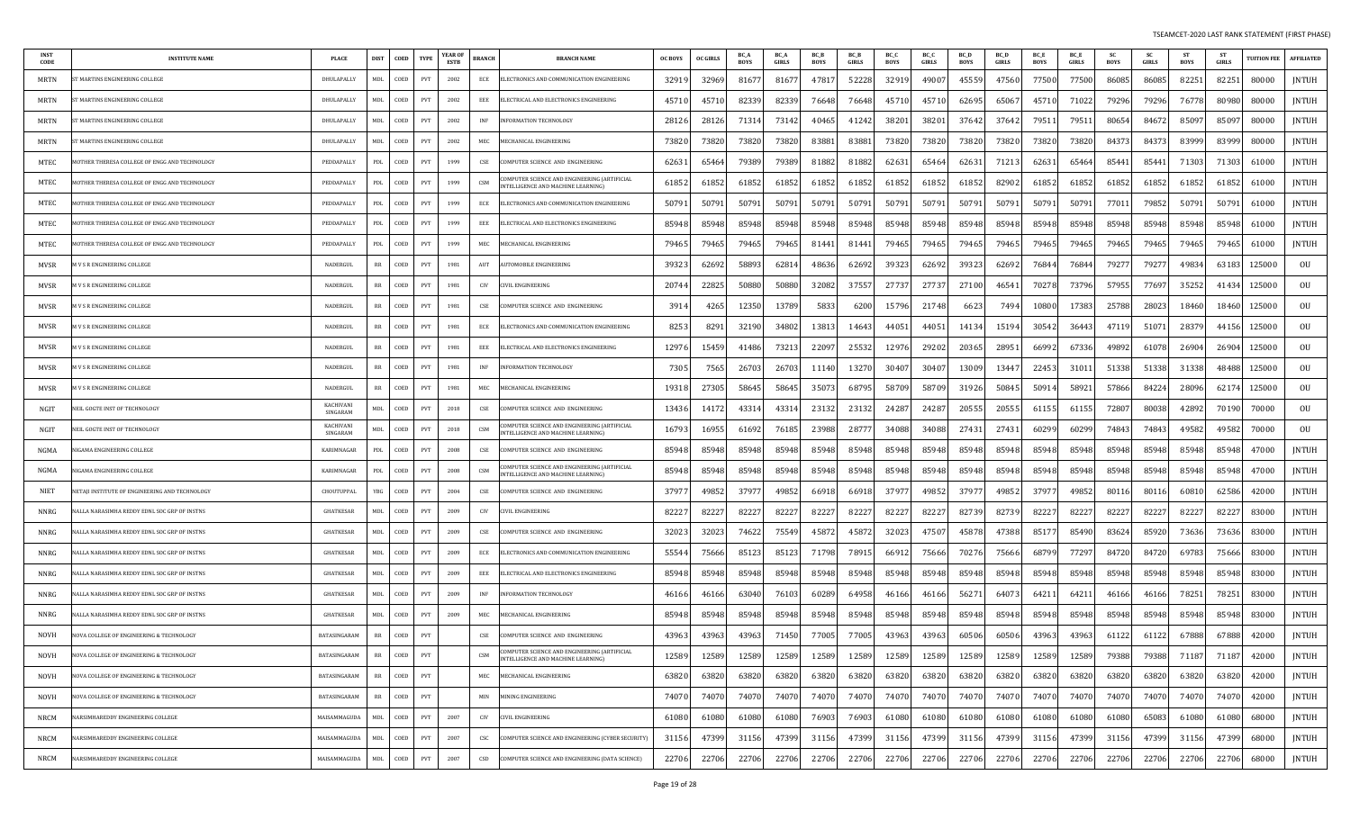| INST CODE | INSTITUTE NAME | PLACE | DIST | COED | TYPE | YEAR OF ESTB | BRANCH | BRANCH NAME | OC BOYS | OC GIRLS | BC_A BOYS | BC_A GIRLS | BC_B BOYS | BC_B GIRLS | BC_C BOYS | BC_C GIRLS | BC_D BOYS | BC_D GIRLS | BC_E BOYS | BC_E GIRLS | SC BOYS | SC GIRLS | ST BOYS | ST GIRLS | TUITION FEE | AFFILIATED |
|---|---|---|---|---|---|---|---|---|---|---|---|---|---|---|---|---|---|---|---|---|---|---|---|---|---|---|
| MRTN | ST MARTINS ENGINEERING COLLEGE | DHULAPALLY | MDL | COED | PVT | 2002 | ECE | ELECTRONICS AND COMMUNICATION ENGINEERING | 32919 | 32969 | 81677 | 81677 | 47817 | 52228 | 32919 | 49007 | 45559 | 47560 | 77500 | 77500 | 86085 | 86085 | 82251 | 82251 | 80000 | JNTUH |
| MRTN | ST MARTINS ENGINEERING COLLEGE | DHULAPALLY | MDL | COED | PVT | 2002 | EEE | ELECTRICAL AND ELECTRONICS ENGINEERING | 45710 | 45710 | 82339 | 82339 | 76648 | 76648 | 45710 | 45710 | 62695 | 65067 | 45710 | 71022 | 79296 | 79296 | 76778 | 80980 | 80000 | JNTUH |
| MRTN | ST MARTINS ENGINEERING COLLEGE | DHULAPALLY | MDL | COED | PVT | 2002 | INF | INFORMATION TECHNOLOGY | 28126 | 28126 | 71314 | 73142 | 40465 | 41242 | 38201 | 38201 | 37642 | 37642 | 79511 | 79511 | 80654 | 84672 | 85097 | 85097 | 80000 | JNTUH |
| MRTN | ST MARTINS ENGINEERING COLLEGE | DHULAPALLY | MDL | COED | PVT | 2002 | MEC | MECHANICAL ENGINEERING | 73820 | 73820 | 73820 | 73820 | 83881 | 83881 | 73820 | 73820 | 73820 | 73820 | 73820 | 73820 | 84373 | 84373 | 83999 | 83999 | 80000 | JNTUH |
| MTEC | MOTHER THERESA COLLEGE OF ENGG AND TECHNOLOGY | PEDDAPALLY | PDL | COED | PVT | 1999 | CSE | COMPUTER SCIENCE AND ENGINEERING | 62631 | 65464 | 79389 | 79389 | 81882 | 81882 | 62631 | 65464 | 62631 | 71213 | 62631 | 65464 | 85441 | 85441 | 71303 | 71303 | 61000 | JNTUH |
| MTEC | MOTHER THERESA COLLEGE OF ENGG AND TECHNOLOGY | PEDDAPALLY | PDL | COED | PVT | 1999 | CSM | COMPUTER SCIENCE AND ENGINEERING (ARTIFICIAL INTELLIGENCE AND MACHINE LEARNING) | 61852 | 61852 | 61852 | 61852 | 61852 | 61852 | 61852 | 61852 | 61852 | 82902 | 61852 | 61852 | 61852 | 61852 | 61852 | 61852 | 61000 | JNTUH |
| MTEC | MOTHER THERESA COLLEGE OF ENGG AND TECHNOLOGY | PEDDAPALLY | PDL | COED | PVT | 1999 | ECE | ELECTRONICS AND COMMUNICATION ENGINEERING | 50791 | 50791 | 50791 | 50791 | 50791 | 50791 | 50791 | 50791 | 50791 | 50791 | 50791 | 50791 | 77011 | 79852 | 50791 | 50791 | 61000 | JNTUH |
| MTEC | MOTHER THERESA COLLEGE OF ENGG AND TECHNOLOGY | PEDDAPALLY | PDL | COED | PVT | 1999 | EEE | ELECTRICAL AND ELECTRONICS ENGINEERING | 85948 | 85948 | 85948 | 85948 | 85948 | 85948 | 85948 | 85948 | 85948 | 85948 | 85948 | 85948 | 85948 | 85948 | 85948 | 85948 | 61000 | JNTUH |
| MTEC | MOTHER THERESA COLLEGE OF ENGG AND TECHNOLOGY | PEDDAPALLY | PDL | COED | PVT | 1999 | MEC | MECHANICAL ENGINEERING | 79465 | 79465 | 79465 | 79465 | 81441 | 81441 | 79465 | 79465 | 79465 | 79465 | 79465 | 79465 | 79465 | 79465 | 79465 | 79465 | 61000 | JNTUH |
| MVSR | M V S R ENGINEERING COLLEGE | NADERGUL | RR | COED | PVT | 1981 | AUT | AUTOMOBILE ENGINEERING | 39323 | 62692 | 58893 | 62814 | 48636 | 62692 | 39323 | 62692 | 39323 | 62692 | 76844 | 76844 | 79277 | 79277 | 49834 | 63183 | 125000 | OU |
| MVSR | M V S R ENGINEERING COLLEGE | NADERGUL | RR | COED | PVT | 1981 | CIV | CIVIL ENGINEERING | 20744 | 22825 | 50880 | 50880 | 32082 | 37557 | 27737 | 27737 | 27100 | 46541 | 70278 | 73796 | 57955 | 77697 | 35252 | 41434 | 125000 | OU |
| MVSR | M V S R ENGINEERING COLLEGE | NADERGUL | RR | COED | PVT | 1981 | CSE | COMPUTER SCIENCE AND ENGINEERING | 3914 | 4265 | 12350 | 13789 | 5833 | 6200 | 15796 | 21748 | 6623 | 7494 | 10800 | 17383 | 25788 | 28023 | 18460 | 18460 | 125000 | OU |
| MVSR | M V S R ENGINEERING COLLEGE | NADERGUL | RR | COED | PVT | 1981 | ECE | ELECTRONICS AND COMMUNICATION ENGINEERING | 8253 | 8291 | 32190 | 34802 | 13813 | 14643 | 44051 | 44051 | 14134 | 15194 | 30542 | 36443 | 47119 | 51071 | 28379 | 44156 | 125000 | OU |
| MVSR | M V S R ENGINEERING COLLEGE | NADERGUL | RR | COED | PVT | 1981 | EEE | ELECTRICAL AND ELECTRONICS ENGINEERING | 12976 | 15459 | 41486 | 73213 | 22097 | 25532 | 12976 | 29202 | 20365 | 28951 | 66992 | 67336 | 49892 | 61078 | 26904 | 26904 | 125000 | OU |
| MVSR | M V S R ENGINEERING COLLEGE | NADERGUL | RR | COED | PVT | 1981 | INF | INFORMATION TECHNOLOGY | 7305 | 7565 | 26703 | 26703 | 11140 | 13270 | 30407 | 30407 | 13009 | 13447 | 22453 | 31011 | 51338 | 51338 | 31338 | 48488 | 125000 | OU |
| MVSR | M V S R ENGINEERING COLLEGE | NADERGUL | RR | COED | PVT | 1981 | MEC | MECHANICAL ENGINEERING | 19318 | 27305 | 58645 | 58645 | 35073 | 68795 | 58709 | 58709 | 31926 | 50845 | 50914 | 58921 | 57866 | 84224 | 28096 | 62174 | 125000 | OU |
| NGIT | NEIL GOGTE INST OF TECHNOLOGY | KACHIVANI SINGARAM | MDL | COED | PVT | 2018 | CSE | COMPUTER SCIENCE AND ENGINEERING | 13436 | 14172 | 43314 | 43314 | 23132 | 23132 | 24287 | 24287 | 20555 | 20555 | 61155 | 61155 | 72807 | 80038 | 42892 | 70190 | 70000 | OU |
| NGIT | NEIL GOGTE INST OF TECHNOLOGY | KACHIVANI SINGARAM | MDL | COED | PVT | 2018 | CSM | COMPUTER SCIENCE AND ENGINEERING (ARTIFICIAL INTELLIGENCE AND MACHINE LEARNING) | 16793 | 16955 | 61692 | 76185 | 23988 | 28777 | 34088 | 34088 | 27431 | 27431 | 60299 | 60299 | 74843 | 74843 | 49582 | 49582 | 70000 | OU |
| NGMA | NIGAMA ENGINEERING COLLEGE | KARIMNAGAR | PDL | COED | PVT | 2008 | CSE | COMPUTER SCIENCE AND ENGINEERING | 85948 | 85948 | 85948 | 85948 | 85948 | 85948 | 85948 | 85948 | 85948 | 85948 | 85948 | 85948 | 85948 | 85948 | 85948 | 85948 | 47000 | JNTUH |
| NGMA | NIGAMA ENGINEERING COLLEGE | KARIMNAGAR | PDL | COED | PVT | 2008 | CSM | COMPUTER SCIENCE AND ENGINEERING (ARTIFICIAL INTELLIGENCE AND MACHINE LEARNING) | 85948 | 85948 | 85948 | 85948 | 85948 | 85948 | 85948 | 85948 | 85948 | 85948 | 85948 | 85948 | 85948 | 85948 | 85948 | 85948 | 47000 | JNTUH |
| NIET | NETAJI INSTITUTE OF ENGINEERING AND TECHNOLOGY | CHOUTUPPAL | YBG | COED | PVT | 2004 | CSE | COMPUTER SCIENCE AND ENGINEERING | 37977 | 49852 | 37977 | 49852 | 66918 | 66918 | 37977 | 49852 | 37977 | 49852 | 37977 | 49852 | 80116 | 80116 | 60810 | 62586 | 42000 | JNTUH |
| NNRG | NALLA NARASIMHA REDDY EDNL SOC GRP OF INSTNS | GHATKESAR | MDL | COED | PVT | 2009 | CIV | CIVIL ENGINEERING | 82227 | 82227 | 82227 | 82227 | 82227 | 82227 | 82227 | 82227 | 82739 | 82739 | 82227 | 82227 | 82227 | 82227 | 82227 | 82227 | 83000 | JNTUH |
| NNRG | NALLA NARASIMHA REDDY EDNL SOC GRP OF INSTNS | GHATKESAR | MDL | COED | PVT | 2009 | CSE | COMPUTER SCIENCE AND ENGINEERING | 32023 | 32023 | 74622 | 75549 | 45872 | 45872 | 32023 | 47507 | 45878 | 47388 | 85177 | 85490 | 83624 | 85920 | 73636 | 73636 | 83000 | JNTUH |
| NNRG | NALLA NARASIMHA REDDY EDNL SOC GRP OF INSTNS | GHATKESAR | MDL | COED | PVT | 2009 | ECE | ELECTRONICS AND COMMUNICATION ENGINEERING | 55544 | 75666 | 85123 | 85123 | 71798 | 78915 | 66912 | 75666 | 70276 | 75666 | 68799 | 77297 | 84720 | 84720 | 69783 | 75666 | 83000 | JNTUH |
| NNRG | NALLA NARASIMHA REDDY EDNL SOC GRP OF INSTNS | GHATKESAR | MDL | COED | PVT | 2009 | EEE | ELECTRICAL AND ELECTRONICS ENGINEERING | 85948 | 85948 | 85948 | 85948 | 85948 | 85948 | 85948 | 85948 | 85948 | 85948 | 85948 | 85948 | 85948 | 85948 | 85948 | 85948 | 83000 | JNTUH |
| NNRG | NALLA NARASIMHA REDDY EDNL SOC GRP OF INSTNS | GHATKESAR | MDL | COED | PVT | 2009 | INF | INFORMATION TECHNOLOGY | 46166 | 46166 | 63040 | 76103 | 60289 | 64958 | 46166 | 46166 | 56271 | 64073 | 64211 | 64211 | 46166 | 46166 | 78251 | 78251 | 83000 | JNTUH |
| NNRG | NALLA NARASIMHA REDDY EDNL SOC GRP OF INSTNS | GHATKESAR | MDL | COED | PVT | 2009 | MEC | MECHANICAL ENGINEERING | 85948 | 85948 | 85948 | 85948 | 85948 | 85948 | 85948 | 85948 | 85948 | 85948 | 85948 | 85948 | 85948 | 85948 | 85948 | 85948 | 83000 | JNTUH |
| NOVH | NOVA COLLEGE OF ENGINEERING & TECHNOLOGY | BATASINGARAM | RR | COED | PVT | | CSE | COMPUTER SCIENCE AND ENGINEERING | 43963 | 43963 | 43963 | 71450 | 77005 | 77005 | 43963 | 43963 | 60506 | 60506 | 43963 | 43963 | 61122 | 61122 | 67888 | 67888 | 42000 | JNTUH |
| NOVH | NOVA COLLEGE OF ENGINEERING & TECHNOLOGY | BATASINGARAM | RR | COED | PVT | | CSM | COMPUTER SCIENCE AND ENGINEERING (ARTIFICIAL INTELLIGENCE AND MACHINE LEARNING) | 12589 | 12589 | 12589 | 12589 | 12589 | 12589 | 12589 | 12589 | 12589 | 12589 | 12589 | 12589 | 79388 | 79388 | 71187 | 71187 | 42000 | JNTUH |
| NOVH | NOVA COLLEGE OF ENGINEERING & TECHNOLOGY | BATASINGARAM | RR | COED | PVT | | MEC | MECHANICAL ENGINEERING | 63820 | 63820 | 63820 | 63820 | 63820 | 63820 | 63820 | 63820 | 63820 | 63820 | 63820 | 63820 | 63820 | 63820 | 63820 | 63820 | 42000 | JNTUH |
| NOVH | NOVA COLLEGE OF ENGINEERING & TECHNOLOGY | BATASINGARAM | RR | COED | PVT | | MIN | MINING ENGINEERING | 74070 | 74070 | 74070 | 74070 | 74070 | 74070 | 74070 | 74070 | 74070 | 74070 | 74070 | 74070 | 74070 | 74070 | 74070 | 74070 | 42000 | JNTUH |
| NRCM | NARSIMHAREDDY ENGINEERING COLLEGE | MAISAMMAGUDA | MDL | COED | PVT | 2007 | CIV | CIVIL ENGINEERING | 61080 | 61080 | 61080 | 61080 | 76903 | 76903 | 61080 | 61080 | 61080 | 61080 | 61080 | 61080 | 61080 | 65083 | 61080 | 61080 | 68000 | JNTUH |
| NRCM | NARSIMHAREDDY ENGINEERING COLLEGE | MAISAMMAGUDA | MDL | COED | PVT | 2007 | CSC | COMPUTER SCIENCE AND ENGINEERING (CYBER SECURITY) | 31156 | 47399 | 31156 | 47399 | 31156 | 47399 | 31156 | 47399 | 31156 | 47399 | 31156 | 47399 | 31156 | 47399 | 31156 | 47399 | 68000 | JNTUH |
| NRCM | NARSIMHAREDDY ENGINEERING COLLEGE | MAISAMMAGUDA | MDL | COED | PVT | 2007 | CSD | COMPUTER SCIENCE AND ENGINEERING (DATA SCIENCE) | 22706 | 22706 | 22706 | 22706 | 22706 | 22706 | 22706 | 22706 | 22706 | 22706 | 22706 | 22706 | 22706 | 22706 | 22706 | 22706 | 68000 | JNTUH |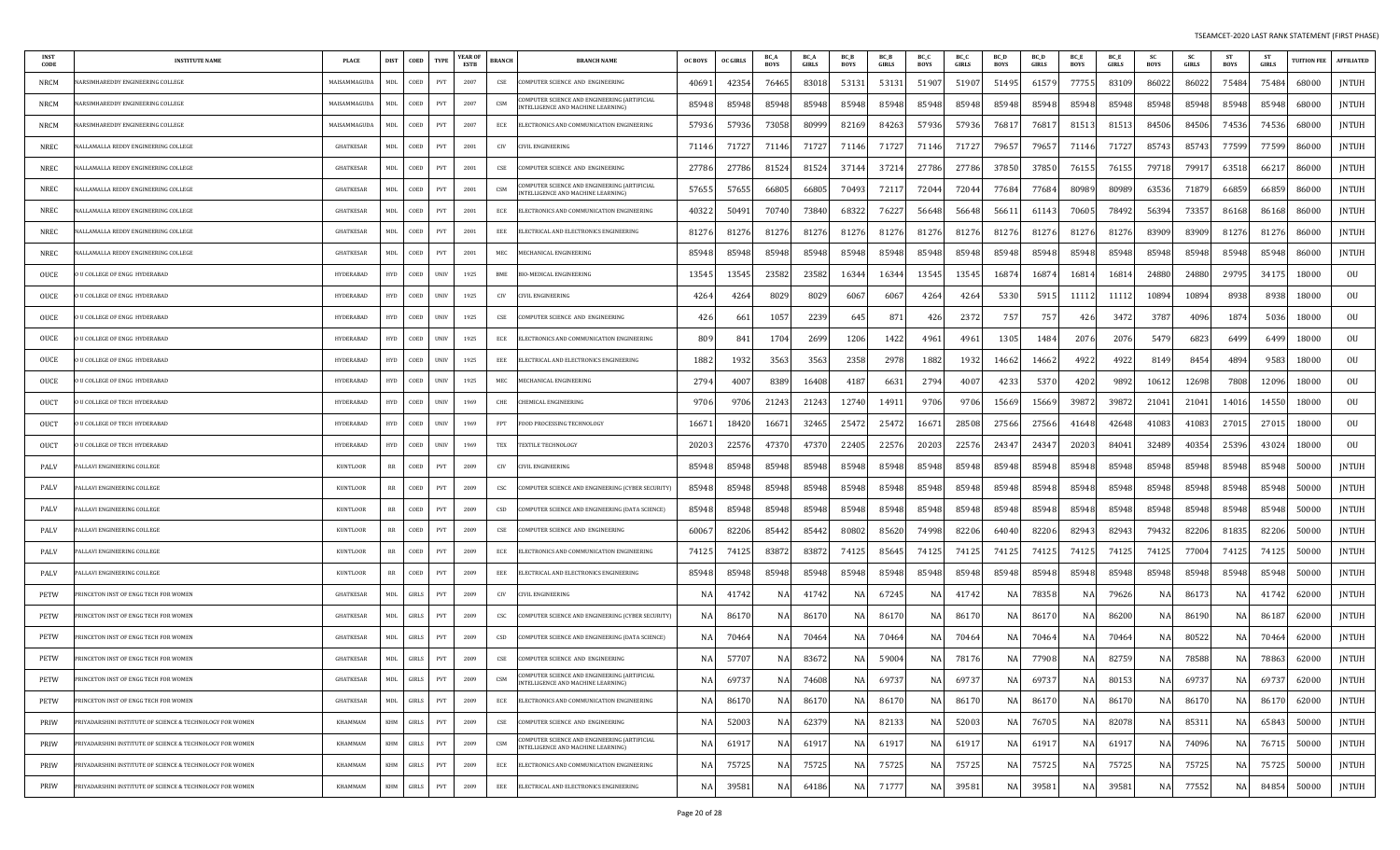TSEAMCET-2020 LAST RANK STATEMENT (FIRST PHASE)

| INST CODE | INSTITUTE NAME | PLACE | DIST | COED | TYPE | YEAR OF ESTB | BRANCH | BRANCH NAME | OC BOYS | OC GIRLS | BC_A BOYS | BC_A GIRLS | BC_B BOYS | BC_B GIRLS | BC_C BOYS | BC_C GIRLS | BC_D BOYS | BC_D GIRLS | BC_E BOYS | BC_E GIRLS | SC BOYS | SC GIRLS | ST BOYS | ST GIRLS | TUITION FEE | AFFILIATED |
|---|---|---|---|---|---|---|---|---|---|---|---|---|---|---|---|---|---|---|---|---|---|---|---|---|---|---|
| NRCM | NARSIMHAREDDY ENGINEERING COLLEGE | MAISAMMAGUDA | MDL | COED | PVT | 2007 | CSE | COMPUTER SCIENCE AND ENGINEERING | 40691 | 42354 | 76465 | 83018 | 53131 | 53131 | 51907 | 51907 | 51495 | 61579 | 77755 | 83109 | 86022 | 86022 | 75484 | 75484 | 68000 | JNTUH |
| NRCM | NARSIMHAREDDY ENGINEERING COLLEGE | MAISAMMAGUDA | MDL | COED | PVT | 2007 | CSM | COMPUTER SCIENCE AND ENGINEERING (ARTIFICIAL INTELLIGENCE AND MACHINE LEARNING) | 85948 | 85948 | 85948 | 85948 | 85948 | 85948 | 85948 | 85948 | 85948 | 85948 | 85948 | 85948 | 85948 | 85948 | 85948 | 85948 | 68000 | JNTUH |
| NRCM | NARSIMHAREDDY ENGINEERING COLLEGE | MAISAMMAGUDA | MDL | COED | PVT | 2007 | ECE | ELECTRONICS AND COMMUNICATION ENGINEERING | 57936 | 57936 | 73058 | 80999 | 82169 | 84263 | 57936 | 57936 | 76817 | 76817 | 81513 | 81513 | 84506 | 84506 | 74536 | 74536 | 68000 | JNTUH |
| NREC | NALLAMALLA REDDY ENGINEERING COLLEGE | GHATKESAR | MDL | COED | PVT | 2001 | CIV | CIVIL ENGINEERING | 71146 | 71727 | 71146 | 71727 | 71146 | 71727 | 71146 | 71727 | 79657 | 79657 | 71146 | 71727 | 85743 | 85743 | 77599 | 77599 | 86000 | JNTUH |
| NREC | NALLAMALLA REDDY ENGINEERING COLLEGE | GHATKESAR | MDL | COED | PVT | 2001 | CSE | COMPUTER SCIENCE AND ENGINEERING | 27786 | 27786 | 81524 | 81524 | 37144 | 37214 | 27786 | 27786 | 37850 | 37850 | 76155 | 76155 | 79718 | 79917 | 63518 | 66217 | 86000 | JNTUH |
| NREC | NALLAMALLA REDDY ENGINEERING COLLEGE | GHATKESAR | MDL | COED | PVT | 2001 | CSM | COMPUTER SCIENCE AND ENGINEERING (ARTIFICIAL INTELLIGENCE AND MACHINE LEARNING) | 57655 | 57655 | 66805 | 66805 | 70493 | 72117 | 72044 | 72044 | 77684 | 77684 | 80989 | 80989 | 63536 | 71879 | 66859 | 66859 | 86000 | JNTUH |
| NREC | NALLAMALLA REDDY ENGINEERING COLLEGE | GHATKESAR | MDL | COED | PVT | 2001 | ECE | ELECTRONICS AND COMMUNICATION ENGINEERING | 40322 | 50491 | 70740 | 73840 | 68322 | 76227 | 56648 | 56648 | 56611 | 61143 | 70605 | 78492 | 56394 | 73357 | 86168 | 86168 | 86000 | JNTUH |
| NREC | NALLAMALLA REDDY ENGINEERING COLLEGE | GHATKESAR | MDL | COED | PVT | 2001 | EEE | ELECTRICAL AND ELECTRONICS ENGINEERING | 81276 | 81276 | 81276 | 81276 | 81276 | 81276 | 81276 | 81276 | 81276 | 81276 | 81276 | 81276 | 83909 | 83909 | 81276 | 81276 | 86000 | JNTUH |
| NREC | NALLAMALLA REDDY ENGINEERING COLLEGE | GHATKESAR | MDL | COED | PVT | 2001 | MEC | MECHANICAL ENGINEERING | 85948 | 85948 | 85948 | 85948 | 85948 | 85948 | 85948 | 85948 | 85948 | 85948 | 85948 | 85948 | 85948 | 85948 | 85948 | 85948 | 86000 | JNTUH |
| OUCE | O U COLLEGE OF ENGG HYDERABAD | HYDERABAD | HYD | COED | UNIV | 1925 | BME | BIO-MEDICAL ENGINEERING | 13545 | 13545 | 23582 | 23582 | 16344 | 16344 | 13545 | 13545 | 16874 | 16874 | 16814 | 16814 | 24880 | 24880 | 29795 | 34175 | 18000 | OU |
| OUCE | O U COLLEGE OF ENGG HYDERABAD | HYDERABAD | HYD | COED | UNIV | 1925 | CIV | CIVIL ENGINEERING | 4264 | 4264 | 8029 | 8029 | 6067 | 6067 | 4264 | 4264 | 5330 | 5915 | 11112 | 11112 | 10894 | 10894 | 8938 | 8938 | 18000 | OU |
| OUCE | O U COLLEGE OF ENGG HYDERABAD | HYDERABAD | HYD | COED | UNIV | 1925 | CSE | COMPUTER SCIENCE AND ENGINEERING | 426 | 661 | 1057 | 2239 | 645 | 871 | 426 | 2372 | 757 | 757 | 426 | 3472 | 3787 | 4096 | 1874 | 5036 | 18000 | OU |
| OUCE | O U COLLEGE OF ENGG HYDERABAD | HYDERABAD | HYD | COED | UNIV | 1925 | ECE | ELECTRONICS AND COMMUNICATION ENGINEERING | 809 | 841 | 1704 | 2699 | 1206 | 1422 | 4961 | 4961 | 1305 | 1484 | 2076 | 2076 | 5479 | 6823 | 6499 | 6499 | 18000 | OU |
| OUCE | O U COLLEGE OF ENGG HYDERABAD | HYDERABAD | HYD | COED | UNIV | 1925 | EEE | ELECTRICAL AND ELECTRONICS ENGINEERING | 1882 | 1932 | 3563 | 3563 | 2358 | 2978 | 1882 | 1932 | 14662 | 14662 | 4922 | 4922 | 8149 | 8454 | 4894 | 9583 | 18000 | OU |
| OUCE | O U COLLEGE OF ENGG HYDERABAD | HYDERABAD | HYD | COED | UNIV | 1925 | MEC | MECHANICAL ENGINEERING | 2794 | 4007 | 8389 | 16408 | 4187 | 6631 | 2794 | 4007 | 4233 | 5370 | 4202 | 9892 | 10612 | 12698 | 7808 | 12096 | 18000 | OU |
| OUCT | O U COLLEGE OF TECH HYDERABAD | HYDERABAD | HYD | COED | UNIV | 1969 | CHE | CHEMICAL ENGINEERING | 9706 | 9706 | 21243 | 21243 | 12740 | 14911 | 9706 | 9706 | 15669 | 15669 | 39872 | 39872 | 21041 | 21041 | 14016 | 14550 | 18000 | OU |
| OUCT | O U COLLEGE OF TECH HYDERABAD | HYDERABAD | HYD | COED | UNIV | 1969 | FPT | FOOD PROCESSING TECHNOLOGY | 16671 | 18420 | 16671 | 32465 | 25472 | 25472 | 16671 | 28508 | 27566 | 27566 | 41648 | 42648 | 41083 | 41083 | 27015 | 27015 | 18000 | OU |
| OUCT | O U COLLEGE OF TECH HYDERABAD | HYDERABAD | HYD | COED | UNIV | 1969 | TEX | TEXTILE TECHNOLOGY | 20203 | 22576 | 47370 | 47370 | 22405 | 22576 | 20203 | 22576 | 24347 | 24347 | 20203 | 84041 | 32489 | 40354 | 25396 | 43024 | 18000 | OU |
| PALV | PALLAVI ENGINEERING COLLEGE | KUNTLOOR | RR | COED | PVT | 2009 | CIV | CIVIL ENGINEERING | 85948 | 85948 | 85948 | 85948 | 85948 | 85948 | 85948 | 85948 | 85948 | 85948 | 85948 | 85948 | 85948 | 85948 | 85948 | 85948 | 50000 | JNTUH |
| PALV | PALLAVI ENGINEERING COLLEGE | KUNTLOOR | RR | COED | PVT | 2009 | CSC | COMPUTER SCIENCE AND ENGINEERING (CYBER SECURITY) | 85948 | 85948 | 85948 | 85948 | 85948 | 85948 | 85948 | 85948 | 85948 | 85948 | 85948 | 85948 | 85948 | 85948 | 85948 | 85948 | 50000 | JNTUH |
| PALV | PALLAVI ENGINEERING COLLEGE | KUNTLOOR | RR | COED | PVT | 2009 | CSD | COMPUTER SCIENCE AND ENGINEERING (DATA SCIENCE) | 85948 | 85948 | 85948 | 85948 | 85948 | 85948 | 85948 | 85948 | 85948 | 85948 | 85948 | 85948 | 85948 | 85948 | 85948 | 85948 | 50000 | JNTUH |
| PALV | PALLAVI ENGINEERING COLLEGE | KUNTLOOR | RR | COED | PVT | 2009 | CSE | COMPUTER SCIENCE AND ENGINEERING | 60067 | 82206 | 85442 | 85442 | 80802 | 85620 | 74998 | 82206 | 64040 | 82206 | 82943 | 82943 | 79432 | 82206 | 81835 | 82206 | 50000 | JNTUH |
| PALV | PALLAVI ENGINEERING COLLEGE | KUNTLOOR | RR | COED | PVT | 2009 | ECE | ELECTRONICS AND COMMUNICATION ENGINEERING | 74125 | 74125 | 83872 | 83872 | 74125 | 85645 | 74125 | 74125 | 74125 | 74125 | 74125 | 74125 | 74125 | 77004 | 74125 | 74125 | 50000 | JNTUH |
| PALV | PALLAVI ENGINEERING COLLEGE | KUNTLOOR | RR | COED | PVT | 2009 | EEE | ELECTRICAL AND ELECTRONICS ENGINEERING | 85948 | 85948 | 85948 | 85948 | 85948 | 85948 | 85948 | 85948 | 85948 | 85948 | 85948 | 85948 | 85948 | 85948 | 85948 | 85948 | 50000 | JNTUH |
| PETW | PRINCETON INST OF ENGG TECH FOR WOMEN | GHATKESAR | MDL | GIRLS | PVT | 2009 | CIV | CIVIL ENGINEERING | NA | 41742 | NA | 41742 | NA | 67245 | NA | 41742 | NA | 78358 | NA | 79626 | NA | 86173 | NA | 41742 | 62000 | JNTUH |
| PETW | PRINCETON INST OF ENGG TECH FOR WOMEN | GHATKESAR | MDL | GIRLS | PVT | 2009 | CSC | COMPUTER SCIENCE AND ENGINEERING (CYBER SECURITY) | NA | 86170 | NA | 86170 | NA | 86170 | NA | 86170 | NA | 86170 | NA | 86200 | NA | 86190 | NA | 86187 | 62000 | JNTUH |
| PETW | PRINCETON INST OF ENGG TECH FOR WOMEN | GHATKESAR | MDL | GIRLS | PVT | 2009 | CSD | COMPUTER SCIENCE AND ENGINEERING (DATA SCIENCE) | NA | 70464 | NA | 70464 | NA | 70464 | NA | 70464 | NA | 70464 | NA | 70464 | NA | 80522 | NA | 70464 | 62000 | JNTUH |
| PETW | PRINCETON INST OF ENGG TECH FOR WOMEN | GHATKESAR | MDL | GIRLS | PVT | 2009 | CSE | COMPUTER SCIENCE AND ENGINEERING | NA | 57707 | NA | 83672 | NA | 59004 | NA | 78176 | NA | 77908 | NA | 82759 | NA | 78588 | NA | 78863 | 62000 | JNTUH |
| PETW | PRINCETON INST OF ENGG TECH FOR WOMEN | GHATKESAR | MDL | GIRLS | PVT | 2009 | CSM | COMPUTER SCIENCE AND ENGINEERING (ARTIFICIAL INTELLIGENCE AND MACHINE LEARNING) | NA | 69737 | NA | 74608 | NA | 69737 | NA | 69737 | NA | 69737 | NA | 80153 | NA | 69737 | NA | 69737 | 62000 | JNTUH |
| PETW | PRINCETON INST OF ENGG TECH FOR WOMEN | GHATKESAR | MDL | GIRLS | PVT | 2009 | ECE | ELECTRONICS AND COMMUNICATION ENGINEERING | NA | 86170 | NA | 86170 | NA | 86170 | NA | 86170 | NA | 86170 | NA | 86170 | NA | 86170 | NA | 86170 | 62000 | JNTUH |
| PRIW | PRIYADARSHINI INSTITUTE OF SCIENCE & TECHNOLOGY FOR WOMEN | KHAMMAM | KHM | GIRLS | PVT | 2009 | CSE | COMPUTER SCIENCE AND ENGINEERING | NA | 52003 | NA | 62379 | NA | 82133 | NA | 52003 | NA | 76705 | NA | 82078 | NA | 85311 | NA | 65843 | 50000 | JNTUH |
| PRIW | PRIYADARSHINI INSTITUTE OF SCIENCE & TECHNOLOGY FOR WOMEN | KHAMMAM | KHM | GIRLS | PVT | 2009 | CSM | COMPUTER SCIENCE AND ENGINEERING (ARTIFICIAL INTELLIGENCE AND MACHINE LEARNING) | NA | 61917 | NA | 61917 | NA | 61917 | NA | 61917 | NA | 61917 | NA | 61917 | NA | 74096 | NA | 76715 | 50000 | JNTUH |
| PRIW | PRIYADARSHINI INSTITUTE OF SCIENCE & TECHNOLOGY FOR WOMEN | KHAMMAM | KHM | GIRLS | PVT | 2009 | ECE | ELECTRONICS AND COMMUNICATION ENGINEERING | NA | 75725 | NA | 75725 | NA | 75725 | NA | 75725 | NA | 75725 | NA | 75725 | NA | 75725 | NA | 75725 | 50000 | JNTUH |
| PRIW | PRIYADARSHINI INSTITUTE OF SCIENCE & TECHNOLOGY FOR WOMEN | KHAMMAM | KHM | GIRLS | PVT | 2009 | EEE | ELECTRICAL AND ELECTRONICS ENGINEERING | NA | 39581 | NA | 64186 | NA | 71777 | NA | 39581 | NA | 39581 | NA | 39581 | NA | 77552 | NA | 84854 | 50000 | JNTUH |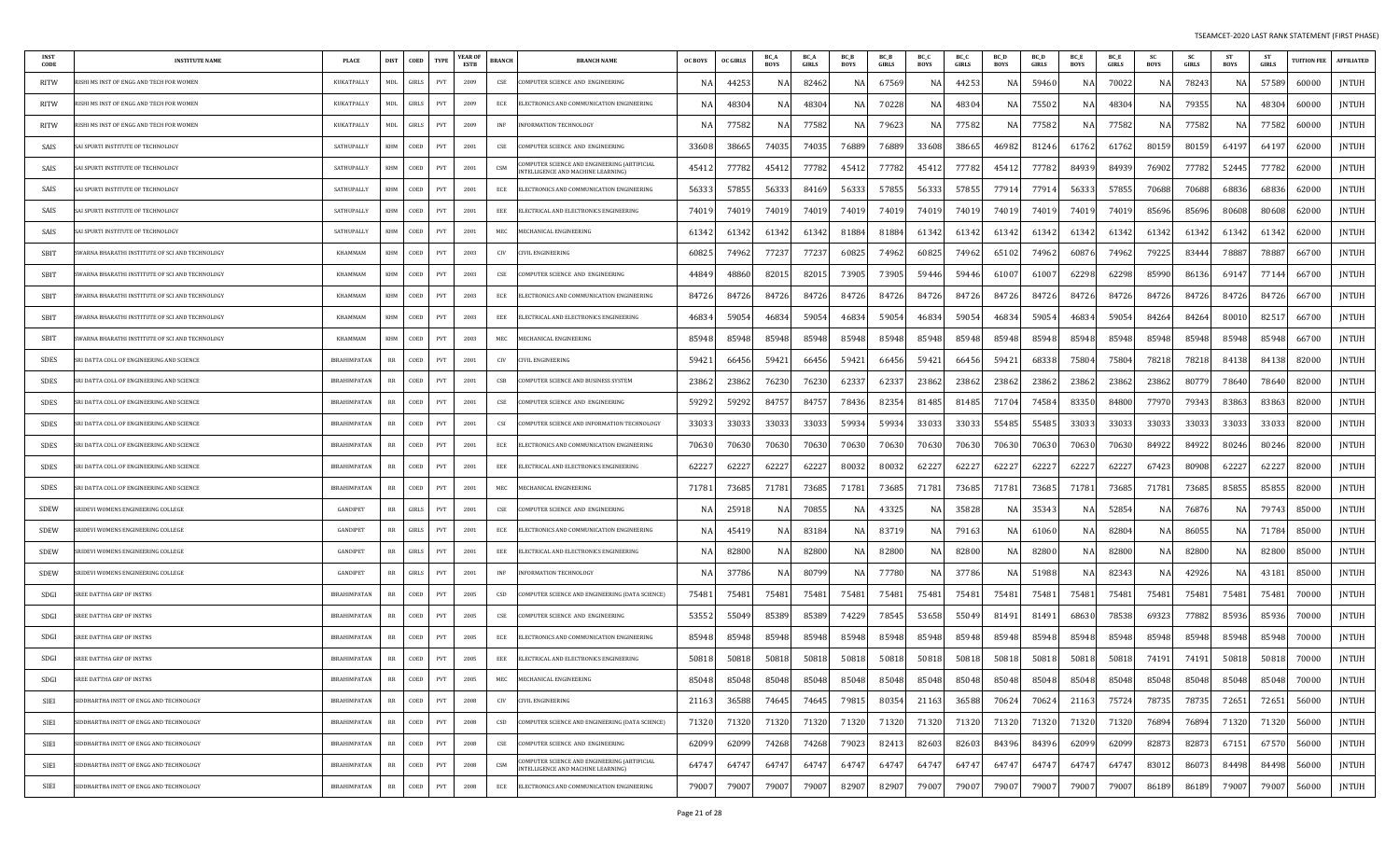TSEAMCET-2020 LAST RANK STATEMENT (FIRST PHASE)

| INST CODE | INSTITUTE NAME | PLACE | DIST | COED | TYPE | YEAR OF ESTB | BRANCH | BRANCH NAME | OC BOYS | OC GIRLS | BC_A BOYS | BC_A GIRLS | BC_B BOYS | BC_B GIRLS | BC_C BOYS | BC_C GIRLS | BC_D BOYS | BC_D GIRLS | BC_E BOYS | BC_E GIRLS | SC BOYS | SC GIRLS | ST BOYS | ST GIRLS | TUITION FEE | AFFILIATED |
|---|---|---|---|---|---|---|---|---|---|---|---|---|---|---|---|---|---|---|---|---|---|---|---|---|---|---|
| RITW | RISHI MS INST OF ENGG AND TECH FOR WOMEN | KUKATPALLY | MDL | GIRLS | PVT | 2009 | CSE | COMPUTER SCIENCE AND ENGINEERING | NA | 44253 | NA | 82462 | NA | 67569 | NA | 44253 | NA | 59460 | NA | 70022 | NA | 78243 | NA | 57589 | 60000 | JNTUH |
| RITW | RISHI MS INST OF ENGG AND TECH FOR WOMEN | KUKATPALLY | MDL | GIRLS | PVT | 2009 | ECE | ELECTRONICS AND COMMUNICATION ENGINEERING | NA | 48304 | NA | 48304 | NA | 70228 | NA | 48304 | NA | 75502 | NA | 48304 | NA | 79355 | NA | 48304 | 60000 | JNTUH |
| RITW | RISHI MS INST OF ENGG AND TECH FOR WOMEN | KUKATPALLY | MDL | GIRLS | PVT | 2009 | INF | INFORMATION TECHNOLOGY | NA | 77582 | NA | 77582 | NA | 79623 | NA | 77582 | NA | 77582 | NA | 77582 | NA | 77582 | NA | 77582 | 60000 | JNTUH |
| SAIS | SAI SPURTI INSTITUTE OF TECHNOLOGY | SATHUPALLY | KHM | COED | PVT | 2001 | CSE | COMPUTER SCIENCE AND ENGINEERING | 33608 | 38665 | 74035 | 74035 | 76889 | 76889 | 33608 | 38665 | 46982 | 81246 | 61762 | 61762 | 80159 | 80159 | 64197 | 64197 | 62000 | JNTUH |
| SAIS | SAI SPURTI INSTITUTE OF TECHNOLOGY | SATHUPALLY | KHM | COED | PVT | 2001 | CSM | COMPUTER SCIENCE AND ENGINEERING (ARTIFICIAL INTELLIGENCE AND MACHINE LEARNING) | 45412 | 77782 | 45412 | 77782 | 45412 | 77782 | 45412 | 77782 | 45412 | 77782 | 84939 | 84939 | 76902 | 77782 | 52445 | 77782 | 62000 | JNTUH |
| SAIS | SAI SPURTI INSTITUTE OF TECHNOLOGY | SATHUPALLY | KHM | COED | PVT | 2001 | ECE | ELECTRONICS AND COMMUNICATION ENGINEERING | 56333 | 57855 | 56333 | 84169 | 56333 | 57855 | 56333 | 57855 | 77914 | 77914 | 56333 | 57855 | 70688 | 70688 | 68836 | 68836 | 62000 | JNTUH |
| SAIS | SAI SPURTI INSTITUTE OF TECHNOLOGY | SATHUPALLY | KHM | COED | PVT | 2001 | EEE | ELECTRICAL AND ELECTRONICS ENGINEERING | 74019 | 74019 | 74019 | 74019 | 74019 | 74019 | 74019 | 74019 | 74019 | 74019 | 74019 | 74019 | 85696 | 85696 | 80608 | 80608 | 62000 | JNTUH |
| SAIS | SAI SPURTI INSTITUTE OF TECHNOLOGY | SATHUPALLY | KHM | COED | PVT | 2001 | MEC | MECHANICAL ENGINEERING | 61342 | 61342 | 61342 | 61342 | 81884 | 81884 | 61342 | 61342 | 61342 | 61342 | 61342 | 61342 | 61342 | 61342 | 61342 | 61342 | 62000 | JNTUH |
| SBIT | SWARNA BHARATHI INSTITUTE OF SCI AND TECHNOLOGY | KHAMMAM | KHM | COED | PVT | 2003 | CIV | CIVIL ENGINEERING | 60825 | 74962 | 77237 | 77237 | 60825 | 74962 | 60825 | 74962 | 65102 | 74962 | 60876 | 74962 | 79225 | 83444 | 78887 | 78887 | 66700 | JNTUH |
| SBIT | SWARNA BHARATHI INSTITUTE OF SCI AND TECHNOLOGY | KHAMMAM | KHM | COED | PVT | 2003 | CSE | COMPUTER SCIENCE AND ENGINEERING | 44849 | 48860 | 82015 | 82015 | 73905 | 73905 | 59446 | 59446 | 61007 | 61007 | 62298 | 62298 | 85990 | 86136 | 69147 | 77144 | 66700 | JNTUH |
| SBIT | SWARNA BHARATHI INSTITUTE OF SCI AND TECHNOLOGY | KHAMMAM | KHM | COED | PVT | 2003 | ECE | ELECTRONICS AND COMMUNICATION ENGINEERING | 84726 | 84726 | 84726 | 84726 | 84726 | 84726 | 84726 | 84726 | 84726 | 84726 | 84726 | 84726 | 84726 | 84726 | 84726 | 84726 | 66700 | JNTUH |
| SBIT | SWARNA BHARATHI INSTITUTE OF SCI AND TECHNOLOGY | KHAMMAM | KHM | COED | PVT | 2003 | EEE | ELECTRICAL AND ELECTRONICS ENGINEERING | 46834 | 59054 | 46834 | 59054 | 46834 | 59054 | 46834 | 59054 | 46834 | 59054 | 46834 | 59054 | 84264 | 84264 | 80010 | 82517 | 66700 | JNTUH |
| SBIT | SWARNA BHARATHI INSTITUTE OF SCI AND TECHNOLOGY | KHAMMAM | KHM | COED | PVT | 2003 | MEC | MECHANICAL ENGINEERING | 85948 | 85948 | 85948 | 85948 | 85948 | 85948 | 85948 | 85948 | 85948 | 85948 | 85948 | 85948 | 85948 | 85948 | 85948 | 85948 | 66700 | JNTUH |
| SDES | SRI DATTA COLL OF ENGINEERING AND SCIENCE | IBRAHIMPATAN | RR | COED | PVT | 2001 | CIV | CIVIL ENGINEERING | 59421 | 66456 | 59421 | 66456 | 59421 | 66456 | 59421 | 66456 | 59421 | 68338 | 75804 | 75804 | 78218 | 78218 | 84138 | 84138 | 82000 | JNTUH |
| SDES | SRI DATTA COLL OF ENGINEERING AND SCIENCE | IBRAHIMPATAN | RR | COED | PVT | 2001 | CSB | COMPUTER SCIENCE AND BUSINESS SYSTEM | 23862 | 23862 | 76230 | 76230 | 62337 | 62337 | 23862 | 23862 | 23862 | 23862 | 23862 | 23862 | 23862 | 80779 | 78640 | 78640 | 82000 | JNTUH |
| SDES | SRI DATTA COLL OF ENGINEERING AND SCIENCE | IBRAHIMPATAN | RR | COED | PVT | 2001 | CSE | COMPUTER SCIENCE AND ENGINEERING | 59292 | 59292 | 84757 | 84757 | 78436 | 82354 | 81485 | 81485 | 71704 | 74584 | 83350 | 84800 | 77970 | 79343 | 83863 | 83863 | 82000 | JNTUH |
| SDES | SRI DATTA COLL OF ENGINEERING AND SCIENCE | IBRAHIMPATAN | RR | COED | PVT | 2001 | CSI | COMPUTER SCIENCE AND INFORMATION TECHNOLOGY | 33033 | 33033 | 33033 | 33033 | 59934 | 59934 | 33033 | 33033 | 55485 | 55485 | 33033 | 33033 | 33033 | 33033 | 33033 | 33033 | 82000 | JNTUH |
| SDES | SRI DATTA COLL OF ENGINEERING AND SCIENCE | IBRAHIMPATAN | RR | COED | PVT | 2001 | ECE | ELECTRONICS AND COMMUNICATION ENGINEERING | 70630 | 70630 | 70630 | 70630 | 70630 | 70630 | 70630 | 70630 | 70630 | 70630 | 70630 | 70630 | 84922 | 84922 | 80246 | 80246 | 82000 | JNTUH |
| SDES | SRI DATTA COLL OF ENGINEERING AND SCIENCE | IBRAHIMPATAN | RR | COED | PVT | 2001 | EEE | ELECTRICAL AND ELECTRONICS ENGINEERING | 62227 | 62227 | 62227 | 62227 | 80032 | 80032 | 62227 | 62227 | 62227 | 62227 | 62227 | 62227 | 67423 | 80908 | 62227 | 62227 | 82000 | JNTUH |
| SDES | SRI DATTA COLL OF ENGINEERING AND SCIENCE | IBRAHIMPATAN | RR | COED | PVT | 2001 | MEC | MECHANICAL ENGINEERING | 71781 | 73685 | 71781 | 73685 | 71781 | 73685 | 71781 | 73685 | 71781 | 73685 | 71781 | 73685 | 71781 | 73685 | 85855 | 85855 | 82000 | JNTUH |
| SDEW | SRIDEVI WOMENS ENGINEERING COLLEGE | GANDIPET | RR | GIRLS | PVT | 2001 | CSE | COMPUTER SCIENCE AND ENGINEERING | NA | 25918 | NA | 70855 | NA | 43325 | NA | 35828 | NA | 35343 | NA | 52854 | NA | 76876 | NA | 79743 | 85000 | JNTUH |
| SDEW | SRIDEVI WOMENS ENGINEERING COLLEGE | GANDIPET | RR | GIRLS | PVT | 2001 | ECE | ELECTRONICS AND COMMUNICATION ENGINEERING | NA | 45419 | NA | 83184 | NA | 83719 | NA | 79163 | NA | 61060 | NA | 82804 | NA | 86055 | NA | 71784 | 85000 | JNTUH |
| SDEW | SRIDEVI WOMENS ENGINEERING COLLEGE | GANDIPET | RR | GIRLS | PVT | 2001 | EEE | ELECTRICAL AND ELECTRONICS ENGINEERING | NA | 82800 | NA | 82800 | NA | 82800 | NA | 82800 | NA | 82800 | NA | 82800 | NA | 82800 | NA | 82800 | 85000 | JNTUH |
| SDEW | SRIDEVI WOMENS ENGINEERING COLLEGE | GANDIPET | RR | GIRLS | PVT | 2001 | INF | INFORMATION TECHNOLOGY | NA | 37786 | NA | 80799 | NA | 77780 | NA | 37786 | NA | 51988 | NA | 82343 | NA | 42926 | NA | 43181 | 85000 | JNTUH |
| SDGI | SREE DATTHA GRP OF INSTNS | IBRAHIMPATAN | RR | COED | PVT | 2005 | CSD | COMPUTER SCIENCE AND ENGINEERING (DATA SCIENCE) | 75481 | 75481 | 75481 | 75481 | 75481 | 75481 | 75481 | 75481 | 75481 | 75481 | 75481 | 75481 | 75481 | 75481 | 75481 | 75481 | 70000 | JNTUH |
| SDGI | SREE DATTHA GRP OF INSTNS | IBRAHIMPATAN | RR | COED | PVT | 2005 | CSE | COMPUTER SCIENCE AND ENGINEERING | 53552 | 55049 | 85389 | 85389 | 74229 | 78545 | 53658 | 55049 | 81491 | 81491 | 68630 | 78538 | 69323 | 77882 | 85936 | 85936 | 70000 | JNTUH |
| SDGI | SREE DATTHA GRP OF INSTNS | IBRAHIMPATAN | RR | COED | PVT | 2005 | ECE | ELECTRONICS AND COMMUNICATION ENGINEERING | 85948 | 85948 | 85948 | 85948 | 85948 | 85948 | 85948 | 85948 | 85948 | 85948 | 85948 | 85948 | 85948 | 85948 | 85948 | 85948 | 70000 | JNTUH |
| SDGI | SREE DATTHA GRP OF INSTNS | IBRAHIMPATAN | RR | COED | PVT | 2005 | EEE | ELECTRICAL AND ELECTRONICS ENGINEERING | 50818 | 50818 | 50818 | 50818 | 50818 | 50818 | 50818 | 50818 | 50818 | 50818 | 50818 | 50818 | 74191 | 74191 | 50818 | 50818 | 70000 | JNTUH |
| SDGI | SREE DATTHA GRP OF INSTNS | IBRAHIMPATAN | RR | COED | PVT | 2005 | MEC | MECHANICAL ENGINEERING | 85048 | 85048 | 85048 | 85048 | 85048 | 85048 | 85048 | 85048 | 85048 | 85048 | 85048 | 85048 | 85048 | 85048 | 85048 | 85048 | 70000 | JNTUH |
| SIEI | SIDDHARTHA INSTT OF ENGG AND TECHNOLOGY | IBRAHIMPATAN | RR | COED | PVT | 2008 | CIV | CIVIL ENGINEERING | 21163 | 36588 | 74645 | 74645 | 79815 | 80354 | 21163 | 36588 | 70624 | 70624 | 21163 | 75724 | 78735 | 78735 | 72651 | 72651 | 56000 | JNTUH |
| SIEI | SIDDHARTHA INSTT OF ENGG AND TECHNOLOGY | IBRAHIMPATAN | RR | COED | PVT | 2008 | CSD | COMPUTER SCIENCE AND ENGINEERING (DATA SCIENCE) | 71320 | 71320 | 71320 | 71320 | 71320 | 71320 | 71320 | 71320 | 71320 | 71320 | 71320 | 71320 | 76894 | 76894 | 71320 | 71320 | 56000 | JNTUH |
| SIEI | SIDDHARTHA INSTT OF ENGG AND TECHNOLOGY | IBRAHIMPATAN | RR | COED | PVT | 2008 | CSE | COMPUTER SCIENCE AND ENGINEERING | 62099 | 62099 | 74268 | 74268 | 79023 | 82413 | 82603 | 82603 | 84396 | 84396 | 62099 | 62099 | 82873 | 82873 | 67151 | 67570 | 56000 | JNTUH |
| SIEI | SIDDHARTHA INSTT OF ENGG AND TECHNOLOGY | IBRAHIMPATAN | RR | COED | PVT | 2008 | CSM | COMPUTER SCIENCE AND ENGINEERING (ARTIFICIAL INTELLIGENCE AND MACHINE LEARNING) | 64747 | 64747 | 64747 | 64747 | 64747 | 64747 | 64747 | 64747 | 64747 | 64747 | 64747 | 64747 | 83012 | 86073 | 84498 | 84498 | 56000 | JNTUH |
| SIEI | SIDDHARTHA INSTT OF ENGG AND TECHNOLOGY | IBRAHIMPATAN | RR | COED | PVT | 2008 | ECE | ELECTRONICS AND COMMUNICATION ENGINEERING | 79007 | 79007 | 79007 | 79007 | 82907 | 82907 | 79007 | 79007 | 79007 | 79007 | 79007 | 79007 | 86189 | 86189 | 79007 | 79007 | 56000 | JNTUH |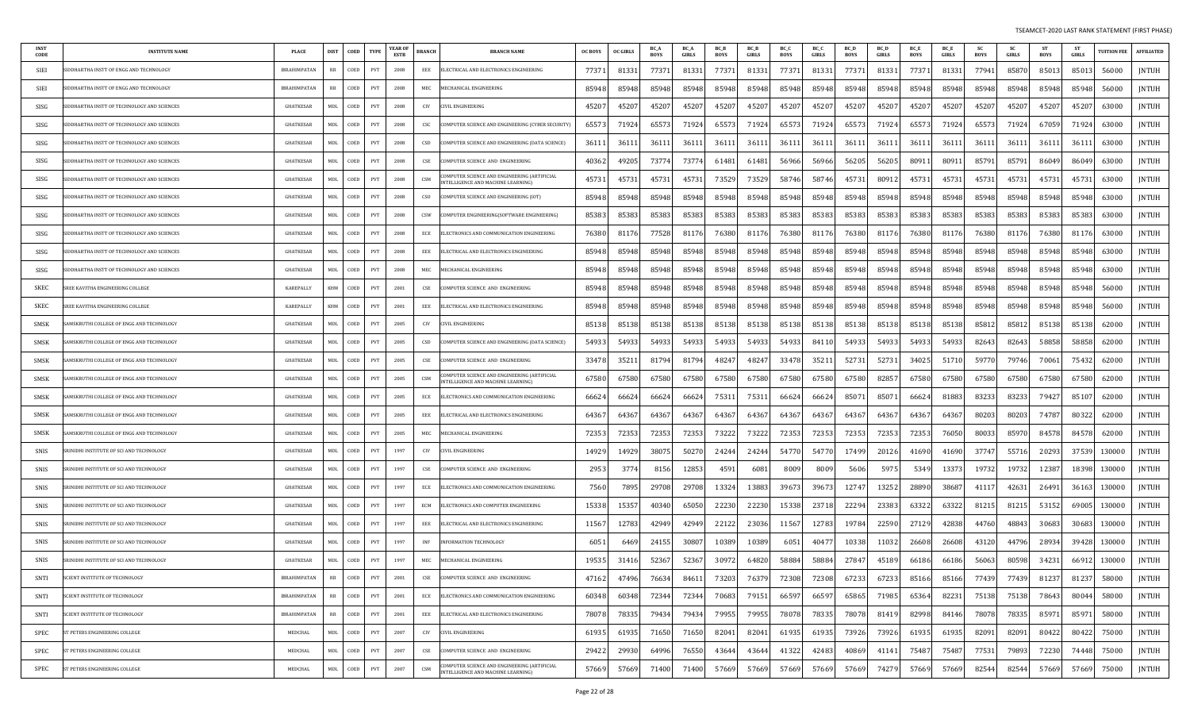| INST CODE | INSTITUTE NAME | PLACE | DIST | COED | TYPE | YEAR OF ESTB | BRANCH | BRANCH NAME | OC BOYS | OC GIRLS | BC_A BOYS | BC_A GIRLS | BC_B BOYS | BC_B GIRLS | BC_C BOYS | BC_C GIRLS | BC_D BOYS | BC_D GIRLS | BC_E BOYS | BC_E GIRLS | SC BOYS | SC GIRLS | ST BOYS | ST GIRLS | TUITION FEE | AFFILIATED |
|---|---|---|---|---|---|---|---|---|---|---|---|---|---|---|---|---|---|---|---|---|---|---|---|---|---|---|
| SIEI | SIDDHARTHA INSTT OF ENGG AND TECHNOLOGY | IBRAHIMPATAN | RR | COED | PVT | 2008 | EEE | ELECTRICAL AND ELECTRONICS ENGINEERING | 77371 | 81331 | 77371 | 81331 | 77371 | 81331 | 77371 | 81331 | 77371 | 81331 | 77371 | 81331 | 77941 | 85870 | 85013 | 85013 | 56000 | JNTUH |
| SIEI | SIDDHARTHA INSTT OF ENGG AND TECHNOLOGY | IBRAHIMPATAN | RR | COED | PVT | 2008 | MEC | MECHANICAL ENGINEERING | 85948 | 85948 | 85948 | 85948 | 85948 | 85948 | 85948 | 85948 | 85948 | 85948 | 85948 | 85948 | 85948 | 85948 | 85948 | 85948 | 56000 | JNTUH |
| SISG | SIDDHARTHA INSTT OF TECHNOLOGY AND SCIENCES | GHATKESAR | MDL | COED | PVT | 2008 | CIV | CIVIL ENGINEERING | 45207 | 45207 | 45207 | 45207 | 45207 | 45207 | 45207 | 45207 | 45207 | 45207 | 45207 | 45207 | 45207 | 45207 | 45207 | 45207 | 63000 | JNTUH |
| SISG | SIDDHARTHA INSTT OF TECHNOLOGY AND SCIENCES | GHATKESAR | MDL | COED | PVT | 2008 | CSC | COMPUTER SCIENCE AND ENGINEERING (CYBER SECURITY) | 65573 | 71924 | 65573 | 71924 | 65573 | 71924 | 65573 | 71924 | 65573 | 71924 | 65573 | 71924 | 65573 | 71924 | 67059 | 71924 | 63000 | JNTUH |
| SISG | SIDDHARTHA INSTT OF TECHNOLOGY AND SCIENCES | GHATKESAR | MDL | COED | PVT | 2008 | CSD | COMPUTER SCIENCE AND ENGINEERING (DATA SCIENCE) | 36111 | 36111 | 36111 | 36111 | 36111 | 36111 | 36111 | 36111 | 36111 | 36111 | 36111 | 36111 | 36111 | 36111 | 36111 | 36111 | 63000 | JNTUH |
| SISG | SIDDHARTHA INSTT OF TECHNOLOGY AND SCIENCES | GHATKESAR | MDL | COED | PVT | 2008 | CSE | COMPUTER SCIENCE AND ENGINEERING | 40362 | 49205 | 73774 | 73774 | 61481 | 61481 | 56966 | 56966 | 56205 | 56205 | 80911 | 80911 | 85791 | 85791 | 86049 | 86049 | 63000 | JNTUH |
| SISG | SIDDHARTHA INSTT OF TECHNOLOGY AND SCIENCES | GHATKESAR | MDL | COED | PVT | 2008 | CSM | COMPUTER SCIENCE AND ENGINEERING (ARTIFICIAL INTELLIGENCE AND MACHINE LEARNING) | 45731 | 45731 | 45731 | 45731 | 73529 | 73529 | 58746 | 58746 | 45731 | 80912 | 45731 | 45731 | 45731 | 45731 | 45731 | 45731 | 63000 | JNTUH |
| SISG | SIDDHARTHA INSTT OF TECHNOLOGY AND SCIENCES | GHATKESAR | MDL | COED | PVT | 2008 | CSO | COMPUTER SCIENCE AND ENGINEERING (IOT) | 85948 | 85948 | 85948 | 85948 | 85948 | 85948 | 85948 | 85948 | 85948 | 85948 | 85948 | 85948 | 85948 | 85948 | 85948 | 85948 | 63000 | JNTUH |
| SISG | SIDDHARTHA INSTT OF TECHNOLOGY AND SCIENCES | GHATKESAR | MDL | COED | PVT | 2008 | CSW | COMPUTER ENGINEERING(SOFTWARE ENGINEERING) | 85383 | 85383 | 85383 | 85383 | 85383 | 85383 | 85383 | 85383 | 85383 | 85383 | 85383 | 85383 | 85383 | 85383 | 85383 | 85383 | 63000 | JNTUH |
| SISG | SIDDHARTHA INSTT OF TECHNOLOGY AND SCIENCES | GHATKESAR | MDL | COED | PVT | 2008 | ECE | ELECTRONICS AND COMMUNICATION ENGINEERING | 76380 | 81176 | 77528 | 81176 | 76380 | 81176 | 76380 | 81176 | 76380 | 81176 | 76380 | 81176 | 76380 | 81176 | 76380 | 81176 | 63000 | JNTUH |
| SISG | SIDDHARTHA INSTT OF TECHNOLOGY AND SCIENCES | GHATKESAR | MDL | COED | PVT | 2008 | EEE | ELECTRICAL AND ELECTRONICS ENGINEERING | 85948 | 85948 | 85948 | 85948 | 85948 | 85948 | 85948 | 85948 | 85948 | 85948 | 85948 | 85948 | 85948 | 85948 | 85948 | 85948 | 63000 | JNTUH |
| SISG | SIDDHARTHA INSTT OF TECHNOLOGY AND SCIENCES | GHATKESAR | MDL | COED | PVT | 2008 | MEC | MECHANICAL ENGINEERING | 85948 | 85948 | 85948 | 85948 | 85948 | 85948 | 85948 | 85948 | 85948 | 85948 | 85948 | 85948 | 85948 | 85948 | 85948 | 85948 | 63000 | JNTUH |
| SKEC | SREE KAVITHA ENGINEERING COLLEGE | KAREPALLY | KHM | COED | PVT | 2001 | CSE | COMPUTER SCIENCE AND ENGINEERING | 85948 | 85948 | 85948 | 85948 | 85948 | 85948 | 85948 | 85948 | 85948 | 85948 | 85948 | 85948 | 85948 | 85948 | 85948 | 85948 | 56000 | JNTUH |
| SKEC | SREE KAVITHA ENGINEERING COLLEGE | KAREPALLY | KHM | COED | PVT | 2001 | EEE | ELECTRICAL AND ELECTRONICS ENGINEERING | 85948 | 85948 | 85948 | 85948 | 85948 | 85948 | 85948 | 85948 | 85948 | 85948 | 85948 | 85948 | 85948 | 85948 | 85948 | 85948 | 56000 | JNTUH |
| SMSK | SAMSKRUTHI COLLEGE OF ENGG AND TECHNOLOGY | GHATKESAR | MDL | COED | PVT | 2005 | CIV | CIVIL ENGINEERING | 85138 | 85138 | 85138 | 85138 | 85138 | 85138 | 85138 | 85138 | 85138 | 85138 | 85138 | 85138 | 85812 | 85812 | 85138 | 85138 | 62000 | JNTUH |
| SMSK | SAMSKRUTHI COLLEGE OF ENGG AND TECHNOLOGY | GHATKESAR | MDL | COED | PVT | 2005 | CSD | COMPUTER SCIENCE AND ENGINEERING (DATA SCIENCE) | 54933 | 54933 | 54933 | 54933 | 54933 | 54933 | 54933 | 84110 | 54933 | 54933 | 54933 | 54933 | 82643 | 82643 | 58858 | 58858 | 62000 | JNTUH |
| SMSK | SAMSKRUTHI COLLEGE OF ENGG AND TECHNOLOGY | GHATKESAR | MDL | COED | PVT | 2005 | CSE | COMPUTER SCIENCE AND ENGINEERING | 33478 | 35211 | 81794 | 81794 | 48247 | 48247 | 33478 | 35211 | 52731 | 52731 | 34025 | 51710 | 59770 | 79746 | 70061 | 75432 | 62000 | JNTUH |
| SMSK | SAMSKRUTHI COLLEGE OF ENGG AND TECHNOLOGY | GHATKESAR | MDL | COED | PVT | 2005 | CSM | COMPUTER SCIENCE AND ENGINEERING (ARTIFICIAL INTELLIGENCE AND MACHINE LEARNING) | 67580 | 67580 | 67580 | 67580 | 67580 | 67580 | 67580 | 67580 | 67580 | 82857 | 67580 | 67580 | 67580 | 67580 | 67580 | 67580 | 62000 | JNTUH |
| SMSK | SAMSKRUTHI COLLEGE OF ENGG AND TECHNOLOGY | GHATKESAR | MDL | COED | PVT | 2005 | ECE | ELECTRONICS AND COMMUNICATION ENGINEERING | 66624 | 66624 | 66624 | 66624 | 75311 | 75311 | 66624 | 66624 | 85071 | 85071 | 66624 | 81883 | 83233 | 83233 | 79427 | 85107 | 62000 | JNTUH |
| SMSK | SAMSKRUTHI COLLEGE OF ENGG AND TECHNOLOGY | GHATKESAR | MDL | COED | PVT | 2005 | EEE | ELECTRICAL AND ELECTRONICS ENGINEERING | 64367 | 64367 | 64367 | 64367 | 64367 | 64367 | 64367 | 64367 | 64367 | 64367 | 64367 | 64367 | 80203 | 80203 | 74787 | 80322 | 62000 | JNTUH |
| SMSK | SAMSKRUTHI COLLEGE OF ENGG AND TECHNOLOGY | GHATKESAR | MDL | COED | PVT | 2005 | MEC | MECHANICAL ENGINEERING | 72353 | 72353 | 72353 | 72353 | 73222 | 73222 | 72353 | 72353 | 72353 | 72353 | 72353 | 76050 | 80033 | 85970 | 84578 | 84578 | 62000 | JNTUH |
| SNIS | SRINIDHI INSTITUTE OF SCI AND TECHNOLOGY | GHATKESAR | MDL | COED | PVT | 1997 | CIV | CIVIL ENGINEERING | 14929 | 14929 | 38075 | 50270 | 24244 | 24244 | 54770 | 54770 | 17499 | 20126 | 41690 | 41690 | 37747 | 55716 | 20293 | 37539 | 130000 | JNTUH |
| SNIS | SRINIDHI INSTITUTE OF SCI AND TECHNOLOGY | GHATKESAR | MDL | COED | PVT | 1997 | CSE | COMPUTER SCIENCE AND ENGINEERING | 2953 | 3774 | 8156 | 12853 | 4591 | 6081 | 8009 | 8009 | 5606 | 5975 | 5349 | 13373 | 19732 | 19732 | 12387 | 18398 | 130000 | JNTUH |
| SNIS | SRINIDHI INSTITUTE OF SCI AND TECHNOLOGY | GHATKESAR | MDL | COED | PVT | 1997 | ECE | ELECTRONICS AND COMMUNICATION ENGINEERING | 7560 | 7895 | 29708 | 29708 | 13324 | 13883 | 39673 | 39673 | 12747 | 13252 | 28890 | 38687 | 41117 | 42631 | 26491 | 36163 | 130000 | JNTUH |
| SNIS | SRINIDHI INSTITUTE OF SCI AND TECHNOLOGY | GHATKESAR | MDL | COED | PVT | 1997 | ECM | ELECTRONICS AND COMPUTER ENGINEERING | 15338 | 15357 | 40340 | 65050 | 22230 | 22230 | 15338 | 23718 | 22294 | 23383 | 63322 | 63322 | 81215 | 81215 | 53152 | 69005 | 130000 | JNTUH |
| SNIS | SRINIDHI INSTITUTE OF SCI AND TECHNOLOGY | GHATKESAR | MDL | COED | PVT | 1997 | EEE | ELECTRICAL AND ELECTRONICS ENGINEERING | 11567 | 12783 | 42949 | 42949 | 22122 | 23036 | 11567 | 12783 | 19784 | 22590 | 27129 | 42838 | 44760 | 48843 | 30683 | 30683 | 130000 | JNTUH |
| SNIS | SRINIDHI INSTITUTE OF SCI AND TECHNOLOGY | GHATKESAR | MDL | COED | PVT | 1997 | INF | INFORMATION TECHNOLOGY | 6051 | 6469 | 24155 | 30807 | 10389 | 10389 | 6051 | 40477 | 10338 | 11032 | 26608 | 26608 | 43120 | 44796 | 28934 | 39428 | 130000 | JNTUH |
| SNIS | SRINIDHI INSTITUTE OF SCI AND TECHNOLOGY | GHATKESAR | MDL | COED | PVT | 1997 | MEC | MECHANICAL ENGINEERING | 19535 | 31416 | 52367 | 52367 | 30972 | 64820 | 58884 | 58884 | 27847 | 45189 | 66186 | 66186 | 56063 | 80598 | 34231 | 66912 | 130000 | JNTUH |
| SNTI | SCIENT INSTITUTE OF TECHNOLOGY | IBRAHIMPATAN | RR | COED | PVT | 2001 | CSE | COMPUTER SCIENCE AND ENGINEERING | 47162 | 47496 | 76634 | 84611 | 73203 | 76379 | 72308 | 72308 | 67233 | 67233 | 85166 | 85166 | 77439 | 77439 | 81237 | 81237 | 58000 | JNTUH |
| SNTI | SCIENT INSTITUTE OF TECHNOLOGY | IBRAHIMPATAN | RR | COED | PVT | 2001 | ECE | ELECTRONICS AND COMMUNICATION ENGINEERING | 60348 | 60348 | 72344 | 72344 | 70683 | 79151 | 66597 | 66597 | 65865 | 71985 | 65364 | 82231 | 75138 | 75138 | 78643 | 80044 | 58000 | JNTUH |
| SNTI | SCIENT INSTITUTE OF TECHNOLOGY | IBRAHIMPATAN | RR | COED | PVT | 2001 | EEE | ELECTRICAL AND ELECTRONICS ENGINEERING | 78078 | 78335 | 79434 | 79434 | 79955 | 79955 | 78078 | 78335 | 78078 | 81419 | 82998 | 84146 | 78078 | 78335 | 85971 | 85971 | 58000 | JNTUH |
| SPEC | ST PETERS ENGINEERING COLLEGE | MEDCHAL | MDL | COED | PVT | 2007 | CIV | CIVIL ENGINEERING | 61935 | 61935 | 71650 | 71650 | 82041 | 82041 | 61935 | 61935 | 73926 | 73926 | 61935 | 61935 | 82091 | 82091 | 80422 | 80422 | 75000 | JNTUH |
| SPEC | ST PETERS ENGINEERING COLLEGE | MEDCHAL | MDL | COED | PVT | 2007 | CSE | COMPUTER SCIENCE AND ENGINEERING | 29422 | 29930 | 64996 | 76550 | 43644 | 43644 | 41322 | 42483 | 40869 | 41141 | 75487 | 75487 | 77531 | 79893 | 72230 | 74448 | 75000 | JNTUH |
| SPEC | ST PETERS ENGINEERING COLLEGE | MEDCHAL | MDL | COED | PVT | 2007 | CSM | COMPUTER SCIENCE AND ENGINEERING (ARTIFICIAL INTELLIGENCE AND MACHINE LEARNING) | 57669 | 57669 | 71400 | 71400 | 57669 | 57669 | 57669 | 57669 | 57669 | 74279 | 57669 | 57669 | 82544 | 82544 | 57669 | 57669 | 75000 | JNTUH |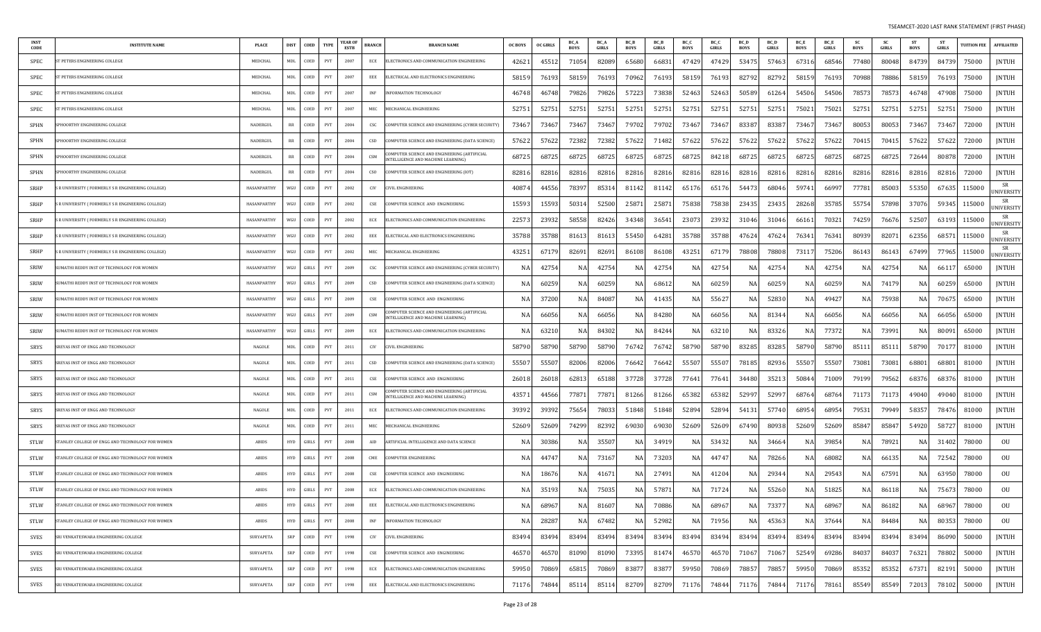| INST CODE | INSTITUTE NAME | PLACE | DIST | COED | TYPE | YEAR OF ESTB | BRANCH | BRANCH NAME | OC BOYS | OC GIRLS | BC_A BOYS | BC_A GIRLS | BC_B BOYS | BC_B GIRLS | BC_C BOYS | BC_C GIRLS | BC_D BOYS | BC_D GIRLS | BC_E BOYS | BC_E GIRLS | SC BOYS | SC GIRLS | ST BOYS | ST GIRLS | TUITION FEE | AFFILIATED |
|---|---|---|---|---|---|---|---|---|---|---|---|---|---|---|---|---|---|---|---|---|---|---|---|---|---|---|
| SPEC | ST PETERS ENGINEERING COLLEGE | MEDCHAL | MDL | COED | PVT | 2007 | ECE | ELECTRONICS AND COMMUNICATION ENGINEERING | 42621 | 45512 | 71054 | 82089 | 65680 | 66831 | 47429 | 47429 | 53475 | 57463 | 67316 | 68546 | 77480 | 80048 | 84739 | 84739 | 75000 | JNTUH |
| SPEC | ST PETERS ENGINEERING COLLEGE | MEDCHAL | MDL | COED | PVT | 2007 | EEE | ELECTRICAL AND ELECTRONICS ENGINEERING | 58159 | 76193 | 58159 | 76193 | 70962 | 76193 | 58159 | 76193 | 82792 | 82792 | 58159 | 76193 | 70988 | 78886 | 58159 | 76193 | 75000 | JNTUH |
| SPEC | ST PETERS ENGINEERING COLLEGE | MEDCHAL | MDL | COED | PVT | 2007 | INF | INFORMATION TECHNOLOGY | 46748 | 46748 | 79826 | 79826 | 57223 | 73838 | 52463 | 52463 | 50589 | 61264 | 54506 | 54506 | 78573 | 78573 | 46748 | 47908 | 75000 | JNTUH |
| SPEC | ST PETERS ENGINEERING COLLEGE | MEDCHAL | MDL | COED | PVT | 2007 | MEC | MECHANICAL ENGINEERING | 52751 | 52751 | 52751 | 52751 | 52751 | 52751 | 52751 | 52751 | 52751 | 52751 | 75021 | 75021 | 52751 | 52751 | 52751 | 52751 | 75000 | JNTUH |
| SPHN | SPHOORTHY ENGINEERING COLLEGE | NADERGUL | RR | COED | PVT | 2004 | CSC | COMPUTER SCIENCE AND ENGINEERING (CYBER SECURITY) | 73467 | 73467 | 73467 | 73467 | 79702 | 79702 | 73467 | 73467 | 83387 | 83387 | 73467 | 73467 | 80053 | 80053 | 73467 | 73467 | 72000 | JNTUH |
| SPHN | SPHOORTHY ENGINEERING COLLEGE | NADERGUL | RR | COED | PVT | 2004 | CSD | COMPUTER SCIENCE AND ENGINEERING (DATA SCIENCE) | 57622 | 57622 | 72382 | 72382 | 57622 | 71482 | 57622 | 57622 | 57622 | 57622 | 57622 | 57622 | 70415 | 70415 | 57622 | 57622 | 72000 | JNTUH |
| SPHN | SPHOORTHY ENGINEERING COLLEGE | NADERGUL | RR | COED | PVT | 2004 | CSM | COMPUTER SCIENCE AND ENGINEERING (ARTIFICIAL INTELLIGENCE AND MACHINE LEARNING) | 68725 | 68725 | 68725 | 68725 | 68725 | 68725 | 68725 | 84218 | 68725 | 68725 | 68725 | 68725 | 68725 | 68725 | 72644 | 80878 | 72000 | JNTUH |
| SPHN | SPHOORTHY ENGINEERING COLLEGE | NADERGUL | RR | COED | PVT | 2004 | CSO | COMPUTER SCIENCE AND ENGINEERING (IOT) | 82816 | 82816 | 82816 | 82816 | 82816 | 82816 | 82816 | 82816 | 82816 | 82816 | 82816 | 82816 | 82816 | 82816 | 82816 | 82816 | 72000 | JNTUH |
| SRHP | S R UNIVERSITY ( FORMERLY S R ENGINEERING COLLEGE) | HASANPARTHY | WGU | COED | PVT | 2002 | CIV | CIVIL ENGINEERING | 40874 | 44556 | 78397 | 85314 | 81142 | 81142 | 65176 | 65176 | 54473 | 68046 | 59741 | 66997 | 77781 | 85003 | 55350 | 67635 | 115000 | SR UNIVERSITY |
| SRHP | S R UNIVERSITY ( FORMERLY S R ENGINEERING COLLEGE) | HASANPARTHY | WGU | COED | PVT | 2002 | CSE | COMPUTER SCIENCE AND ENGINEERING | 15593 | 15593 | 50314 | 52500 | 25871 | 25871 | 75838 | 75838 | 23435 | 23435 | 28268 | 35785 | 55754 | 57898 | 37076 | 59345 | 115000 | SR UNIVERSITY |
| SRHP | S R UNIVERSITY ( FORMERLY S R ENGINEERING COLLEGE) | HASANPARTHY | WGU | COED | PVT | 2002 | ECE | ELECTRONICS AND COMMUNICATION ENGINEERING | 22573 | 23932 | 58558 | 82426 | 34348 | 36541 | 23073 | 23932 | 31046 | 31046 | 66161 | 70321 | 74259 | 76676 | 52507 | 63193 | 115000 | SR UNIVERSITY |
| SRHP | S R UNIVERSITY ( FORMERLY S R ENGINEERING COLLEGE) | HASANPARTHY | WGU | COED | PVT | 2002 | EEE | ELECTRICAL AND ELECTRONICS ENGINEERING | 35788 | 35788 | 81613 | 81613 | 55450 | 64281 | 35788 | 35788 | 47624 | 47624 | 76341 | 76341 | 80939 | 82071 | 62356 | 68571 | 115000 | SR UNIVERSITY |
| SRHP | S R UNIVERSITY ( FORMERLY S R ENGINEERING COLLEGE) | HASANPARTHY | WGU | COED | PVT | 2002 | MEC | MECHANICAL ENGINEERING | 43251 | 67179 | 82691 | 82691 | 86108 | 86108 | 43251 | 67179 | 78808 | 78808 | 73117 | 75206 | 86143 | 86143 | 67499 | 77965 | 115000 | SR UNIVERSITY |
| SRIW | SUMATHI REDDY INST OF TECHNOLOGY FOR WOMEN | HASANPARTHY | WGU | GIRLS | PVT | 2009 | CSC | COMPUTER SCIENCE AND ENGINEERING (CYBER SECURITY) | NA | 42754 | NA | 42754 | NA | 42754 | NA | 42754 | NA | 42754 | NA | 42754 | NA | 42754 | NA | 66117 | 65000 | JNTUH |
| SRIW | SUMATHI REDDY INST OF TECHNOLOGY FOR WOMEN | HASANPARTHY | WGU | GIRLS | PVT | 2009 | CSD | COMPUTER SCIENCE AND ENGINEERING (DATA SCIENCE) | NA | 60259 | NA | 60259 | NA | 68612 | NA | 60259 | NA | 60259 | NA | 60259 | NA | 74179 | NA | 60259 | 65000 | JNTUH |
| SRIW | SUMATHI REDDY INST OF TECHNOLOGY FOR WOMEN | HASANPARTHY | WGU | GIRLS | PVT | 2009 | CSE | COMPUTER SCIENCE AND ENGINEERING | NA | 37200 | NA | 84087 | NA | 41435 | NA | 55627 | NA | 52830 | NA | 49427 | NA | 75938 | NA | 70675 | 65000 | JNTUH |
| SRIW | SUMATHI REDDY INST OF TECHNOLOGY FOR WOMEN | HASANPARTHY | WGU | GIRLS | PVT | 2009 | CSM | COMPUTER SCIENCE AND ENGINEERING (ARTIFICIAL INTELLIGENCE AND MACHINE LEARNING) | NA | 66056 | NA | 66056 | NA | 84280 | NA | 66056 | NA | 81344 | NA | 66056 | NA | 66056 | NA | 66056 | 65000 | JNTUH |
| SRIW | SUMATHI REDDY INST OF TECHNOLOGY FOR WOMEN | HASANPARTHY | WGU | GIRLS | PVT | 2009 | ECE | ELECTRONICS AND COMMUNICATION ENGINEERING | NA | 63210 | NA | 84302 | NA | 84244 | NA | 63210 | NA | 83326 | NA | 77372 | NA | 73991 | NA | 80091 | 65000 | JNTUH |
| SRYS | SREYAS INST OF ENGG AND TECHNOLOGY | NAGOLE | MDL | COED | PVT | 2011 | CIV | CIVIL ENGINEERING | 58790 | 58790 | 58790 | 58790 | 76742 | 76742 | 58790 | 58790 | 83285 | 83285 | 58790 | 58790 | 85111 | 85111 | 58790 | 70177 | 81000 | JNTUH |
| SRYS | SREYAS INST OF ENGG AND TECHNOLOGY | NAGOLE | MDL | COED | PVT | 2011 | CSD | COMPUTER SCIENCE AND ENGINEERING (DATA SCIENCE) | 55507 | 55507 | 82006 | 82006 | 76642 | 76642 | 55507 | 55507 | 78185 | 82936 | 55507 | 55507 | 73081 | 73081 | 68801 | 68801 | 81000 | JNTUH |
| SRYS | SREYAS INST OF ENGG AND TECHNOLOGY | NAGOLE | MDL | COED | PVT | 2011 | CSE | COMPUTER SCIENCE AND ENGINEERING | 26018 | 26018 | 62813 | 65188 | 37728 | 37728 | 77641 | 77641 | 34480 | 35213 | 50844 | 71009 | 79199 | 79562 | 68376 | 68376 | 81000 | JNTUH |
| SRYS | SREYAS INST OF ENGG AND TECHNOLOGY | NAGOLE | MDL | COED | PVT | 2011 | CSM | COMPUTER SCIENCE AND ENGINEERING (ARTIFICIAL INTELLIGENCE AND MACHINE LEARNING) | 43571 | 44566 | 77871 | 77871 | 81266 | 81266 | 65382 | 65382 | 52997 | 52997 | 68764 | 68764 | 71173 | 71173 | 49040 | 49040 | 81000 | JNTUH |
| SRYS | SREYAS INST OF ENGG AND TECHNOLOGY | NAGOLE | MDL | COED | PVT | 2011 | ECE | ELECTRONICS AND COMMUNICATION ENGINEERING | 39392 | 39392 | 75654 | 78033 | 51848 | 51848 | 52894 | 52894 | 54131 | 57740 | 68954 | 68954 | 79531 | 79949 | 58357 | 78476 | 81000 | JNTUH |
| SRYS | SREYAS INST OF ENGG AND TECHNOLOGY | NAGOLE | MDL | COED | PVT | 2011 | MEC | MECHANICAL ENGINEERING | 52609 | 52609 | 74299 | 82392 | 69030 | 69030 | 52609 | 52609 | 67490 | 80938 | 52609 | 52609 | 85847 | 85847 | 54920 | 58727 | 81000 | JNTUH |
| STLW | STANLEY COLLEGE OF ENGG AND TECHNOLOGY FOR WOMEN | ABIDS | HYD | GIRLS | PVT | 2008 | AID | ARTIFICIAL INTELLIGENCE AND DATA SCIENCE | NA | 30386 | NA | 35507 | NA | 34919 | NA | 53432 | NA | 34664 | NA | 39854 | NA | 78921 | NA | 31402 | 78000 | OU |
| STLW | STANLEY COLLEGE OF ENGG AND TECHNOLOGY FOR WOMEN | ABIDS | HYD | GIRLS | PVT | 2008 | CME | COMPUTER ENGINEERING | NA | 44747 | NA | 73167 | NA | 73203 | NA | 44747 | NA | 78266 | NA | 68082 | NA | 66135 | NA | 72542 | 78000 | OU |
| STLW | STANLEY COLLEGE OF ENGG AND TECHNOLOGY FOR WOMEN | ABIDS | HYD | GIRLS | PVT | 2008 | CSE | COMPUTER SCIENCE AND ENGINEERING | NA | 18676 | NA | 41671 | NA | 27491 | NA | 41204 | NA | 29344 | NA | 29543 | NA | 67591 | NA | 63950 | 78000 | OU |
| STLW | STANLEY COLLEGE OF ENGG AND TECHNOLOGY FOR WOMEN | ABIDS | HYD | GIRLS | PVT | 2008 | ECE | ELECTRONICS AND COMMUNICATION ENGINEERING | NA | 35193 | NA | 75035 | NA | 57871 | NA | 71724 | NA | 55260 | NA | 51825 | NA | 86118 | NA | 75673 | 78000 | OU |
| STLW | STANLEY COLLEGE OF ENGG AND TECHNOLOGY FOR WOMEN | ABIDS | HYD | GIRLS | PVT | 2008 | EEE | ELECTRICAL AND ELECTRONICS ENGINEERING | NA | 68967 | NA | 81607 | NA | 70886 | NA | 68967 | NA | 73377 | NA | 68967 | NA | 86182 | NA | 68967 | 78000 | OU |
| STLW | STANLEY COLLEGE OF ENGG AND TECHNOLOGY FOR WOMEN | ABIDS | HYD | GIRLS | PVT | 2008 | INF | INFORMATION TECHNOLOGY | NA | 28287 | NA | 67482 | NA | 52982 | NA | 71956 | NA | 45363 | NA | 37644 | NA | 84484 | NA | 80353 | 78000 | OU |
| SVES | SRI VENKATESWARA ENGINEERING COLLEGE | SURYAPETA | SRP | COED | PVT | 1998 | CIV | CIVIL ENGINEERING | 83494 | 83494 | 83494 | 83494 | 83494 | 83494 | 83494 | 83494 | 83494 | 83494 | 83494 | 83494 | 83494 | 83494 | 83494 | 86090 | 50000 | JNTUH |
| SVES | SRI VENKATESWARA ENGINEERING COLLEGE | SURYAPETA | SRP | COED | PVT | 1998 | CSE | COMPUTER SCIENCE AND ENGINEERING | 46570 | 46570 | 81090 | 81090 | 73395 | 81474 | 46570 | 46570 | 71067 | 71067 | 52549 | 69286 | 84037 | 84037 | 76321 | 78802 | 50000 | JNTUH |
| SVES | SRI VENKATESWARA ENGINEERING COLLEGE | SURYAPETA | SRP | COED | PVT | 1998 | ECE | ELECTRONICS AND COMMUNICATION ENGINEERING | 59950 | 70869 | 65815 | 70869 | 83877 | 83877 | 59950 | 70869 | 78857 | 78857 | 59950 | 70869 | 85352 | 85352 | 67371 | 82191 | 50000 | JNTUH |
| SVES | SRI VENKATESWARA ENGINEERING COLLEGE | SURYAPETA | SRP | COED | PVT | 1998 | EEE | ELECTRICAL AND ELECTRONICS ENGINEERING | 71176 | 74844 | 85114 | 85114 | 82709 | 82709 | 71176 | 74844 | 71176 | 74844 | 71176 | 78161 | 85549 | 85549 | 72013 | 78102 | 50000 | JNTUH |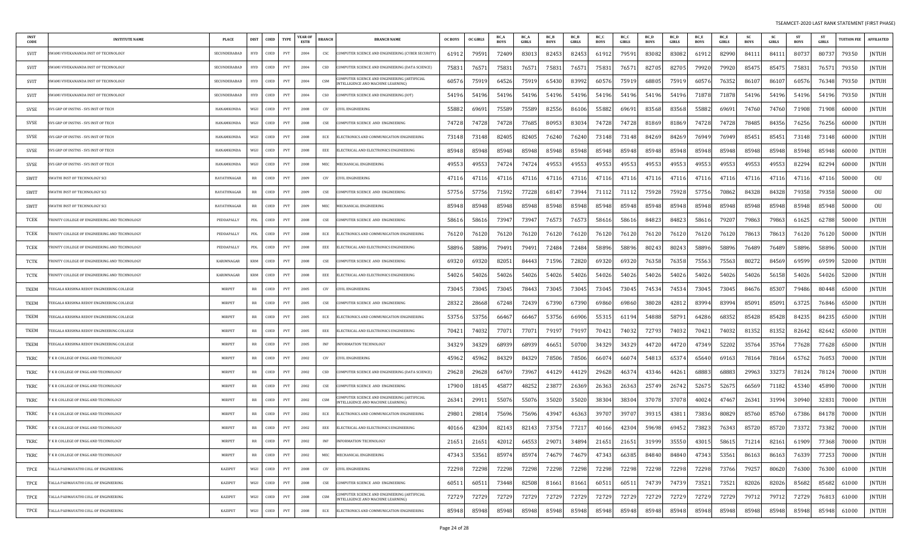TSEAMCET-2020 LAST RANK STATEMENT (FIRST PHASE)

| INST CODE | INSTITUTE NAME | PLACE | DIST | COED | TYPE | YEAR OF ESTB | BRANCH | BRANCH NAME | OC BOYS | OC GIRLS | BC_A BOYS | BC_A GIRLS | BC_B BOYS | BC_B GIRLS | BC_C BOYS | BC_C GIRLS | BC_D BOYS | BC_D GIRLS | BC_E BOYS | BC_E GIRLS | SC BOYS | SC GIRLS | ST BOYS | ST GIRLS | TUITION FEE | AFFILIATED |
|---|---|---|---|---|---|---|---|---|---|---|---|---|---|---|---|---|---|---|---|---|---|---|---|---|---|---|
| SVIT | SWAMI VIVEKANANDA INST OF TECHNOLOGY | SECUNDERABAD | HYD | COED | PVT | 2004 | CSC | COMPUTER SCIENCE AND ENGINEERING (CYBER SECURITY) | 61912 | 79591 | 72409 | 83013 | 82453 | 82453 | 61912 | 79591 | 83082 | 83082 | 61912 | 82990 | 84111 | 84111 | 80737 | 80737 | 79350 | JNTUH |
| SVIT | SWAMI VIVEKANANDA INST OF TECHNOLOGY | SECUNDERABAD | HYD | COED | PVT | 2004 | CSD | COMPUTER SCIENCE AND ENGINEERING (DATA SCIENCE) | 75831 | 76571 | 75831 | 76571 | 75831 | 76571 | 75831 | 76571 | 82705 | 82705 | 79920 | 79920 | 85475 | 85475 | 75831 | 76571 | 79350 | JNTUH |
| SVIT | SWAMI VIVEKANANDA INST OF TECHNOLOGY | SECUNDERABAD | HYD | COED | PVT | 2004 | CSM | COMPUTER SCIENCE AND ENGINEERING (ARTIFICIAL INTELLIGENCE AND MACHINE LEARNING) | 60576 | 75919 | 64526 | 75919 | 65430 | 83992 | 60576 | 75919 | 68805 | 75919 | 60576 | 76352 | 86107 | 86107 | 60576 | 76348 | 79350 | JNTUH |
| SVIT | SWAMI VIVEKANANDA INST OF TECHNOLOGY | SECUNDERABAD | HYD | COED | PVT | 2004 | CSO | COMPUTER SCIENCE AND ENGINEERING (IOT) | 54196 | 54196 | 54196 | 54196 | 54196 | 54196 | 54196 | 54196 | 54196 | 54196 | 71878 | 71878 | 54196 | 54196 | 54196 | 54196 | 79350 | JNTUH |
| SVSE | SVS GRP OF INSTNS - SVS INST OF TECH | HANAMKONDA | WGU | COED | PVT | 2008 | CIV | CIVIL ENGINEERING | 55882 | 69691 | 75589 | 75589 | 82556 | 86106 | 55882 | 69691 | 83568 | 83568 | 55882 | 69691 | 74760 | 74760 | 71908 | 71908 | 60000 | JNTUH |
| SVSE | SVS GRP OF INSTNS - SVS INST OF TECH | HANAMKONDA | WGU | COED | PVT | 2008 | CSE | COMPUTER SCIENCE AND ENGINEERING | 74728 | 74728 | 74728 | 77685 | 80953 | 83034 | 74728 | 74728 | 81869 | 81869 | 74728 | 74728 | 78485 | 84356 | 76256 | 76256 | 60000 | JNTUH |
| SVSE | SVS GRP OF INSTNS - SVS INST OF TECH | HANAMKONDA | WGU | COED | PVT | 2008 | ECE | ELECTRONICS AND COMMUNICATION ENGINEERING | 73148 | 73148 | 82405 | 82405 | 76240 | 76240 | 73148 | 73148 | 84269 | 84269 | 76949 | 76949 | 85451 | 85451 | 73148 | 73148 | 60000 | JNTUH |
| SVSE | SVS GRP OF INSTNS - SVS INST OF TECH | HANAMKONDA | WGU | COED | PVT | 2008 | EEE | ELECTRICAL AND ELECTRONICS ENGINEERING | 85948 | 85948 | 85948 | 85948 | 85948 | 85948 | 85948 | 85948 | 85948 | 85948 | 85948 | 85948 | 85948 | 85948 | 85948 | 85948 | 60000 | JNTUH |
| SVSE | SVS GRP OF INSTNS - SVS INST OF TECH | HANAMKONDA | WGU | COED | PVT | 2008 | MEC | MECHANICAL ENGINEERING | 49553 | 49553 | 74724 | 74724 | 49553 | 49553 | 49553 | 49553 | 49553 | 49553 | 49553 | 49553 | 49553 | 49553 | 82294 | 82294 | 60000 | JNTUH |
| SWIT | SWATHI INST OF TECHNOLOGY SCI | HAYATHNAGAR | RR | COED | PVT | 2009 | CIV | CIVIL ENGINEERING | 47116 | 47116 | 47116 | 47116 | 47116 | 47116 | 47116 | 47116 | 47116 | 47116 | 47116 | 47116 | 47116 | 47116 | 47116 | 47116 | 50000 | OU |
| SWIT | SWATHI INST OF TECHNOLOGY SCI | HAYATHNAGAR | RR | COED | PVT | 2009 | CSE | COMPUTER SCIENCE AND ENGINEERING | 57756 | 57756 | 71592 | 77228 | 68147 | 73944 | 71112 | 71112 | 75928 | 75928 | 57756 | 70862 | 84328 | 84328 | 79358 | 79358 | 50000 | OU |
| SWIT | SWATHI INST OF TECHNOLOGY SCI | HAYATHNAGAR | RR | COED | PVT | 2009 | MEC | MECHANICAL ENGINEERING | 85948 | 85948 | 85948 | 85948 | 85948 | 85948 | 85948 | 85948 | 85948 | 85948 | 85948 | 85948 | 85948 | 85948 | 85948 | 85948 | 50000 | OU |
| TCEK | TRINITY COLLEGE OF ENGINEERING AND TECHNOLOGY | PEDDAPALLY | PDL | COED | PVT | 2008 | CSE | COMPUTER SCIENCE AND ENGINEERING | 58616 | 58616 | 73947 | 73947 | 76573 | 76573 | 58616 | 58616 | 84823 | 84823 | 58616 | 79207 | 79863 | 79863 | 61625 | 62788 | 50000 | JNTUH |
| TCEK | TRINITY COLLEGE OF ENGINEERING AND TECHNOLOGY | PEDDAPALLY | PDL | COED | PVT | 2008 | ECE | ELECTRONICS AND COMMUNICATION ENGINEERING | 76120 | 76120 | 76120 | 76120 | 76120 | 76120 | 76120 | 76120 | 76120 | 76120 | 76120 | 76120 | 78613 | 78613 | 76120 | 76120 | 50000 | JNTUH |
| TCEK | TRINITY COLLEGE OF ENGINEERING AND TECHNOLOGY | PEDDAPALLY | PDL | COED | PVT | 2008 | EEE | ELECTRICAL AND ELECTRONICS ENGINEERING | 58896 | 58896 | 79491 | 79491 | 72484 | 72484 | 58896 | 58896 | 80243 | 80243 | 58896 | 58896 | 76489 | 76489 | 58896 | 58896 | 50000 | JNTUH |
| TCTK | TRINITY COLLEGE OF ENGINEERING AND TECHNOLOGY | KARIMNAGAR | KRM | COED | PVT | 2008 | CSE | COMPUTER SCIENCE AND ENGINEERING | 69320 | 69320 | 82051 | 84443 | 71596 | 72820 | 69320 | 69320 | 76358 | 76358 | 75563 | 75563 | 80272 | 84569 | 69599 | 69599 | 52000 | JNTUH |
| TCTK | TRINITY COLLEGE OF ENGINEERING AND TECHNOLOGY | KARIMNAGAR | KRM | COED | PVT | 2008 | EEE | ELECTRICAL AND ELECTRONICS ENGINEERING | 54026 | 54026 | 54026 | 54026 | 54026 | 54026 | 54026 | 54026 | 54026 | 54026 | 54026 | 54026 | 54026 | 56158 | 54026 | 54026 | 52000 | JNTUH |
| TKEM | TEEGALA KRISHNA REDDY ENGINEERING COLLEGE | MIRPET | RR | COED | PVT | 2005 | CIV | CIVIL ENGINEERING | 73045 | 73045 | 73045 | 78443 | 73045 | 73045 | 73045 | 73045 | 74534 | 74534 | 73045 | 73045 | 84676 | 85307 | 79486 | 80448 | 65000 | JNTUH |
| TKEM | TEEGALA KRISHNA REDDY ENGINEERING COLLEGE | MIRPET | RR | COED | PVT | 2005 | CSE | COMPUTER SCIENCE AND ENGINEERING | 28322 | 28668 | 67248 | 72439 | 67390 | 67390 | 69860 | 69860 | 38028 | 42812 | 83994 | 83994 | 85091 | 85091 | 63725 | 76846 | 65000 | JNTUH |
| TKEM | TEEGALA KRISHNA REDDY ENGINEERING COLLEGE | MIRPET | RR | COED | PVT | 2005 | ECE | ELECTRONICS AND COMMUNICATION ENGINEERING | 53756 | 53756 | 66467 | 66467 | 53756 | 66906 | 55315 | 61194 | 54888 | 58791 | 64286 | 68352 | 85428 | 85428 | 84235 | 84235 | 65000 | JNTUH |
| TKEM | TEEGALA KRISHNA REDDY ENGINEERING COLLEGE | MIRPET | RR | COED | PVT | 2005 | EEE | ELECTRICAL AND ELECTRONICS ENGINEERING | 70421 | 74032 | 77071 | 77071 | 79197 | 79197 | 70421 | 74032 | 72793 | 74032 | 70421 | 74032 | 81352 | 81352 | 82642 | 82642 | 65000 | JNTUH |
| TKEM | TEEGALA KRISHNA REDDY ENGINEERING COLLEGE | MIRPET | RR | COED | PVT | 2005 | INF | INFORMATION TECHNOLOGY | 34329 | 34329 | 68939 | 68939 | 46651 | 50700 | 34329 | 34329 | 44720 | 44720 | 47349 | 52202 | 35764 | 35764 | 77628 | 77628 | 65000 | JNTUH |
| TKRC | T K R COLLEGE OF ENGG AND TECHNOLOGY | MIRPET | RR | COED | PVT | 2002 | CIV | CIVIL ENGINEERING | 45962 | 45962 | 84329 | 84329 | 78506 | 78506 | 66074 | 66074 | 54813 | 65374 | 65640 | 69163 | 78164 | 78164 | 65762 | 76053 | 70000 | JNTUH |
| TKRC | T K R COLLEGE OF ENGG AND TECHNOLOGY | MIRPET | RR | COED | PVT | 2002 | CSD | COMPUTER SCIENCE AND ENGINEERING (DATA SCIENCE) | 29628 | 29628 | 64769 | 73967 | 44129 | 44129 | 29628 | 46374 | 43346 | 44261 | 68883 | 68883 | 29963 | 33273 | 78124 | 78124 | 70000 | JNTUH |
| TKRC | T K R COLLEGE OF ENGG AND TECHNOLOGY | MIRPET | RR | COED | PVT | 2002 | CSE | COMPUTER SCIENCE AND ENGINEERING | 17900 | 18145 | 45877 | 48252 | 23877 | 26369 | 26363 | 26363 | 25749 | 26742 | 52675 | 52675 | 66569 | 71182 | 45340 | 45890 | 70000 | JNTUH |
| TKRC | T K R COLLEGE OF ENGG AND TECHNOLOGY | MIRPET | RR | COED | PVT | 2002 | CSM | COMPUTER SCIENCE AND ENGINEERING (ARTIFICIAL INTELLIGENCE AND MACHINE LEARNING) | 26341 | 29911 | 55076 | 55076 | 35020 | 35020 | 38304 | 38304 | 37078 | 37078 | 40024 | 47467 | 26341 | 31994 | 30940 | 32831 | 70000 | JNTUH |
| TKRC | T K R COLLEGE OF ENGG AND TECHNOLOGY | MIRPET | RR | COED | PVT | 2002 | ECE | ELECTRONICS AND COMMUNICATION ENGINEERING | 29801 | 29814 | 75696 | 75696 | 43947 | 46363 | 39707 | 39707 | 39315 | 43811 | 73836 | 80829 | 85760 | 85760 | 67386 | 84178 | 70000 | JNTUH |
| TKRC | T K R COLLEGE OF ENGG AND TECHNOLOGY | MIRPET | RR | COED | PVT | 2002 | EEE | ELECTRICAL AND ELECTRONICS ENGINEERING | 40166 | 42304 | 82143 | 82143 | 73754 | 77217 | 40166 | 42304 | 59698 | 69452 | 73823 | 76343 | 85720 | 85720 | 73372 | 73382 | 70000 | JNTUH |
| TKRC | T K R COLLEGE OF ENGG AND TECHNOLOGY | MIRPET | RR | COED | PVT | 2002 | INF | INFORMATION TECHNOLOGY | 21651 | 21651 | 42012 | 64553 | 29071 | 34894 | 21651 | 21651 | 31999 | 35550 | 43015 | 58615 | 71214 | 82161 | 61909 | 77368 | 70000 | JNTUH |
| TKRC | T K R COLLEGE OF ENGG AND TECHNOLOGY | MIRPET | RR | COED | PVT | 2002 | MEC | MECHANICAL ENGINEERING | 47343 | 53561 | 85974 | 85974 | 74679 | 74679 | 47343 | 66385 | 84840 | 84840 | 47343 | 53561 | 86163 | 86163 | 76339 | 77253 | 70000 | JNTUH |
| TPCE | TALLA PADMAVATHI COLL OF ENGINEERING | KAZIPET | WGU | COED | PVT | 2008 | CIV | CIVIL ENGINEERING | 72298 | 72298 | 72298 | 72298 | 72298 | 72298 | 72298 | 72298 | 72298 | 72298 | 72298 | 73766 | 79257 | 80620 | 76300 | 76300 | 61000 | JNTUH |
| TPCE | TALLA PADMAVATHI COLL OF ENGINEERING | KAZIPET | WGU | COED | PVT | 2008 | CSE | COMPUTER SCIENCE AND ENGINEERING | 60511 | 60511 | 73448 | 82508 | 81661 | 81661 | 60511 | 60511 | 74739 | 74739 | 73521 | 73521 | 82026 | 82026 | 85682 | 85682 | 61000 | JNTUH |
| TPCE | TALLA PADMAVATHI COLL OF ENGINEERING | KAZIPET | WGU | COED | PVT | 2008 | CSM | COMPUTER SCIENCE AND ENGINEERING (ARTIFICIAL INTELLIGENCE AND MACHINE LEARNING) | 72729 | 72729 | 72729 | 72729 | 72729 | 72729 | 72729 | 72729 | 72729 | 72729 | 72729 | 72729 | 79712 | 79712 | 72729 | 76813 | 61000 | JNTUH |
| TPCE | TALLA PADMAVATHI COLL OF ENGINEERING | KAZIPET | WGU | COED | PVT | 2008 | ECE | ELECTRONICS AND COMMUNICATION ENGINEERING | 85948 | 85948 | 85948 | 85948 | 85948 | 85948 | 85948 | 85948 | 85948 | 85948 | 85948 | 85948 | 85948 | 85948 | 85948 | 85948 | 61000 | JNTUH |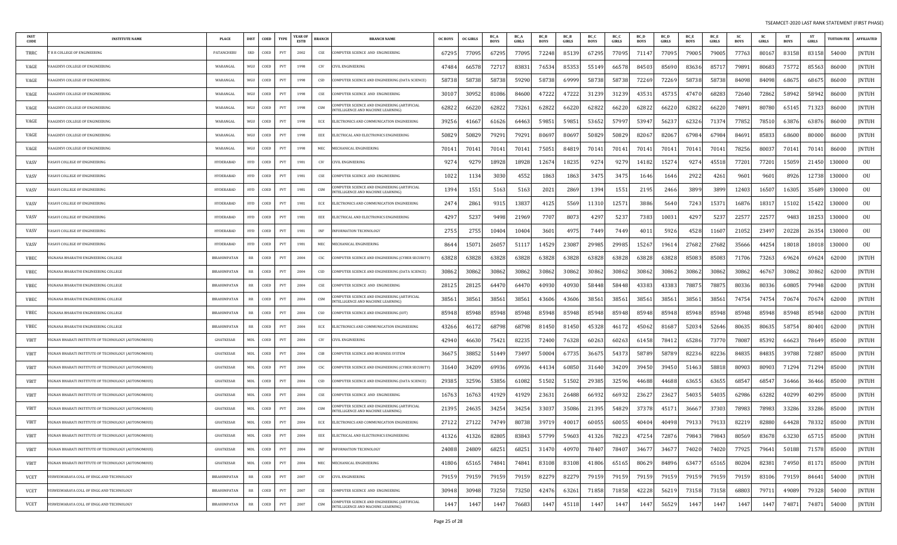TSEAMCET-2020 LAST RANK STATEMENT (FIRST PHASE)

| INST CODE | INSTITUTE NAME | PLACE | DIST | COED | TYPE | YEAR OF ESTB | BRANCH | BRANCH NAME | OC BOYS | OC GIRLS | BC_A BOYS | BC_A GIRLS | BC_B BOYS | BC_B GIRLS | BC_C BOYS | BC_C GIRLS | BC_D BOYS | BC_D GIRLS | BC_E BOYS | BC_E GIRLS | SC BOYS | SC GIRLS | ST BOYS | ST GIRLS | TUITION FEE | AFFILIATED |
|---|---|---|---|---|---|---|---|---|---|---|---|---|---|---|---|---|---|---|---|---|---|---|---|---|---|---|
| TRRC | T R R COLLEGE OF ENGINEERING | PATANCHERU | SRD | COED | PVT | 2002 | CSE | COMPUTER SCIENCE AND ENGINEERING | 67295 | 77095 | 67295 | 77095 | 72248 | 85139 | 67295 | 77095 | 71147 | 77095 | 79005 | 79005 | 77763 | 80167 | 83158 | 83158 | 54000 | JNTUH |
| VAGE | VAAGDEVI COLLEGE OF ENGINEERING | WARANGAL | WGU | COED | PVT | 1998 | CIV | CIVIL ENGINEERING | 47484 | 66578 | 72717 | 83831 | 76534 | 85353 | 55149 | 66578 | 84503 | 85690 | 83636 | 85717 | 79891 | 80683 | 75772 | 85563 | 86000 | JNTUH |
| VAGE | VAAGDEVI COLLEGE OF ENGINEERING | WARANGAL | WGU | COED | PVT | 1998 | CSD | COMPUTER SCIENCE AND ENGINEERING (DATA SCIENCE) | 58738 | 58738 | 58738 | 59290 | 58738 | 69999 | 58738 | 58738 | 72269 | 72269 | 58738 | 58738 | 84098 | 84098 | 68675 | 68675 | 86000 | JNTUH |
| VAGE | VAAGDEVI COLLEGE OF ENGINEERING | WARANGAL | WGU | COED | PVT | 1998 | CSE | COMPUTER SCIENCE AND ENGINEERING | 30107 | 30952 | 81086 | 84600 | 47222 | 47222 | 31239 | 31239 | 43531 | 45735 | 47470 | 68283 | 72640 | 72862 | 58942 | 58942 | 86000 | JNTUH |
| VAGE | VAAGDEVI COLLEGE OF ENGINEERING | WARANGAL | WGU | COED | PVT | 1998 | CSM | COMPUTER SCIENCE AND ENGINEERING (ARTIFICIAL INTELLIGENCE AND MACHINE LEARNING) | 62822 | 66220 | 62822 | 73261 | 62822 | 66220 | 62822 | 66220 | 62822 | 66220 | 62822 | 66220 | 74891 | 80780 | 65145 | 71323 | 86000 | JNTUH |
| VAGE | VAAGDEVI COLLEGE OF ENGINEERING | WARANGAL | WGU | COED | PVT | 1998 | ECE | ELECTRONICS AND COMMUNICATION ENGINEERING | 39256 | 41667 | 61626 | 64463 | 59851 | 59851 | 53652 | 57997 | 53947 | 56237 | 62326 | 71374 | 77852 | 78510 | 63876 | 63876 | 86000 | JNTUH |
| VAGE | VAAGDEVI COLLEGE OF ENGINEERING | WARANGAL | WGU | COED | PVT | 1998 | EEE | ELECTRICAL AND ELECTRONICS ENGINEERING | 50829 | 50829 | 79291 | 79291 | 80697 | 80697 | 50829 | 50829 | 82067 | 82067 | 67984 | 67984 | 84691 | 85833 | 68600 | 80000 | 86000 | JNTUH |
| VAGE | VAAGDEVI COLLEGE OF ENGINEERING | WARANGAL | WGU | COED | PVT | 1998 | MEC | MECHANICAL ENGINEERING | 70141 | 70141 | 70141 | 70141 | 75051 | 84819 | 70141 | 70141 | 70141 | 70141 | 70141 | 70141 | 78256 | 80037 | 70141 | 70141 | 86000 | JNTUH |
| VASV | VASAVI COLLEGE OF ENGINEERING | HYDERABAD | HYD | COED | PVT | 1981 | CIV | CIVIL ENGINEERING | 9274 | 9279 | 18928 | 18928 | 12674 | 18235 | 9274 | 9279 | 14182 | 15274 | 9274 | 45518 | 77201 | 77201 | 15059 | 21450 | 130000 | OU |
| VASV | VASAVI COLLEGE OF ENGINEERING | HYDERABAD | HYD | COED | PVT | 1981 | CSE | COMPUTER SCIENCE AND ENGINEERING | 1022 | 1134 | 3030 | 4552 | 1863 | 1863 | 3475 | 3475 | 1646 | 1646 | 2922 | 4261 | 9601 | 9601 | 8926 | 12738 | 130000 | OU |
| VASV | VASAVI COLLEGE OF ENGINEERING | HYDERABAD | HYD | COED | PVT | 1981 | CSM | COMPUTER SCIENCE AND ENGINEERING (ARTIFICIAL INTELLIGENCE AND MACHINE LEARNING) | 1394 | 1551 | 5163 | 5163 | 2021 | 2869 | 1394 | 1551 | 2195 | 2466 | 3899 | 3899 | 12403 | 16507 | 16305 | 35689 | 130000 | OU |
| VASV | VASAVI COLLEGE OF ENGINEERING | HYDERABAD | HYD | COED | PVT | 1981 | ECE | ELECTRONICS AND COMMUNICATION ENGINEERING | 2474 | 2861 | 9315 | 13837 | 4125 | 5569 | 11310 | 12571 | 3886 | 5640 | 7243 | 15371 | 16876 | 18317 | 15102 | 15422 | 130000 | OU |
| VASV | VASAVI COLLEGE OF ENGINEERING | HYDERABAD | HYD | COED | PVT | 1981 | EEE | ELECTRICAL AND ELECTRONICS ENGINEERING | 4297 | 5237 | 9498 | 21969 | 7707 | 8073 | 4297 | 5237 | 7383 | 10031 | 4297 | 5237 | 22577 | 22577 | 9483 | 18253 | 130000 | OU |
| VASV | VASAVI COLLEGE OF ENGINEERING | HYDERABAD | HYD | COED | PVT | 1981 | INF | INFORMATION TECHNOLOGY | 2755 | 2755 | 10404 | 10404 | 3601 | 4975 | 7449 | 7449 | 4011 | 5926 | 4528 | 11607 | 21052 | 23497 | 20228 | 26354 | 130000 | OU |
| VASV | VASAVI COLLEGE OF ENGINEERING | HYDERABAD | HYD | COED | PVT | 1981 | MEC | MECHANICAL ENGINEERING | 8644 | 15071 | 26057 | 51117 | 14529 | 23087 | 29985 | 29985 | 15267 | 19614 | 27682 | 27682 | 35666 | 44254 | 18018 | 18018 | 130000 | OU |
| VBEC | VIGNANA BHARATHI ENGINEERING COLLEGE | IBRAHIMPATAN | RR | COED | PVT | 2004 | CSC | COMPUTER SCIENCE AND ENGINEERING (CYBER SECURITY) | 63828 | 63828 | 63828 | 63828 | 63828 | 63828 | 63828 | 63828 | 63828 | 63828 | 85083 | 85083 | 71706 | 73263 | 69624 | 69624 | 62000 | JNTUH |
| VBEC | VIGNANA BHARATHI ENGINEERING COLLEGE | IBRAHIMPATAN | RR | COED | PVT | 2004 | CSD | COMPUTER SCIENCE AND ENGINEERING (DATA SCIENCE) | 30862 | 30862 | 30862 | 30862 | 30862 | 30862 | 30862 | 30862 | 30862 | 30862 | 30862 | 30862 | 30862 | 46767 | 30862 | 30862 | 62000 | JNTUH |
| VBEC | VIGNANA BHARATHI ENGINEERING COLLEGE | IBRAHIMPATAN | RR | COED | PVT | 2004 | CSE | COMPUTER SCIENCE AND ENGINEERING | 28125 | 28125 | 64470 | 64470 | 40930 | 40930 | 58448 | 58448 | 43383 | 43383 | 78875 | 78875 | 80336 | 80336 | 60805 | 79948 | 62000 | JNTUH |
| VBEC | VIGNANA BHARATHI ENGINEERING COLLEGE | IBRAHIMPATAN | RR | COED | PVT | 2004 | CSM | COMPUTER SCIENCE AND ENGINEERING (ARTIFICIAL INTELLIGENCE AND MACHINE LEARNING) | 38561 | 38561 | 38561 | 38561 | 43606 | 43606 | 38561 | 38561 | 38561 | 38561 | 38561 | 38561 | 74754 | 74754 | 70674 | 70674 | 62000 | JNTUH |
| VBEC | VIGNANA BHARATHI ENGINEERING COLLEGE | IBRAHIMPATAN | RR | COED | PVT | 2004 | CSO | COMPUTER SCIENCE AND ENGINEERING (IOT) | 85948 | 85948 | 85948 | 85948 | 85948 | 85948 | 85948 | 85948 | 85948 | 85948 | 85948 | 85948 | 85948 | 85948 | 85948 | 85948 | 62000 | JNTUH |
| VBEC | VIGNANA BHARATHI ENGINEERING COLLEGE | IBRAHIMPATAN | RR | COED | PVT | 2004 | ECE | ELECTRONICS AND COMMUNICATION ENGINEERING | 43266 | 46172 | 68798 | 68798 | 81450 | 81450 | 45328 | 46172 | 45062 | 81687 | 52034 | 52646 | 80635 | 80635 | 58754 | 80401 | 62000 | JNTUH |
| VBIT | VIGNAN BHARATI INSTITUTE OF TECHNOLOGY (AUTONOMOUS) | GHATKESAR | MDL | COED | PVT | 2004 | CIV | CIVIL ENGINEERING | 42940 | 46630 | 75421 | 82235 | 72400 | 76328 | 60263 | 60263 | 61458 | 78412 | 65286 | 73770 | 78087 | 85392 | 66623 | 78649 | 85000 | JNTUH |
| VBIT | VIGNAN BHARATI INSTITUTE OF TECHNOLOGY (AUTONOMOUS) | GHATKESAR | MDL | COED | PVT | 2004 | CSB | COMPUTER SCIENCE AND BUSINESS SYSTEM | 36675 | 38852 | 51449 | 73497 | 50004 | 67735 | 36675 | 54373 | 58789 | 58789 | 82236 | 82236 | 84835 | 84835 | 39788 | 72887 | 85000 | JNTUH |
| VBIT | VIGNAN BHARATI INSTITUTE OF TECHNOLOGY (AUTONOMOUS) | GHATKESAR | MDL | COED | PVT | 2004 | CSC | COMPUTER SCIENCE AND ENGINEERING (CYBER SECURITY) | 31640 | 34209 | 69936 | 69936 | 44134 | 60850 | 31640 | 34209 | 39450 | 39450 | 51463 | 58818 | 80903 | 80903 | 71294 | 71294 | 85000 | JNTUH |
| VBIT | VIGNAN BHARATI INSTITUTE OF TECHNOLOGY (AUTONOMOUS) | GHATKESAR | MDL | COED | PVT | 2004 | CSD | COMPUTER SCIENCE AND ENGINEERING (DATA SCIENCE) | 29385 | 32596 | 53856 | 61082 | 51502 | 51502 | 29385 | 32596 | 44688 | 44688 | 63655 | 63655 | 68547 | 68547 | 36466 | 36466 | 85000 | JNTUH |
| VBIT | VIGNAN BHARATI INSTITUTE OF TECHNOLOGY (AUTONOMOUS) | GHATKESAR | MDL | COED | PVT | 2004 | CSE | COMPUTER SCIENCE AND ENGINEERING | 16763 | 16763 | 41929 | 41929 | 23631 | 26488 | 66932 | 66932 | 23627 | 23627 | 54035 | 54035 | 62986 | 63282 | 40299 | 40299 | 85000 | JNTUH |
| VBIT | VIGNAN BHARATI INSTITUTE OF TECHNOLOGY (AUTONOMOUS) | GHATKESAR | MDL | COED | PVT | 2004 | CSM | COMPUTER SCIENCE AND ENGINEERING (ARTIFICIAL INTELLIGENCE AND MACHINE LEARNING) | 21395 | 24635 | 34254 | 34254 | 33037 | 35086 | 21395 | 54829 | 37378 | 45171 | 36667 | 37303 | 78983 | 78983 | 33286 | 33286 | 85000 | JNTUH |
| VBIT | VIGNAN BHARATI INSTITUTE OF TECHNOLOGY (AUTONOMOUS) | GHATKESAR | MDL | COED | PVT | 2004 | ECE | ELECTRONICS AND COMMUNICATION ENGINEERING | 27122 | 27122 | 74749 | 80738 | 39719 | 40017 | 60055 | 60055 | 40404 | 40498 | 79133 | 79133 | 82219 | 82880 | 64428 | 78332 | 85000 | JNTUH |
| VBIT | VIGNAN BHARATI INSTITUTE OF TECHNOLOGY (AUTONOMOUS) | GHATKESAR | MDL | COED | PVT | 2004 | EEE | ELECTRICAL AND ELECTRONICS ENGINEERING | 41326 | 41326 | 82805 | 83843 | 57799 | 59603 | 41326 | 78223 | 47254 | 72876 | 79843 | 79843 | 80569 | 83678 | 63230 | 65715 | 85000 | JNTUH |
| VBIT | VIGNAN BHARATI INSTITUTE OF TECHNOLOGY (AUTONOMOUS) | GHATKESAR | MDL | COED | PVT | 2004 | INF | INFORMATION TECHNOLOGY | 24088 | 24809 | 68251 | 68251 | 31470 | 40970 | 78407 | 78407 | 34677 | 34677 | 74020 | 74020 | 77925 | 79641 | 50188 | 71578 | 85000 | JNTUH |
| VBIT | VIGNAN BHARATI INSTITUTE OF TECHNOLOGY (AUTONOMOUS) | GHATKESAR | MDL | COED | PVT | 2004 | MEC | MECHANICAL ENGINEERING | 41806 | 65165 | 74841 | 74841 | 83108 | 83108 | 41806 | 65165 | 80629 | 84896 | 63477 | 65165 | 80204 | 82381 | 74950 | 81171 | 85000 | JNTUH |
| VCET | VISWESWARAYA COLL OF ENGG AND TECHNOLOGY | IBRAHIMPATAN | RR | COED | PVT | 2007 | CIV | CIVIL ENGINEERING | 79159 | 79159 | 79159 | 79159 | 82279 | 82279 | 79159 | 79159 | 79159 | 79159 | 79159 | 79159 | 79159 | 83106 | 79159 | 84641 | 54000 | JNTUH |
| VCET | VISWESWARAYA COLL OF ENGG AND TECHNOLOGY | IBRAHIMPATAN | RR | COED | PVT | 2007 | CSE | COMPUTER SCIENCE AND ENGINEERING | 30948 | 30948 | 73250 | 73250 | 42476 | 63261 | 71858 | 71858 | 42228 | 56219 | 73158 | 73158 | 68803 | 79711 | 49089 | 79328 | 54000 | JNTUH |
| VCET | VISWESWARAYA COLL OF ENGG AND TECHNOLOGY | IBRAHIMPATAN | RR | COED | PVT | 2007 | CSM | COMPUTER SCIENCE AND ENGINEERING (ARTIFICIAL INTELLIGENCE AND MACHINE LEARNING) | 1447 | 1447 | 1447 | 76683 | 1447 | 45118 | 1447 | 1447 | 1447 | 56529 | 1447 | 1447 | 1447 | 1447 | 74871 | 74871 | 54000 | JNTUH |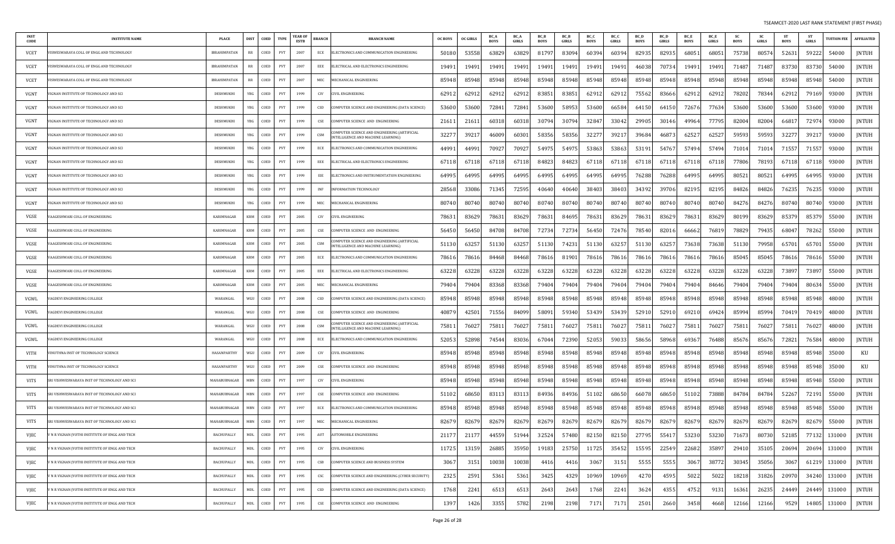| INST CODE | INSTITUTE NAME | PLACE | DIST | COED | TYPE | YEAR OF ESTB | BRANCH | BRANCH NAME | OC BOYS | OC GIRLS | BC_A BOYS | BC_A GIRLS | BC_B BOYS | BC_B GIRLS | BC_C BOYS | BC_C GIRLS | BC_D BOYS | BC_D GIRLS | BC_E BOYS | BC_E GIRLS | SC BOYS | SC GIRLS | ST BOYS | ST GIRLS | TUITION FEE | AFFILIATED |
|---|---|---|---|---|---|---|---|---|---|---|---|---|---|---|---|---|---|---|---|---|---|---|---|---|---|---|
| VCET | VISWESWARAYA COLL OF ENGG AND TECHNOLOGY | IBRAHIMPATAN | RR | COED | PVT | 2007 | ECE | ELECTRONICS AND COMMUNICATION ENGINEERING | 50180 | 53558 | 63829 | 63829 | 81797 | 83094 | 60394 | 60394 | 82935 | 82935 | 68051 | 68051 | 75738 | 80574 | 52631 | 59222 | 54000 | JNTUH |
| VCET | VISWESWARAYA COLL OF ENGG AND TECHNOLOGY | IBRAHIMPATAN | RR | COED | PVT | 2007 | EEE | ELECTRICAL AND ELECTRONICS ENGINEERING | 19491 | 19491 | 19491 | 19491 | 19491 | 19491 | 19491 | 19491 | 46038 | 70734 | 19491 | 19491 | 71487 | 71487 | 83730 | 83730 | 54000 | JNTUH |
| VCET | VISWESWARAYA COLL OF ENGG AND TECHNOLOGY | IBRAHIMPATAN | RR | COED | PVT | 2007 | MEC | MECHANICAL ENGINEERING | 85948 | 85948 | 85948 | 85948 | 85948 | 85948 | 85948 | 85948 | 85948 | 85948 | 85948 | 85948 | 85948 | 85948 | 85948 | 85948 | 54000 | JNTUH |
| VGNT | VIGNAN INSTITUTE OF TECHNOLOGY AND SCI | DESHMUKHI | YBG | COED | PVT | 1999 | CIV | CIVIL ENGINEERING | 62912 | 62912 | 62912 | 62912 | 83851 | 83851 | 62912 | 62912 | 75562 | 83666 | 62912 | 62912 | 78202 | 78344 | 62912 | 79169 | 93000 | JNTUH |
| VGNT | VIGNAN INSTITUTE OF TECHNOLOGY AND SCI | DESHMUKHI | YBG | COED | PVT | 1999 | CSD | COMPUTER SCIENCE AND ENGINEERING (DATA SCIENCE) | 53600 | 53600 | 72841 | 72841 | 53600 | 58953 | 53600 | 66584 | 64150 | 64150 | 72676 | 77634 | 53600 | 53600 | 53600 | 53600 | 93000 | JNTUH |
| VGNT | VIGNAN INSTITUTE OF TECHNOLOGY AND SCI | DESHMUKHI | YBG | COED | PVT | 1999 | CSE | COMPUTER SCIENCE AND ENGINEERING | 21611 | 21611 | 60318 | 60318 | 30794 | 30794 | 32847 | 33042 | 29905 | 30146 | 49964 | 77795 | 82004 | 82004 | 66817 | 72974 | 93000 | JNTUH |
| VGNT | VIGNAN INSTITUTE OF TECHNOLOGY AND SCI | DESHMUKHI | YBG | COED | PVT | 1999 | CSM | COMPUTER SCIENCE AND ENGINEERING (ARTIFICIAL INTELLIGENCE AND MACHINE LEARNING) | 32277 | 39217 | 46009 | 60301 | 58356 | 58356 | 32277 | 39217 | 39684 | 46873 | 62527 | 62527 | 59593 | 59593 | 32277 | 39217 | 93000 | JNTUH |
| VGNT | VIGNAN INSTITUTE OF TECHNOLOGY AND SCI | DESHMUKHI | YBG | COED | PVT | 1999 | ECE | ELECTRONICS AND COMMUNICATION ENGINEERING | 44991 | 44991 | 70927 | 70927 | 54975 | 54975 | 53863 | 53863 | 53191 | 54767 | 57494 | 57494 | 71014 | 71014 | 71557 | 71557 | 93000 | JNTUH |
| VGNT | VIGNAN INSTITUTE OF TECHNOLOGY AND SCI | DESHMUKHI | YBG | COED | PVT | 1999 | EEE | ELECTRICAL AND ELECTRONICS ENGINEERING | 67118 | 67118 | 67118 | 67118 | 84823 | 84823 | 67118 | 67118 | 67118 | 67118 | 67118 | 67118 | 77806 | 78193 | 67118 | 67118 | 93000 | JNTUH |
| VGNT | VIGNAN INSTITUTE OF TECHNOLOGY AND SCI | DESHMUKHI | YBG | COED | PVT | 1999 | EIE | ELECTRONICS AND INSTRUMENTATION ENGINEERING | 64995 | 64995 | 64995 | 64995 | 64995 | 64995 | 64995 | 64995 | 76288 | 76288 | 64995 | 64995 | 80521 | 80521 | 64995 | 64995 | 93000 | JNTUH |
| VGNT | VIGNAN INSTITUTE OF TECHNOLOGY AND SCI | DESHMUKHI | YBG | COED | PVT | 1999 | INF | INFORMATION TECHNOLOGY | 28568 | 33086 | 71345 | 72595 | 40640 | 40640 | 38403 | 38403 | 34392 | 39706 | 82195 | 82195 | 84826 | 84826 | 76235 | 76235 | 93000 | JNTUH |
| VGNT | VIGNAN INSTITUTE OF TECHNOLOGY AND SCI | DESHMUKHI | YBG | COED | PVT | 1999 | MEC | MECHANICAL ENGINEERING | 80740 | 80740 | 80740 | 80740 | 80740 | 80740 | 80740 | 80740 | 80740 | 80740 | 80740 | 80740 | 84276 | 84276 | 80740 | 80740 | 93000 | JNTUH |
| VGSE | VAAGESHWARI COLL OF ENGINEERING | KARIMNAGAR | KRM | COED | PVT | 2005 | CIV | CIVIL ENGINEERING | 78631 | 83629 | 78631 | 83629 | 78631 | 84695 | 78631 | 83629 | 78631 | 83629 | 78631 | 83629 | 80199 | 83629 | 85379 | 85379 | 55000 | JNTUH |
| VGSE | VAAGESHWARI COLL OF ENGINEERING | KARIMNAGAR | KRM | COED | PVT | 2005 | CSE | COMPUTER SCIENCE AND ENGINEERING | 56450 | 56450 | 84708 | 84708 | 72734 | 72734 | 56450 | 72476 | 78540 | 82016 | 66662 | 76819 | 78829 | 79435 | 68047 | 78262 | 55000 | JNTUH |
| VGSE | VAAGESHWARI COLL OF ENGINEERING | KARIMNAGAR | KRM | COED | PVT | 2005 | CSM | COMPUTER SCIENCE AND ENGINEERING (ARTIFICIAL INTELLIGENCE AND MACHINE LEARNING) | 51130 | 63257 | 51130 | 63257 | 51130 | 74231 | 51130 | 63257 | 51130 | 63257 | 73638 | 73638 | 51130 | 79958 | 65701 | 65701 | 55000 | JNTUH |
| VGSE | VAAGESHWARI COLL OF ENGINEERING | KARIMNAGAR | KRM | COED | PVT | 2005 | ECE | ELECTRONICS AND COMMUNICATION ENGINEERING | 78616 | 78616 | 84468 | 84468 | 78616 | 81901 | 78616 | 78616 | 78616 | 78616 | 78616 | 78616 | 85045 | 85045 | 78616 | 78616 | 55000 | JNTUH |
| VGSE | VAAGESHWARI COLL OF ENGINEERING | KARIMNAGAR | KRM | COED | PVT | 2005 | EEE | ELECTRICAL AND ELECTRONICS ENGINEERING | 63228 | 63228 | 63228 | 63228 | 63228 | 63228 | 63228 | 63228 | 63228 | 63228 | 63228 | 63228 | 63228 | 63228 | 73897 | 73897 | 55000 | JNTUH |
| VGSE | VAAGESHWARI COLL OF ENGINEERING | KARIMNAGAR | KRM | COED | PVT | 2005 | MEC | MECHANICAL ENGINEERING | 79404 | 79404 | 83368 | 83368 | 79404 | 79404 | 79404 | 79404 | 79404 | 79404 | 79404 | 84646 | 79404 | 79404 | 79404 | 80634 | 55000 | JNTUH |
| VGWL | VAGDEVI ENGINEERING COLLEGE | WARANGAL | WGU | COED | PVT | 2008 | CSD | COMPUTER SCIENCE AND ENGINEERING (DATA SCIENCE) | 85948 | 85948 | 85948 | 85948 | 85948 | 85948 | 85948 | 85948 | 85948 | 85948 | 85948 | 85948 | 85948 | 85948 | 85948 | 85948 | 48000 | JNTUH |
| VGWL | VAGDEVI ENGINEERING COLLEGE | WARANGAL | WGU | COED | PVT | 2008 | CSE | COMPUTER SCIENCE AND ENGINEERING | 40879 | 42501 | 71556 | 84099 | 58091 | 59340 | 53439 | 53439 | 52910 | 52910 | 69210 | 69424 | 85994 | 85994 | 70419 | 70419 | 48000 | JNTUH |
| VGWL | VAGDEVI ENGINEERING COLLEGE | WARANGAL | WGU | COED | PVT | 2008 | CSM | COMPUTER SCIENCE AND ENGINEERING (ARTIFICIAL INTELLIGENCE AND MACHINE LEARNING) | 75811 | 76027 | 75811 | 76027 | 75811 | 76027 | 75811 | 76027 | 75811 | 76027 | 75811 | 76027 | 75811 | 76027 | 75811 | 76027 | 48000 | JNTUH |
| VGWL | VAGDEVI ENGINEERING COLLEGE | WARANGAL | WGU | COED | PVT | 2008 | ECE | ELECTRONICS AND COMMUNICATION ENGINEERING | 52053 | 52898 | 74544 | 83036 | 67044 | 72390 | 52053 | 59033 | 58656 | 58968 | 69367 | 76488 | 85676 | 85676 | 72821 | 76584 | 48000 | JNTUH |
| VITH | VINUTHNA INST OF TECHNOLOGY SCIENCE | HASANPARTHY | WGU | COED | PVT | 2009 | CIV | CIVIL ENGINEERING | 85948 | 85948 | 85948 | 85948 | 85948 | 85948 | 85948 | 85948 | 85948 | 85948 | 85948 | 85948 | 85948 | 85948 | 85948 | 85948 | 35000 | KU |
| VITH | VINUTHNA INST OF TECHNOLOGY SCIENCE | HASANPARTHY | WGU | COED | PVT | 2009 | CSE | COMPUTER SCIENCE AND ENGINEERING | 85948 | 85948 | 85948 | 85948 | 85948 | 85948 | 85948 | 85948 | 85948 | 85948 | 85948 | 85948 | 85948 | 85948 | 85948 | 85948 | 35000 | KU |
| VITS | SRI VISHWESWARAYA INST OF TECHNOLOGY AND SCI | MAHABUBNAGAR | MBN | COED | PVT | 1997 | CIV | CIVIL ENGINEERING | 85948 | 85948 | 85948 | 85948 | 85948 | 85948 | 85948 | 85948 | 85948 | 85948 | 85948 | 85948 | 85948 | 85948 | 85948 | 85948 | 55000 | JNTUH |
| VITS | SRI VISHWESWARAYA INST OF TECHNOLOGY AND SCI | MAHABUBNAGAR | MBN | COED | PVT | 1997 | CSE | COMPUTER SCIENCE AND ENGINEERING | 51102 | 68650 | 83113 | 83113 | 84936 | 84936 | 51102 | 68650 | 66078 | 68650 | 51102 | 73888 | 84784 | 84784 | 52267 | 72191 | 55000 | JNTUH |
| VITS | SRI VISHWESWARAYA INST OF TECHNOLOGY AND SCI | MAHABUBNAGAR | MBN | COED | PVT | 1997 | ECE | ELECTRONICS AND COMMUNICATION ENGINEERING | 85948 | 85948 | 85948 | 85948 | 85948 | 85948 | 85948 | 85948 | 85948 | 85948 | 85948 | 85948 | 85948 | 85948 | 85948 | 85948 | 55000 | JNTUH |
| VITS | SRI VISHWESWARAYA INST OF TECHNOLOGY AND SCI | MAHABUBNAGAR | MBN | COED | PVT | 1997 | MEC | MECHANICAL ENGINEERING | 82679 | 82679 | 82679 | 82679 | 82679 | 82679 | 82679 | 82679 | 82679 | 82679 | 82679 | 82679 | 82679 | 82679 | 82679 | 82679 | 55000 | JNTUH |
| VJEC | V N R VIGNAN JYOTHI INSTITUTE OF ENGG AND TECH | BACHUPALLY | MDL | COED | PVT | 1995 | AUT | AUTOMOBILE ENGINEERING | 21177 | 21177 | 44559 | 51944 | 32524 | 57480 | 82150 | 82150 | 27795 | 55417 | 53230 | 53230 | 71673 | 80730 | 52185 | 77132 | 131000 | JNTUH |
| VJEC | V N R VIGNAN JYOTHI INSTITUTE OF ENGG AND TECH | BACHUPALLY | MDL | COED | PVT | 1995 | CIV | CIVIL ENGINEERING | 11725 | 13159 | 26885 | 35950 | 19183 | 25750 | 11725 | 35452 | 15595 | 22549 | 22682 | 35897 | 29410 | 35105 | 20694 | 20694 | 131000 | JNTUH |
| VJEC | V N R VIGNAN JYOTHI INSTITUTE OF ENGG AND TECH | BACHUPALLY | MDL | COED | PVT | 1995 | CSB | COMPUTER SCIENCE AND BUSINESS SYSTEM | 3067 | 3151 | 10038 | 10038 | 4416 | 4416 | 3067 | 3151 | 5555 | 5555 | 3067 | 38772 | 30345 | 35056 | 3067 | 61219 | 131000 | JNTUH |
| VJEC | V N R VIGNAN JYOTHI INSTITUTE OF ENGG AND TECH | BACHUPALLY | MDL | COED | PVT | 1995 | CSC | COMPUTER SCIENCE AND ENGINEERING (CYBER SECURITY) | 2325 | 2591 | 5361 | 5361 | 3425 | 4329 | 10969 | 10969 | 4270 | 4595 | 5022 | 5022 | 18218 | 31826 | 20970 | 34240 | 131000 | JNTUH |
| VJEC | V N R VIGNAN JYOTHI INSTITUTE OF ENGG AND TECH | BACHUPALLY | MDL | COED | PVT | 1995 | CSD | COMPUTER SCIENCE AND ENGINEERING (DATA SCIENCE) | 1768 | 2241 | 6513 | 6513 | 2643 | 2643 | 1768 | 2241 | 3624 | 4355 | 4752 | 9131 | 16361 | 26235 | 24449 | 24449 | 131000 | JNTUH |
| VJEC | V N R VIGNAN JYOTHI INSTITUTE OF ENGG AND TECH | BACHUPALLY | MDL | COED | PVT | 1995 | CSE | COMPUTER SCIENCE AND ENGINEERING | 1397 | 1426 | 3355 | 5782 | 2198 | 2198 | 7171 | 7171 | 2501 | 2660 | 3458 | 4668 | 12166 | 12166 | 9529 | 14805 | 131000 | JNTUH |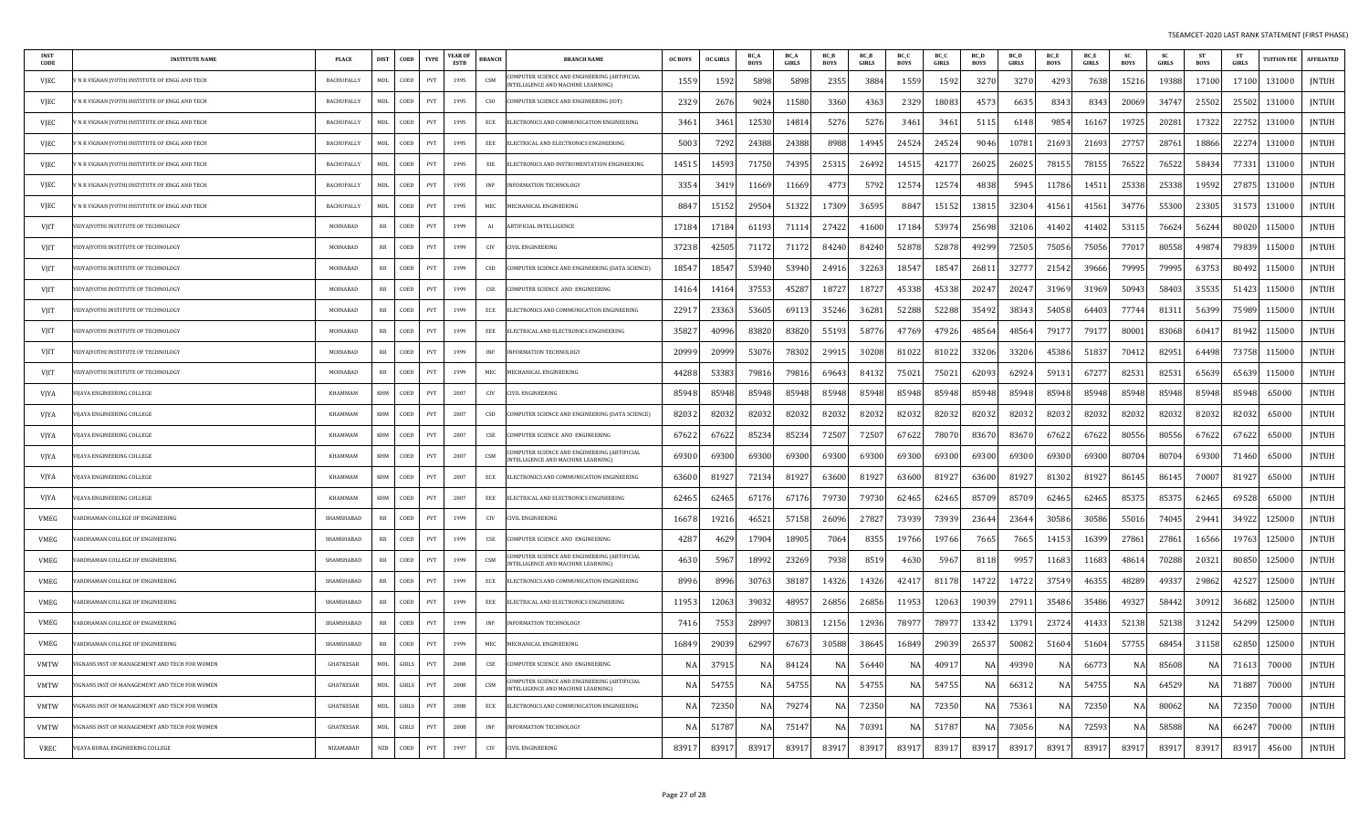TSEAMCET-2020 LAST RANK STATEMENT (FIRST PHASE)

| INST CODE | INSTITUTE NAME | PLACE | DIST | COED | TYPE | YEAR OF ESTB | BRANCH | BRANCH NAME | OC BOYS | OC GIRLS | BC_A BOYS | BC_A GIRLS | BC_B BOYS | BC_B GIRLS | BC_C BOYS | BC_C GIRLS | BC_D BOYS | BC_D GIRLS | BC_E BOYS | BC_E GIRLS | SC BOYS | SC GIRLS | ST BOYS | ST GIRLS | TUITION FEE | AFFILIATED |
|---|---|---|---|---|---|---|---|---|---|---|---|---|---|---|---|---|---|---|---|---|---|---|---|---|---|---|
| VJEC | V N R VIGNAN JYOTHI INSTITUTE OF ENGG AND TECH | BACHUPALLY | MDL | COED | PVT | 1995 | CSM | COMPUTER SCIENCE AND ENGINEERING (ARTIFICIAL INTELLIGENCE AND MACHINE LEARNING) | 1559 | 1592 | 5898 | 5898 | 2355 | 3884 | 1559 | 1592 | 3270 | 3270 | 4293 | 7638 | 15216 | 19388 | 17100 | 17100 | 131000 | JNTUH |
| VJEC | V N R VIGNAN JYOTHI INSTITUTE OF ENGG AND TECH | BACHUPALLY | MDL | COED | PVT | 1995 | CSO | COMPUTER SCIENCE AND ENGINEERING (IOT) | 2329 | 2676 | 9024 | 11580 | 3360 | 4363 | 2329 | 18083 | 4573 | 6635 | 8343 | 8343 | 20069 | 34747 | 25502 | 25502 | 131000 | JNTUH |
| VJEC | V N R VIGNAN JYOTHI INSTITUTE OF ENGG AND TECH | BACHUPALLY | MDL | COED | PVT | 1995 | ECE | ELECTRONICS AND COMMUNICATION ENGINEERING | 3461 | 3461 | 12530 | 14814 | 5276 | 5276 | 3461 | 3461 | 5115 | 6148 | 9854 | 16167 | 19725 | 20281 | 17322 | 22752 | 131000 | JNTUH |
| VJEC | V N R VIGNAN JYOTHI INSTITUTE OF ENGG AND TECH | BACHUPALLY | MDL | COED | PVT | 1995 | EEE | ELECTRICAL AND ELECTRONICS ENGINEERING | 5003 | 7292 | 24388 | 24388 | 8988 | 14945 | 24524 | 24524 | 9046 | 10781 | 21693 | 21693 | 27757 | 28761 | 18866 | 22274 | 131000 | JNTUH |
| VJEC | V N R VIGNAN JYOTHI INSTITUTE OF ENGG AND TECH | BACHUPALLY | MDL | COED | PVT | 1995 | EIE | ELECTRONICS AND INSTRUMENTATION ENGINEERING | 14515 | 14593 | 71750 | 74395 | 25315 | 26492 | 14515 | 42177 | 26025 | 26025 | 78155 | 78155 | 76522 | 76522 | 58434 | 77331 | 131000 | JNTUH |
| VJEC | V N R VIGNAN JYOTHI INSTITUTE OF ENGG AND TECH | BACHUPALLY | MDL | COED | PVT | 1995 | INF | INFORMATION TECHNOLOGY | 3354 | 3419 | 11669 | 11669 | 4773 | 5792 | 12574 | 12574 | 4838 | 5945 | 11786 | 14511 | 25338 | 25338 | 19592 | 27875 | 131000 | JNTUH |
| VJEC | V N R VIGNAN JYOTHI INSTITUTE OF ENGG AND TECH | BACHUPALLY | MDL | COED | PVT | 1995 | MEC | MECHANICAL ENGINEERING | 8847 | 15152 | 29504 | 51322 | 17309 | 36595 | 8847 | 15152 | 13815 | 32304 | 41561 | 41561 | 34776 | 55300 | 23305 | 31573 | 131000 | JNTUH |
| VJIT | VIDYAJYOTHI INSTITUTE OF TECHNOLOGY | MOINABAD | RR | COED | PVT | 1999 | AI | ARTIFICIAL INTELLIGENCE | 17184 | 17184 | 61193 | 71114 | 27422 | 41600 | 17184 | 53974 | 25698 | 32106 | 41402 | 41402 | 53115 | 76624 | 56244 | 80020 | 115000 | JNTUH |
| VJIT | VIDYAJYOTHI INSTITUTE OF TECHNOLOGY | MOINABAD | RR | COED | PVT | 1999 | CIV | CIVIL ENGINEERING | 37238 | 42505 | 71172 | 71172 | 84240 | 84240 | 52878 | 52878 | 49299 | 72505 | 75056 | 75056 | 77017 | 80558 | 49874 | 79839 | 115000 | JNTUH |
| VJIT | VIDYAJYOTHI INSTITUTE OF TECHNOLOGY | MOINABAD | RR | COED | PVT | 1999 | CSD | COMPUTER SCIENCE AND ENGINEERING (DATA SCIENCE) | 18547 | 18547 | 53940 | 53940 | 24916 | 32263 | 18547 | 18547 | 26811 | 32777 | 21542 | 39666 | 79995 | 79995 | 63753 | 80492 | 115000 | JNTUH |
| VJIT | VIDYAJYOTHI INSTITUTE OF TECHNOLOGY | MOINABAD | RR | COED | PVT | 1999 | CSE | COMPUTER SCIENCE AND ENGINEERING | 14164 | 14164 | 37553 | 45287 | 18727 | 18727 | 45338 | 45338 | 20247 | 20247 | 31969 | 31969 | 50943 | 58403 | 35535 | 51423 | 115000 | JNTUH |
| VJIT | VIDYAJYOTHI INSTITUTE OF TECHNOLOGY | MOINABAD | RR | COED | PVT | 1999 | ECE | ELECTRONICS AND COMMUNICATION ENGINEERING | 22917 | 23363 | 53605 | 69113 | 35246 | 36281 | 52288 | 52288 | 35492 | 38343 | 54058 | 64403 | 77744 | 81311 | 56399 | 75989 | 115000 | JNTUH |
| VJIT | VIDYAJYOTHI INSTITUTE OF TECHNOLOGY | MOINABAD | RR | COED | PVT | 1999 | EEE | ELECTRICAL AND ELECTRONICS ENGINEERING | 35827 | 40996 | 83820 | 83820 | 55193 | 58776 | 47769 | 47926 | 48564 | 48564 | 79177 | 79177 | 80001 | 83068 | 60417 | 81942 | 115000 | JNTUH |
| VJIT | VIDYAJYOTHI INSTITUTE OF TECHNOLOGY | MOINABAD | RR | COED | PVT | 1999 | INF | INFORMATION TECHNOLOGY | 20999 | 20999 | 53076 | 78302 | 29915 | 30208 | 81022 | 81022 | 33206 | 33206 | 45386 | 51837 | 70412 | 82951 | 64498 | 73758 | 115000 | JNTUH |
| VJIT | VIDYAJYOTHI INSTITUTE OF TECHNOLOGY | MOINABAD | RR | COED | PVT | 1999 | MEC | MECHANICAL ENGINEERING | 44288 | 53383 | 79816 | 79816 | 69643 | 84132 | 75021 | 75021 | 62093 | 62924 | 59131 | 67277 | 82531 | 82531 | 65639 | 65639 | 115000 | JNTUH |
| VJYA | VIJAYA ENGINEERING COLLEGE | KHAMMAM | KHM | COED | PVT | 2007 | CIV | CIVIL ENGINEERING | 85948 | 85948 | 85948 | 85948 | 85948 | 85948 | 85948 | 85948 | 85948 | 85948 | 85948 | 85948 | 85948 | 85948 | 85948 | 85948 | 65000 | JNTUH |
| VJYA | VIJAYA ENGINEERING COLLEGE | KHAMMAM | KHM | COED | PVT | 2007 | CSD | COMPUTER SCIENCE AND ENGINEERING (DATA SCIENCE) | 82032 | 82032 | 82032 | 82032 | 82032 | 82032 | 82032 | 82032 | 82032 | 82032 | 82032 | 82032 | 82032 | 82032 | 82032 | 82032 | 65000 | JNTUH |
| VJYA | VIJAYA ENGINEERING COLLEGE | KHAMMAM | KHM | COED | PVT | 2007 | CSE | COMPUTER SCIENCE AND ENGINEERING | 67622 | 67622 | 85234 | 85234 | 72507 | 72507 | 67622 | 78070 | 83670 | 83670 | 67622 | 67622 | 80556 | 80556 | 67622 | 67622 | 65000 | JNTUH |
| VJYA | VIJAYA ENGINEERING COLLEGE | KHAMMAM | KHM | COED | PVT | 2007 | CSM | COMPUTER SCIENCE AND ENGINEERING (ARTIFICIAL INTELLIGENCE AND MACHINE LEARNING) | 69300 | 69300 | 69300 | 69300 | 69300 | 69300 | 69300 | 69300 | 69300 | 69300 | 69300 | 69300 | 80704 | 80704 | 69300 | 71460 | 65000 | JNTUH |
| VJYA | VIJAYA ENGINEERING COLLEGE | KHAMMAM | KHM | COED | PVT | 2007 | ECE | ELECTRONICS AND COMMUNICATION ENGINEERING | 63600 | 81927 | 72134 | 81927 | 63600 | 81927 | 63600 | 81927 | 63600 | 81927 | 81302 | 81927 | 86145 | 86145 | 70007 | 81927 | 65000 | JNTUH |
| VJYA | VIJAYA ENGINEERING COLLEGE | KHAMMAM | KHM | COED | PVT | 2007 | EEE | ELECTRICAL AND ELECTRONICS ENGINEERING | 62465 | 62465 | 67176 | 67176 | 79730 | 79730 | 62465 | 62465 | 85709 | 85709 | 62465 | 62465 | 85375 | 85375 | 62465 | 69528 | 65000 | JNTUH |
| VMEG | VARDHAMAN COLLEGE OF ENGINEERING | SHAMSHABAD | RR | COED | PVT | 1999 | CIV | CIVIL ENGINEERING | 16678 | 19216 | 46521 | 57158 | 26096 | 27827 | 73939 | 73939 | 23644 | 23644 | 30586 | 30586 | 55016 | 74045 | 29441 | 34922 | 125000 | JNTUH |
| VMEG | VARDHAMAN COLLEGE OF ENGINEERING | SHAMSHABAD | RR | COED | PVT | 1999 | CSE | COMPUTER SCIENCE AND ENGINEERING | 4287 | 4629 | 17904 | 18905 | 7064 | 8355 | 19766 | 19766 | 7665 | 7665 | 14153 | 16399 | 27861 | 27861 | 16566 | 19763 | 125000 | JNTUH |
| VMEG | VARDHAMAN COLLEGE OF ENGINEERING | SHAMSHABAD | RR | COED | PVT | 1999 | CSM | COMPUTER SCIENCE AND ENGINEERING (ARTIFICIAL INTELLIGENCE AND MACHINE LEARNING) | 4630 | 5967 | 18992 | 23269 | 7938 | 8519 | 4630 | 5967 | 8118 | 9957 | 11683 | 11683 | 48614 | 70288 | 20321 | 80850 | 125000 | JNTUH |
| VMEG | VARDHAMAN COLLEGE OF ENGINEERING | SHAMSHABAD | RR | COED | PVT | 1999 | ECE | ELECTRONICS AND COMMUNICATION ENGINEERING | 8996 | 8996 | 30763 | 38187 | 14326 | 14326 | 42417 | 81178 | 14722 | 14722 | 37549 | 46355 | 48289 | 49337 | 29862 | 42527 | 125000 | JNTUH |
| VMEG | VARDHAMAN COLLEGE OF ENGINEERING | SHAMSHABAD | RR | COED | PVT | 1999 | EEE | ELECTRICAL AND ELECTRONICS ENGINEERING | 11953 | 12063 | 39032 | 48957 | 26856 | 26856 | 11953 | 12063 | 19039 | 27911 | 35486 | 35486 | 49327 | 58442 | 30912 | 36682 | 125000 | JNTUH |
| VMEG | VARDHAMAN COLLEGE OF ENGINEERING | SHAMSHABAD | RR | COED | PVT | 1999 | INF | INFORMATION TECHNOLOGY | 7416 | 7553 | 28997 | 30813 | 12156 | 12936 | 78977 | 78977 | 13342 | 13791 | 23724 | 41433 | 52138 | 52138 | 31242 | 54299 | 125000 | JNTUH |
| VMEG | VARDHAMAN COLLEGE OF ENGINEERING | SHAMSHABAD | RR | COED | PVT | 1999 | MEC | MECHANICAL ENGINEERING | 16849 | 29039 | 62997 | 67673 | 30588 | 38645 | 16849 | 29039 | 26537 | 50082 | 51604 | 51604 | 57755 | 68454 | 31158 | 62850 | 125000 | JNTUH |
| VMTW | VIGNANS INST OF MANAGEMENT AND TECH FOR WOMEN | GHATKESAR | MDL | GIRLS | PVT | 2008 | CSE | COMPUTER SCIENCE AND ENGINEERING | NA | 37915 | NA | 84124 | NA | 56440 | NA | 40917 | NA | 49390 | NA | 66773 | NA | 85608 | NA | 71613 | 70000 | JNTUH |
| VMTW | VIGNANS INST OF MANAGEMENT AND TECH FOR WOMEN | GHATKESAR | MDL | GIRLS | PVT | 2008 | CSM | COMPUTER SCIENCE AND ENGINEERING (ARTIFICIAL INTELLIGENCE AND MACHINE LEARNING) | NA | 54755 | NA | 54755 | NA | 54755 | NA | 54755 | NA | 66312 | NA | 54755 | NA | 64529 | NA | 71887 | 70000 | JNTUH |
| VMTW | VIGNANS INST OF MANAGEMENT AND TECH FOR WOMEN | GHATKESAR | MDL | GIRLS | PVT | 2008 | ECE | ELECTRONICS AND COMMUNICATION ENGINEERING | NA | 72350 | NA | 79274 | NA | 72350 | NA | 72350 | NA | 75361 | NA | 72350 | NA | 80062 | NA | 72350 | 70000 | JNTUH |
| VMTW | VIGNANS INST OF MANAGEMENT AND TECH FOR WOMEN | GHATKESAR | MDL | GIRLS | PVT | 2008 | INF | INFORMATION TECHNOLOGY | NA | 51787 | NA | 75147 | NA | 70391 | NA | 51787 | NA | 73056 | NA | 72593 | NA | 58588 | NA | 66247 | 70000 | JNTUH |
| VREC | VIJAYA RURAL ENGINEERING COLLEGE | NIZAMABAD | NZB | COED | PVT | 1997 | CIV | CIVIL ENGINEERING | 83917 | 83917 | 83917 | 83917 | 83917 | 83917 | 83917 | 83917 | 83917 | 83917 | 83917 | 83917 | 83917 | 83917 | 83917 | 83917 | 45600 | JNTUH |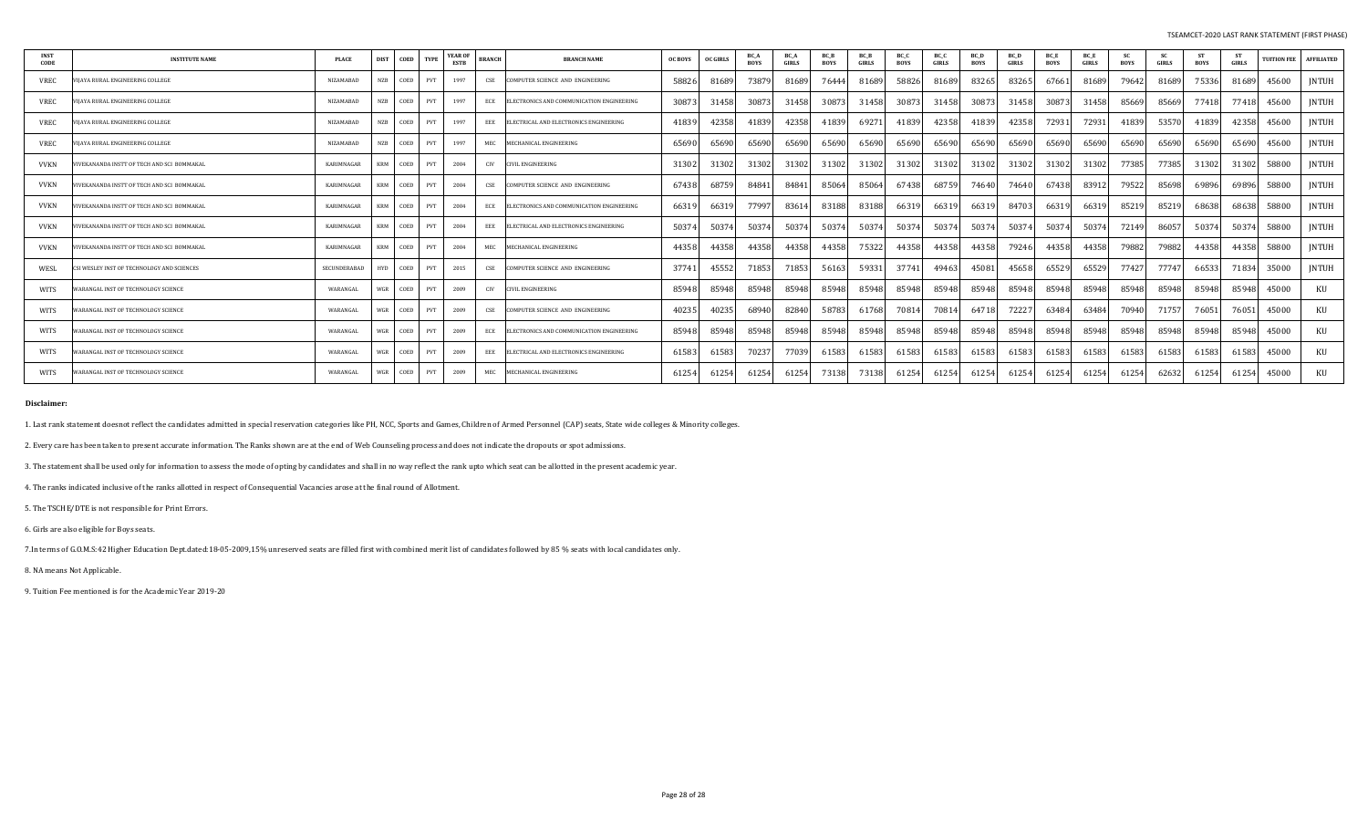| INST CODE | INSTITUTE NAME | PLACE | DIST | COED | TYPE | YEAR OF ESTB | BRANCH | BRANCH NAME | OC BOYS | OC GIRLS | BC_A BOYS | BC_A GIRLS | BC_B BOYS | BC_B GIRLS | BC_C BOYS | BC_C GIRLS | BC_D BOYS | BC_D GIRLS | BC_E BOYS | BC_E GIRLS | SC BOYS | SC GIRLS | ST BOYS | ST GIRLS | TUITION FEE | AFFILIATED |
|---|---|---|---|---|---|---|---|---|---|---|---|---|---|---|---|---|---|---|---|---|---|---|---|---|---|---|
| VREC | VIJAYA RURAL ENGINEERING COLLEGE | NIZAMABAD | NZB | COED | PVT | 1997 | CSE | COMPUTER SCIENCE AND ENGINEERING | 58826 | 81689 | 73879 | 81689 | 76444 | 81689 | 58826 | 81689 | 83265 | 83265 | 67661 | 81689 | 79642 | 81689 | 75336 | 81689 | 45600 | JNTUH |
| VREC | VIJAYA RURAL ENGINEERING COLLEGE | NIZAMABAD | NZB | COED | PVT | 1997 | ECE | ELECTRONICS AND COMMUNICATION ENGINEERING | 30873 | 31458 | 30873 | 31458 | 30873 | 31458 | 30873 | 31458 | 30873 | 31458 | 30873 | 31458 | 85669 | 85669 | 77418 | 77418 | 45600 | JNTUH |
| VREC | VIJAYA RURAL ENGINEERING COLLEGE | NIZAMABAD | NZB | COED | PVT | 1997 | EEE | ELECTRICAL AND ELECTRONICS ENGINEERING | 41839 | 42358 | 41839 | 42358 | 41839 | 69271 | 41839 | 42358 | 41839 | 42358 | 72931 | 72931 | 41839 | 53570 | 41839 | 42358 | 45600 | JNTUH |
| VREC | VIJAYA RURAL ENGINEERING COLLEGE | NIZAMABAD | NZB | COED | PVT | 1997 | MEC | MECHANICAL ENGINEERING | 65690 | 65690 | 65690 | 65690 | 65690 | 65690 | 65690 | 65690 | 65690 | 65690 | 65690 | 65690 | 65690 | 65690 | 65690 | 65690 | 45600 | JNTUH |
| VVKN | VIVEKANANDA INSTT OF TECH AND SCI BOMMAKAL | KARIMNAGAR | KRM | COED | PVT | 2004 | CIV | CIVIL ENGINEERING | 31302 | 31302 | 31302 | 31302 | 31302 | 31302 | 31302 | 31302 | 31302 | 31302 | 31302 | 31302 | 77385 | 77385 | 31302 | 31302 | 58800 | JNTUH |
| VVKN | VIVEKANANDA INSTT OF TECH AND SCI BOMMAKAL | KARIMNAGAR | KRM | COED | PVT | 2004 | CSE | COMPUTER SCIENCE AND ENGINEERING | 67438 | 68759 | 84841 | 84841 | 85064 | 85064 | 67438 | 68759 | 74640 | 74640 | 67438 | 83912 | 79522 | 85698 | 69896 | 69896 | 58800 | JNTUH |
| VVKN | VIVEKANANDA INSTT OF TECH AND SCI BOMMAKAL | KARIMNAGAR | KRM | COED | PVT | 2004 | ECE | ELECTRONICS AND COMMUNICATION ENGINEERING | 66319 | 66319 | 77997 | 83614 | 83188 | 83188 | 66319 | 66319 | 66319 | 84703 | 66319 | 66319 | 85219 | 85219 | 68638 | 68638 | 58800 | JNTUH |
| VVKN | VIVEKANANDA INSTT OF TECH AND SCI BOMMAKAL | KARIMNAGAR | KRM | COED | PVT | 2004 | EEE | ELECTRICAL AND ELECTRONICS ENGINEERING | 50374 | 50374 | 50374 | 50374 | 50374 | 50374 | 50374 | 50374 | 50374 | 50374 | 50374 | 50374 | 72149 | 86057 | 50374 | 50374 | 58800 | JNTUH |
| VVKN | VIVEKANANDA INSTT OF TECH AND SCI BOMMAKAL | KARIMNAGAR | KRM | COED | PVT | 2004 | MEC | MECHANICAL ENGINEERING | 44358 | 44358 | 44358 | 44358 | 44358 | 75322 | 44358 | 44358 | 44358 | 79246 | 44358 | 44358 | 79882 | 79882 | 44358 | 44358 | 58800 | JNTUH |
| WESL | CSI WESLEY INST OF TECHNOLOGY AND SCIENCES | SECUNDERABAD | HYD | COED | PVT | 2015 | CSE | COMPUTER SCIENCE AND ENGINEERING | 37741 | 45552 | 71853 | 71853 | 56163 | 59331 | 37741 | 49463 | 45081 | 45658 | 65529 | 65529 | 77427 | 77747 | 66533 | 71834 | 35000 | JNTUH |
| WITS | WARANGAL INST OF TECHNOLOGY SCIENCE | WARANGAL | WGR | COED | PVT | 2009 | CIV | CIVIL ENGINEERING | 85948 | 85948 | 85948 | 85948 | 85948 | 85948 | 85948 | 85948 | 85948 | 85948 | 85948 | 85948 | 85948 | 85948 | 85948 | 85948 | 45000 | KU |
| WITS | WARANGAL INST OF TECHNOLOGY SCIENCE | WARANGAL | WGR | COED | PVT | 2009 | CSE | COMPUTER SCIENCE AND ENGINEERING | 40235 | 40235 | 68940 | 82840 | 58783 | 61768 | 70814 | 70814 | 64718 | 72227 | 63484 | 63484 | 70940 | 71757 | 76051 | 76051 | 45000 | KU |
| WITS | WARANGAL INST OF TECHNOLOGY SCIENCE | WARANGAL | WGR | COED | PVT | 2009 | ECE | ELECTRONICS AND COMMUNICATION ENGINEERING | 85948 | 85948 | 85948 | 85948 | 85948 | 85948 | 85948 | 85948 | 85948 | 85948 | 85948 | 85948 | 85948 | 85948 | 85948 | 85948 | 45000 | KU |
| WITS | WARANGAL INST OF TECHNOLOGY SCIENCE | WARANGAL | WGR | COED | PVT | 2009 | EEE | ELECTRICAL AND ELECTRONICS ENGINEERING | 61583 | 61583 | 70237 | 77039 | 61583 | 61583 | 61583 | 61583 | 61583 | 61583 | 61583 | 61583 | 61583 | 61583 | 61583 | 61583 | 45000 | KU |
| WITS | WARANGAL INST OF TECHNOLOGY SCIENCE | WARANGAL | WGR | COED | PVT | 2009 | MEC | MECHANICAL ENGINEERING | 61254 | 61254 | 61254 | 61254 | 73138 | 73138 | 61254 | 61254 | 61254 | 61254 | 61254 | 61254 | 61254 | 62632 | 61254 | 61254 | 45000 | KU |

**Disclaimer:**

1. Last rank statement doesnot reflect the candidates admitted in special reservation categories like PH, NCC, Sports and Games, Children of Armed Personnel (CAP) seats, State wide colleges & Minority colleges.

2. Every care has been taken to present accurate information. The Ranks shown are at the end of Web Counseling process and does not indicate the dropouts or spot admissions.

3. The statement shall be used only for information to assess the mode of opting by candidates and shall in no way reflect the rank upto which seat can be allotted in the present academic year.

4. The ranks indicated inclusive of the ranks allotted in respect of Consequential Vacancies arose at the final round of Allotment.

5. The TSCHE/DTE is not responsible for Print Errors.

6. Girls are also eligible for Boys seats.

7.In terms of G.O.M.S:42 Higher Education Dept.dated:18-05-2009,15% unreserved seats are filled first with combined merit list of candidates followed by 85 % seats with local candidates only.

8. NA means Not Applicable.

9. Tuition Fee mentioned is for the Academic Year 2019-20